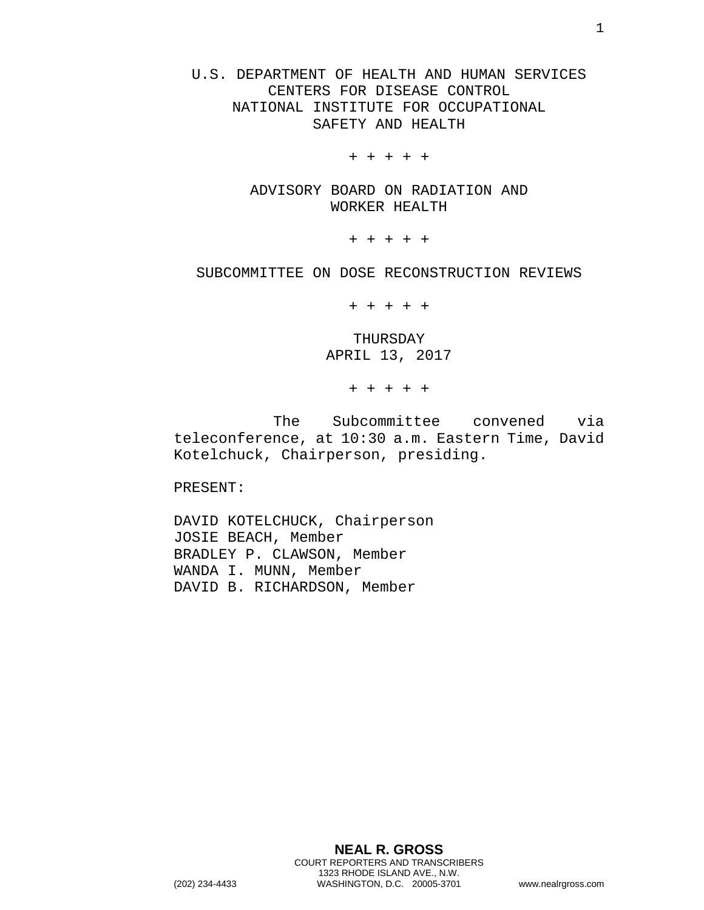U.S. DEPARTMENT OF HEALTH AND HUMAN SERVICES
CENTERS FOR DISEASE CONTROL
NATIONAL INSTITUTE FOR OCCUPATIONAL
SAFETY AND HEALTH

+ + + + +

ADVISORY BOARD ON RADIATION AND
WORKER HEALTH

+ + + + +

SUBCOMMITTEE ON DOSE RECONSTRUCTION REVIEWS

+ + + + +

THURSDAY
APRIL 13, 2017

+ + + + +

The Subcommittee convened via teleconference, at 10:30 a.m. Eastern Time, David Kotelchuck, Chairperson, presiding.

PRESENT:

DAVID KOTELCHUCK, Chairperson
JOSIE BEACH, Member
BRADLEY P. CLAWSON, Member
WANDA I. MUNN, Member
DAVID B. RICHARDSON, Member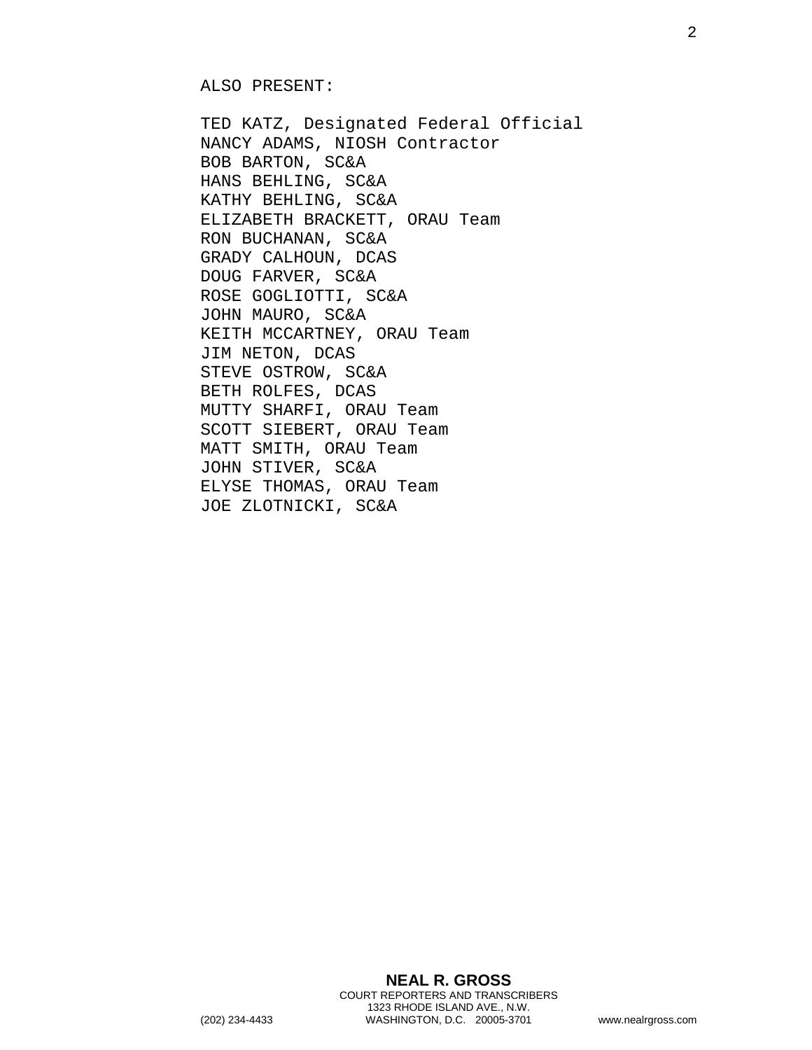ALSO PRESENT:

TED KATZ, Designated Federal Official
NANCY ADAMS, NIOSH Contractor
BOB BARTON, SC&A
HANS BEHLING, SC&A
KATHY BEHLING, SC&A
ELIZABETH BRACKETT, ORAU Team
RON BUCHANAN, SC&A
GRADY CALHOUN, DCAS
DOUG FARVER, SC&A
ROSE GOGLIOTTI, SC&A
JOHN MAURO, SC&A
KEITH MCCARTNEY, ORAU Team
JIM NETON, DCAS
STEVE OSTROW, SC&A
BETH ROLFES, DCAS
MUTTY SHARFI, ORAU Team
SCOTT SIEBERT, ORAU Team
MATT SMITH, ORAU Team
JOHN STIVER, SC&A
ELYSE THOMAS, ORAU Team
JOE ZLOTNICKI, SC&A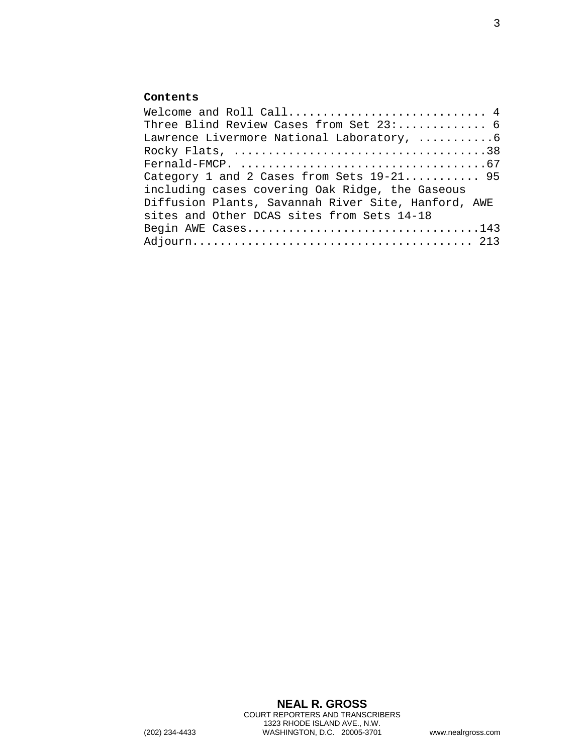**Contents**

Welcome and Roll Call............................ 4
Three Blind Review Cases from Set 23:............. 6
Lawrence Livermore National Laboratory, ...........6
Rocky Flats, ....................................38
Fernald-FMCP. ...................................67
Category 1 and 2 Cases from Sets 19-21........... 95
including cases covering Oak Ridge, the Gaseous Diffusion Plants, Savannah River Site, Hanford, AWE sites and Other DCAS sites from Sets 14-18
Begin AWE Cases.................................143
Adjourn........................................ 213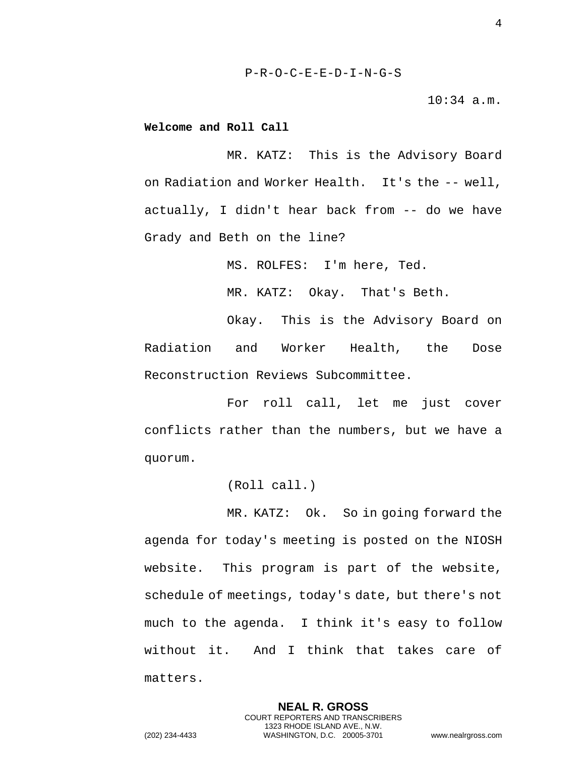P-R-O-C-E-E-D-I-N-G-S

10:34 a.m.

**Welcome and Roll Call**

MR. KATZ: This is the Advisory Board on Radiation and Worker Health. It's the -- well, actually, I didn't hear back from -- do we have Grady and Beth on the line?

MS. ROLFES: I'm here, Ted.

MR. KATZ: Okay. That's Beth.

Okay. This is the Advisory Board on Radiation and Worker Health, the Dose Reconstruction Reviews Subcommittee.

For roll call, let me just cover conflicts rather than the numbers, but we have a quorum.

(Roll call.)

MR. KATZ: Ok. So in going forward the agenda for today's meeting is posted on the NIOSH website. This program is part of the website, schedule of meetings, today's date, but there's not much to the agenda. I think it's easy to follow without it. And I think that takes care of matters.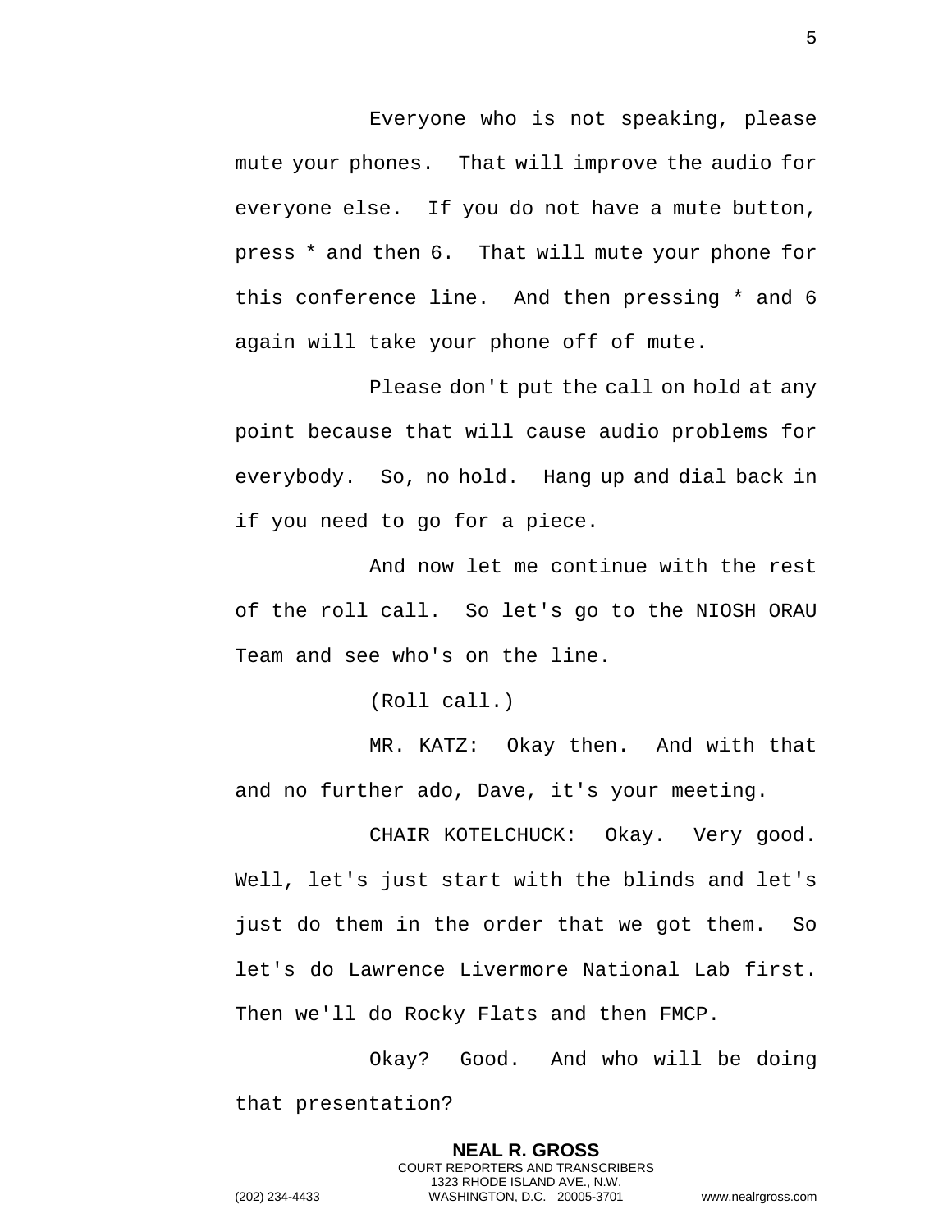Everyone who is not speaking, please mute your phones. That will improve the audio for everyone else. If you do not have a mute button, press * and then 6. That will mute your phone for this conference line. And then pressing * and 6 again will take your phone off of mute.

Please don't put the call on hold at any point because that will cause audio problems for everybody. So, no hold. Hang up and dial back in if you need to go for a piece.

And now let me continue with the rest of the roll call. So let's go to the NIOSH ORAU Team and see who's on the line.

(Roll call.)

MR. KATZ: Okay then. And with that and no further ado, Dave, it's your meeting.

CHAIR KOTELCHUCK: Okay. Very good. Well, let's just start with the blinds and let's just do them in the order that we got them. So let's do Lawrence Livermore National Lab first. Then we'll do Rocky Flats and then FMCP.

Okay? Good. And who will be doing that presentation?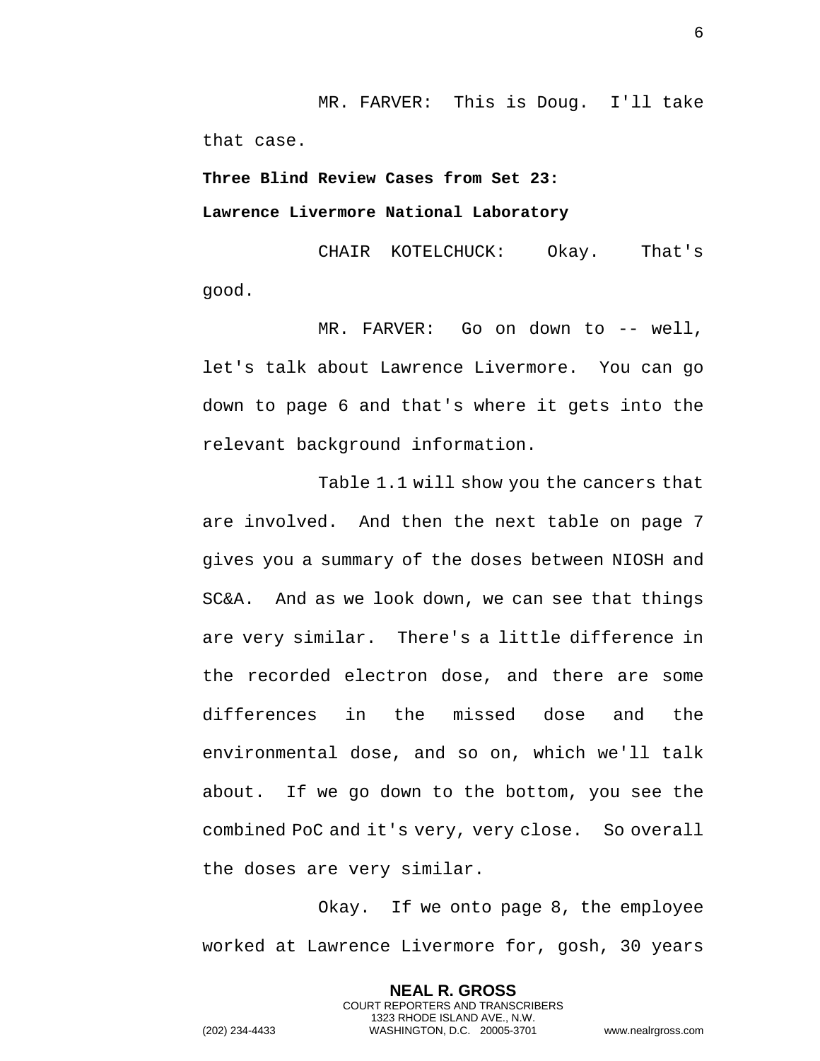MR. FARVER: This is Doug. I'll take that case.

**Three Blind Review Cases from Set 23:**

**Lawrence Livermore National Laboratory**

CHAIR KOTELCHUCK: Okay. That's good.

MR. FARVER: Go on down to -- well, let's talk about Lawrence Livermore. You can go down to page 6 and that's where it gets into the relevant background information.

Table 1.1 will show you the cancers that are involved. And then the next table on page 7 gives you a summary of the doses between NIOSH and SC&A. And as we look down, we can see that things are very similar. There's a little difference in the recorded electron dose, and there are some differences in the missed dose and the environmental dose, and so on, which we'll talk about. If we go down to the bottom, you see the combined PoC and it's very, very close. So overall the doses are very similar.

Okay. If we onto page 8, the employee worked at Lawrence Livermore for, gosh, 30 years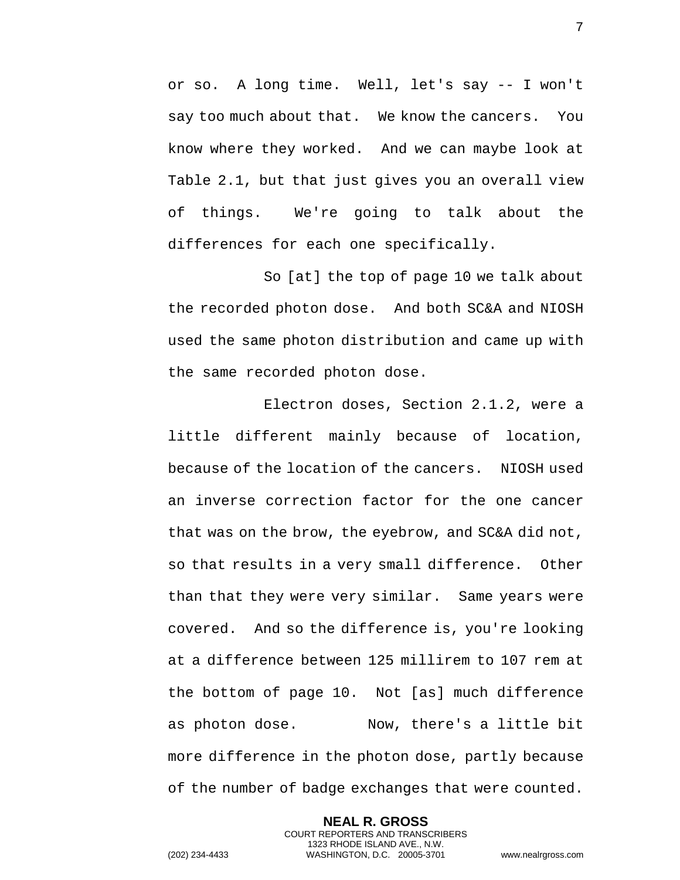or so. A long time. Well, let's say -- I won't say too much about that. We know the cancers. You know where they worked. And we can maybe look at Table 2.1, but that just gives you an overall view of things. We're going to talk about the differences for each one specifically.

So [at] the top of page 10 we talk about the recorded photon dose. And both SC&A and NIOSH used the same photon distribution and came up with the same recorded photon dose.

Electron doses, Section 2.1.2, were a little different mainly because of location, because of the location of the cancers. NIOSH used an inverse correction factor for the one cancer that was on the brow, the eyebrow, and SC&A did not, so that results in a very small difference. Other than that they were very similar. Same years were covered. And so the difference is, you're looking at a difference between 125 millirem to 107 rem at the bottom of page 10. Not [as] much difference as photon dose. Now, there's a little bit more difference in the photon dose, partly because of the number of badge exchanges that were counted.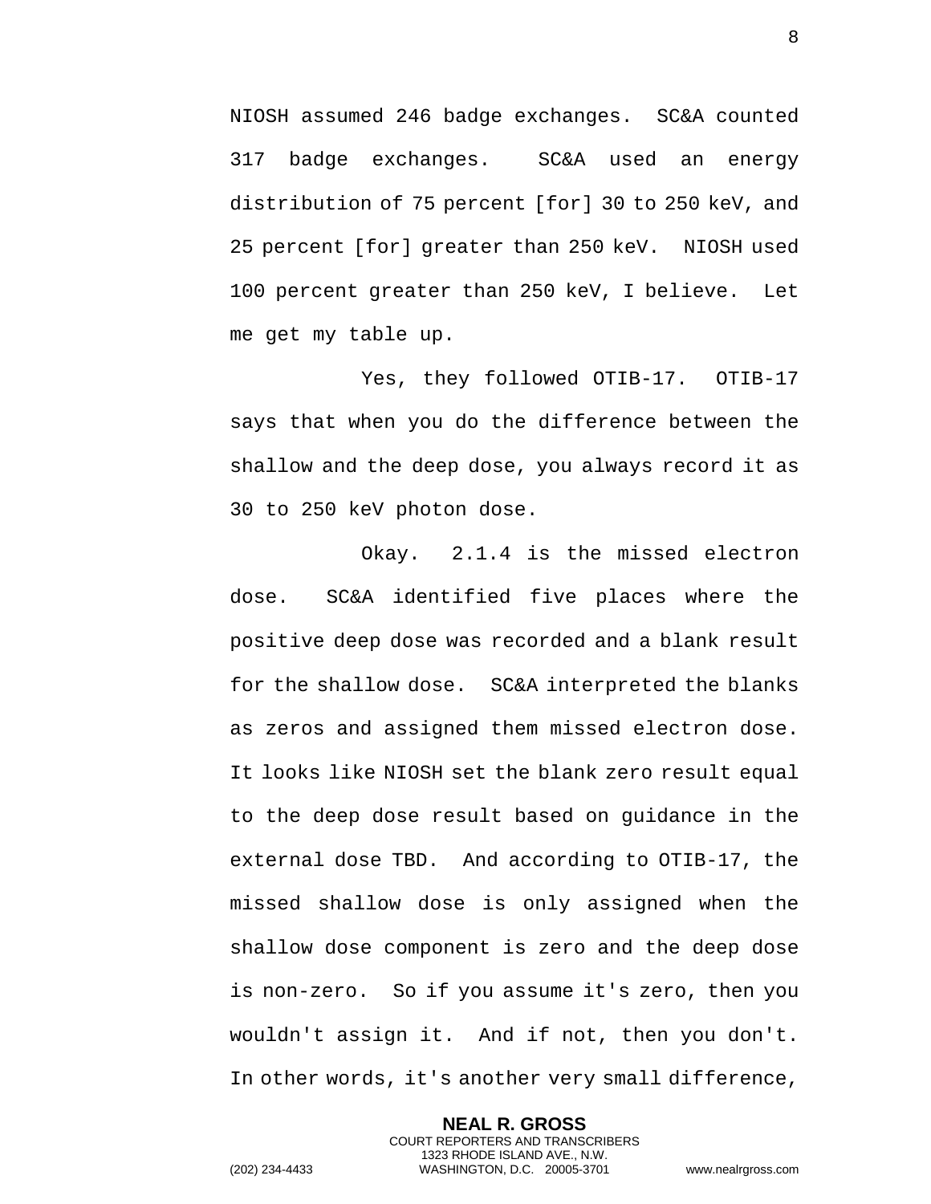NIOSH assumed 246 badge exchanges. SC&A counted 317 badge exchanges. SC&A used an energy distribution of 75 percent [for] 30 to 250 keV, and 25 percent [for] greater than 250 keV. NIOSH used 100 percent greater than 250 keV, I believe. Let me get my table up.

Yes, they followed OTIB-17. OTIB-17 says that when you do the difference between the shallow and the deep dose, you always record it as 30 to 250 keV photon dose.

Okay. 2.1.4 is the missed electron dose. SC&A identified five places where the positive deep dose was recorded and a blank result for the shallow dose. SC&A interpreted the blanks as zeros and assigned them missed electron dose. It looks like NIOSH set the blank zero result equal to the deep dose result based on guidance in the external dose TBD. And according to OTIB-17, the missed shallow dose is only assigned when the shallow dose component is zero and the deep dose is non-zero. So if you assume it's zero, then you wouldn't assign it. And if not, then you don't. In other words, it's another very small difference,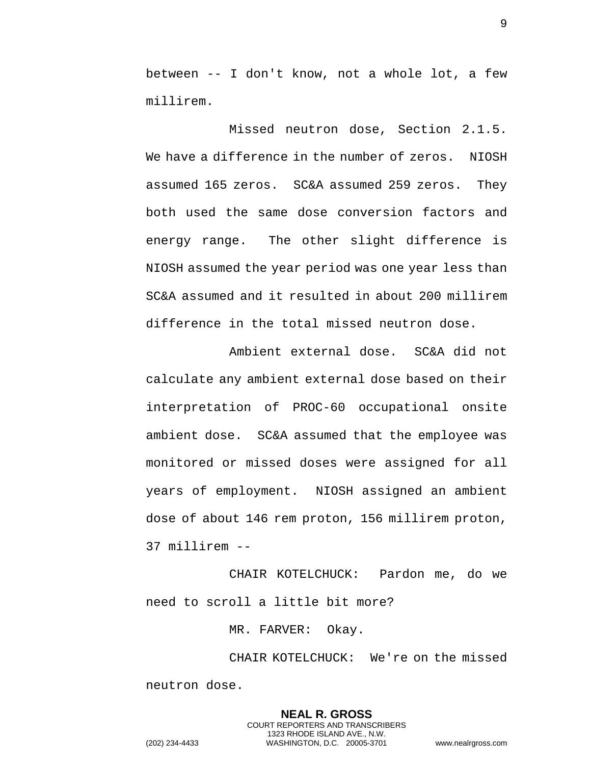between -- I don't know, not a whole lot, a few millirem.

Missed neutron dose, Section 2.1.5. We have a difference in the number of zeros. NIOSH assumed 165 zeros. SC&A assumed 259 zeros. They both used the same dose conversion factors and energy range. The other slight difference is NIOSH assumed the year period was one year less than SC&A assumed and it resulted in about 200 millirem difference in the total missed neutron dose.

Ambient external dose. SC&A did not calculate any ambient external dose based on their interpretation of PROC-60 occupational onsite ambient dose. SC&A assumed that the employee was monitored or missed doses were assigned for all years of employment. NIOSH assigned an ambient dose of about 146 rem proton, 156 millirem proton, 37 millirem --

CHAIR KOTELCHUCK: Pardon me, do we need to scroll a little bit more?

MR. FARVER: Okay.

CHAIR KOTELCHUCK: We're on the missed neutron dose.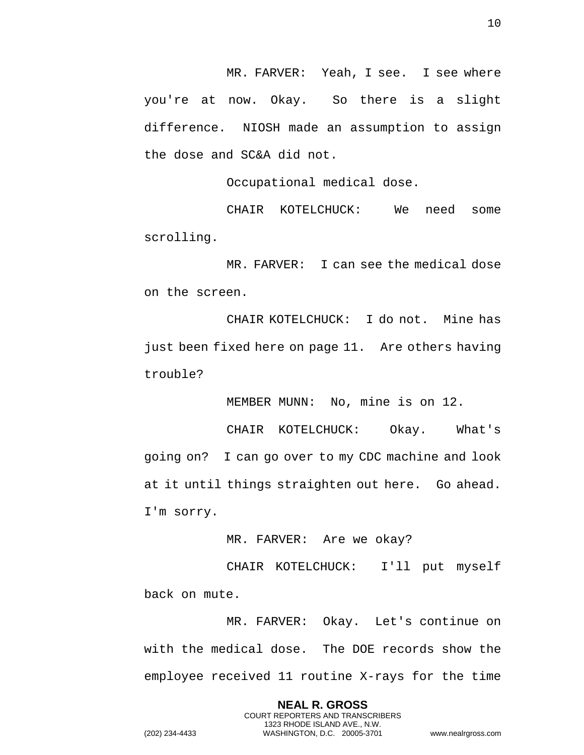MR. FARVER: Yeah, I see. I see where you're at now. Okay. So there is a slight difference. NIOSH made an assumption to assign the dose and SC&A did not.

Occupational medical dose.

CHAIR KOTELCHUCK: We need some scrolling.

MR. FARVER: I can see the medical dose on the screen.

CHAIR KOTELCHUCK: I do not. Mine has just been fixed here on page 11. Are others having trouble?

MEMBER MUNN: No, mine is on 12.

CHAIR KOTELCHUCK: Okay. What's going on? I can go over to my CDC machine and look at it until things straighten out here. Go ahead. I'm sorry.

MR. FARVER: Are we okay?

CHAIR KOTELCHUCK: I'll put myself back on mute.

MR. FARVER: Okay. Let's continue on with the medical dose. The DOE records show the employee received 11 routine X-rays for the time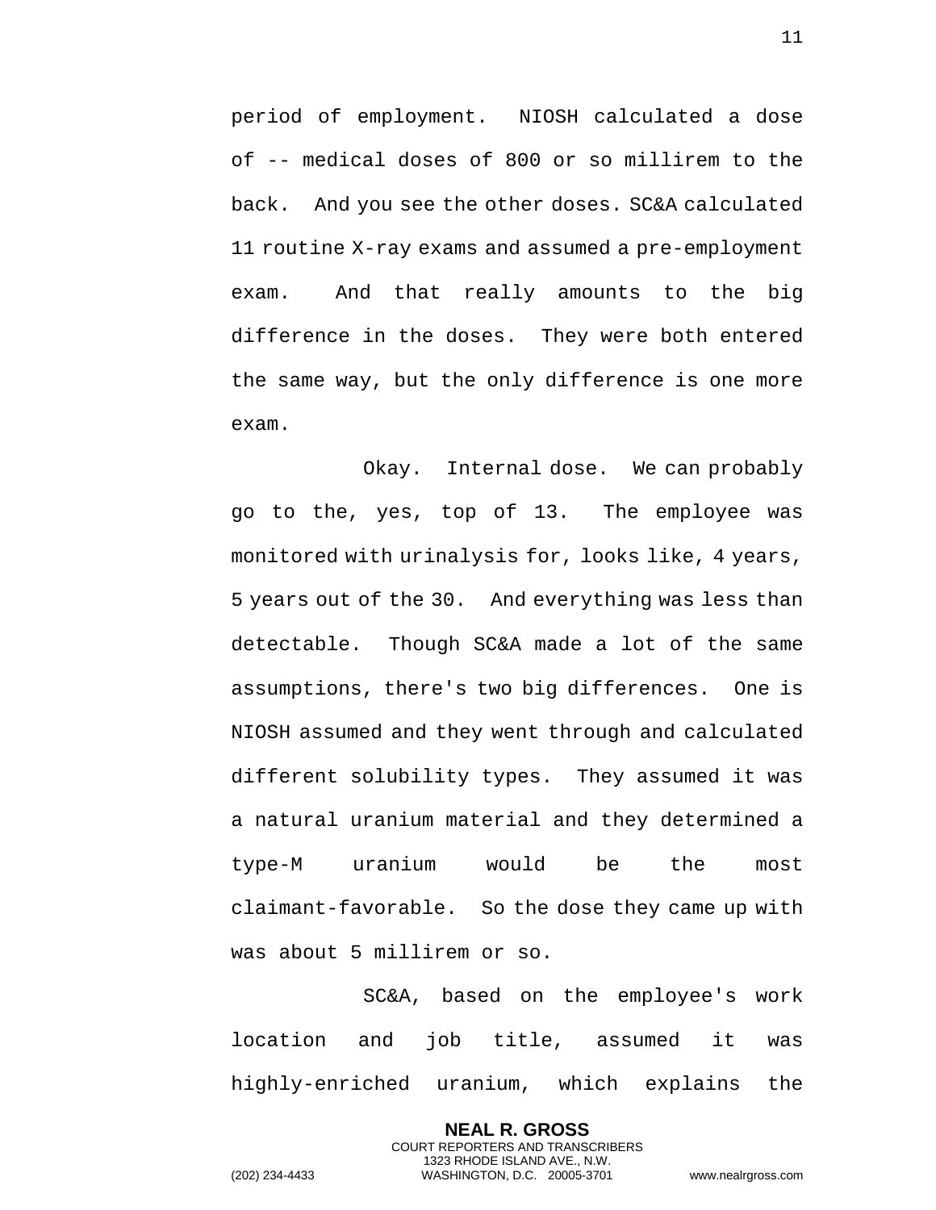period of employment. NIOSH calculated a dose of -- medical doses of 800 or so millirem to the back. And you see the other doses. SC&A calculated 11 routine X-ray exams and assumed a pre-employment exam. And that really amounts to the big difference in the doses. They were both entered the same way, but the only difference is one more exam.

Okay. Internal dose. We can probably go to the, yes, top of 13. The employee was monitored with urinalysis for, looks like, 4 years, 5 years out of the 30. And everything was less than detectable. Though SC&A made a lot of the same assumptions, there's two big differences. One is NIOSH assumed and they went through and calculated different solubility types. They assumed it was a natural uranium material and they determined a type-M uranium would be the most claimant-favorable. So the dose they came up with was about 5 millirem or so.

SC&A, based on the employee's work location and job title, assumed it was highly-enriched uranium, which explains the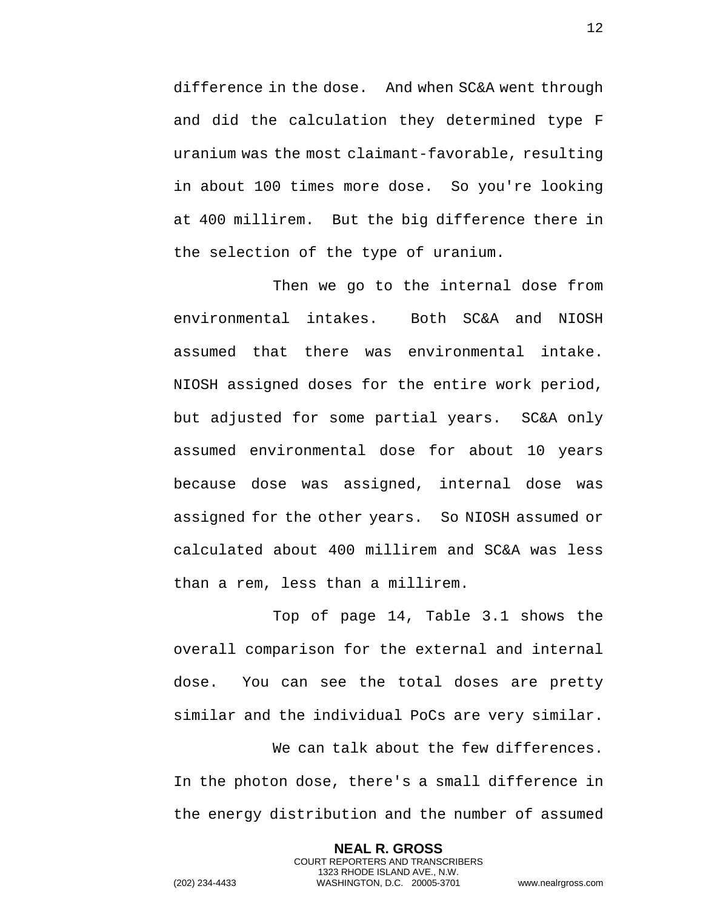difference in the dose. And when SC&A went through and did the calculation they determined type F uranium was the most claimant-favorable, resulting in about 100 times more dose. So you're looking at 400 millirem. But the big difference there in the selection of the type of uranium.

Then we go to the internal dose from environmental intakes. Both SC&A and NIOSH assumed that there was environmental intake. NIOSH assigned doses for the entire work period, but adjusted for some partial years. SC&A only assumed environmental dose for about 10 years because dose was assigned, internal dose was assigned for the other years. So NIOSH assumed or calculated about 400 millirem and SC&A was less than a rem, less than a millirem.

Top of page 14, Table 3.1 shows the overall comparison for the external and internal dose. You can see the total doses are pretty similar and the individual PoCs are very similar.

We can talk about the few differences. In the photon dose, there's a small difference in the energy distribution and the number of assumed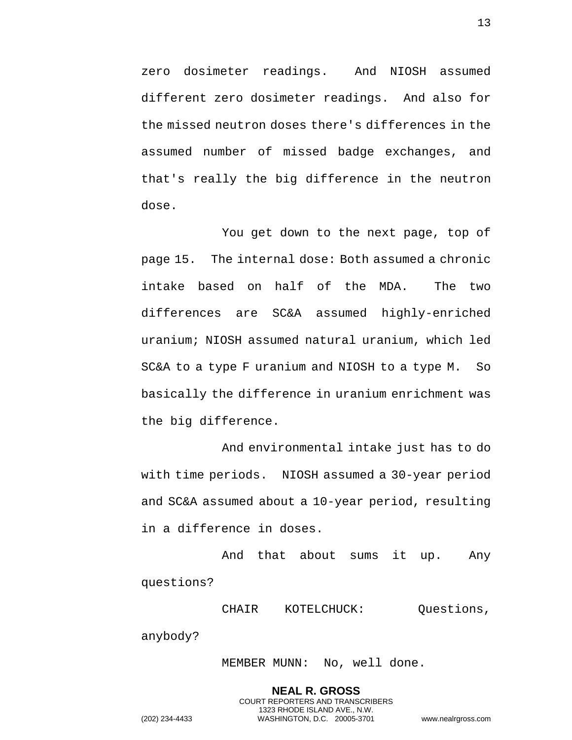zero dosimeter readings. And NIOSH assumed different zero dosimeter readings. And also for the missed neutron doses there's differences in the assumed number of missed badge exchanges, and that's really the big difference in the neutron dose.

You get down to the next page, top of page 15. The internal dose: Both assumed a chronic intake based on half of the MDA. The two differences are SC&A assumed highly-enriched uranium; NIOSH assumed natural uranium, which led SC&A to a type F uranium and NIOSH to a type M. So basically the difference in uranium enrichment was the big difference.

And environmental intake just has to do with time periods. NIOSH assumed a 30-year period and SC&A assumed about a 10-year period, resulting in a difference in doses.

And that about sums it up. Any questions?

CHAIR KOTELCHUCK: Questions, anybody?

MEMBER MUNN: No, well done.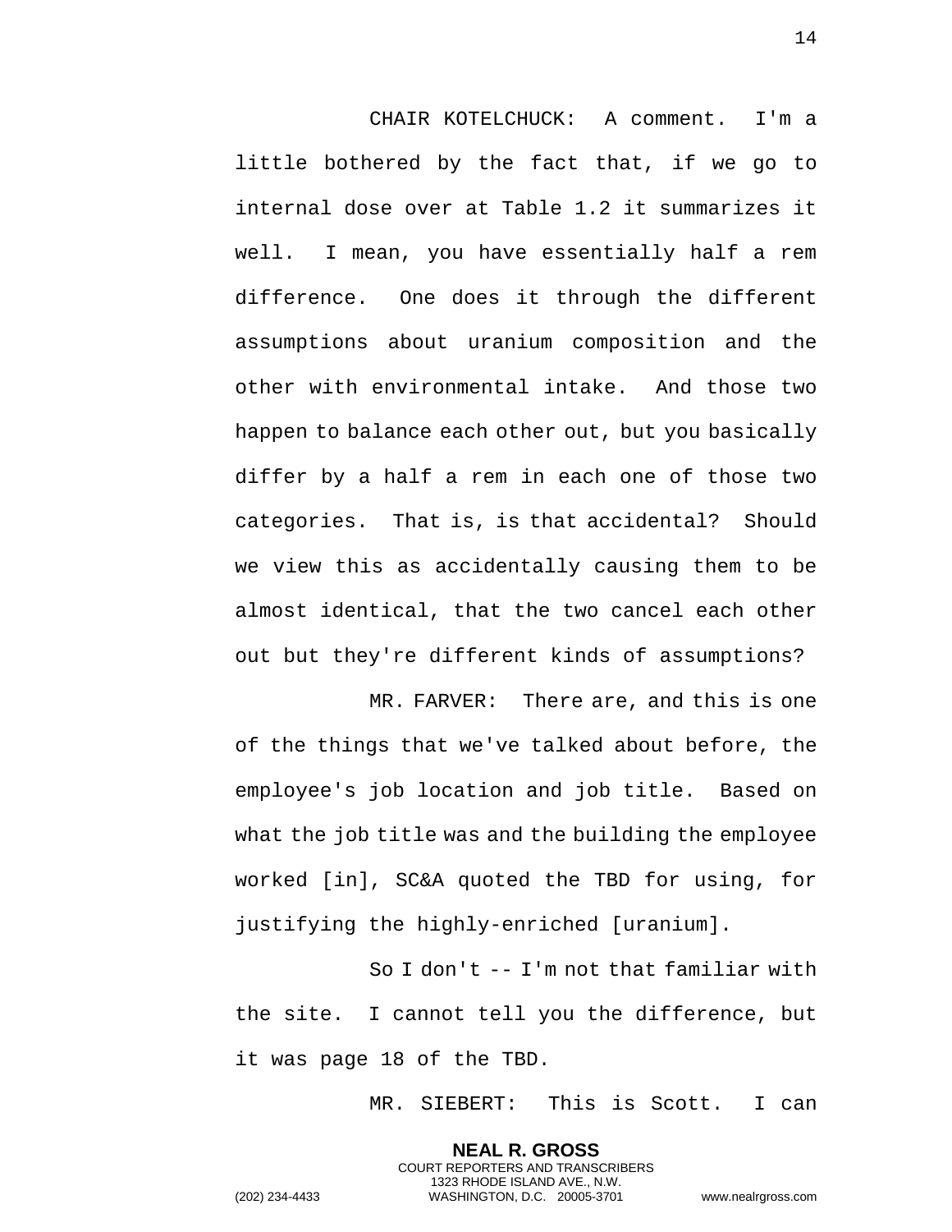CHAIR KOTELCHUCK: A comment. I'm a little bothered by the fact that, if we go to internal dose over at Table 1.2 it summarizes it well. I mean, you have essentially half a rem difference. One does it through the different assumptions about uranium composition and the other with environmental intake. And those two happen to balance each other out, but you basically differ by a half a rem in each one of those two categories. That is, is that accidental? Should we view this as accidentally causing them to be almost identical, that the two cancel each other out but they're different kinds of assumptions?

MR. FARVER: There are, and this is one of the things that we've talked about before, the employee's job location and job title. Based on what the job title was and the building the employee worked [in], SC&A quoted the TBD for using, for justifying the highly-enriched [uranium].

So I don't -- I'm not that familiar with the site. I cannot tell you the difference, but it was page 18 of the TBD.

MR. SIEBERT: This is Scott. I can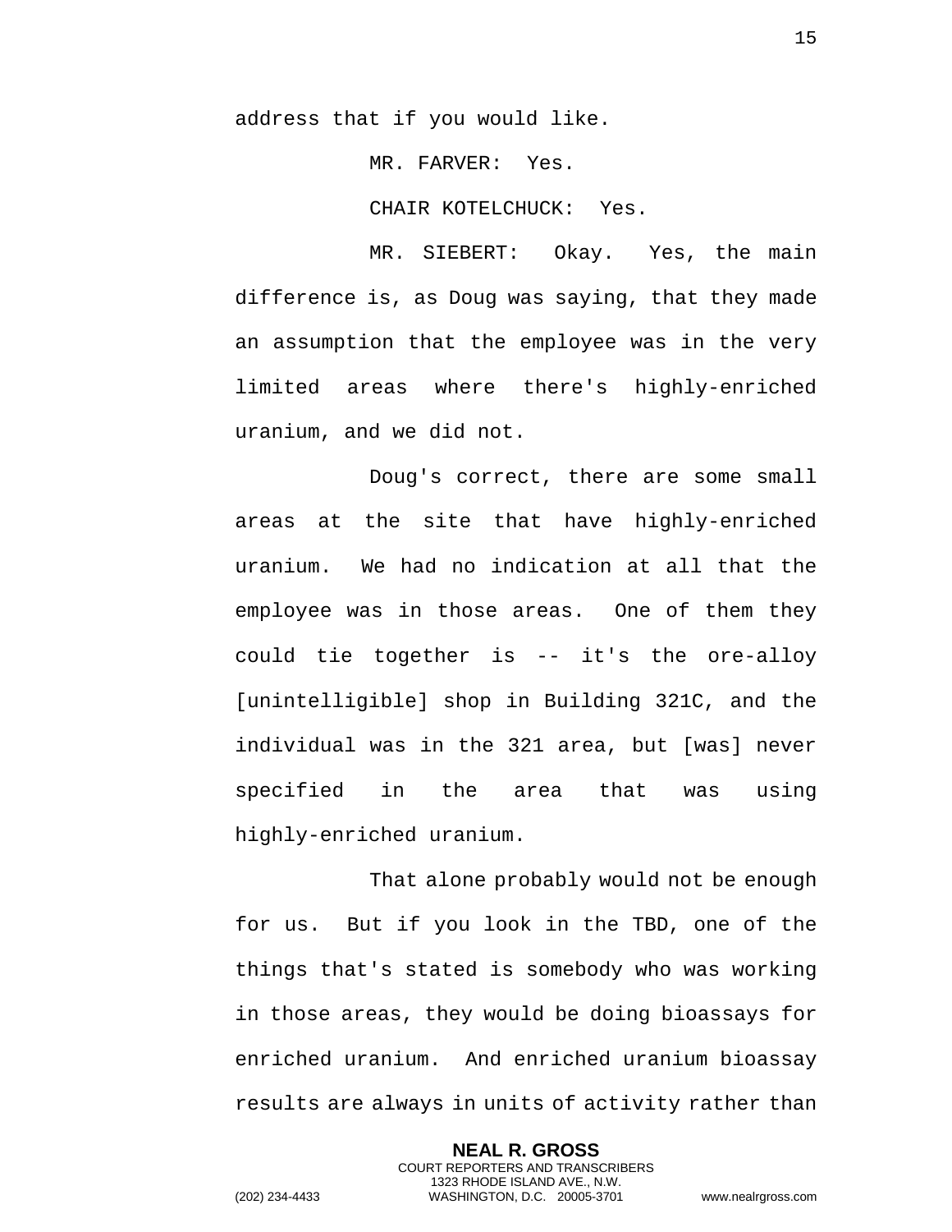address that if you would like.

MR. FARVER: Yes.

CHAIR KOTELCHUCK: Yes.

MR. SIEBERT: Okay. Yes, the main difference is, as Doug was saying, that they made an assumption that the employee was in the very limited areas where there's highly-enriched uranium, and we did not.

Doug's correct, there are some small areas at the site that have highly-enriched uranium. We had no indication at all that the employee was in those areas. One of them they could tie together is -- it's the ore-alloy [unintelligible] shop in Building 321C, and the individual was in the 321 area, but [was] never specified in the area that was using highly-enriched uranium.

That alone probably would not be enough for us. But if you look in the TBD, one of the things that's stated is somebody who was working in those areas, they would be doing bioassays for enriched uranium. And enriched uranium bioassay results are always in units of activity rather than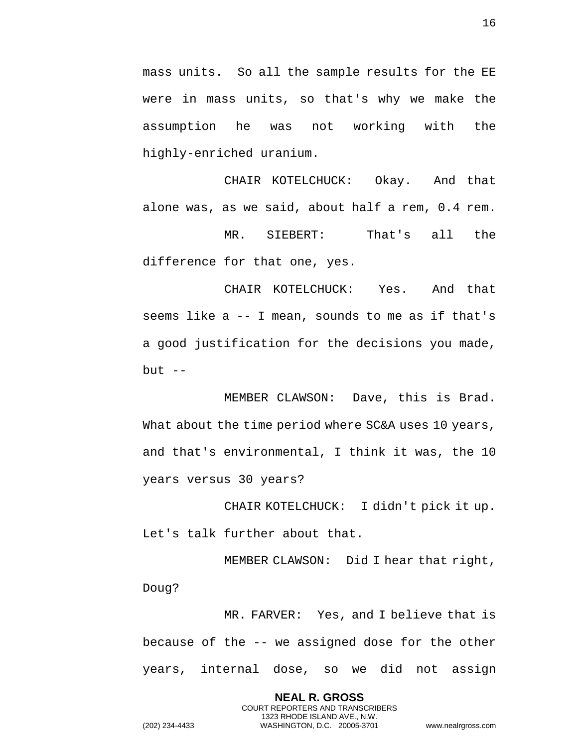mass units. So all the sample results for the EE were in mass units, so that's why we make the assumption he was not working with the highly-enriched uranium.

CHAIR KOTELCHUCK: Okay. And that alone was, as we said, about half a rem, 0.4 rem.

MR. SIEBERT: That's all the difference for that one, yes.

CHAIR KOTELCHUCK: Yes. And that seems like a -- I mean, sounds to me as if that's a good justification for the decisions you made, but --

MEMBER CLAWSON: Dave, this is Brad. What about the time period where SC&A uses 10 years, and that's environmental, I think it was, the 10 years versus 30 years?

CHAIR KOTELCHUCK: I didn't pick it up. Let's talk further about that.

MEMBER CLAWSON: Did I hear that right, Doug?

MR. FARVER: Yes, and I believe that is because of the -- we assigned dose for the other years, internal dose, so we did not assign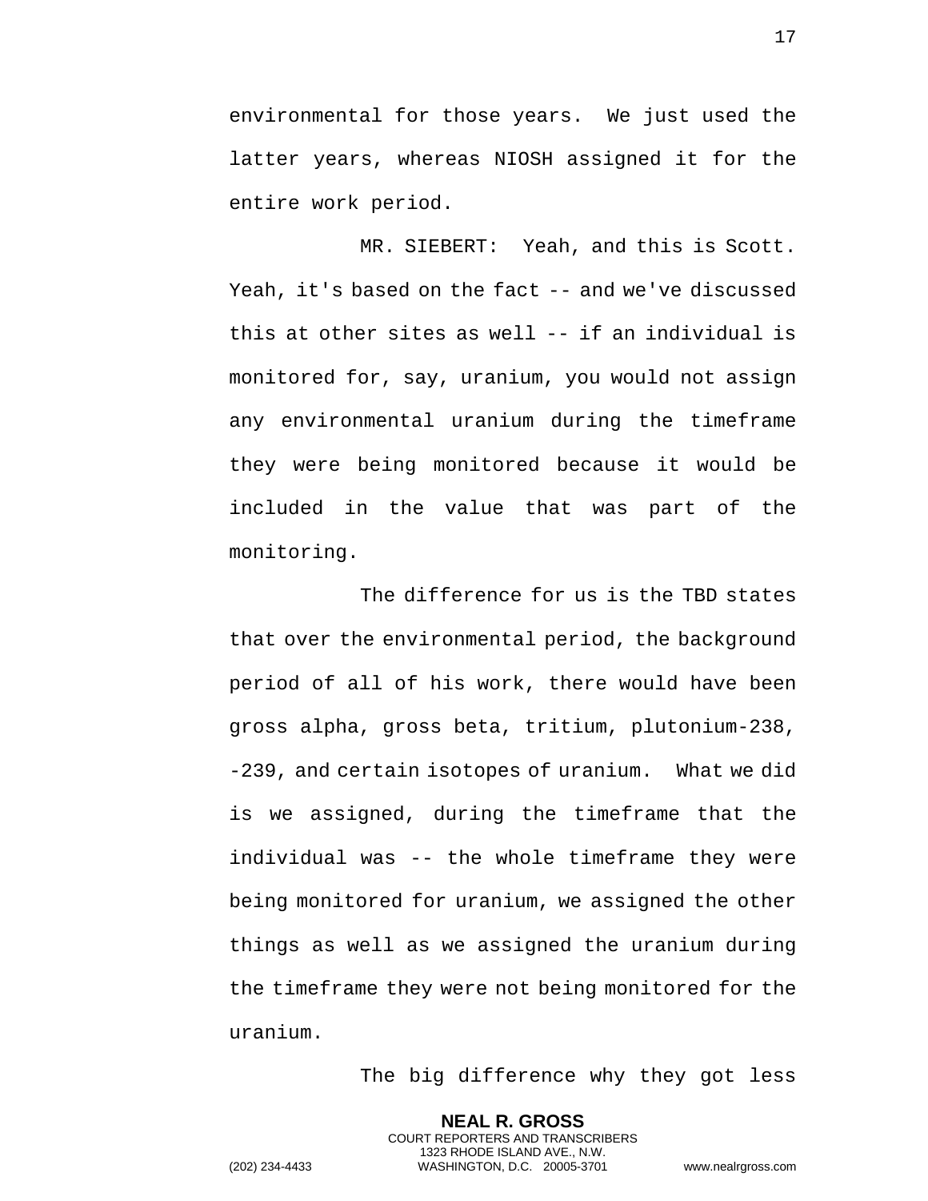environmental for those years. We just used the latter years, whereas NIOSH assigned it for the entire work period.

MR. SIEBERT: Yeah, and this is Scott. Yeah, it's based on the fact -- and we've discussed this at other sites as well -- if an individual is monitored for, say, uranium, you would not assign any environmental uranium during the timeframe they were being monitored because it would be included in the value that was part of the monitoring.

The difference for us is the TBD states that over the environmental period, the background period of all of his work, there would have been gross alpha, gross beta, tritium, plutonium-238, -239, and certain isotopes of uranium. What we did is we assigned, during the timeframe that the individual was -- the whole timeframe they were being monitored for uranium, we assigned the other things as well as we assigned the uranium during the timeframe they were not being monitored for the uranium.

The big difference why they got less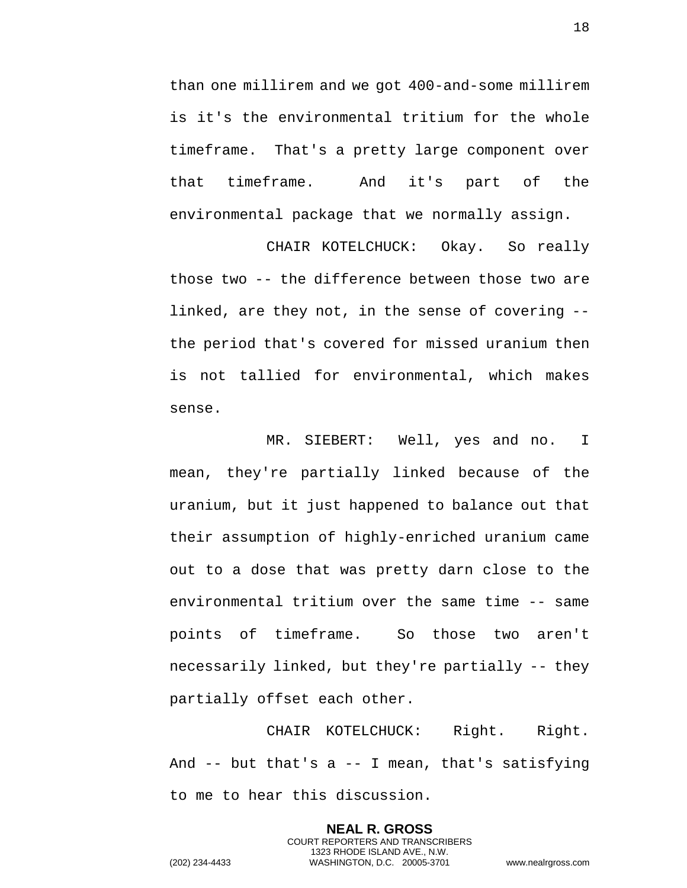than one millirem and we got 400-and-some millirem is it's the environmental tritium for the whole timeframe. That's a pretty large component over that timeframe. And it's part of the environmental package that we normally assign.

CHAIR KOTELCHUCK: Okay. So really those two -- the difference between those two are linked, are they not, in the sense of covering -- the period that's covered for missed uranium then is not tallied for environmental, which makes sense.

MR. SIEBERT: Well, yes and no. I mean, they're partially linked because of the uranium, but it just happened to balance out that their assumption of highly-enriched uranium came out to a dose that was pretty darn close to the environmental tritium over the same time -- same points of timeframe. So those two aren't necessarily linked, but they're partially -- they partially offset each other.

CHAIR KOTELCHUCK: Right. Right. And -- but that's a -- I mean, that's satisfying to me to hear this discussion.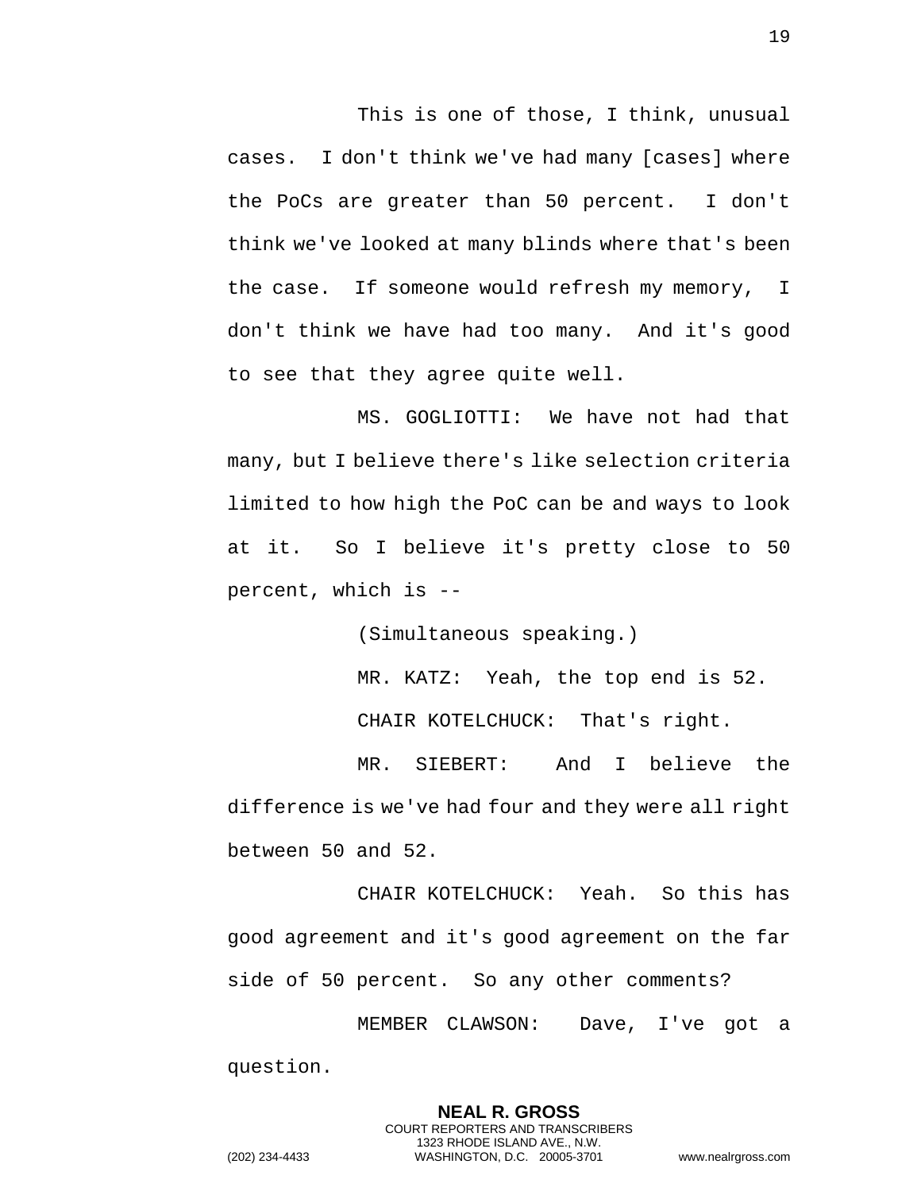This is one of those, I think, unusual cases. I don't think we've had many [cases] where the PoCs are greater than 50 percent. I don't think we've looked at many blinds where that's been the case. If someone would refresh my memory, I don't think we have had too many. And it's good to see that they agree quite well.

MS. GOGLIOTTI: We have not had that many, but I believe there's like selection criteria limited to how high the PoC can be and ways to look at it. So I believe it's pretty close to 50 percent, which is --

(Simultaneous speaking.)

MR. KATZ: Yeah, the top end is 52.

CHAIR KOTELCHUCK: That's right.

MR. SIEBERT: And I believe the difference is we've had four and they were all right between 50 and 52.

CHAIR KOTELCHUCK: Yeah. So this has good agreement and it's good agreement on the far side of 50 percent. So any other comments?

MEMBER CLAWSON: Dave, I've got a question.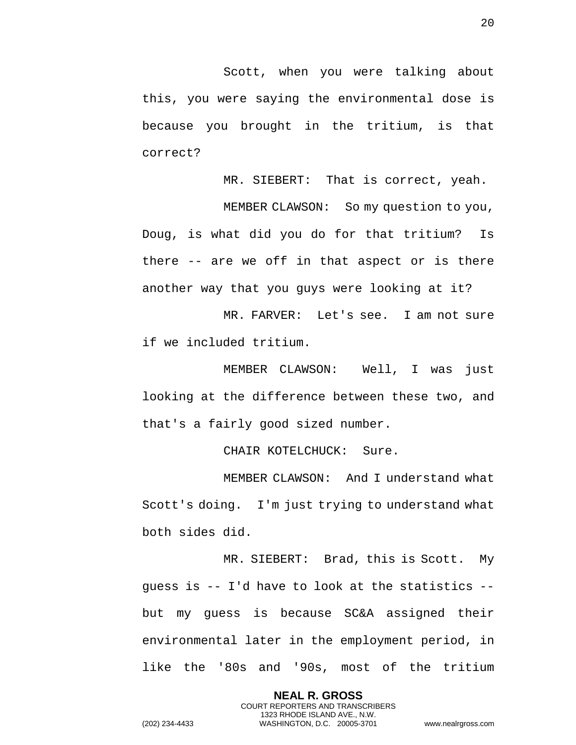Scott, when you were talking about this, you were saying the environmental dose is because you brought in the tritium, is that correct?

MR. SIEBERT: That is correct, yeah.

MEMBER CLAWSON: So my question to you, Doug, is what did you do for that tritium? Is there -- are we off in that aspect or is there another way that you guys were looking at it?

MR. FARVER: Let's see. I am not sure if we included tritium.

MEMBER CLAWSON: Well, I was just looking at the difference between these two, and that's a fairly good sized number.

CHAIR KOTELCHUCK: Sure.

MEMBER CLAWSON: And I understand what Scott's doing. I'm just trying to understand what both sides did.

MR. SIEBERT: Brad, this is Scott. My guess is -- I'd have to look at the statistics -- but my guess is because SC&A assigned their environmental later in the employment period, in like the '80s and '90s, most of the tritium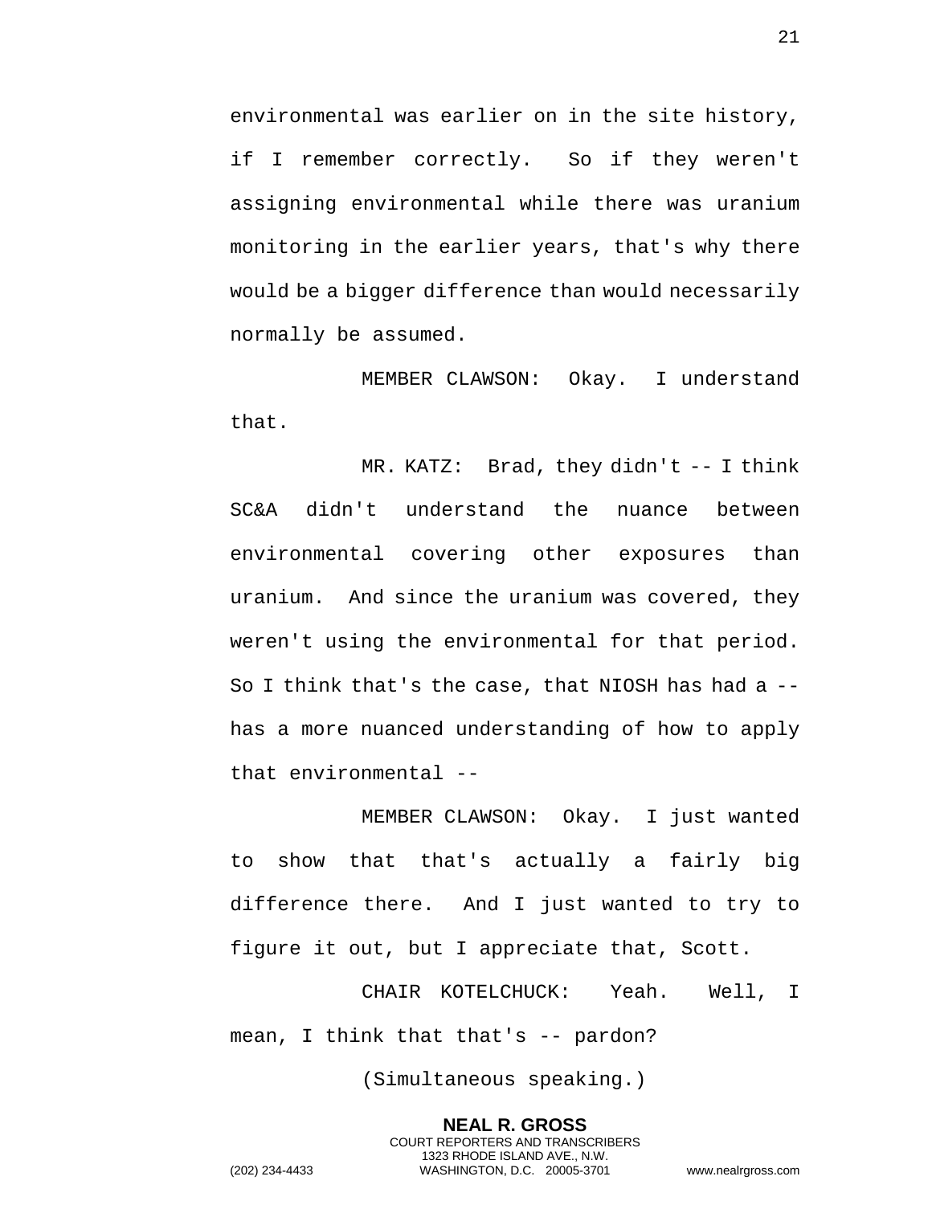environmental was earlier on in the site history, if I remember correctly. So if they weren't assigning environmental while there was uranium monitoring in the earlier years, that's why there would be a bigger difference than would necessarily normally be assumed.

MEMBER CLAWSON: Okay. I understand that.

MR. KATZ: Brad, they didn't -- I think SC&A didn't understand the nuance between environmental covering other exposures than uranium. And since the uranium was covered, they weren't using the environmental for that period. So I think that's the case, that NIOSH has had a -- has a more nuanced understanding of how to apply that environmental --

MEMBER CLAWSON: Okay. I just wanted to show that that's actually a fairly big difference there. And I just wanted to try to figure it out, but I appreciate that, Scott.

CHAIR KOTELCHUCK: Yeah. Well, I mean, I think that that's -- pardon?

(Simultaneous speaking.)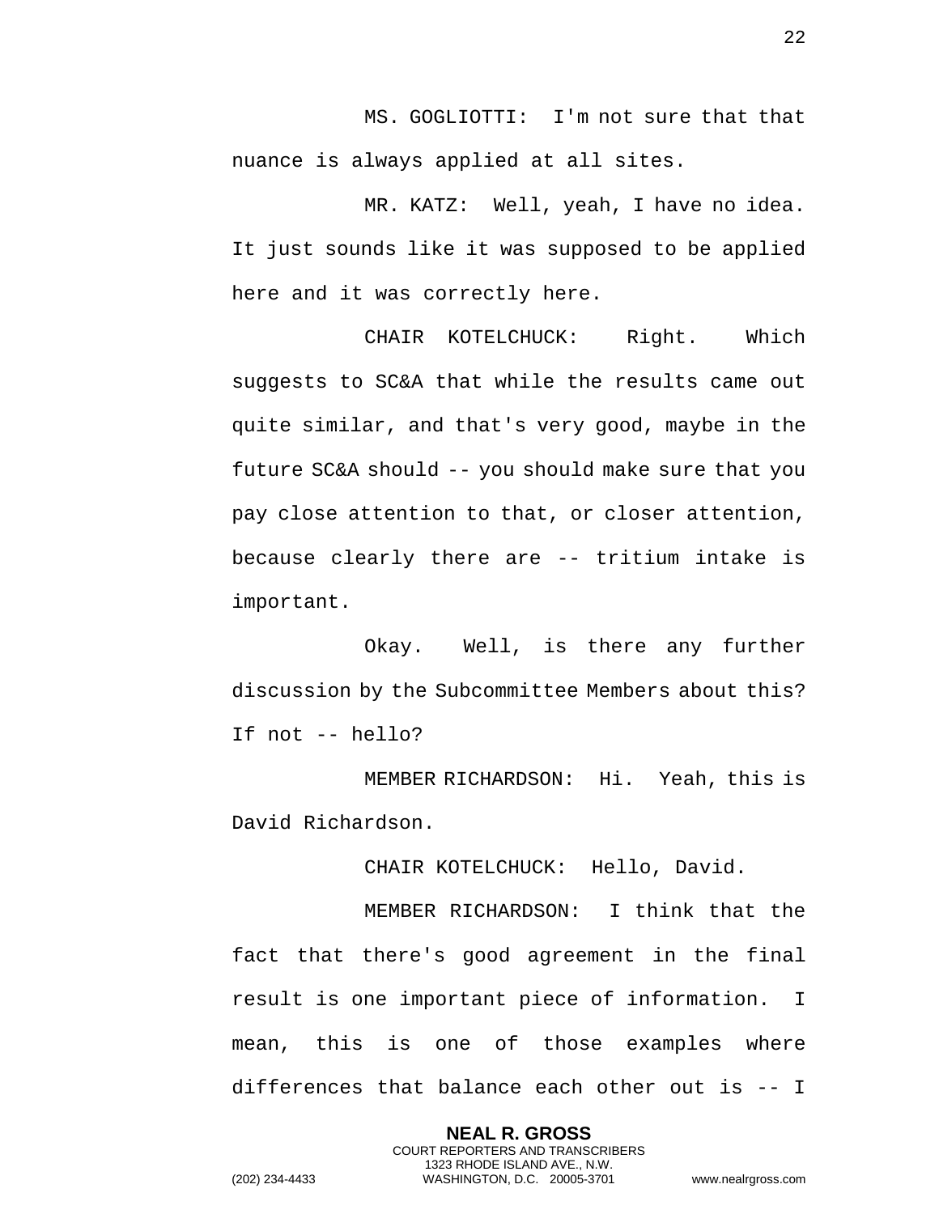MS. GOGLIOTTI: I'm not sure that that nuance is always applied at all sites.

MR. KATZ: Well, yeah, I have no idea. It just sounds like it was supposed to be applied here and it was correctly here.

CHAIR KOTELCHUCK: Right. Which suggests to SC&A that while the results came out quite similar, and that's very good, maybe in the future SC&A should -- you should make sure that you pay close attention to that, or closer attention, because clearly there are -- tritium intake is important.

Okay. Well, is there any further discussion by the Subcommittee Members about this? If not -- hello?

MEMBER RICHARDSON: Hi. Yeah, this is David Richardson.

CHAIR KOTELCHUCK: Hello, David.

MEMBER RICHARDSON: I think that the fact that there's good agreement in the final result is one important piece of information. I mean, this is one of those examples where differences that balance each other out is -- I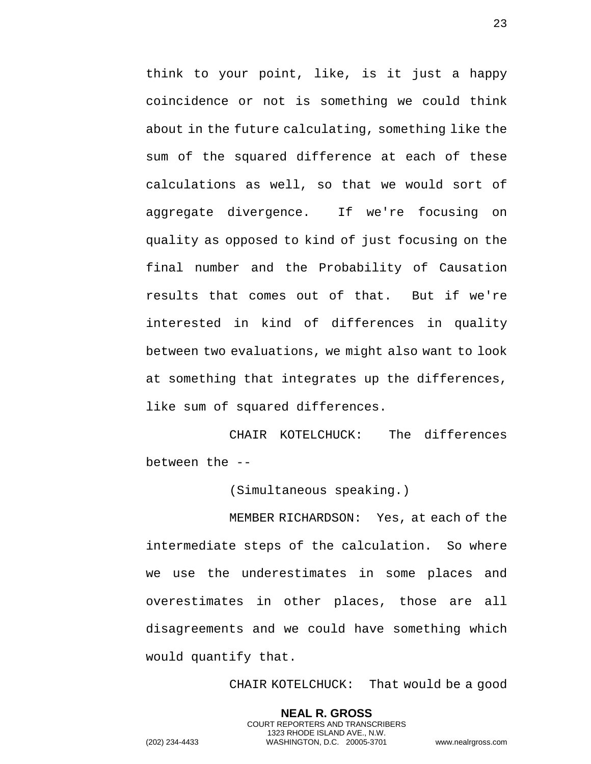think to your point, like, is it just a happy coincidence or not is something we could think about in the future calculating, something like the sum of the squared difference at each of these calculations as well, so that we would sort of aggregate divergence. If we're focusing on quality as opposed to kind of just focusing on the final number and the Probability of Causation results that comes out of that. But if we're interested in kind of differences in quality between two evaluations, we might also want to look at something that integrates up the differences, like sum of squared differences.

CHAIR KOTELCHUCK: The differences between the --

(Simultaneous speaking.)

MEMBER RICHARDSON: Yes, at each of the intermediate steps of the calculation. So where we use the underestimates in some places and overestimates in other places, those are all disagreements and we could have something which would quantify that.

CHAIR KOTELCHUCK: That would be a good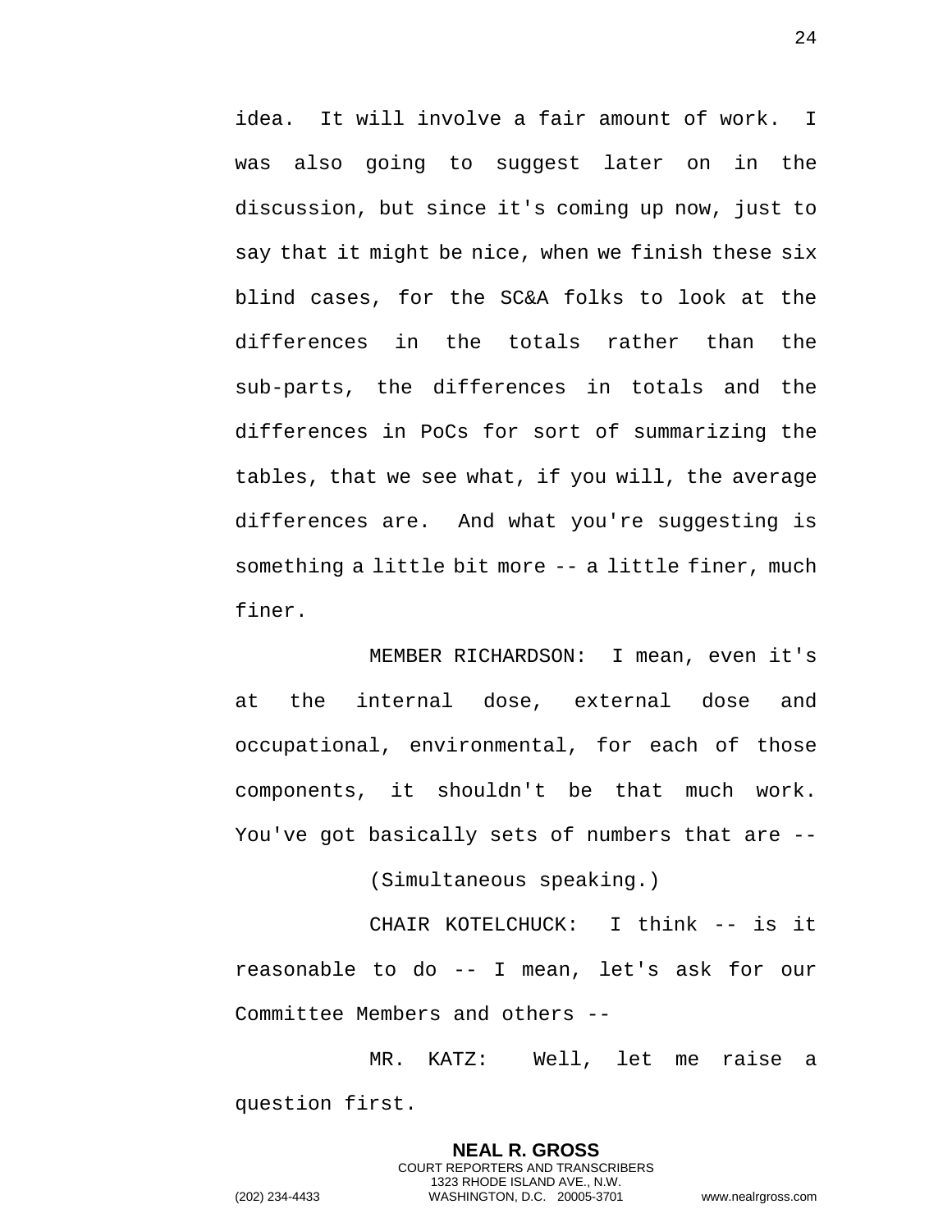idea. It will involve a fair amount of work. I was also going to suggest later on in the discussion, but since it's coming up now, just to say that it might be nice, when we finish these six blind cases, for the SC&A folks to look at the differences in the totals rather than the sub-parts, the differences in totals and the differences in PoCs for sort of summarizing the tables, that we see what, if you will, the average differences are. And what you're suggesting is something a little bit more -- a little finer, much finer.

MEMBER RICHARDSON: I mean, even it's at the internal dose, external dose and occupational, environmental, for each of those components, it shouldn't be that much work. You've got basically sets of numbers that are --

(Simultaneous speaking.)

CHAIR KOTELCHUCK: I think -- is it reasonable to do -- I mean, let's ask for our Committee Members and others --

MR. KATZ: Well, let me raise a question first.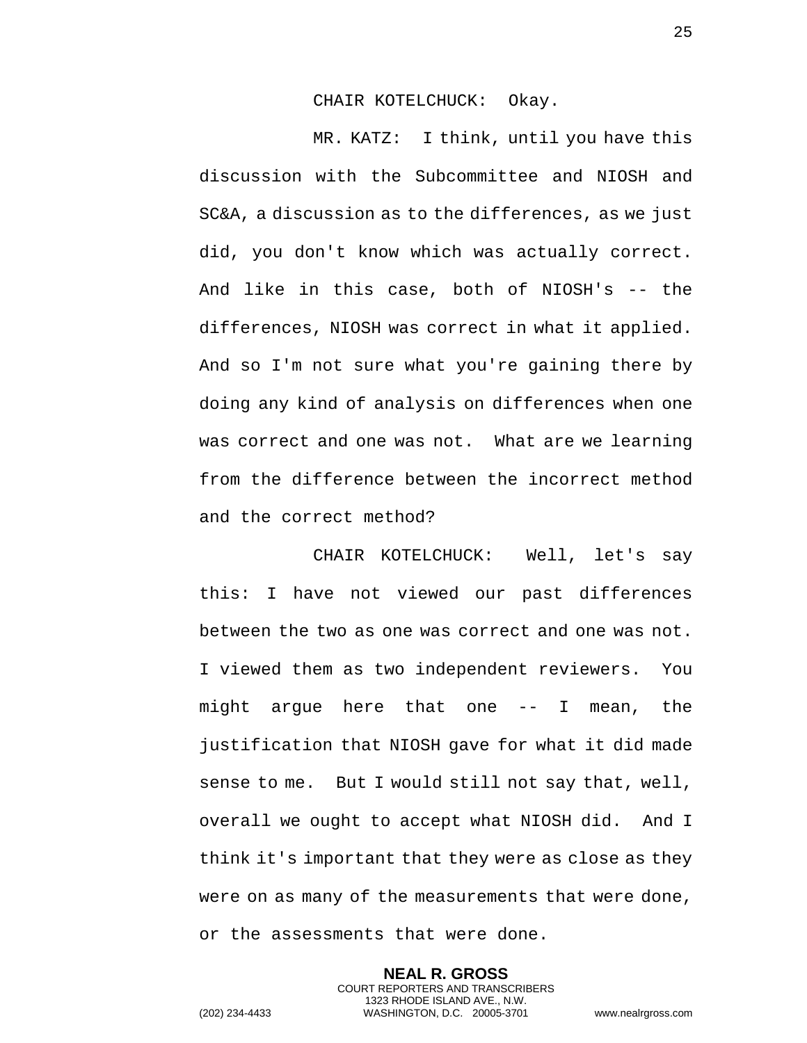CHAIR KOTELCHUCK: Okay.

MR. KATZ: I think, until you have this discussion with the Subcommittee and NIOSH and SC&A, a discussion as to the differences, as we just did, you don't know which was actually correct. And like in this case, both of NIOSH's -- the differences, NIOSH was correct in what it applied. And so I'm not sure what you're gaining there by doing any kind of analysis on differences when one was correct and one was not. What are we learning from the difference between the incorrect method and the correct method?

CHAIR KOTELCHUCK: Well, let's say this: I have not viewed our past differences between the two as one was correct and one was not. I viewed them as two independent reviewers. You might argue here that one -- I mean, the justification that NIOSH gave for what it did made sense to me. But I would still not say that, well, overall we ought to accept what NIOSH did. And I think it's important that they were as close as they were on as many of the measurements that were done, or the assessments that were done.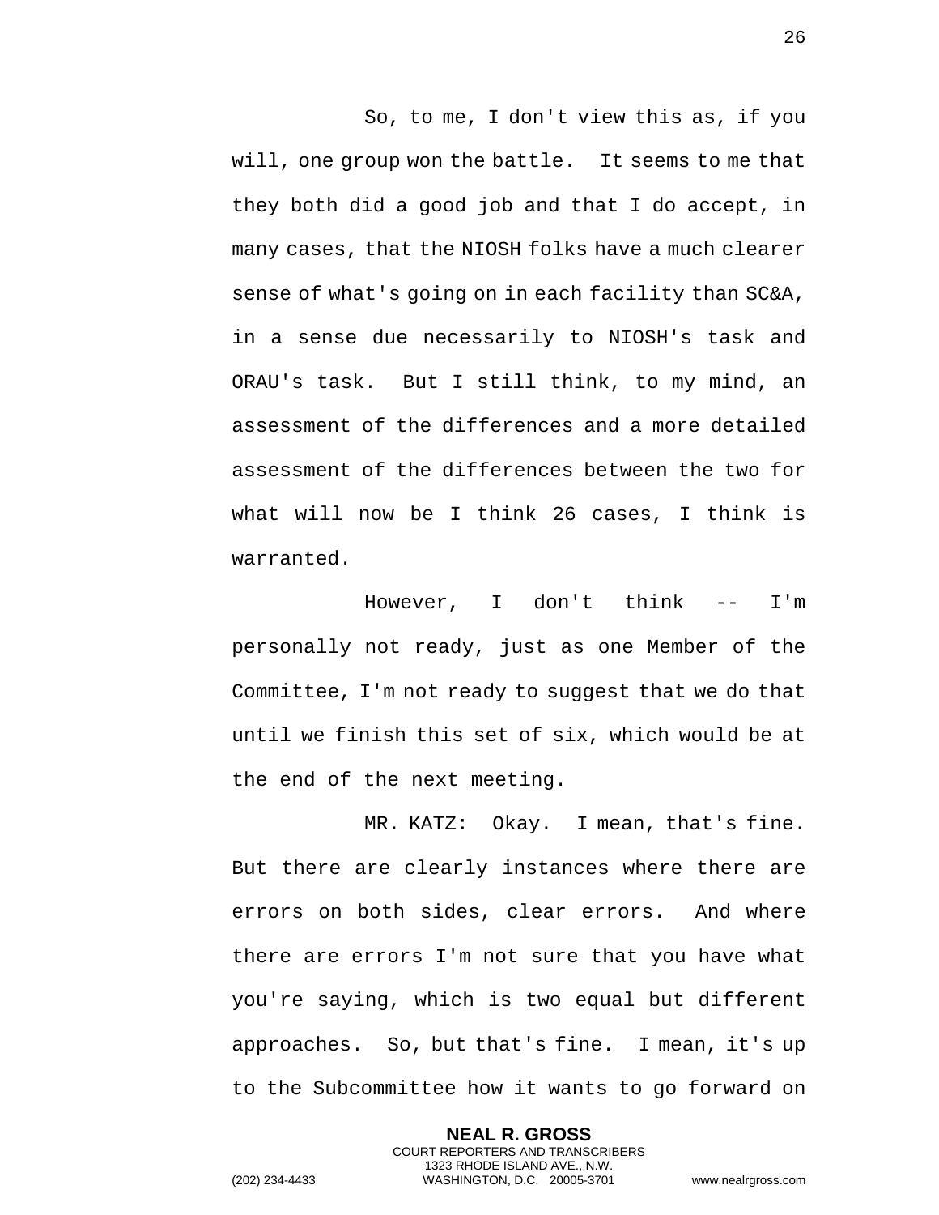So, to me, I don't view this as, if you will, one group won the battle. It seems to me that they both did a good job and that I do accept, in many cases, that the NIOSH folks have a much clearer sense of what's going on in each facility than SC&A, in a sense due necessarily to NIOSH's task and ORAU's task. But I still think, to my mind, an assessment of the differences and a more detailed assessment of the differences between the two for what will now be I think 26 cases, I think is warranted.

However, I don't think -- I'm personally not ready, just as one Member of the Committee, I'm not ready to suggest that we do that until we finish this set of six, which would be at the end of the next meeting.

MR. KATZ: Okay. I mean, that's fine. But there are clearly instances where there are errors on both sides, clear errors. And where there are errors I'm not sure that you have what you're saying, which is two equal but different approaches. So, but that's fine. I mean, it's up to the Subcommittee how it wants to go forward on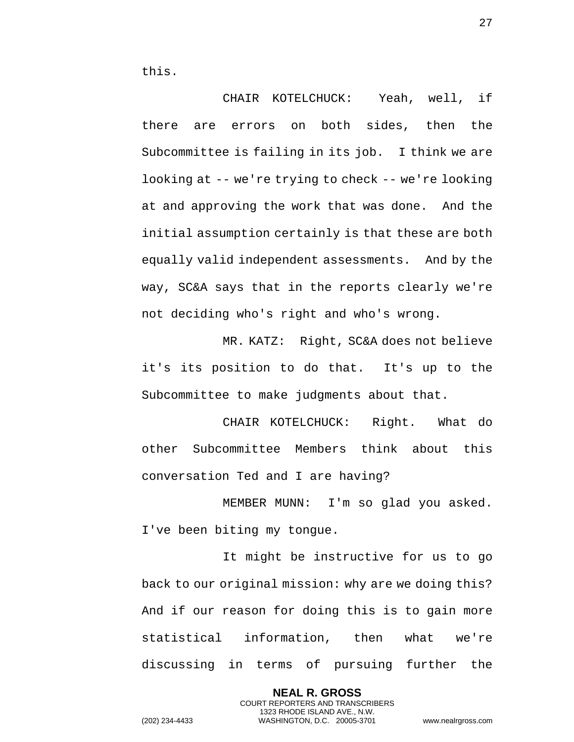this.

CHAIR KOTELCHUCK: Yeah, well, if there are errors on both sides, then the Subcommittee is failing in its job. I think we are looking at -- we're trying to check -- we're looking at and approving the work that was done. And the initial assumption certainly is that these are both equally valid independent assessments. And by the way, SC&A says that in the reports clearly we're not deciding who's right and who's wrong.

MR. KATZ: Right, SC&A does not believe it's its position to do that. It's up to the Subcommittee to make judgments about that.

CHAIR KOTELCHUCK: Right. What do other Subcommittee Members think about this conversation Ted and I are having?

MEMBER MUNN: I'm so glad you asked. I've been biting my tongue.

It might be instructive for us to go back to our original mission: why are we doing this? And if our reason for doing this is to gain more statistical information, then what we're discussing in terms of pursuing further the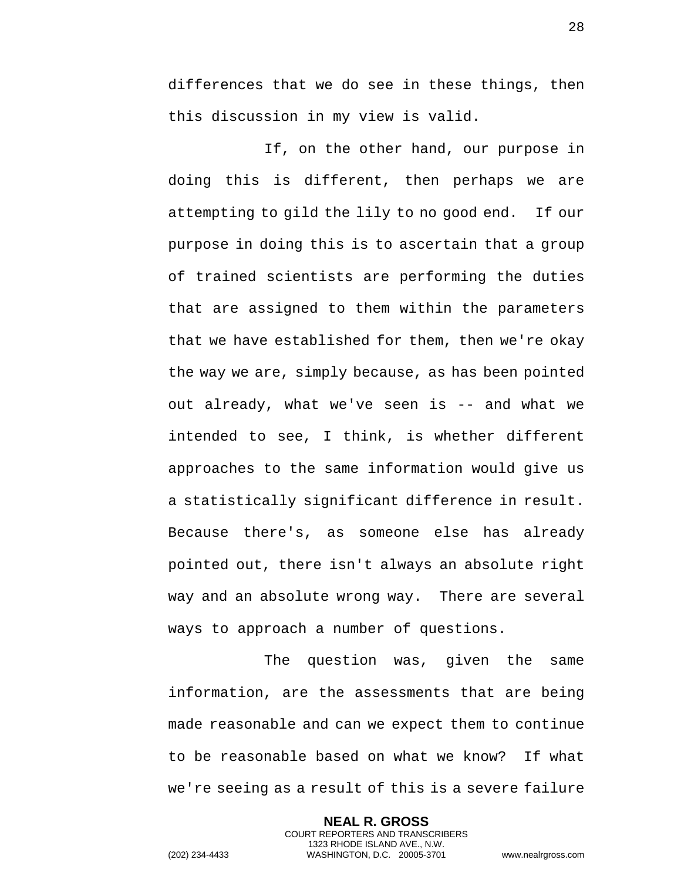differences that we do see in these things, then this discussion in my view is valid.

If, on the other hand, our purpose in doing this is different, then perhaps we are attempting to gild the lily to no good end. If our purpose in doing this is to ascertain that a group of trained scientists are performing the duties that are assigned to them within the parameters that we have established for them, then we're okay the way we are, simply because, as has been pointed out already, what we've seen is -- and what we intended to see, I think, is whether different approaches to the same information would give us a statistically significant difference in result. Because there's, as someone else has already pointed out, there isn't always an absolute right way and an absolute wrong way. There are several ways to approach a number of questions.

The question was, given the same information, are the assessments that are being made reasonable and can we expect them to continue to be reasonable based on what we know? If what we're seeing as a result of this is a severe failure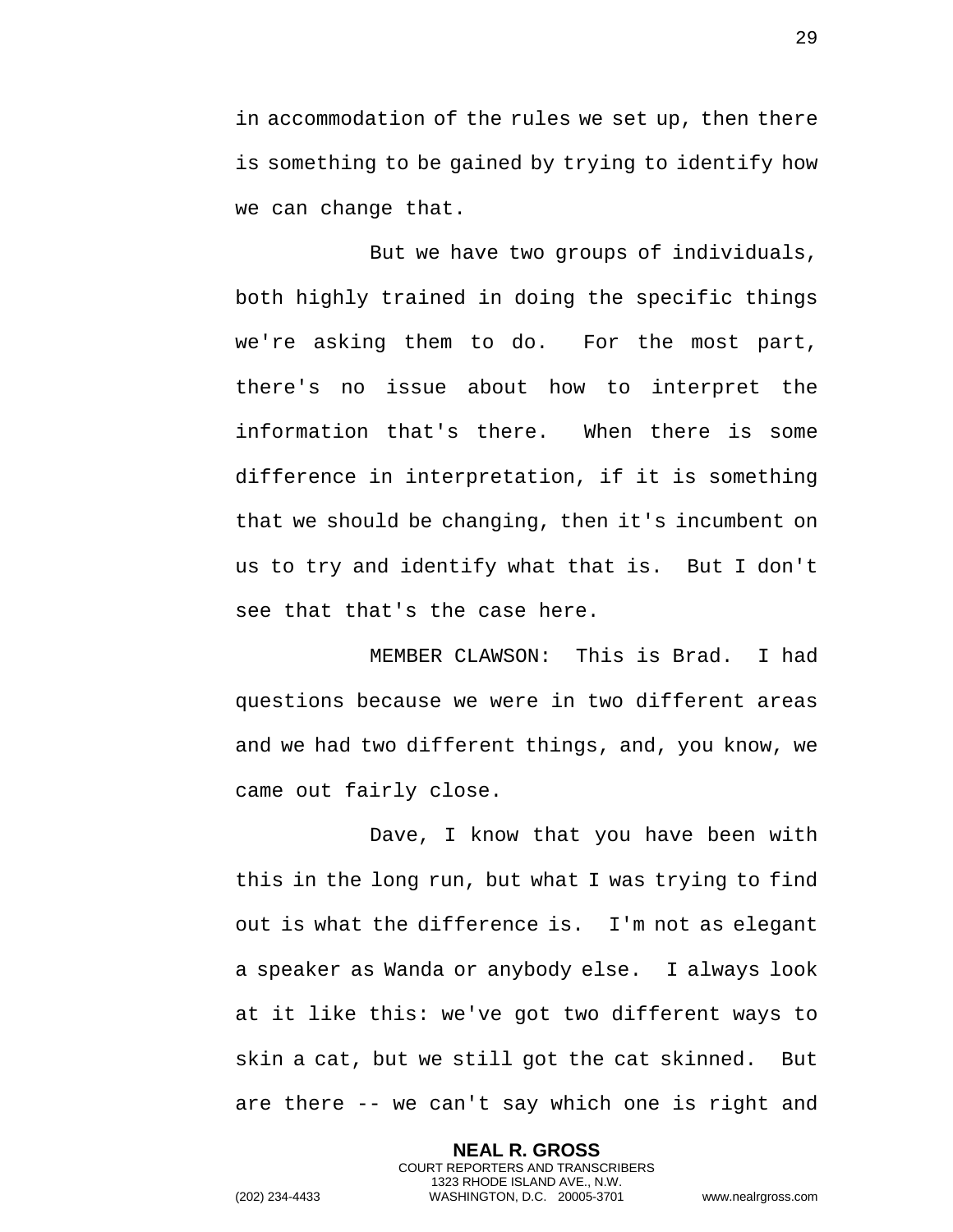in accommodation of the rules we set up, then there is something to be gained by trying to identify how we can change that.

But we have two groups of individuals, both highly trained in doing the specific things we're asking them to do. For the most part, there's no issue about how to interpret the information that's there. When there is some difference in interpretation, if it is something that we should be changing, then it's incumbent on us to try and identify what that is. But I don't see that that's the case here.

MEMBER CLAWSON: This is Brad. I had questions because we were in two different areas and we had two different things, and, you know, we came out fairly close.

Dave, I know that you have been with this in the long run, but what I was trying to find out is what the difference is. I'm not as elegant a speaker as Wanda or anybody else. I always look at it like this: we've got two different ways to skin a cat, but we still got the cat skinned. But are there -- we can't say which one is right and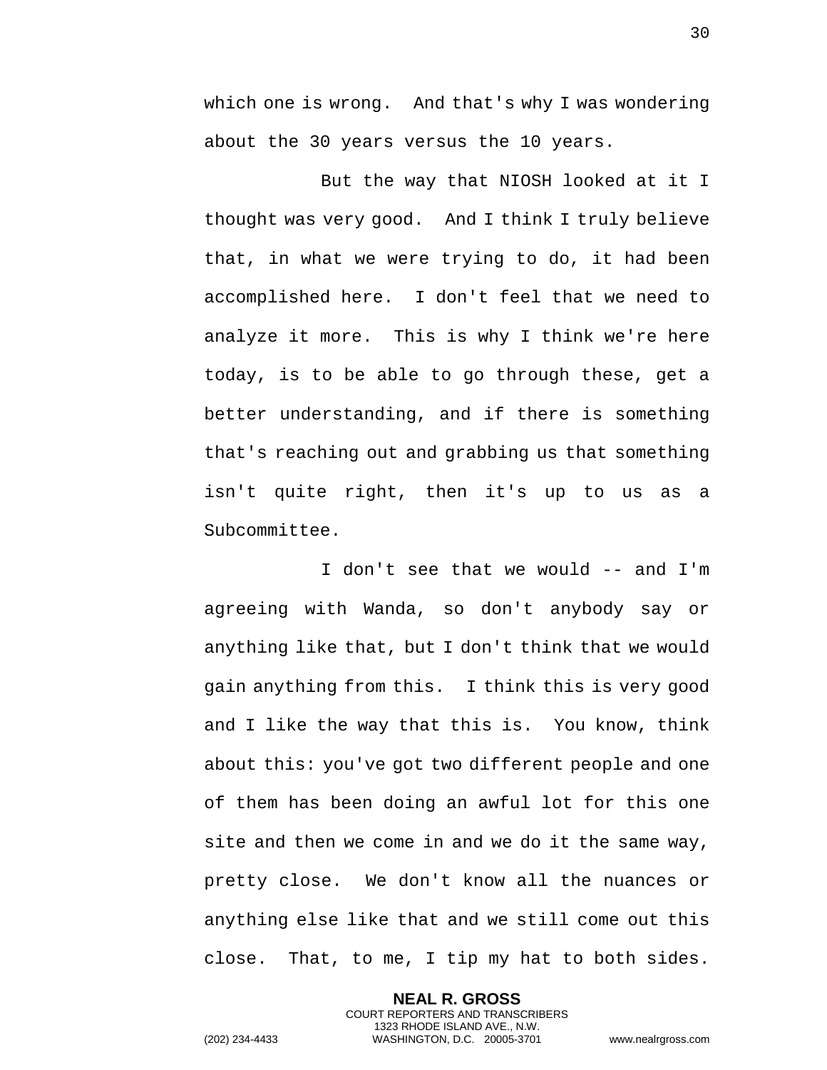which one is wrong. And that's why I was wondering about the 30 years versus the 10 years.

But the way that NIOSH looked at it I thought was very good. And I think I truly believe that, in what we were trying to do, it had been accomplished here. I don't feel that we need to analyze it more. This is why I think we're here today, is to be able to go through these, get a better understanding, and if there is something that's reaching out and grabbing us that something isn't quite right, then it's up to us as a Subcommittee.

I don't see that we would -- and I'm agreeing with Wanda, so don't anybody say or anything like that, but I don't think that we would gain anything from this. I think this is very good and I like the way that this is. You know, think about this: you've got two different people and one of them has been doing an awful lot for this one site and then we come in and we do it the same way, pretty close. We don't know all the nuances or anything else like that and we still come out this close. That, to me, I tip my hat to both sides.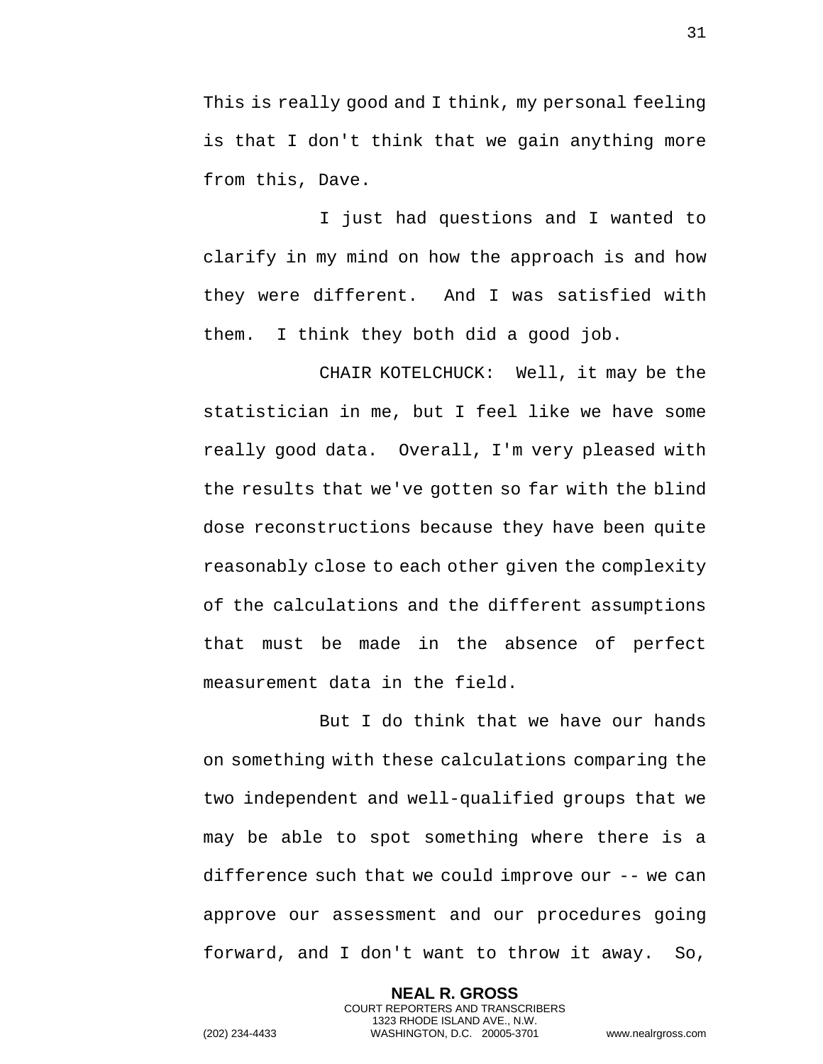This is really good and I think, my personal feeling is that I don't think that we gain anything more from this, Dave.

I just had questions and I wanted to clarify in my mind on how the approach is and how they were different. And I was satisfied with them. I think they both did a good job.

CHAIR KOTELCHUCK: Well, it may be the statistician in me, but I feel like we have some really good data. Overall, I'm very pleased with the results that we've gotten so far with the blind dose reconstructions because they have been quite reasonably close to each other given the complexity of the calculations and the different assumptions that must be made in the absence of perfect measurement data in the field.

But I do think that we have our hands on something with these calculations comparing the two independent and well-qualified groups that we may be able to spot something where there is a difference such that we could improve our -- we can approve our assessment and our procedures going forward, and I don't want to throw it away. So,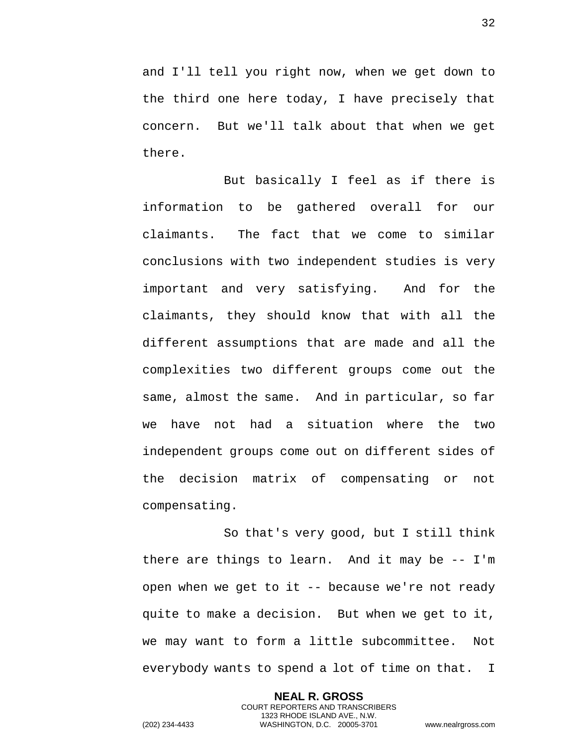and I'll tell you right now, when we get down to the third one here today, I have precisely that concern. But we'll talk about that when we get there.

But basically I feel as if there is information to be gathered overall for our claimants. The fact that we come to similar conclusions with two independent studies is very important and very satisfying. And for the claimants, they should know that with all the different assumptions that are made and all the complexities two different groups come out the same, almost the same. And in particular, so far we have not had a situation where the two independent groups come out on different sides of the decision matrix of compensating or not compensating.

So that's very good, but I still think there are things to learn. And it may be -- I'm open when we get to it -- because we're not ready quite to make a decision. But when we get to it, we may want to form a little subcommittee. Not everybody wants to spend a lot of time on that. I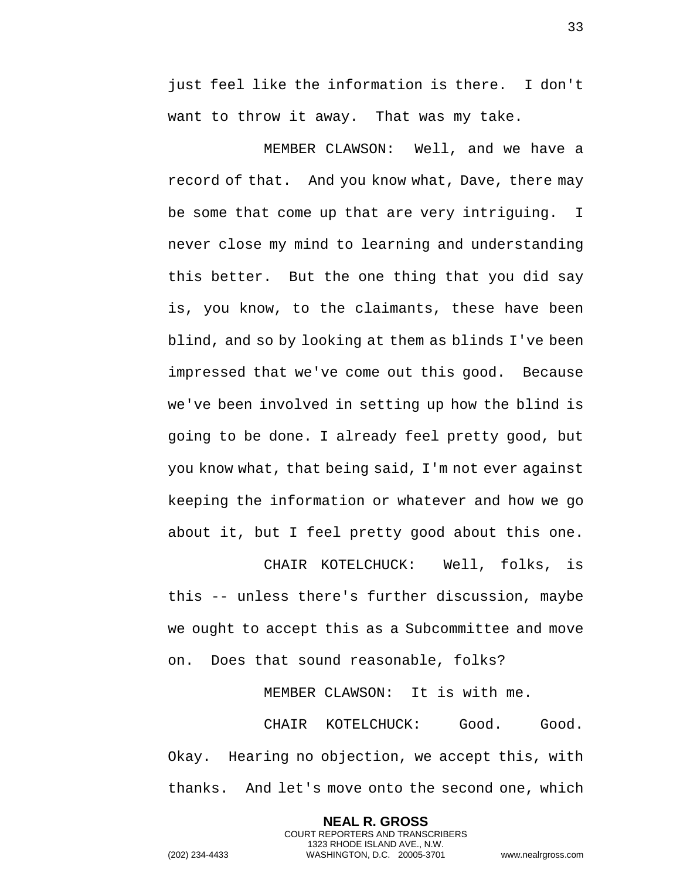just feel like the information is there. I don't want to throw it away. That was my take.

MEMBER CLAWSON: Well, and we have a record of that. And you know what, Dave, there may be some that come up that are very intriguing. I never close my mind to learning and understanding this better. But the one thing that you did say is, you know, to the claimants, these have been blind, and so by looking at them as blinds I've been impressed that we've come out this good. Because we've been involved in setting up how the blind is going to be done. I already feel pretty good, but you know what, that being said, I'm not ever against keeping the information or whatever and how we go about it, but I feel pretty good about this one.

CHAIR KOTELCHUCK: Well, folks, is this -- unless there's further discussion, maybe we ought to accept this as a Subcommittee and move on. Does that sound reasonable, folks?

MEMBER CLAWSON: It is with me.

CHAIR KOTELCHUCK: Good. Good. Okay. Hearing no objection, we accept this, with thanks. And let's move onto the second one, which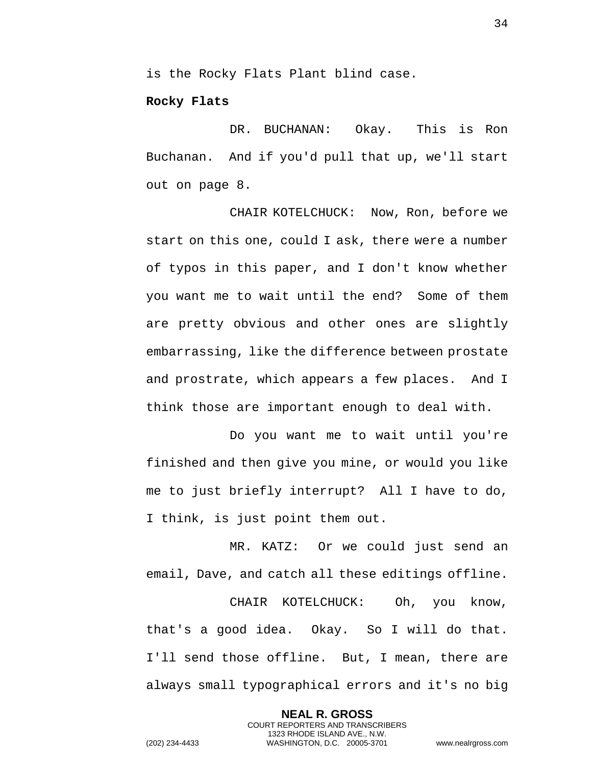is the Rocky Flats Plant blind case.

**Rocky Flats**

DR. BUCHANAN: Okay. This is Ron Buchanan. And if you'd pull that up, we'll start out on page 8.

CHAIR KOTELCHUCK: Now, Ron, before we start on this one, could I ask, there were a number of typos in this paper, and I don't know whether you want me to wait until the end? Some of them are pretty obvious and other ones are slightly embarrassing, like the difference between prostate and prostrate, which appears a few places. And I think those are important enough to deal with.

Do you want me to wait until you're finished and then give you mine, or would you like me to just briefly interrupt? All I have to do, I think, is just point them out.

MR. KATZ: Or we could just send an email, Dave, and catch all these editings offline.

CHAIR KOTELCHUCK: Oh, you know, that's a good idea. Okay. So I will do that. I'll send those offline. But, I mean, there are always small typographical errors and it's no big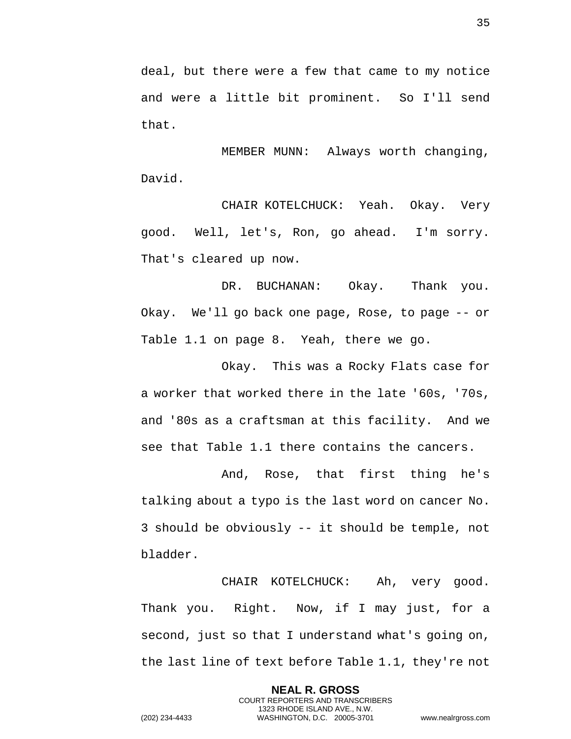deal, but there were a few that came to my notice and were a little bit prominent.  So I'll send that.

MEMBER MUNN:  Always worth changing, David.

CHAIR KOTELCHUCK:  Yeah.  Okay.  Very good.  Well, let's, Ron, go ahead.  I'm sorry. That's cleared up now.

DR. BUCHANAN:  Okay.  Thank you. Okay.  We'll go back one page, Rose, to page -- or Table 1.1 on page 8.  Yeah, there we go.

Okay.  This was a Rocky Flats case for a worker that worked there in the late '60s, '70s, and '80s as a craftsman at this facility.  And we see that Table 1.1 there contains the cancers.

And, Rose, that first thing he's talking about a typo is the last word on cancer No. 3 should be obviously -- it should be temple, not bladder.

CHAIR KOTELCHUCK:  Ah, very good. Thank you.  Right.  Now, if I may just, for a second, just so that I understand what's going on, the last line of text before Table 1.1, they're not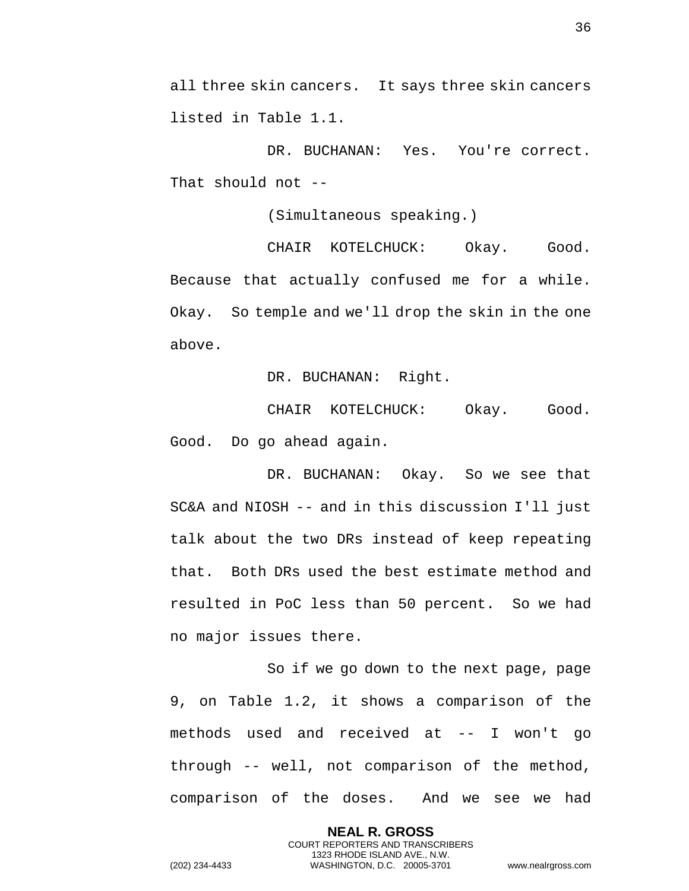all three skin cancers. It says three skin cancers listed in Table 1.1.

DR. BUCHANAN: Yes. You're correct. That should not --

(Simultaneous speaking.)

CHAIR KOTELCHUCK: Okay. Good. Because that actually confused me for a while. Okay. So temple and we'll drop the skin in the one above.

DR. BUCHANAN: Right.

CHAIR KOTELCHUCK: Okay. Good. Good. Do go ahead again.

DR. BUCHANAN: Okay. So we see that SC&A and NIOSH -- and in this discussion I'll just talk about the two DRs instead of keep repeating that. Both DRs used the best estimate method and resulted in PoC less than 50 percent. So we had no major issues there.

So if we go down to the next page, page 9, on Table 1.2, it shows a comparison of the methods used and received at -- I won't go through -- well, not comparison of the method, comparison of the doses. And we see we had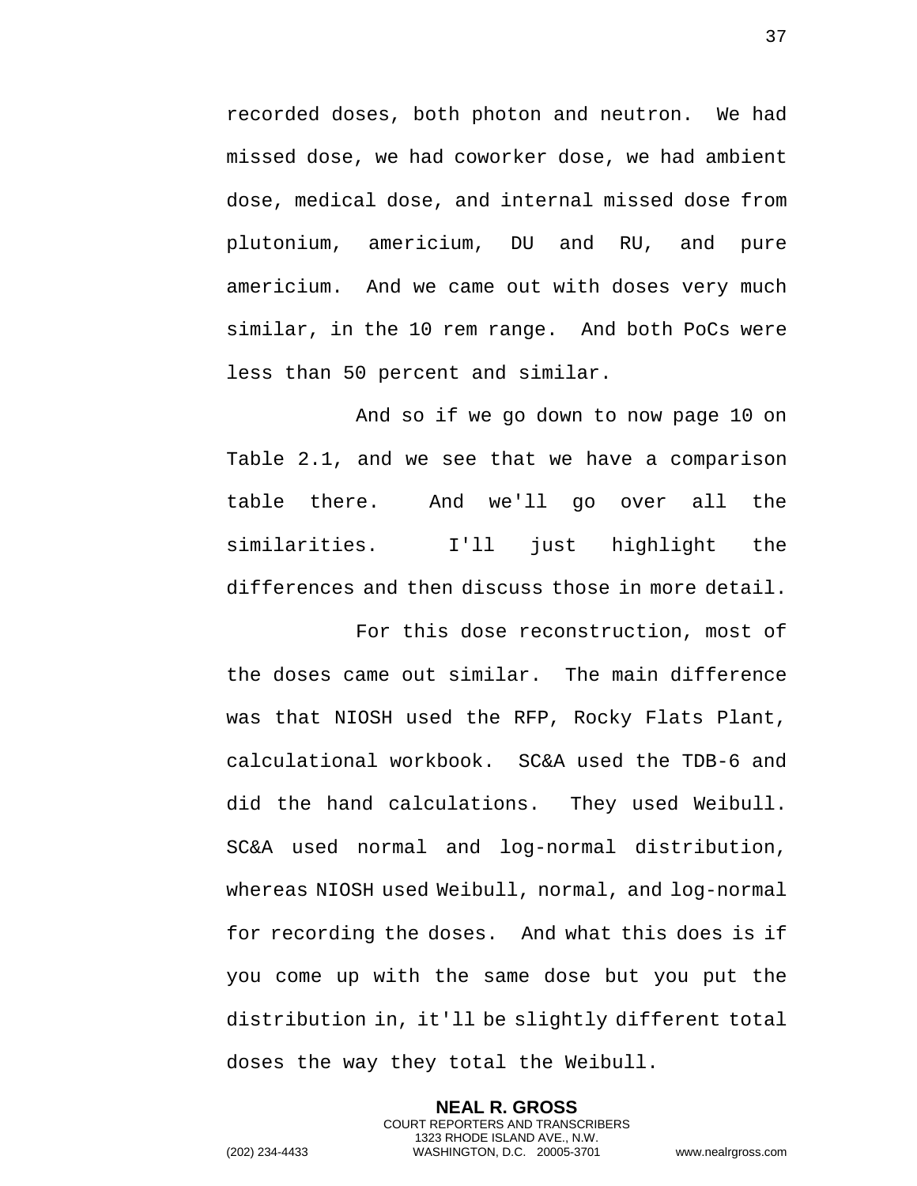recorded doses, both photon and neutron. We had missed dose, we had coworker dose, we had ambient dose, medical dose, and internal missed dose from plutonium, americium, DU and RU, and pure americium. And we came out with doses very much similar, in the 10 rem range. And both PoCs were less than 50 percent and similar.

And so if we go down to now page 10 on Table 2.1, and we see that we have a comparison table there. And we'll go over all the similarities. I'll just highlight the differences and then discuss those in more detail.

For this dose reconstruction, most of the doses came out similar. The main difference was that NIOSH used the RFP, Rocky Flats Plant, calculational workbook. SC&A used the TDB-6 and did the hand calculations. They used Weibull. SC&A used normal and log-normal distribution, whereas NIOSH used Weibull, normal, and log-normal for recording the doses. And what this does is if you come up with the same dose but you put the distribution in, it'll be slightly different total doses the way they total the Weibull.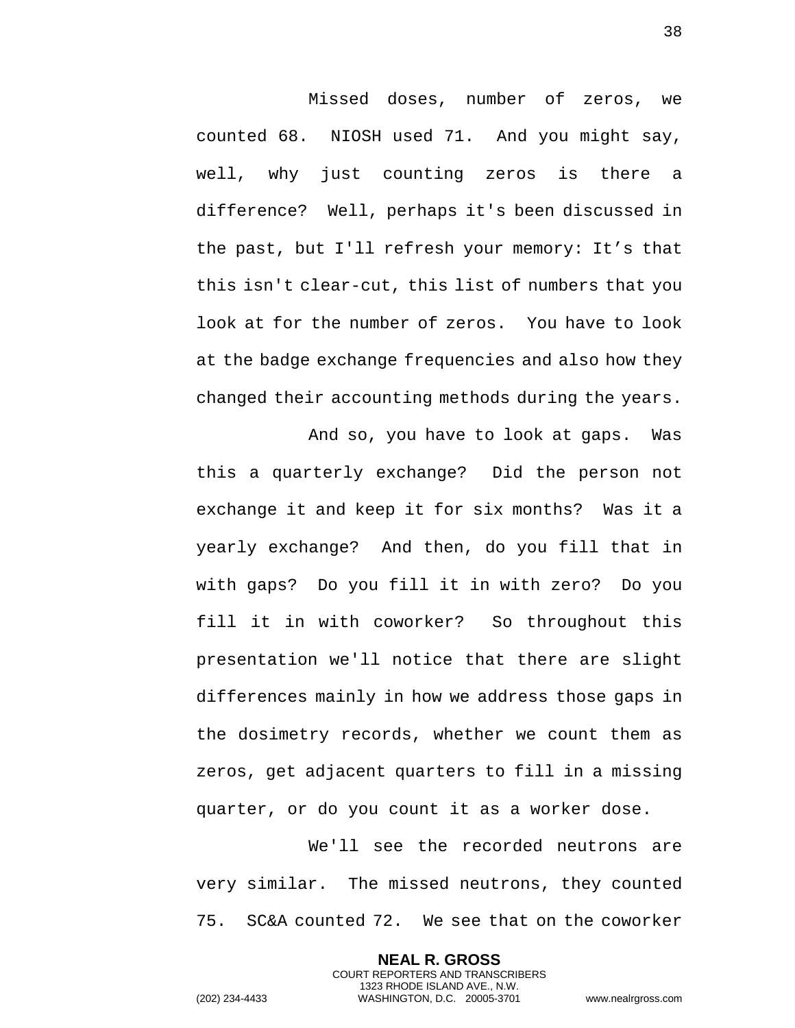Missed doses, number of zeros, we counted 68. NIOSH used 71. And you might say, well, why just counting zeros is there a difference? Well, perhaps it's been discussed in the past, but I'll refresh your memory: It’s that this isn't clear-cut, this list of numbers that you look at for the number of zeros. You have to look at the badge exchange frequencies and also how they changed their accounting methods during the years.

And so, you have to look at gaps. Was this a quarterly exchange? Did the person not exchange it and keep it for six months? Was it a yearly exchange? And then, do you fill that in with gaps? Do you fill it in with zero? Do you fill it in with coworker? So throughout this presentation we'll notice that there are slight differences mainly in how we address those gaps in the dosimetry records, whether we count them as zeros, get adjacent quarters to fill in a missing quarter, or do you count it as a worker dose.

We'll see the recorded neutrons are very similar. The missed neutrons, they counted 75. SC&A counted 72. We see that on the coworker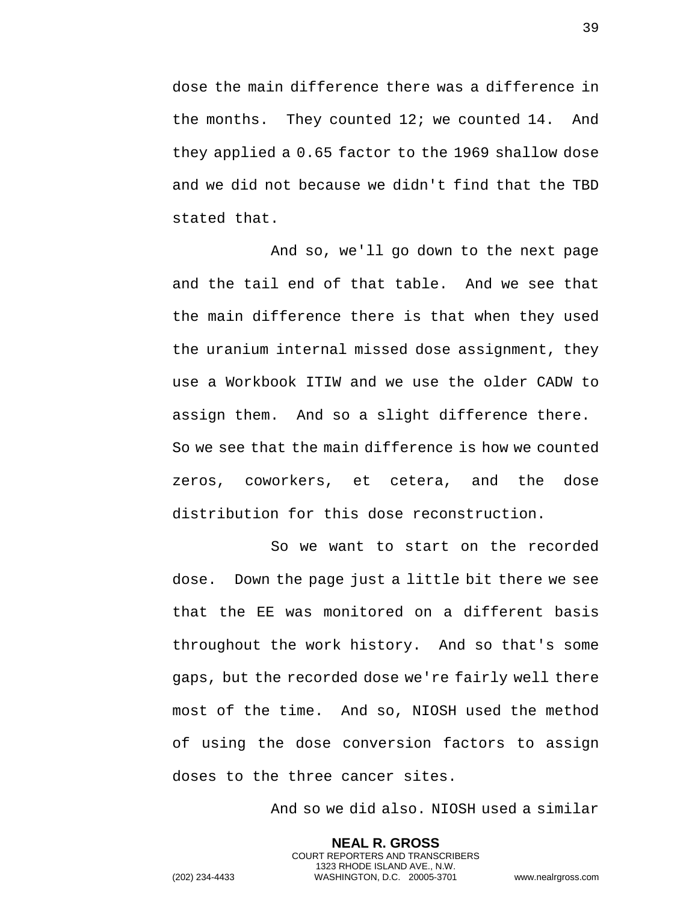dose the main difference there was a difference in the months. They counted 12; we counted 14. And they applied a 0.65 factor to the 1969 shallow dose and we did not because we didn't find that the TBD stated that.

And so, we'll go down to the next page and the tail end of that table. And we see that the main difference there is that when they used the uranium internal missed dose assignment, they use a Workbook ITIW and we use the older CADW to assign them. And so a slight difference there. So we see that the main difference is how we counted zeros, coworkers, et cetera, and the dose distribution for this dose reconstruction.

So we want to start on the recorded dose. Down the page just a little bit there we see that the EE was monitored on a different basis throughout the work history. And so that's some gaps, but the recorded dose we're fairly well there most of the time. And so, NIOSH used the method of using the dose conversion factors to assign doses to the three cancer sites.

And so we did also. NIOSH used a similar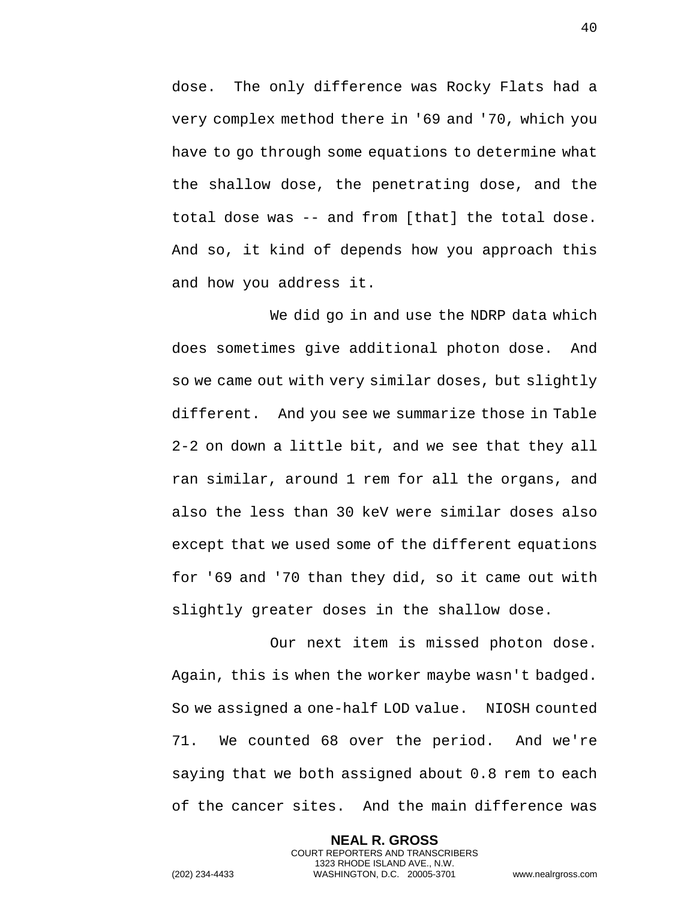dose. The only difference was Rocky Flats had a very complex method there in '69 and '70, which you have to go through some equations to determine what the shallow dose, the penetrating dose, and the total dose was -- and from [that] the total dose. And so, it kind of depends how you approach this and how you address it.

We did go in and use the NDRP data which does sometimes give additional photon dose. And so we came out with very similar doses, but slightly different. And you see we summarize those in Table 2-2 on down a little bit, and we see that they all ran similar, around 1 rem for all the organs, and also the less than 30 keV were similar doses also except that we used some of the different equations for '69 and '70 than they did, so it came out with slightly greater doses in the shallow dose.

Our next item is missed photon dose. Again, this is when the worker maybe wasn't badged. So we assigned a one-half LOD value. NIOSH counted 71. We counted 68 over the period. And we're saying that we both assigned about 0.8 rem to each of the cancer sites. And the main difference was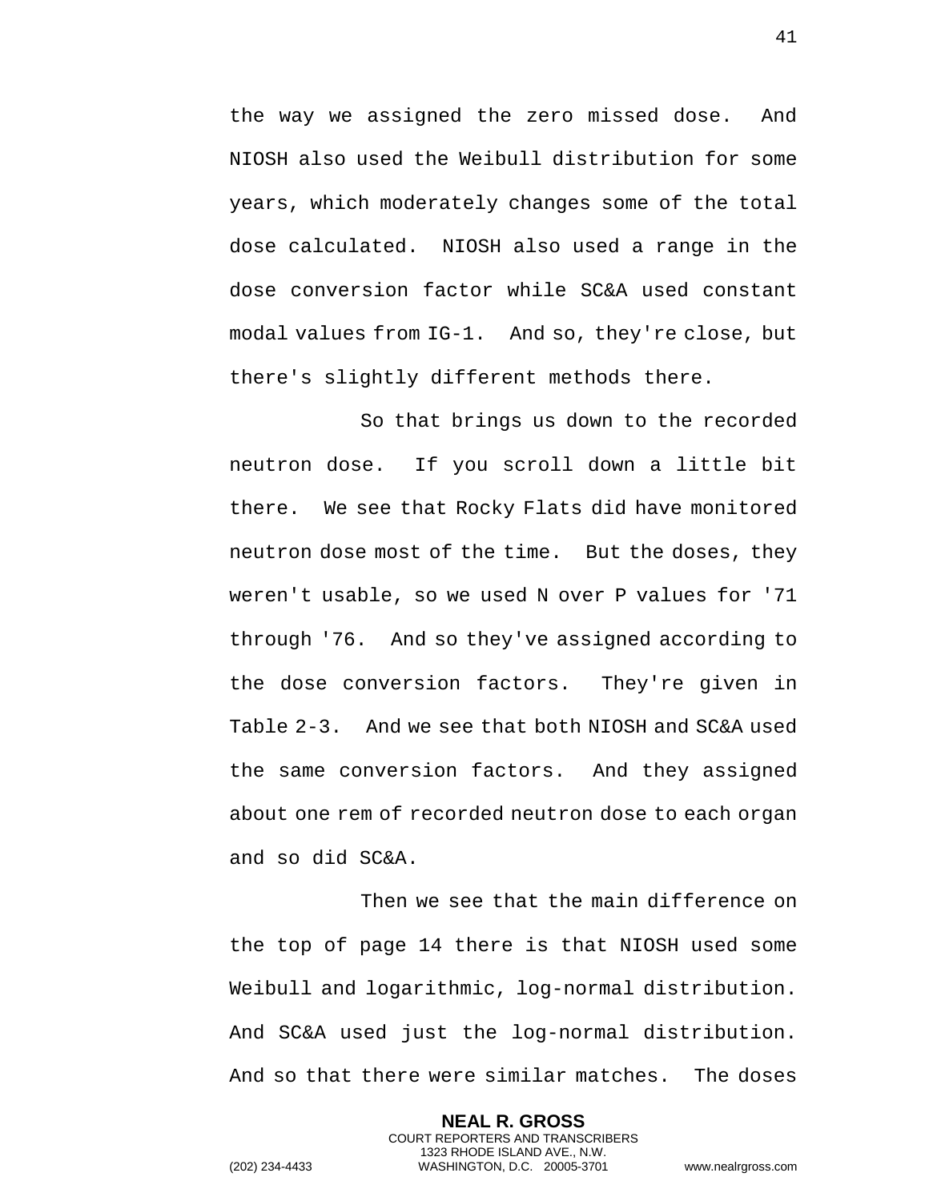the way we assigned the zero missed dose. And NIOSH also used the Weibull distribution for some years, which moderately changes some of the total dose calculated. NIOSH also used a range in the dose conversion factor while SC&A used constant modal values from IG-1. And so, they're close, but there's slightly different methods there.

So that brings us down to the recorded neutron dose. If you scroll down a little bit there. We see that Rocky Flats did have monitored neutron dose most of the time. But the doses, they weren't usable, so we used N over P values for '71 through '76. And so they've assigned according to the dose conversion factors. They're given in Table 2-3. And we see that both NIOSH and SC&A used the same conversion factors. And they assigned about one rem of recorded neutron dose to each organ and so did SC&A.

Then we see that the main difference on the top of page 14 there is that NIOSH used some Weibull and logarithmic, log-normal distribution. And SC&A used just the log-normal distribution. And so that there were similar matches. The doses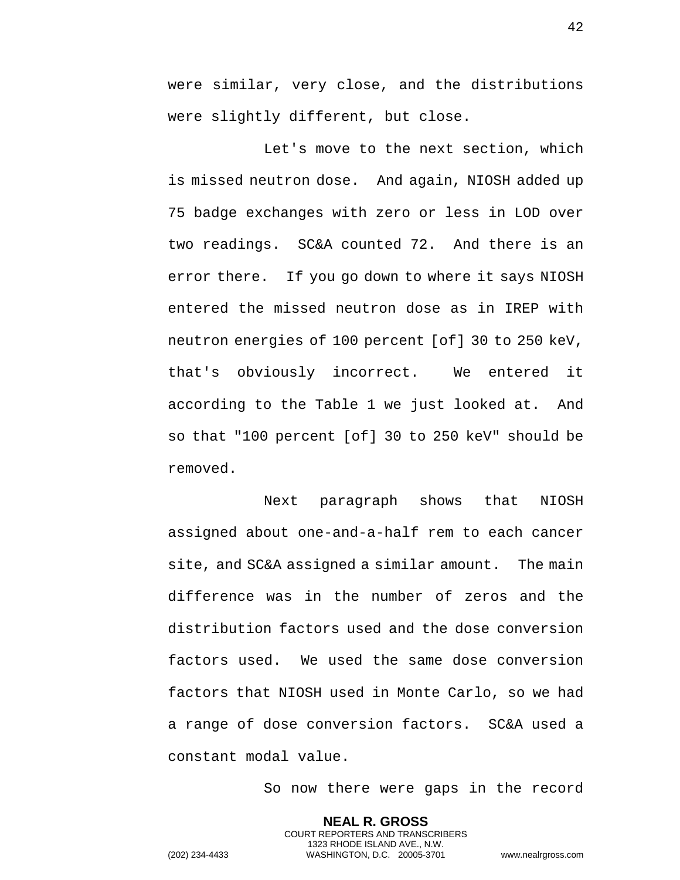were similar, very close, and the distributions were slightly different, but close.

Let's move to the next section, which is missed neutron dose. And again, NIOSH added up 75 badge exchanges with zero or less in LOD over two readings. SC&A counted 72. And there is an error there. If you go down to where it says NIOSH entered the missed neutron dose as in IREP with neutron energies of 100 percent [of] 30 to 250 keV, that's obviously incorrect. We entered it according to the Table 1 we just looked at. And so that "100 percent [of] 30 to 250 keV" should be removed.

Next paragraph shows that NIOSH assigned about one-and-a-half rem to each cancer site, and SC&A assigned a similar amount. The main difference was in the number of zeros and the distribution factors used and the dose conversion factors used. We used the same dose conversion factors that NIOSH used in Monte Carlo, so we had a range of dose conversion factors. SC&A used a constant modal value.

So now there were gaps in the record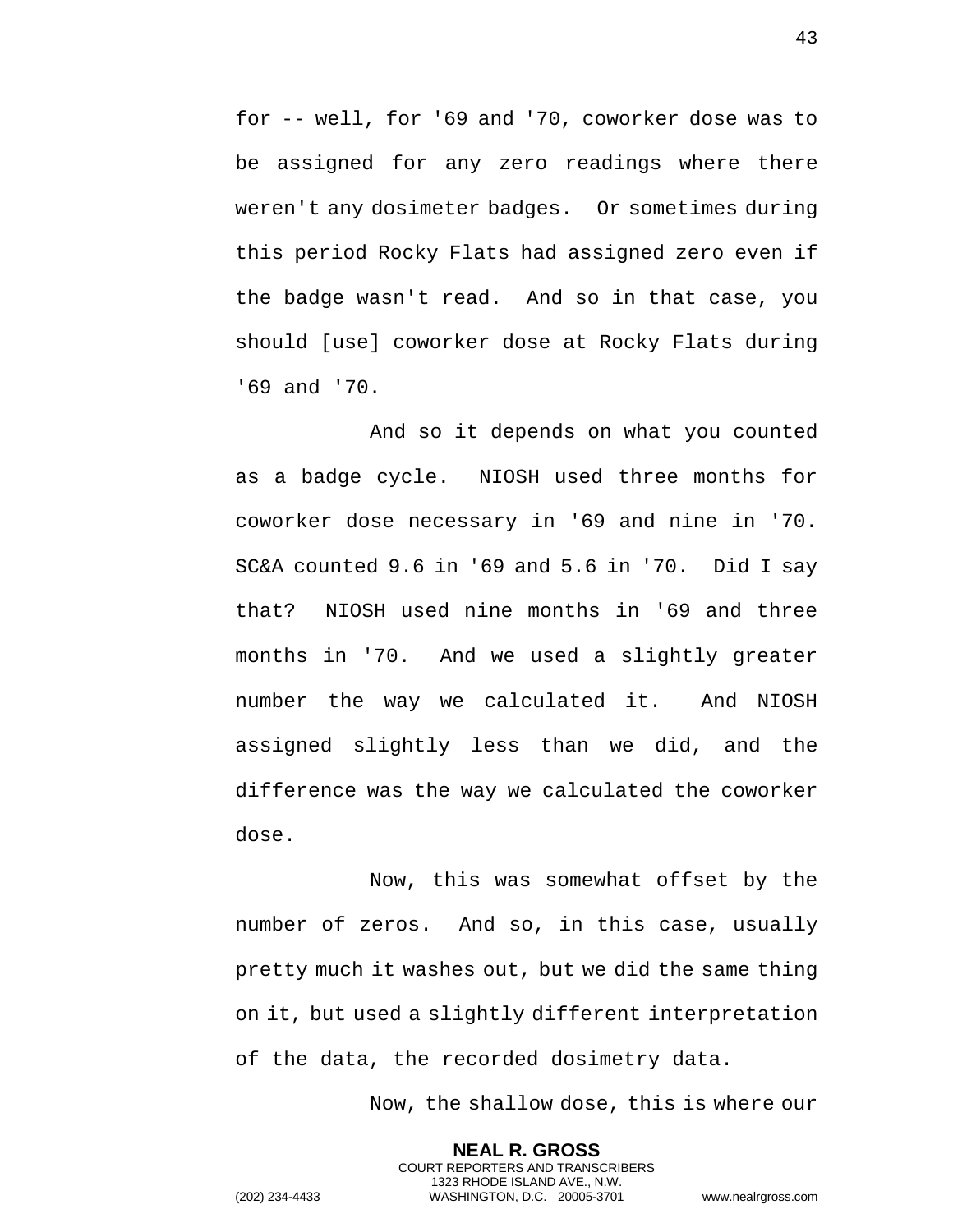for -- well, for '69 and '70, coworker dose was to be assigned for any zero readings where there weren't any dosimeter badges. Or sometimes during this period Rocky Flats had assigned zero even if the badge wasn't read. And so in that case, you should [use] coworker dose at Rocky Flats during '69 and '70.

And so it depends on what you counted as a badge cycle. NIOSH used three months for coworker dose necessary in '69 and nine in '70. SC&A counted 9.6 in '69 and 5.6 in '70. Did I say that? NIOSH used nine months in '69 and three months in '70. And we used a slightly greater number the way we calculated it. And NIOSH assigned slightly less than we did, and the difference was the way we calculated the coworker dose.

Now, this was somewhat offset by the number of zeros. And so, in this case, usually pretty much it washes out, but we did the same thing on it, but used a slightly different interpretation of the data, the recorded dosimetry data.

Now, the shallow dose, this is where our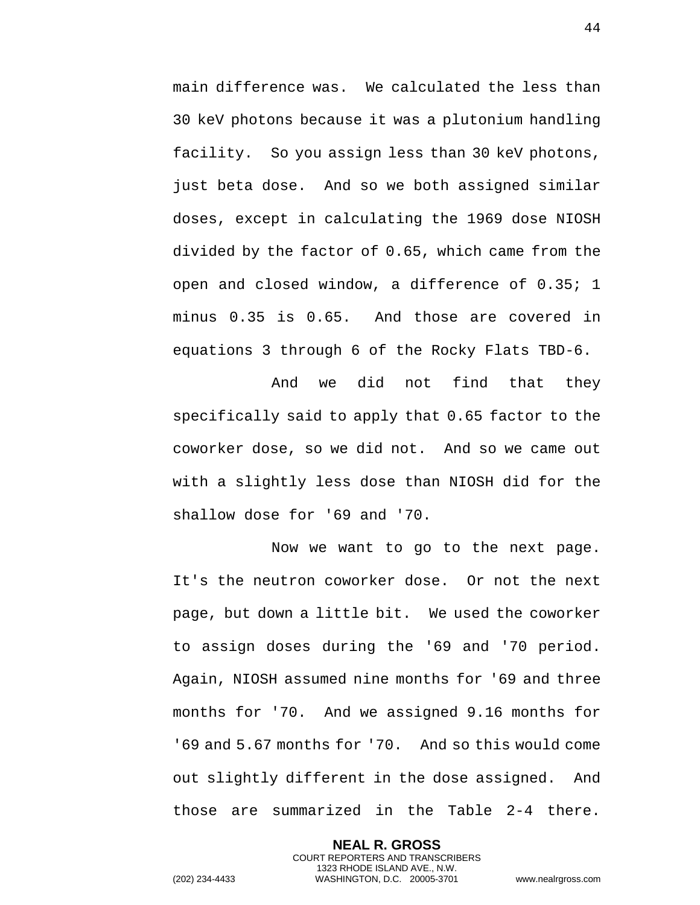main difference was. We calculated the less than 30 keV photons because it was a plutonium handling facility. So you assign less than 30 keV photons, just beta dose. And so we both assigned similar doses, except in calculating the 1969 dose NIOSH divided by the factor of 0.65, which came from the open and closed window, a difference of 0.35; 1 minus 0.35 is 0.65. And those are covered in equations 3 through 6 of the Rocky Flats TBD-6.

And we did not find that they specifically said to apply that 0.65 factor to the coworker dose, so we did not. And so we came out with a slightly less dose than NIOSH did for the shallow dose for '69 and '70.

Now we want to go to the next page. It's the neutron coworker dose. Or not the next page, but down a little bit. We used the coworker to assign doses during the '69 and '70 period. Again, NIOSH assumed nine months for '69 and three months for '70. And we assigned 9.16 months for '69 and 5.67 months for '70. And so this would come out slightly different in the dose assigned. And those are summarized in the Table 2-4 there.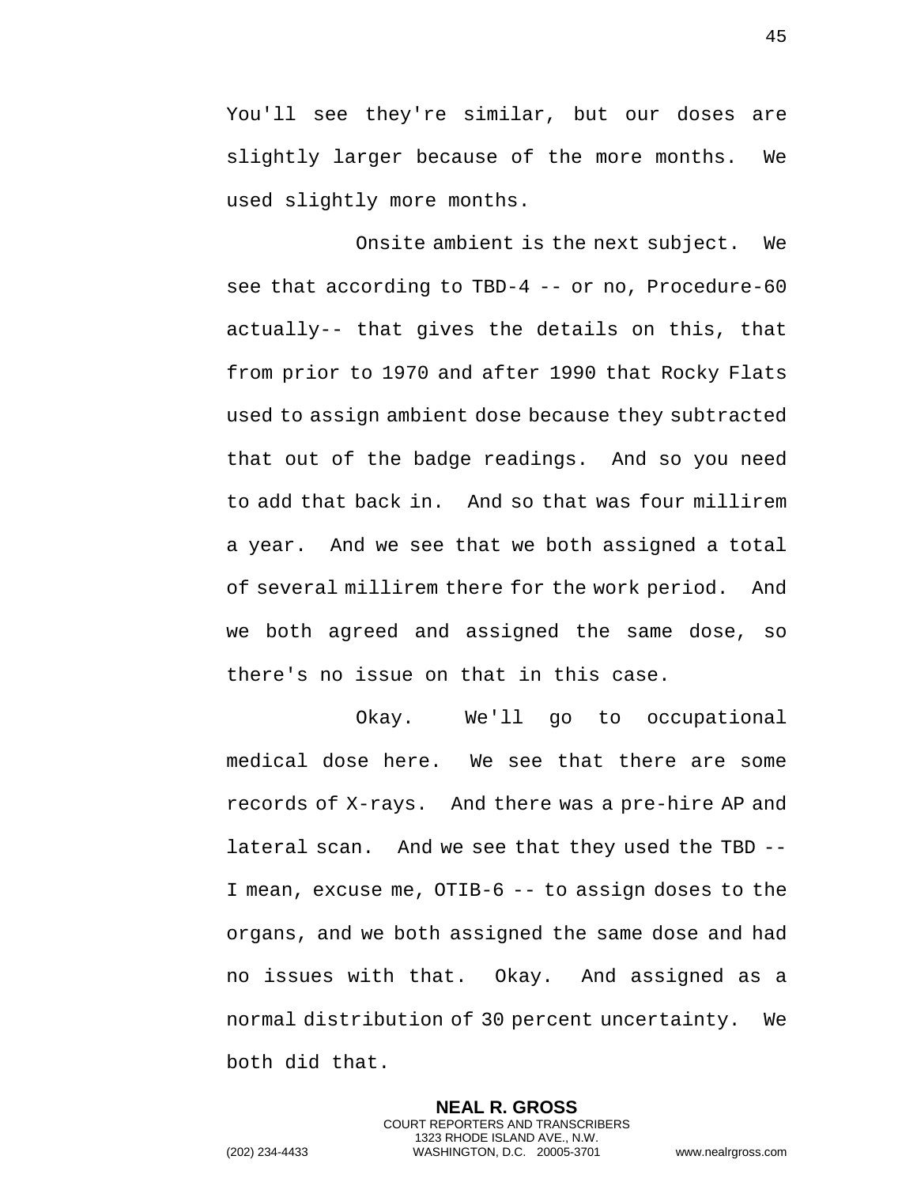You'll see they're similar, but our doses are slightly larger because of the more months. We used slightly more months.

Onsite ambient is the next subject. We see that according to TBD-4 -- or no, Procedure-60 actually-- that gives the details on this, that from prior to 1970 and after 1990 that Rocky Flats used to assign ambient dose because they subtracted that out of the badge readings. And so you need to add that back in. And so that was four millirem a year. And we see that we both assigned a total of several millirem there for the work period. And we both agreed and assigned the same dose, so there's no issue on that in this case.

Okay. We'll go to occupational medical dose here. We see that there are some records of X-rays. And there was a pre-hire AP and lateral scan. And we see that they used the TBD -- I mean, excuse me, OTIB-6 -- to assign doses to the organs, and we both assigned the same dose and had no issues with that. Okay. And assigned as a normal distribution of 30 percent uncertainty. We both did that.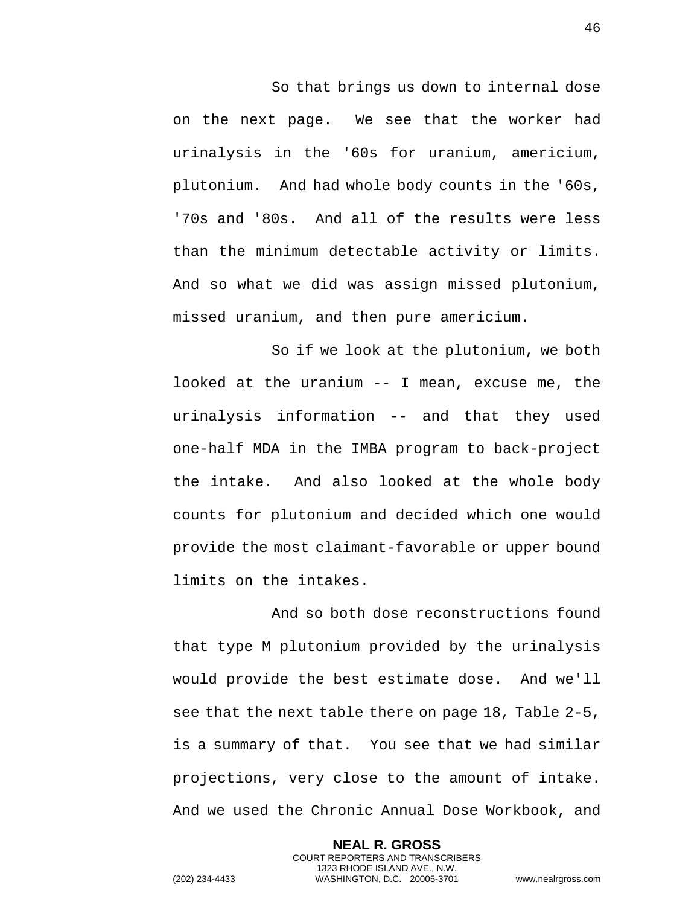So that brings us down to internal dose on the next page. We see that the worker had urinalysis in the '60s for uranium, americium, plutonium. And had whole body counts in the '60s, '70s and '80s. And all of the results were less than the minimum detectable activity or limits. And so what we did was assign missed plutonium, missed uranium, and then pure americium.

So if we look at the plutonium, we both looked at the uranium -- I mean, excuse me, the urinalysis information -- and that they used one-half MDA in the IMBA program to back-project the intake. And also looked at the whole body counts for plutonium and decided which one would provide the most claimant-favorable or upper bound limits on the intakes.

And so both dose reconstructions found that type M plutonium provided by the urinalysis would provide the best estimate dose. And we'll see that the next table there on page 18, Table 2-5, is a summary of that. You see that we had similar projections, very close to the amount of intake. And we used the Chronic Annual Dose Workbook, and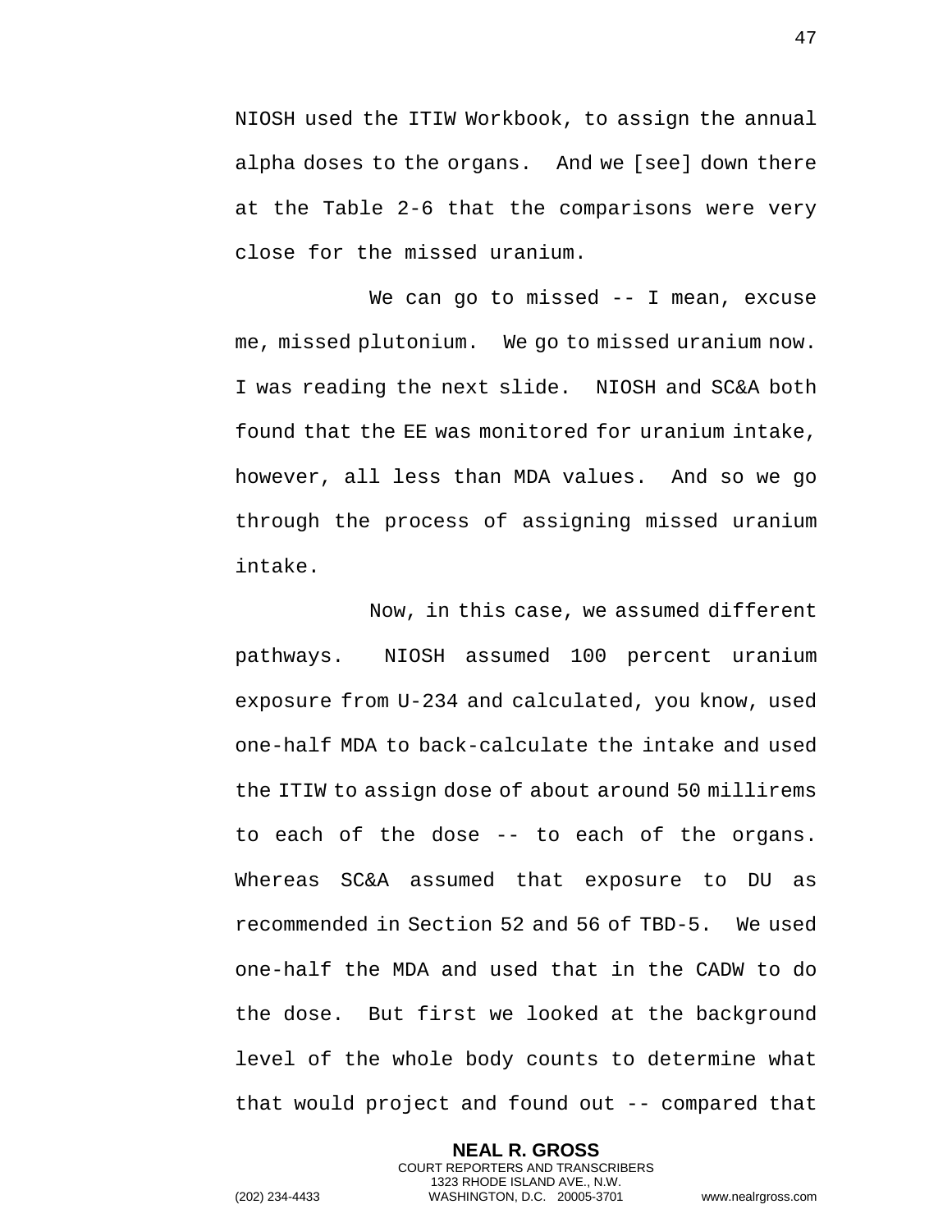NIOSH used the ITIW Workbook, to assign the annual alpha doses to the organs. And we [see] down there at the Table 2-6 that the comparisons were very close for the missed uranium.

We can go to missed -- I mean, excuse me, missed plutonium. We go to missed uranium now. I was reading the next slide. NIOSH and SC&A both found that the EE was monitored for uranium intake, however, all less than MDA values. And so we go through the process of assigning missed uranium intake.

Now, in this case, we assumed different pathways. NIOSH assumed 100 percent uranium exposure from U-234 and calculated, you know, used one-half MDA to back-calculate the intake and used the ITIW to assign dose of about around 50 millirems to each of the dose -- to each of the organs. Whereas SC&A assumed that exposure to DU as recommended in Section 52 and 56 of TBD-5. We used one-half the MDA and used that in the CADW to do the dose. But first we looked at the background level of the whole body counts to determine what that would project and found out -- compared that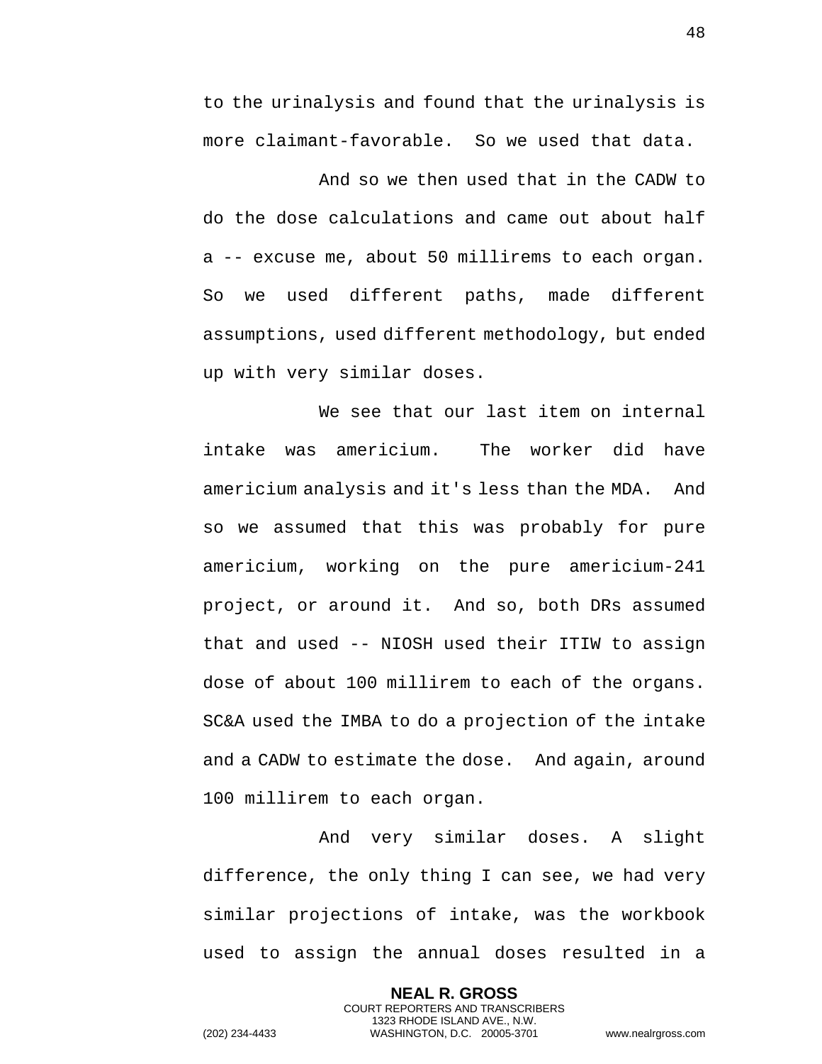to the urinalysis and found that the urinalysis is more claimant-favorable. So we used that data.

And so we then used that in the CADW to do the dose calculations and came out about half a -- excuse me, about 50 millirems to each organ. So we used different paths, made different assumptions, used different methodology, but ended up with very similar doses.

We see that our last item on internal intake was americium. The worker did have americium analysis and it's less than the MDA. And so we assumed that this was probably for pure americium, working on the pure americium-241 project, or around it. And so, both DRs assumed that and used -- NIOSH used their ITIW to assign dose of about 100 millirem to each of the organs. SC&A used the IMBA to do a projection of the intake and a CADW to estimate the dose. And again, around 100 millirem to each organ.

And very similar doses. A slight difference, the only thing I can see, we had very similar projections of intake, was the workbook used to assign the annual doses resulted in a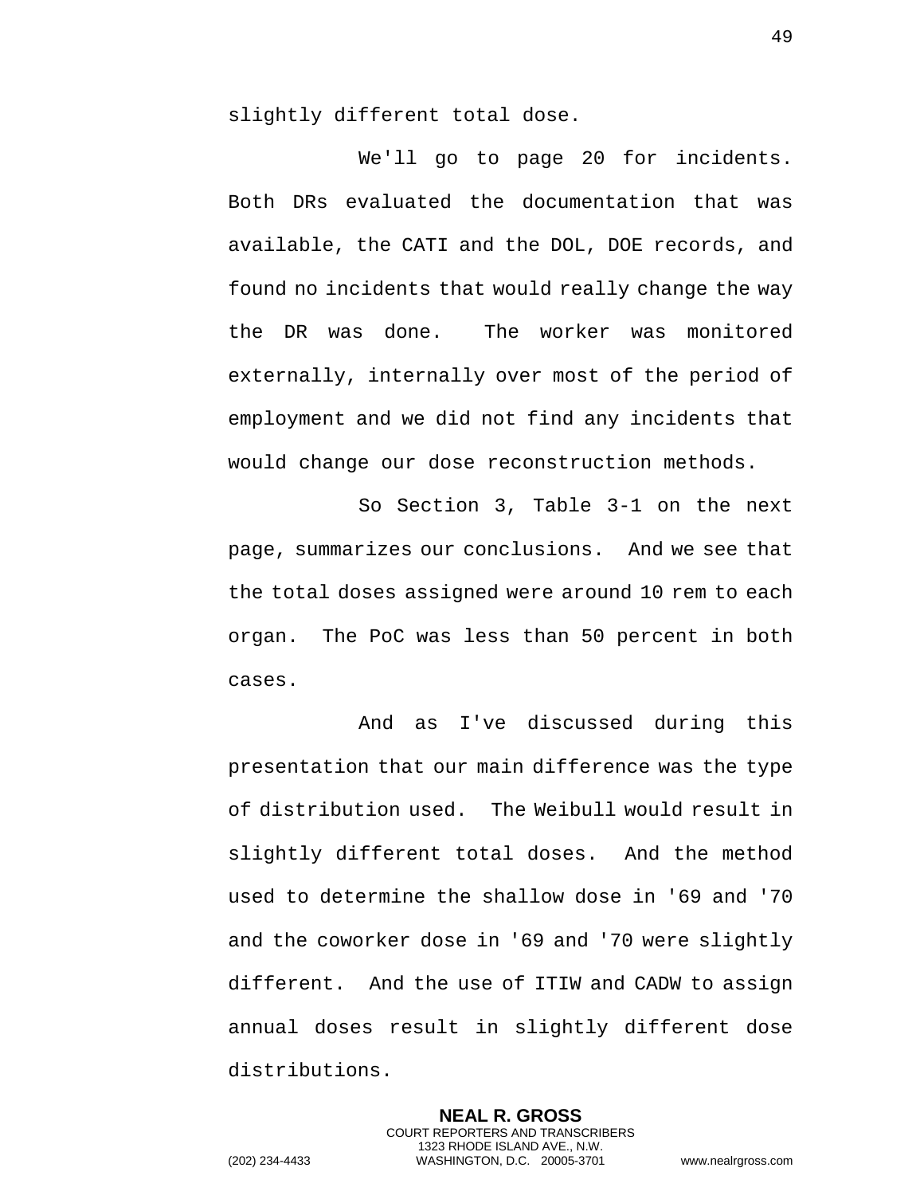slightly different total dose.

We'll go to page 20 for incidents. Both DRs evaluated the documentation that was available, the CATI and the DOL, DOE records, and found no incidents that would really change the way the DR was done. The worker was monitored externally, internally over most of the period of employment and we did not find any incidents that would change our dose reconstruction methods.

So Section 3, Table 3-1 on the next page, summarizes our conclusions. And we see that the total doses assigned were around 10 rem to each organ. The PoC was less than 50 percent in both cases.

And as I've discussed during this presentation that our main difference was the type of distribution used. The Weibull would result in slightly different total doses. And the method used to determine the shallow dose in '69 and '70 and the coworker dose in '69 and '70 were slightly different. And the use of ITIW and CADW to assign annual doses result in slightly different dose distributions.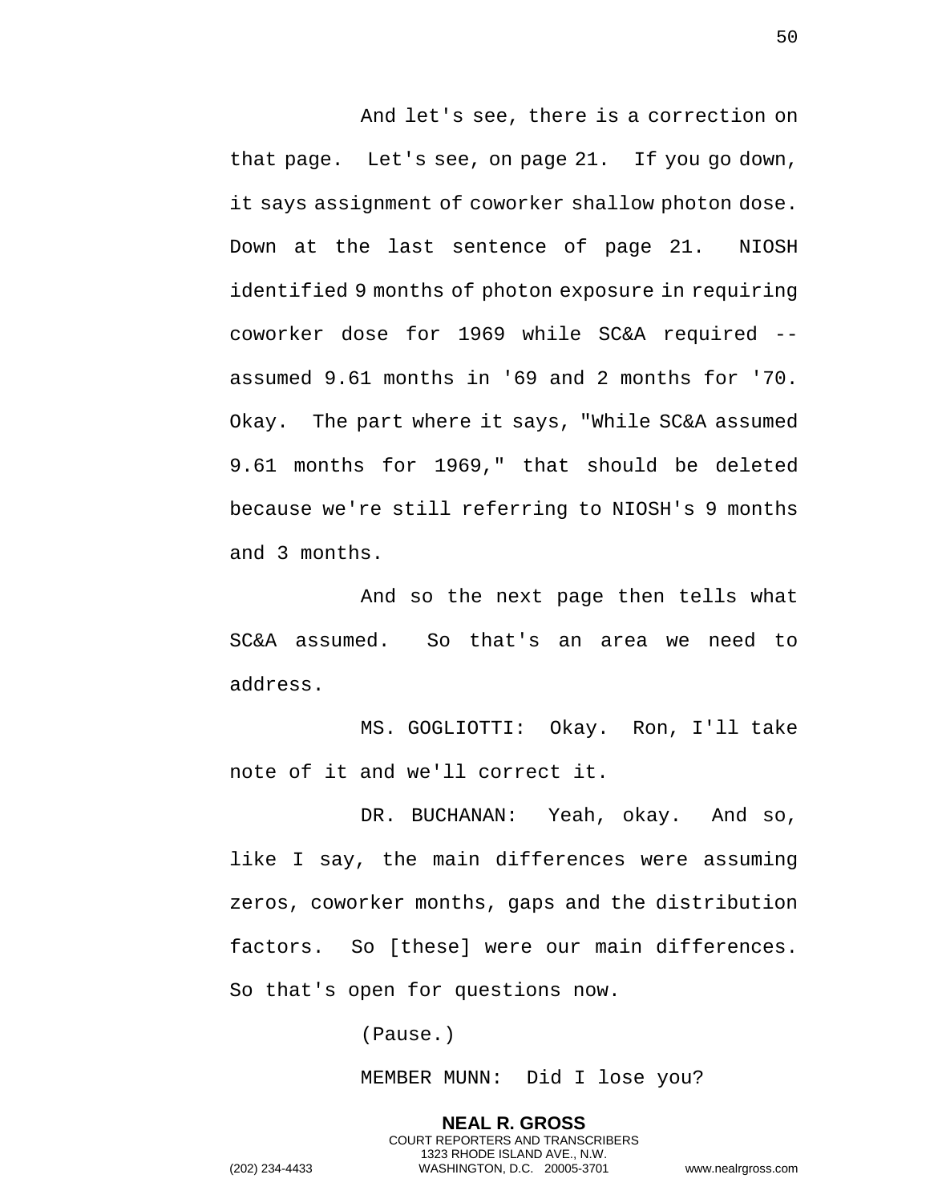And let's see, there is a correction on that page. Let's see, on page 21. If you go down, it says assignment of coworker shallow photon dose. Down at the last sentence of page 21. NIOSH identified 9 months of photon exposure in requiring coworker dose for 1969 while SC&A required -- assumed 9.61 months in '69 and 2 months for '70. Okay. The part where it says, "While SC&A assumed 9.61 months for 1969," that should be deleted because we're still referring to NIOSH's 9 months and 3 months.

And so the next page then tells what SC&A assumed. So that's an area we need to address.

MS. GOGLIOTTI: Okay. Ron, I'll take note of it and we'll correct it.

DR. BUCHANAN: Yeah, okay. And so, like I say, the main differences were assuming zeros, coworker months, gaps and the distribution factors. So [these] were our main differences. So that's open for questions now.

(Pause.)

MEMBER MUNN: Did I lose you?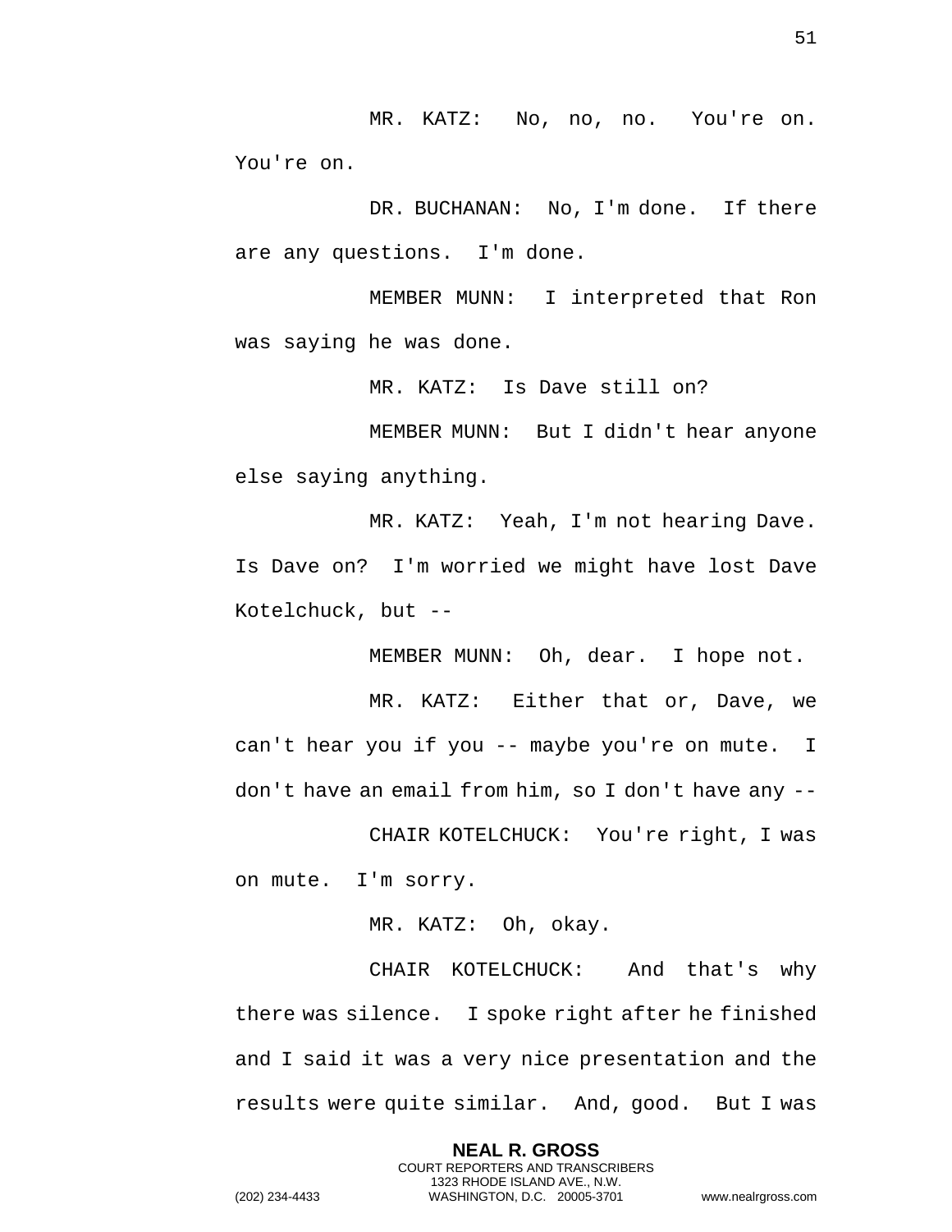MR. KATZ: No, no, no. You're on. You're on.

DR. BUCHANAN: No, I'm done. If there are any questions. I'm done.

MEMBER MUNN: I interpreted that Ron was saying he was done.

MR. KATZ: Is Dave still on?

MEMBER MUNN: But I didn't hear anyone else saying anything.

MR. KATZ: Yeah, I'm not hearing Dave. Is Dave on? I'm worried we might have lost Dave Kotelchuck, but --

MEMBER MUNN: Oh, dear. I hope not.

MR. KATZ: Either that or, Dave, we can't hear you if you -- maybe you're on mute. I don't have an email from him, so I don't have any --

CHAIR KOTELCHUCK: You're right, I was on mute. I'm sorry.

MR. KATZ: Oh, okay.

CHAIR KOTELCHUCK: And that's why there was silence. I spoke right after he finished and I said it was a very nice presentation and the results were quite similar. And, good. But I was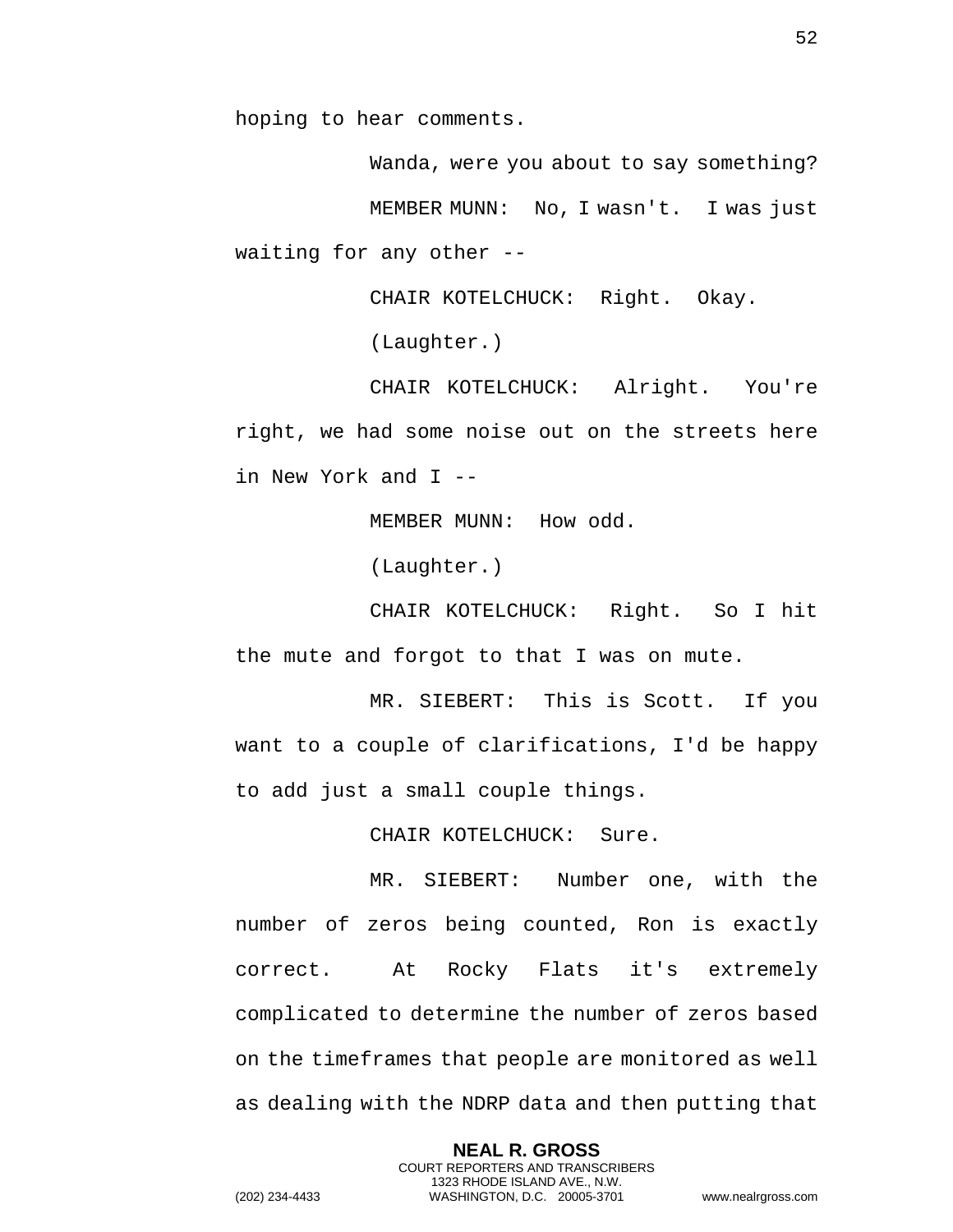hoping to hear comments.

Wanda, were you about to say something?

MEMBER MUNN: No, I wasn't. I was just waiting for any other --

CHAIR KOTELCHUCK: Right. Okay.

(Laughter.)

CHAIR KOTELCHUCK: Alright. You're right, we had some noise out on the streets here in New York and I --

MEMBER MUNN: How odd.

(Laughter.)

CHAIR KOTELCHUCK: Right. So I hit the mute and forgot to that I was on mute.

MR. SIEBERT: This is Scott. If you want to a couple of clarifications, I'd be happy to add just a small couple things.

CHAIR KOTELCHUCK: Sure.

MR. SIEBERT: Number one, with the number of zeros being counted, Ron is exactly correct. At Rocky Flats it's extremely complicated to determine the number of zeros based on the timeframes that people are monitored as well as dealing with the NDRP data and then putting that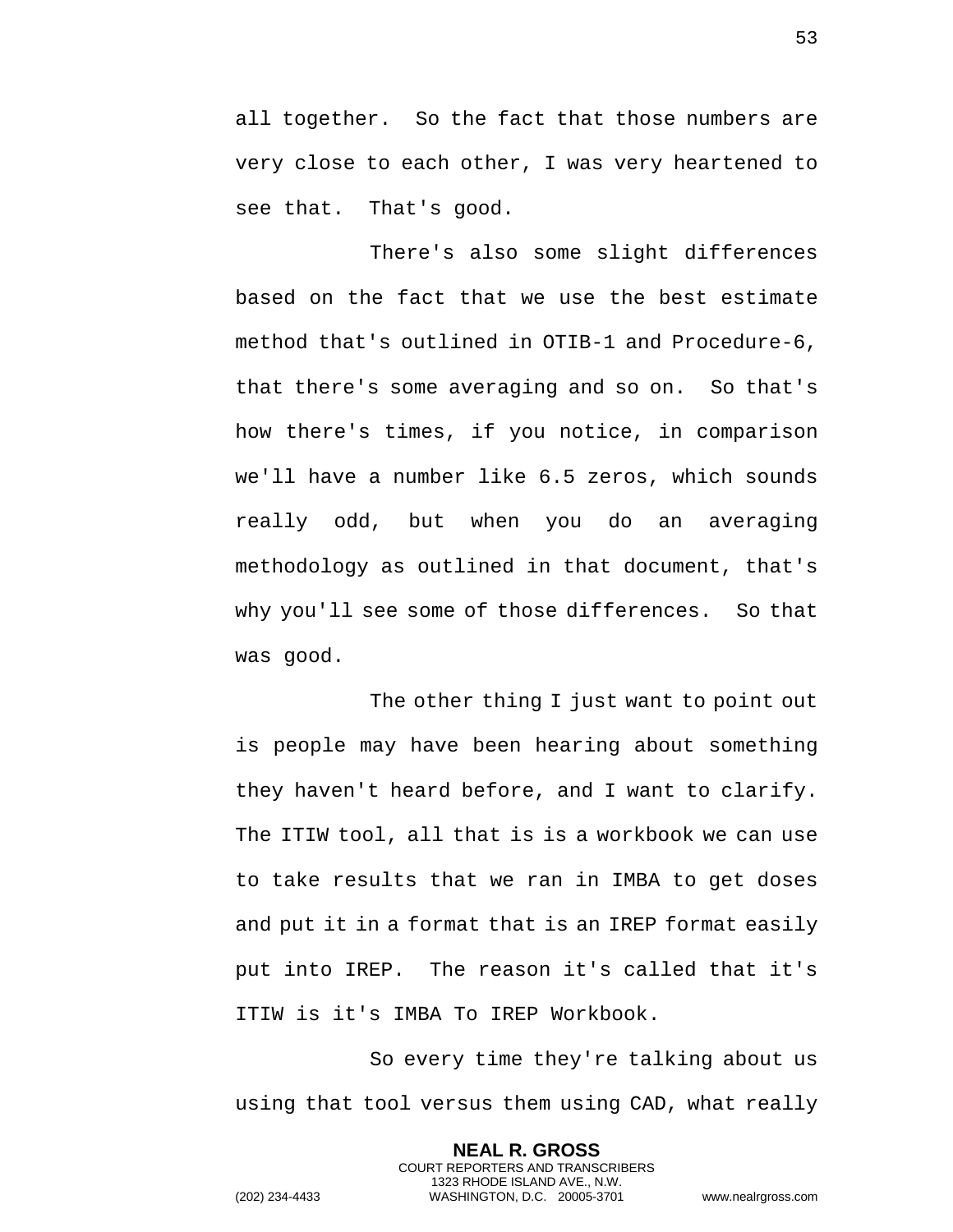all together. So the fact that those numbers are very close to each other, I was very heartened to see that. That's good.

There's also some slight differences based on the fact that we use the best estimate method that's outlined in OTIB-1 and Procedure-6, that there's some averaging and so on. So that's how there's times, if you notice, in comparison we'll have a number like 6.5 zeros, which sounds really odd, but when you do an averaging methodology as outlined in that document, that's why you'll see some of those differences. So that was good.

The other thing I just want to point out is people may have been hearing about something they haven't heard before, and I want to clarify. The ITIW tool, all that is is a workbook we can use to take results that we ran in IMBA to get doses and put it in a format that is an IREP format easily put into IREP. The reason it's called that it's ITIW is it's IMBA To IREP Workbook.

So every time they're talking about us using that tool versus them using CAD, what really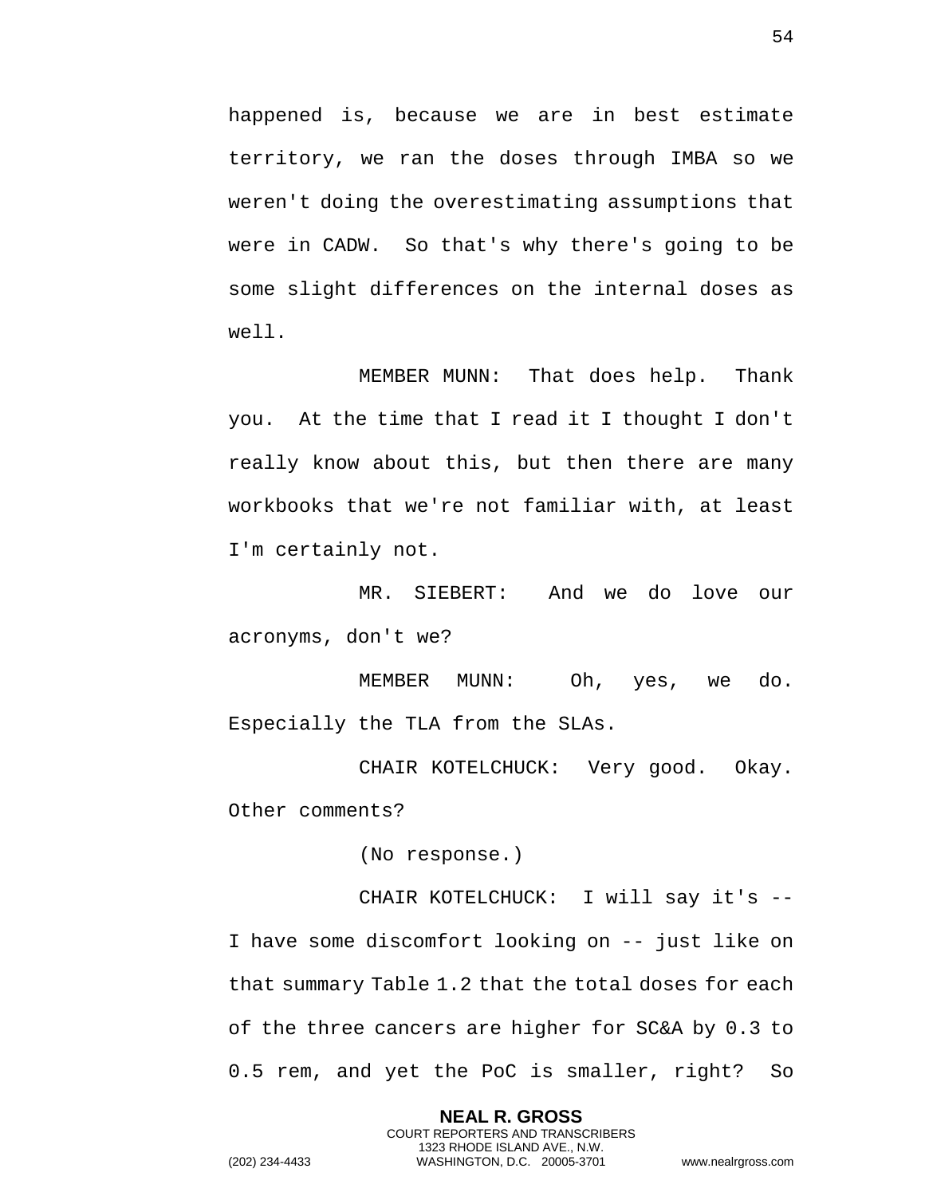happened is, because we are in best estimate territory, we ran the doses through IMBA so we weren't doing the overestimating assumptions that were in CADW. So that's why there's going to be some slight differences on the internal doses as well.

MEMBER MUNN: That does help. Thank you. At the time that I read it I thought I don't really know about this, but then there are many workbooks that we're not familiar with, at least I'm certainly not.

MR. SIEBERT: And we do love our acronyms, don't we?

MEMBER MUNN: Oh, yes, we do. Especially the TLA from the SLAs.

CHAIR KOTELCHUCK: Very good. Okay. Other comments?

(No response.)

CHAIR KOTELCHUCK: I will say it's -- I have some discomfort looking on -- just like on that summary Table 1.2 that the total doses for each of the three cancers are higher for SC&A by 0.3 to 0.5 rem, and yet the PoC is smaller, right? So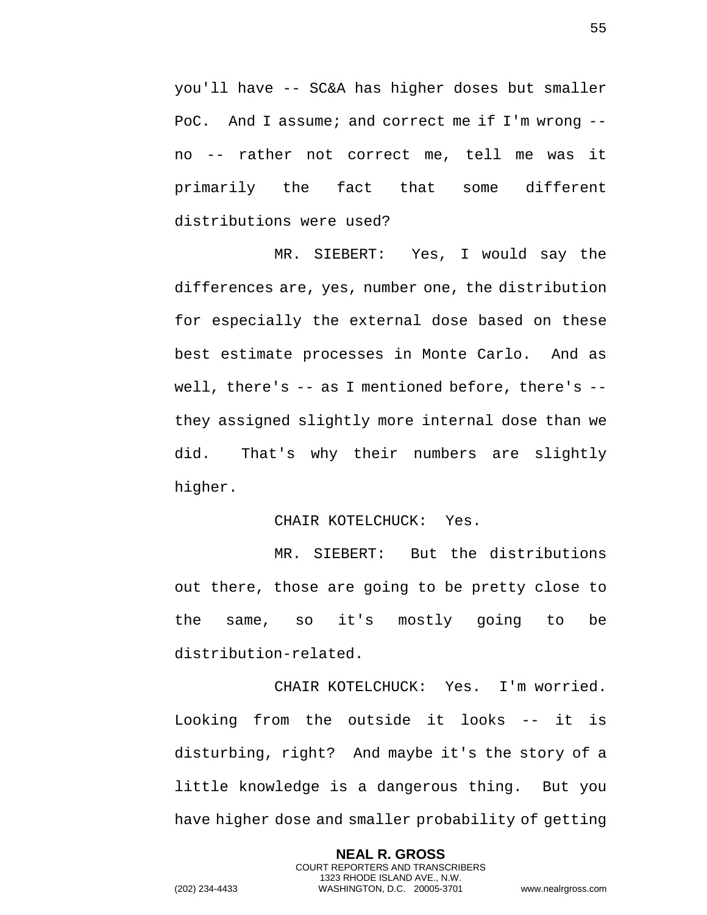you'll have -- SC&A has higher doses but smaller PoC. And I assume; and correct me if I'm wrong -- no -- rather not correct me, tell me was it primarily the fact that some different distributions were used?

MR. SIEBERT: Yes, I would say the differences are, yes, number one, the distribution for especially the external dose based on these best estimate processes in Monte Carlo. And as well, there's -- as I mentioned before, there's -- they assigned slightly more internal dose than we did. That's why their numbers are slightly higher.

CHAIR KOTELCHUCK: Yes.

MR. SIEBERT: But the distributions out there, those are going to be pretty close to the same, so it's mostly going to be distribution-related.

CHAIR KOTELCHUCK: Yes. I'm worried. Looking from the outside it looks -- it is disturbing, right? And maybe it's the story of a little knowledge is a dangerous thing. But you have higher dose and smaller probability of getting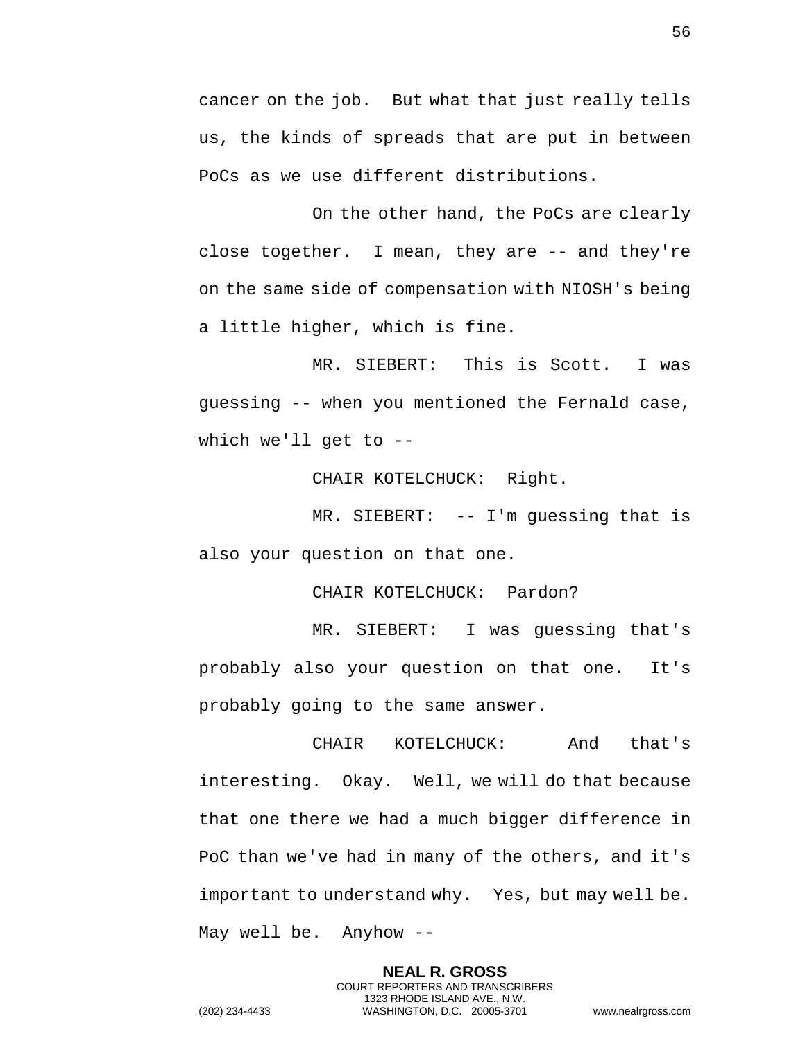cancer on the job. But what that just really tells us, the kinds of spreads that are put in between PoCs as we use different distributions.

On the other hand, the PoCs are clearly close together. I mean, they are -- and they're on the same side of compensation with NIOSH's being a little higher, which is fine.

MR. SIEBERT: This is Scott. I was guessing -- when you mentioned the Fernald case, which we'll get to --

CHAIR KOTELCHUCK: Right.

MR. SIEBERT: -- I'm guessing that is also your question on that one.

CHAIR KOTELCHUCK: Pardon?

MR. SIEBERT: I was guessing that's probably also your question on that one. It's probably going to the same answer.

CHAIR KOTELCHUCK: And that's interesting. Okay. Well, we will do that because that one there we had a much bigger difference in PoC than we've had in many of the others, and it's important to understand why. Yes, but may well be. May well be. Anyhow --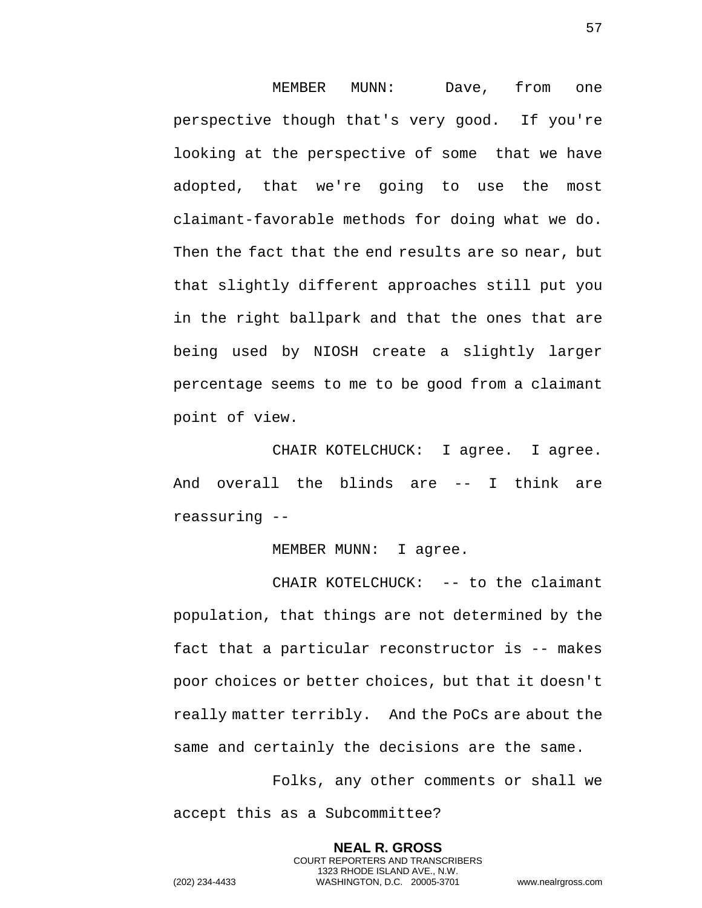MEMBER MUNN: Dave, from one perspective though that's very good. If you're looking at the perspective of some that we have adopted, that we're going to use the most claimant-favorable methods for doing what we do. Then the fact that the end results are so near, but that slightly different approaches still put you in the right ballpark and that the ones that are being used by NIOSH create a slightly larger percentage seems to me to be good from a claimant point of view.

CHAIR KOTELCHUCK: I agree. I agree. And overall the blinds are -- I think are reassuring --

MEMBER MUNN: I agree.

CHAIR KOTELCHUCK: -- to the claimant population, that things are not determined by the fact that a particular reconstructor is -- makes poor choices or better choices, but that it doesn't really matter terribly. And the PoCs are about the same and certainly the decisions are the same.

Folks, any other comments or shall we accept this as a Subcommittee?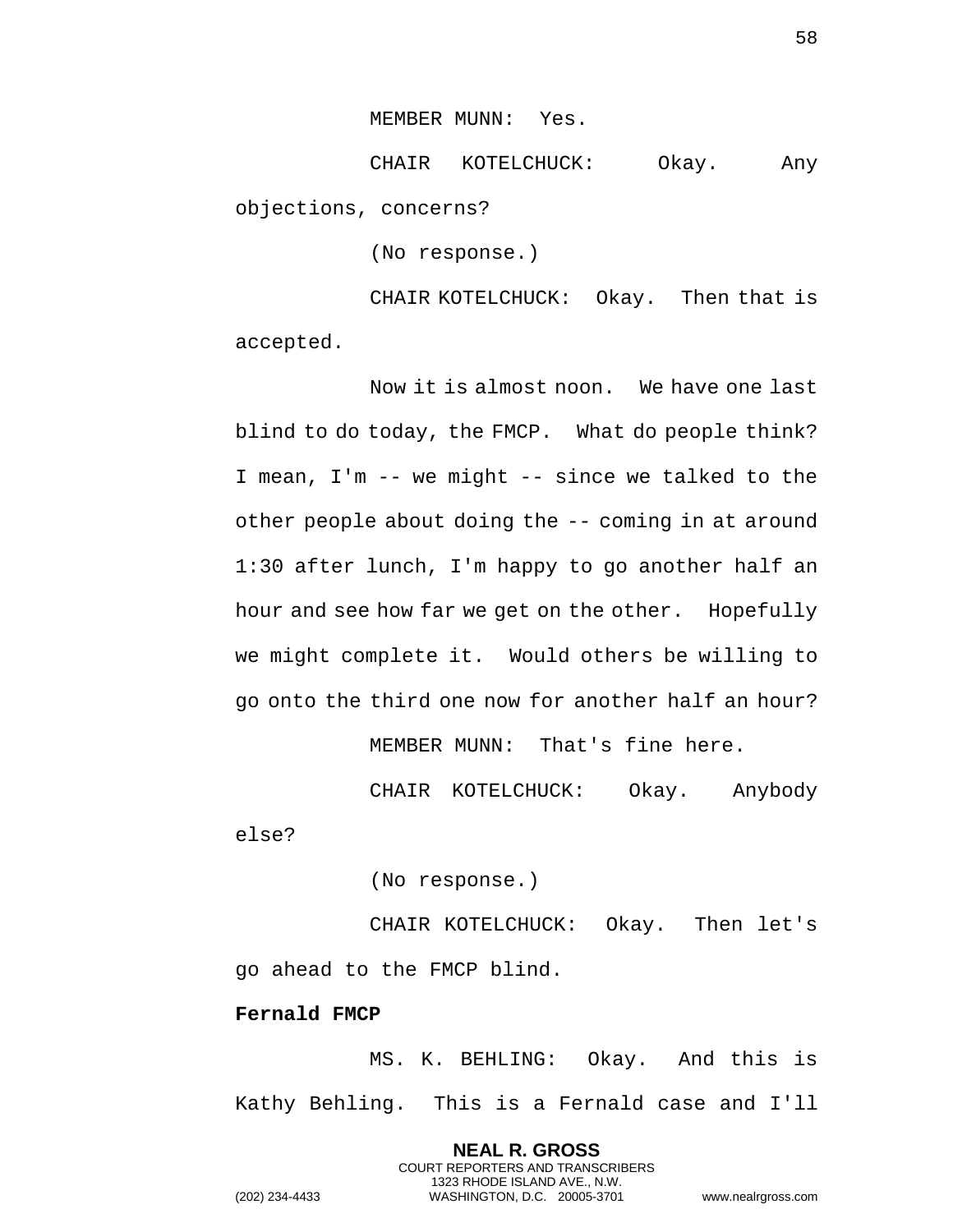MEMBER MUNN: Yes.

CHAIR KOTELCHUCK: Okay. Any objections, concerns?

(No response.)

CHAIR KOTELCHUCK: Okay. Then that is accepted.

Now it is almost noon. We have one last blind to do today, the FMCP. What do people think? I mean, I'm -- we might -- since we talked to the other people about doing the -- coming in at around 1:30 after lunch, I'm happy to go another half an hour and see how far we get on the other. Hopefully we might complete it. Would others be willing to go onto the third one now for another half an hour?

MEMBER MUNN: That's fine here.

CHAIR KOTELCHUCK: Okay. Anybody else?

(No response.)

CHAIR KOTELCHUCK: Okay. Then let's go ahead to the FMCP blind.

**Fernald FMCP**

MS. K. BEHLING: Okay. And this is Kathy Behling. This is a Fernald case and I'll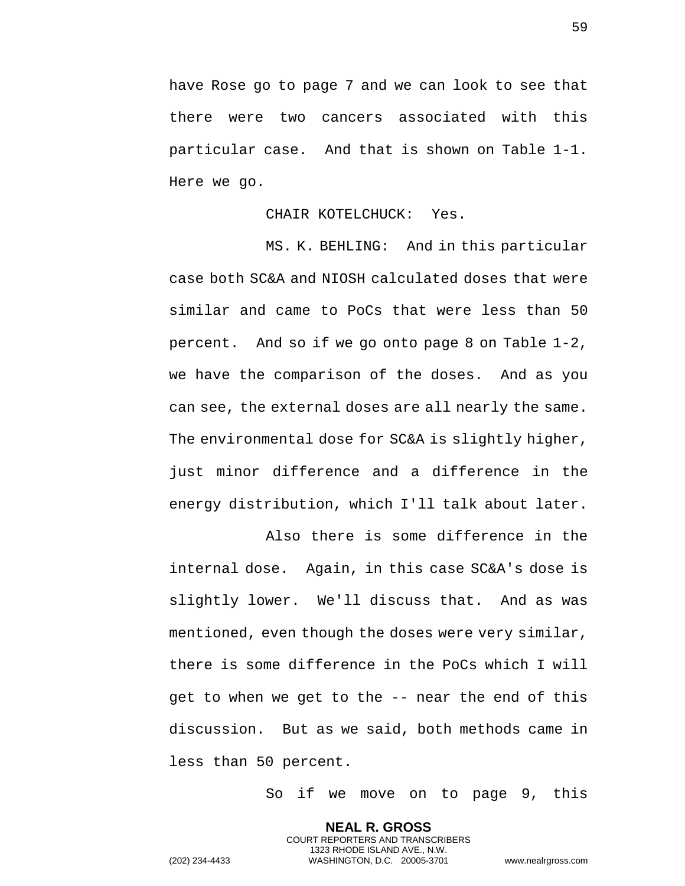have Rose go to page 7 and we can look to see that there were two cancers associated with this particular case. And that is shown on Table 1-1. Here we go.

CHAIR KOTELCHUCK: Yes.

MS. K. BEHLING: And in this particular case both SC&A and NIOSH calculated doses that were similar and came to PoCs that were less than 50 percent. And so if we go onto page 8 on Table 1-2, we have the comparison of the doses. And as you can see, the external doses are all nearly the same. The environmental dose for SC&A is slightly higher, just minor difference and a difference in the energy distribution, which I'll talk about later.

Also there is some difference in the internal dose. Again, in this case SC&A's dose is slightly lower. We'll discuss that. And as was mentioned, even though the doses were very similar, there is some difference in the PoCs which I will get to when we get to the -- near the end of this discussion. But as we said, both methods came in less than 50 percent.

So if we move on to page 9, this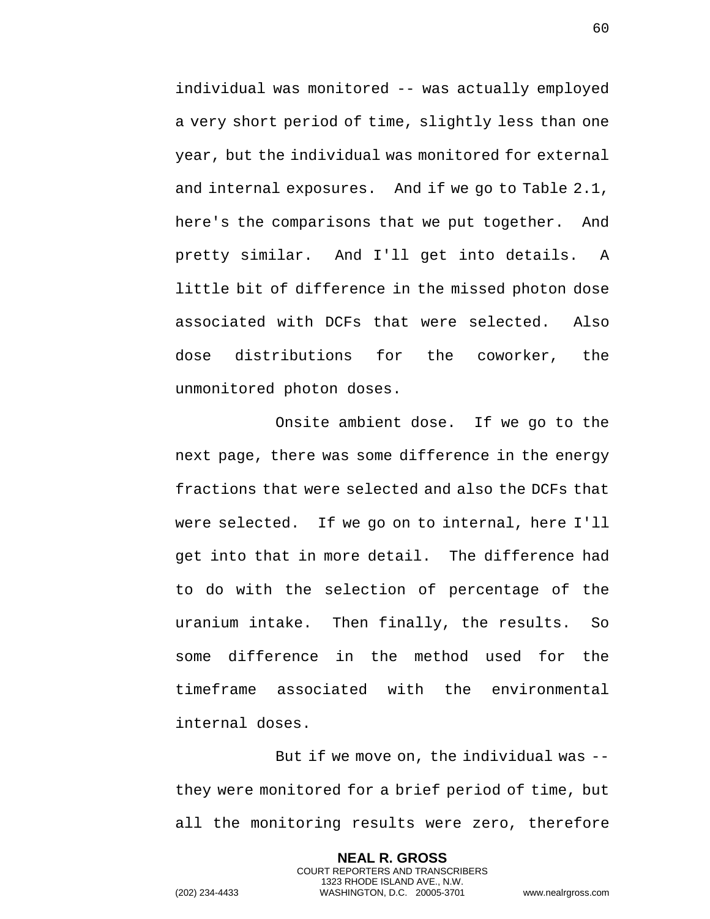individual was monitored -- was actually employed a very short period of time, slightly less than one year, but the individual was monitored for external and internal exposures. And if we go to Table 2.1, here's the comparisons that we put together. And pretty similar. And I'll get into details. A little bit of difference in the missed photon dose associated with DCFs that were selected. Also dose distributions for the coworker, the unmonitored photon doses.

Onsite ambient dose. If we go to the next page, there was some difference in the energy fractions that were selected and also the DCFs that were selected. If we go on to internal, here I'll get into that in more detail. The difference had to do with the selection of percentage of the uranium intake. Then finally, the results. So some difference in the method used for the timeframe associated with the environmental internal doses.

But if we move on, the individual was -- they were monitored for a brief period of time, but all the monitoring results were zero, therefore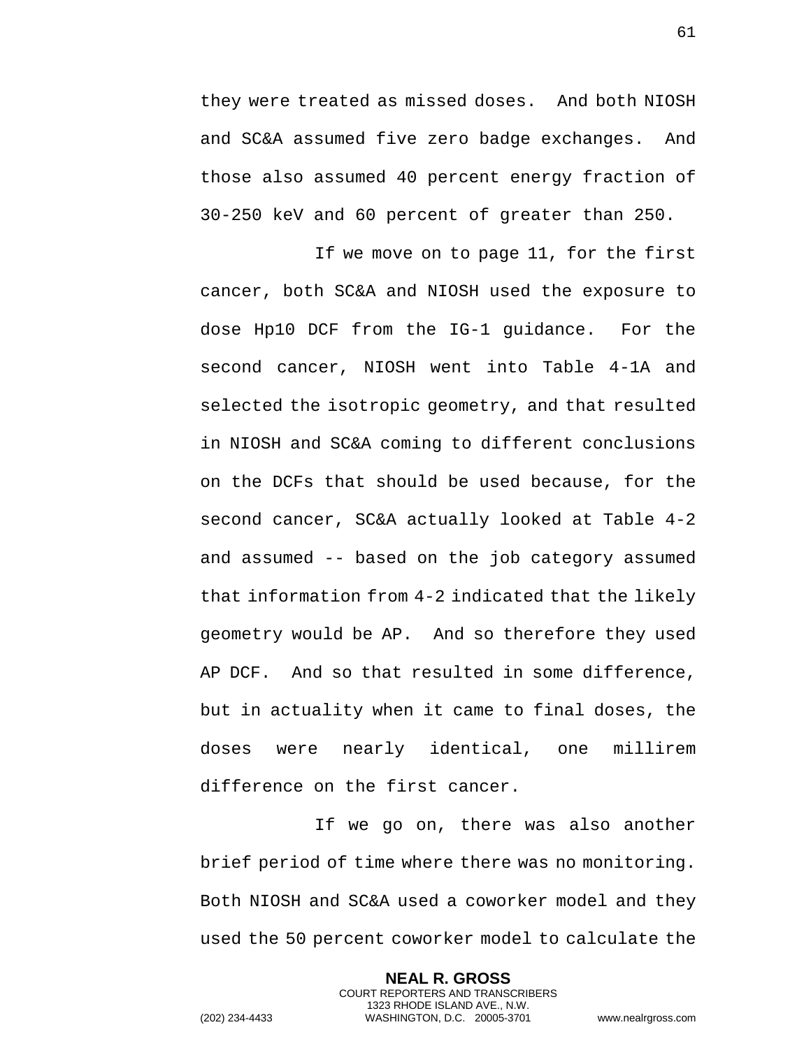they were treated as missed doses. And both NIOSH and SC&A assumed five zero badge exchanges. And those also assumed 40 percent energy fraction of 30-250 keV and 60 percent of greater than 250.

If we move on to page 11, for the first cancer, both SC&A and NIOSH used the exposure to dose Hp10 DCF from the IG-1 guidance. For the second cancer, NIOSH went into Table 4-1A and selected the isotropic geometry, and that resulted in NIOSH and SC&A coming to different conclusions on the DCFs that should be used because, for the second cancer, SC&A actually looked at Table 4-2 and assumed -- based on the job category assumed that information from 4-2 indicated that the likely geometry would be AP. And so therefore they used AP DCF. And so that resulted in some difference, but in actuality when it came to final doses, the doses were nearly identical, one millirem difference on the first cancer.

If we go on, there was also another brief period of time where there was no monitoring. Both NIOSH and SC&A used a coworker model and they used the 50 percent coworker model to calculate the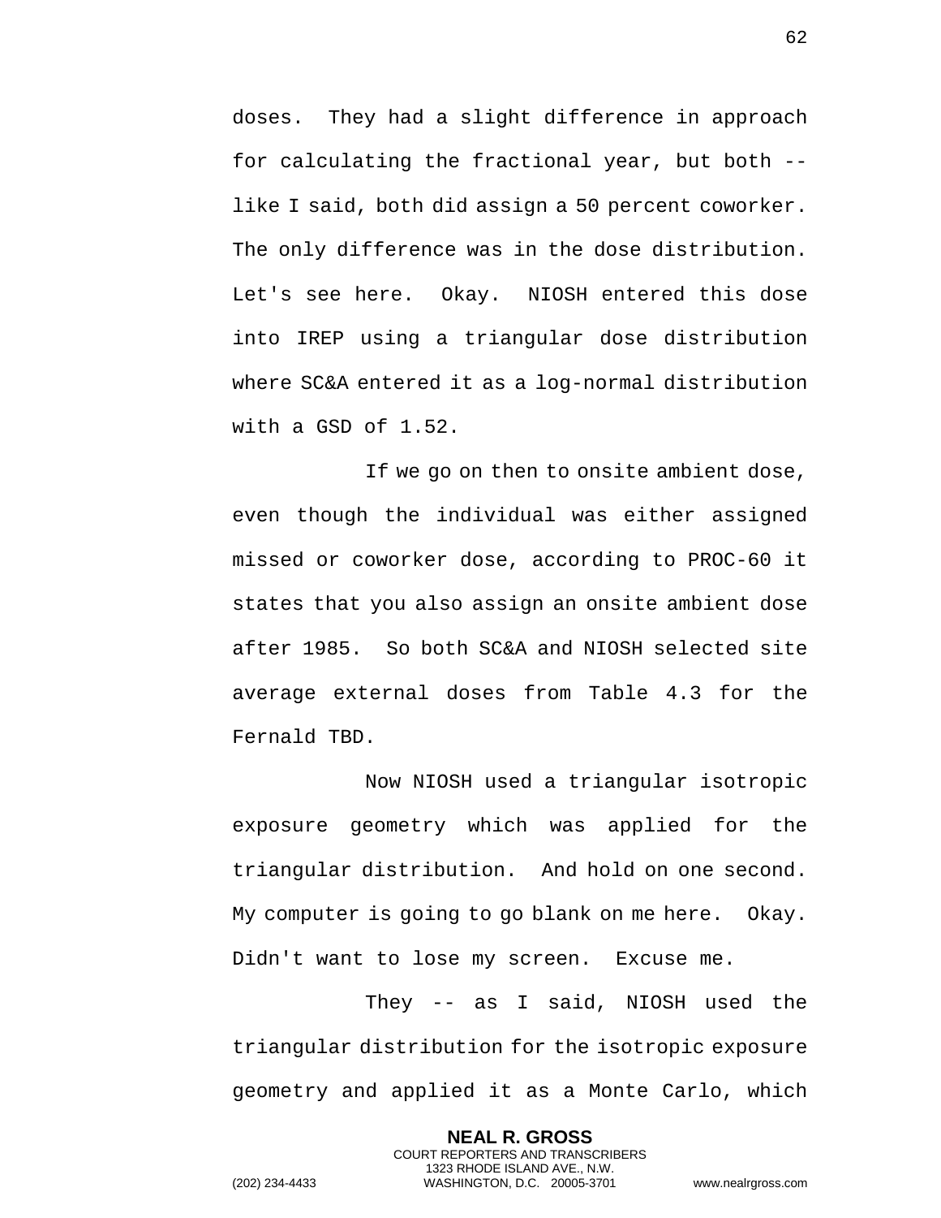doses. They had a slight difference in approach for calculating the fractional year, but both -- like I said, both did assign a 50 percent coworker. The only difference was in the dose distribution. Let's see here. Okay. NIOSH entered this dose into IREP using a triangular dose distribution where SC&A entered it as a log-normal distribution with a GSD of 1.52.

If we go on then to onsite ambient dose, even though the individual was either assigned missed or coworker dose, according to PROC-60 it states that you also assign an onsite ambient dose after 1985. So both SC&A and NIOSH selected site average external doses from Table 4.3 for the Fernald TBD.

Now NIOSH used a triangular isotropic exposure geometry which was applied for the triangular distribution. And hold on one second. My computer is going to go blank on me here. Okay. Didn't want to lose my screen. Excuse me.

They -- as I said, NIOSH used the triangular distribution for the isotropic exposure geometry and applied it as a Monte Carlo, which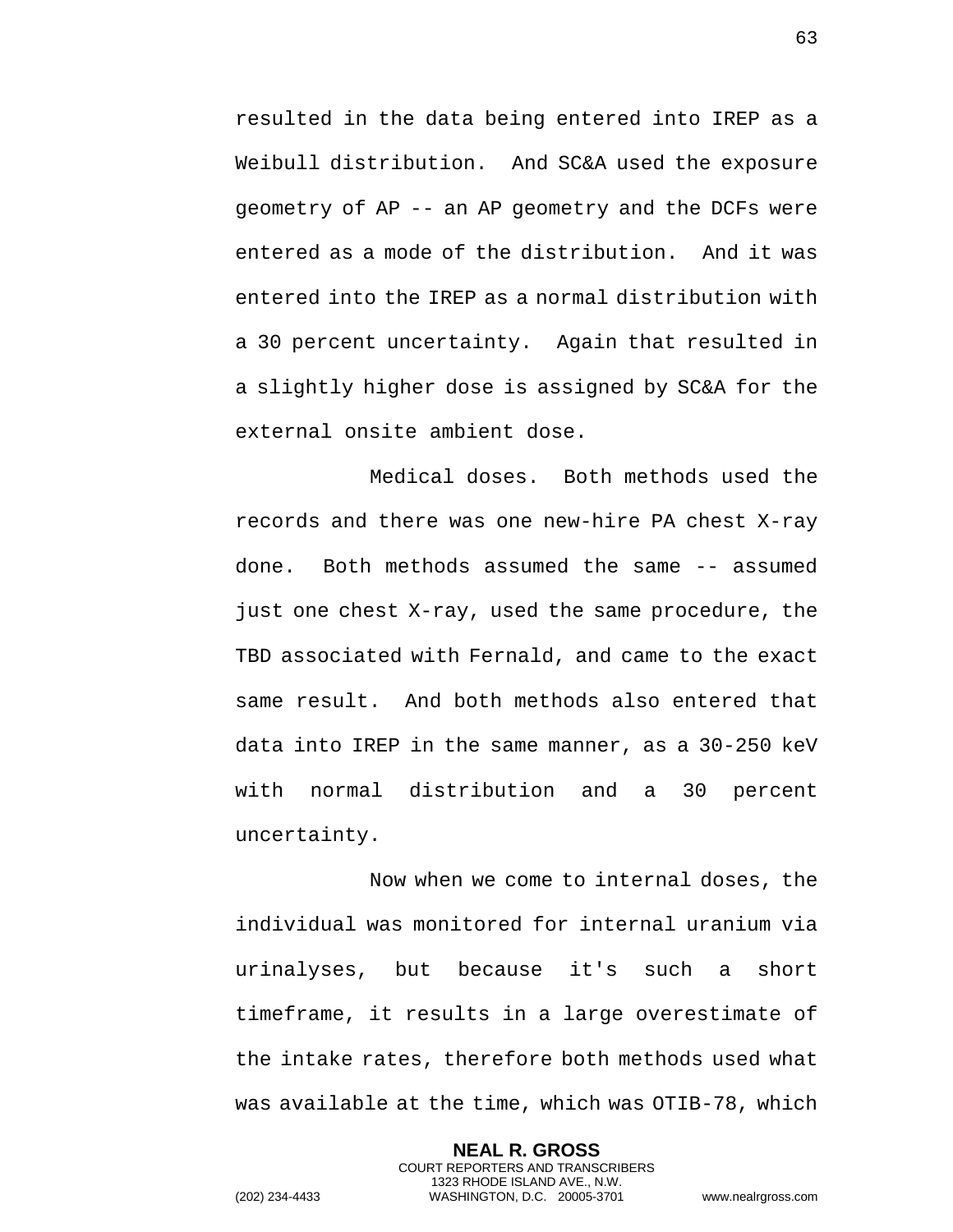resulted in the data being entered into IREP as a Weibull distribution. And SC&A used the exposure geometry of AP -- an AP geometry and the DCFs were entered as a mode of the distribution. And it was entered into the IREP as a normal distribution with a 30 percent uncertainty. Again that resulted in a slightly higher dose is assigned by SC&A for the external onsite ambient dose.

Medical doses. Both methods used the records and there was one new-hire PA chest X-ray done. Both methods assumed the same -- assumed just one chest X-ray, used the same procedure, the TBD associated with Fernald, and came to the exact same result. And both methods also entered that data into IREP in the same manner, as a 30-250 keV with normal distribution and a 30 percent uncertainty.

Now when we come to internal doses, the individual was monitored for internal uranium via urinalyses, but because it's such a short timeframe, it results in a large overestimate of the intake rates, therefore both methods used what was available at the time, which was OTIB-78, which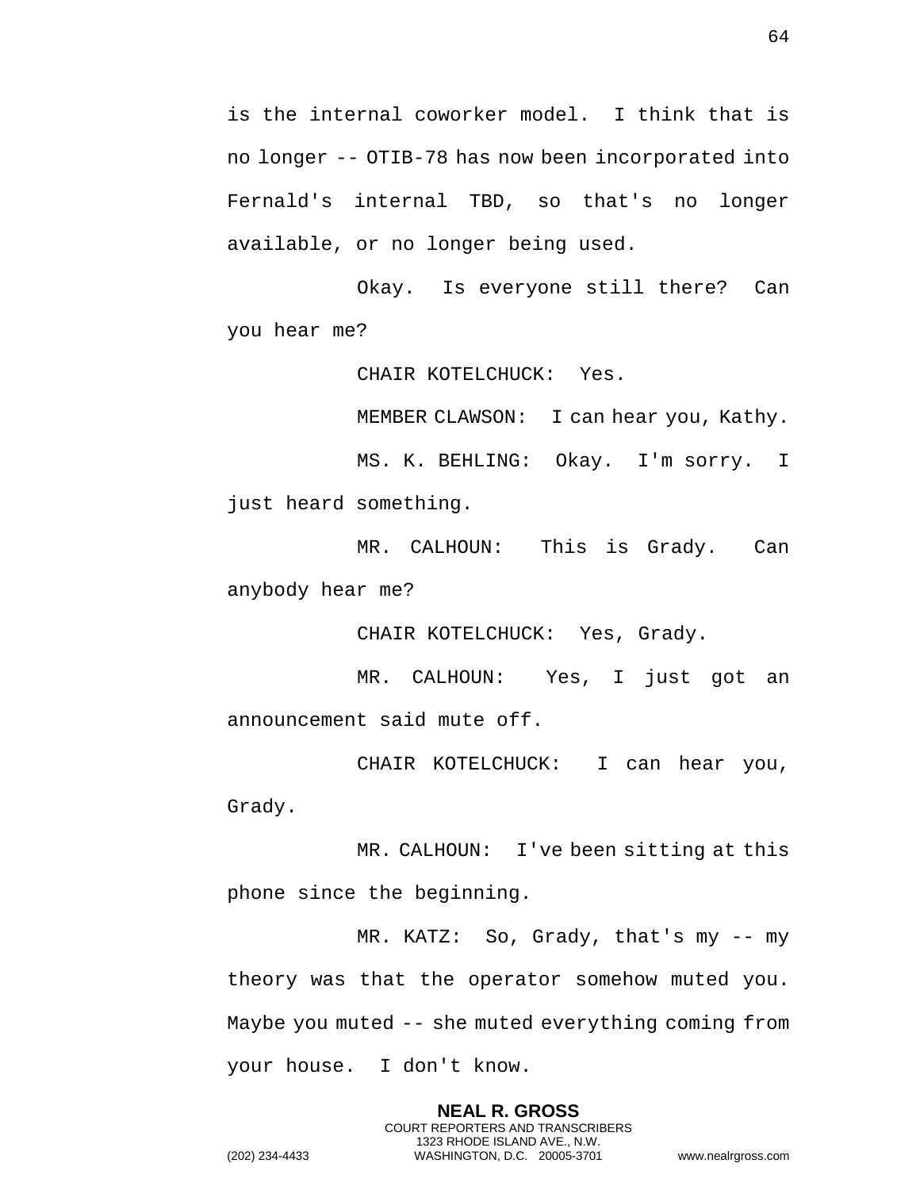is the internal coworker model. I think that is no longer -- OTIB-78 has now been incorporated into Fernald's internal TBD, so that's no longer available, or no longer being used.

Okay. Is everyone still there? Can you hear me?

CHAIR KOTELCHUCK: Yes.

MEMBER CLAWSON: I can hear you, Kathy.

MS. K. BEHLING: Okay. I'm sorry. I just heard something.

MR. CALHOUN: This is Grady. Can anybody hear me?

CHAIR KOTELCHUCK: Yes, Grady.

MR. CALHOUN: Yes, I just got an announcement said mute off.

CHAIR KOTELCHUCK: I can hear you, Grady.

MR. CALHOUN: I've been sitting at this phone since the beginning.

MR. KATZ: So, Grady, that's my -- my theory was that the operator somehow muted you. Maybe you muted -- she muted everything coming from your house. I don't know.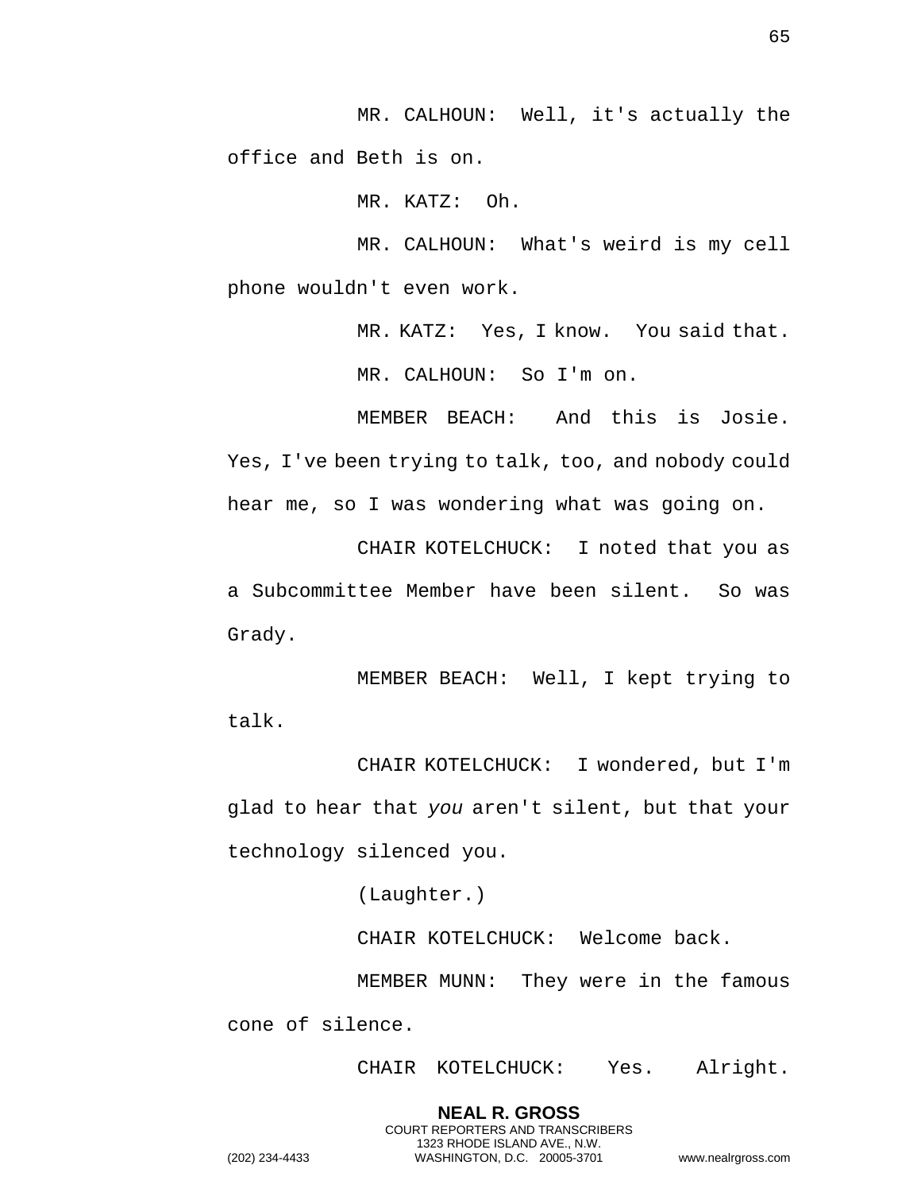MR. CALHOUN: Well, it's actually the office and Beth is on.

MR. KATZ: Oh.

MR. CALHOUN: What's weird is my cell phone wouldn't even work.

MR. KATZ: Yes, I know. You said that.

MR. CALHOUN: So I'm on.

MEMBER BEACH: And this is Josie. Yes, I've been trying to talk, too, and nobody could hear me, so I was wondering what was going on.

CHAIR KOTELCHUCK: I noted that you as a Subcommittee Member have been silent. So was Grady.

MEMBER BEACH: Well, I kept trying to talk.

CHAIR KOTELCHUCK: I wondered, but I'm glad to hear that *you* aren't silent, but that your technology silenced you.

(Laughter.)

CHAIR KOTELCHUCK: Welcome back.

MEMBER MUNN: They were in the famous cone of silence.

CHAIR KOTELCHUCK: Yes. Alright.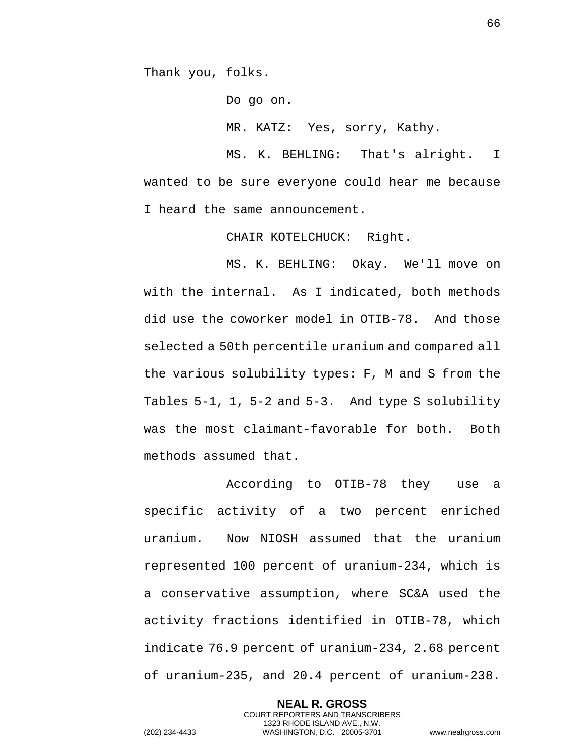Thank you, folks.

Do go on.

MR. KATZ: Yes, sorry, Kathy.

MS. K. BEHLING: That's alright. I wanted to be sure everyone could hear me because I heard the same announcement.

CHAIR KOTELCHUCK: Right.

MS. K. BEHLING: Okay. We'll move on with the internal. As I indicated, both methods did use the coworker model in OTIB-78. And those selected a 50th percentile uranium and compared all the various solubility types: F, M and S from the Tables 5-1, 1, 5-2 and 5-3. And type S solubility was the most claimant-favorable for both. Both methods assumed that.

According to OTIB-78 they use a specific activity of a two percent enriched uranium. Now NIOSH assumed that the uranium represented 100 percent of uranium-234, which is a conservative assumption, where SC&A used the activity fractions identified in OTIB-78, which indicate 76.9 percent of uranium-234, 2.68 percent of uranium-235, and 20.4 percent of uranium-238.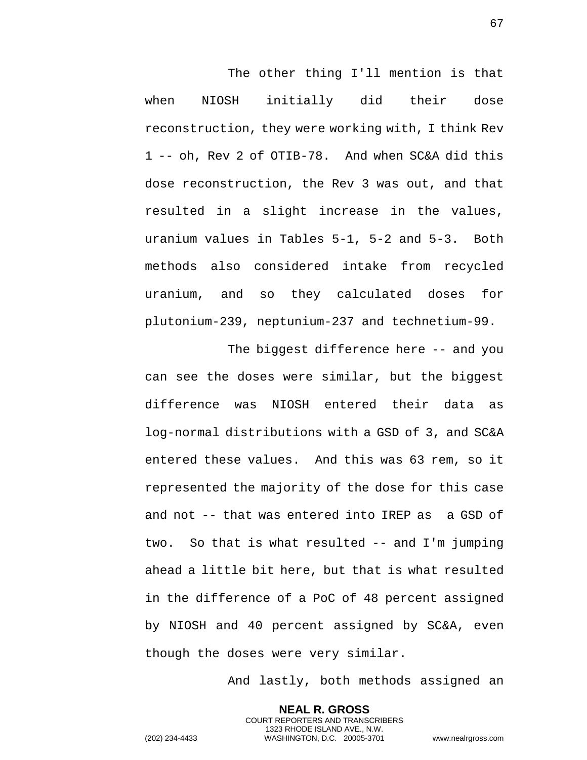The other thing I'll mention is that when NIOSH initially did their dose reconstruction, they were working with, I think Rev 1 -- oh, Rev 2 of OTIB-78. And when SC&A did this dose reconstruction, the Rev 3 was out, and that resulted in a slight increase in the values, uranium values in Tables 5-1, 5-2 and 5-3. Both methods also considered intake from recycled uranium, and so they calculated doses for plutonium-239, neptunium-237 and technetium-99.

The biggest difference here -- and you can see the doses were similar, but the biggest difference was NIOSH entered their data as log-normal distributions with a GSD of 3, and SC&A entered these values. And this was 63 rem, so it represented the majority of the dose for this case and not -- that was entered into IREP as a GSD of two. So that is what resulted -- and I'm jumping ahead a little bit here, but that is what resulted in the difference of a PoC of 48 percent assigned by NIOSH and 40 percent assigned by SC&A, even though the doses were very similar.

And lastly, both methods assigned an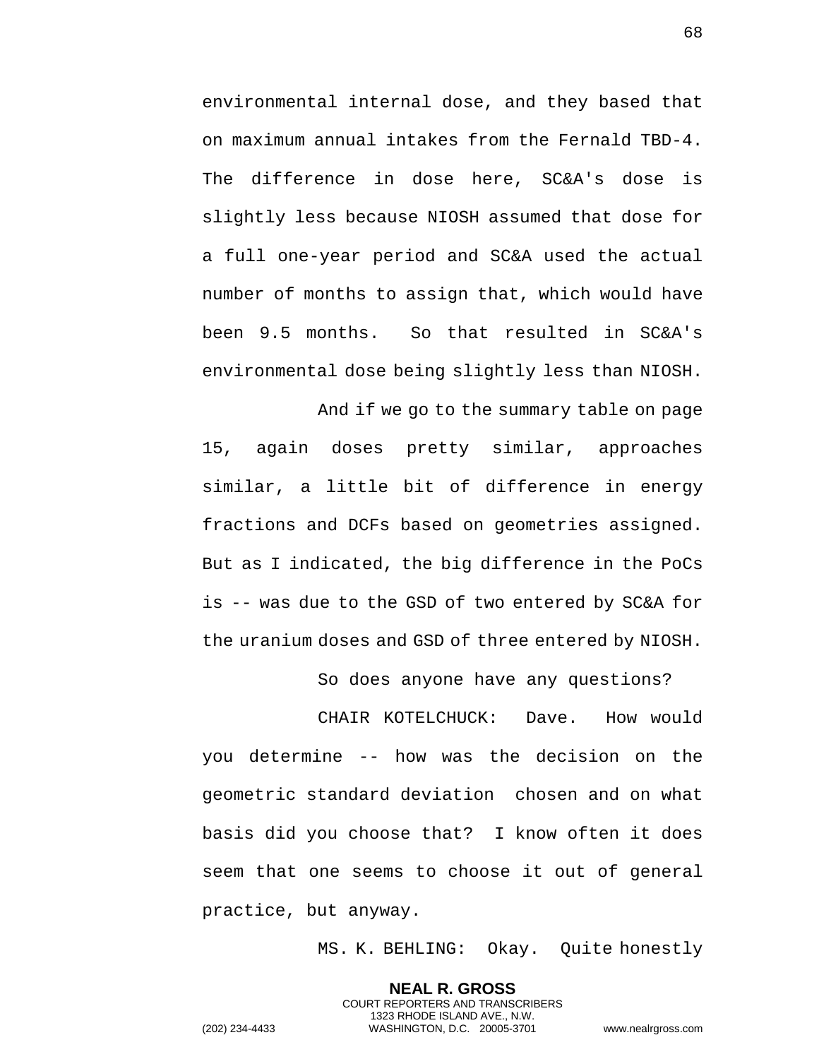environmental internal dose, and they based that on maximum annual intakes from the Fernald TBD-4. The difference in dose here, SC&A's dose is slightly less because NIOSH assumed that dose for a full one-year period and SC&A used the actual number of months to assign that, which would have been 9.5 months. So that resulted in SC&A's environmental dose being slightly less than NIOSH.

And if we go to the summary table on page 15, again doses pretty similar, approaches similar, a little bit of difference in energy fractions and DCFs based on geometries assigned. But as I indicated, the big difference in the PoCs is -- was due to the GSD of two entered by SC&A for the uranium doses and GSD of three entered by NIOSH.

So does anyone have any questions?

CHAIR KOTELCHUCK: Dave. How would you determine -- how was the decision on the geometric standard deviation chosen and on what basis did you choose that? I know often it does seem that one seems to choose it out of general practice, but anyway.

MS. K. BEHLING: Okay. Quite honestly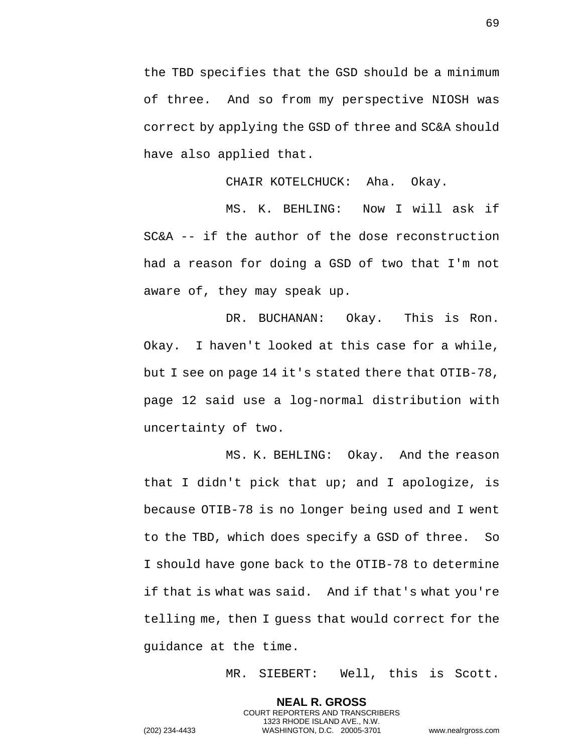the TBD specifies that the GSD should be a minimum of three. And so from my perspective NIOSH was correct by applying the GSD of three and SC&A should have also applied that.

CHAIR KOTELCHUCK: Aha. Okay.

MS. K. BEHLING: Now I will ask if SC&A -- if the author of the dose reconstruction had a reason for doing a GSD of two that I'm not aware of, they may speak up.

DR. BUCHANAN: Okay. This is Ron. Okay. I haven't looked at this case for a while, but I see on page 14 it's stated there that OTIB-78, page 12 said use a log-normal distribution with uncertainty of two.

MS. K. BEHLING: Okay. And the reason that I didn't pick that up; and I apologize, is because OTIB-78 is no longer being used and I went to the TBD, which does specify a GSD of three. So I should have gone back to the OTIB-78 to determine if that is what was said. And if that's what you're telling me, then I guess that would correct for the guidance at the time.

MR. SIEBERT: Well, this is Scott.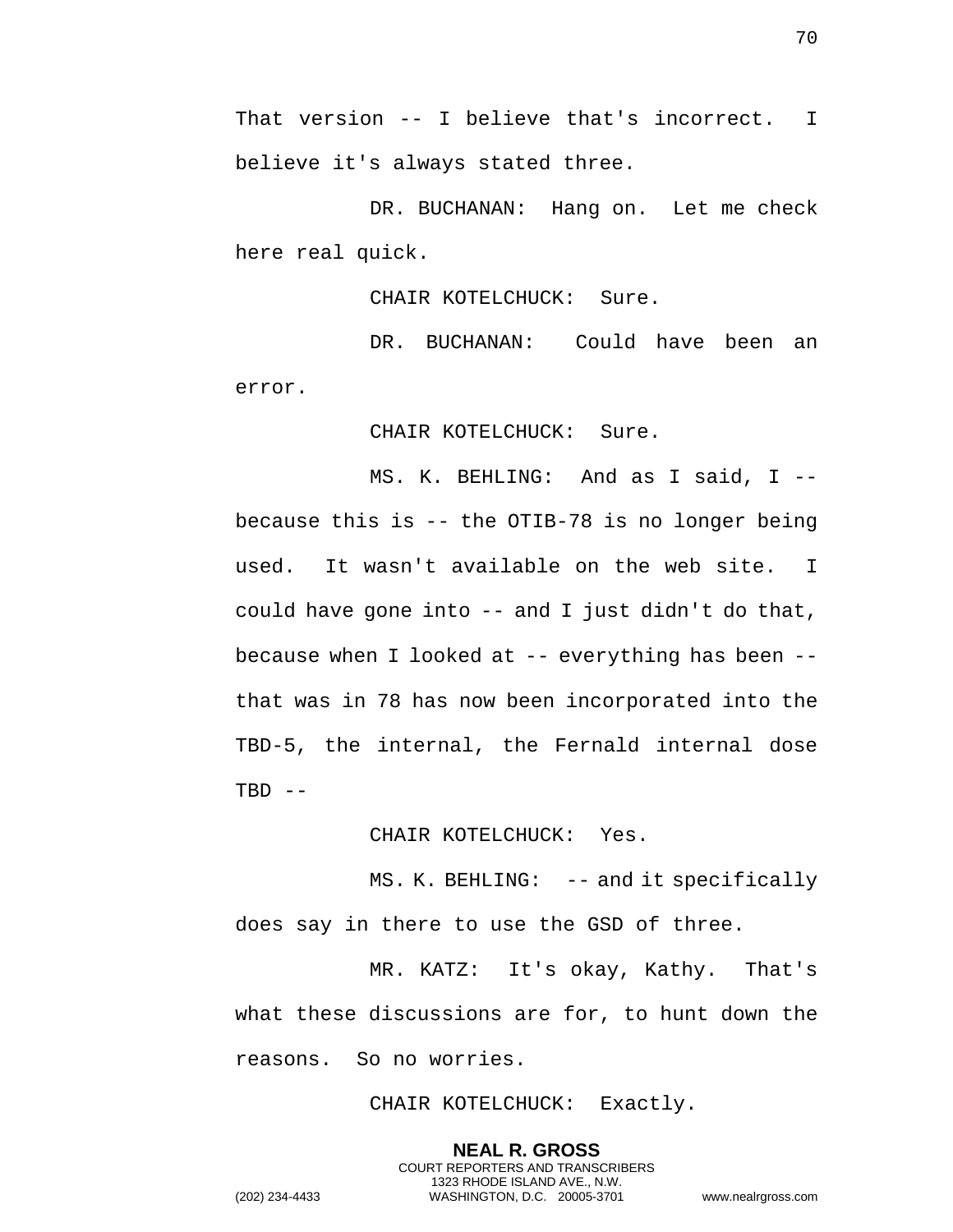That version -- I believe that's incorrect. I believe it's always stated three.

DR. BUCHANAN: Hang on. Let me check here real quick.

CHAIR KOTELCHUCK: Sure.

DR. BUCHANAN: Could have been an error.

CHAIR KOTELCHUCK: Sure.

MS. K. BEHLING: And as I said, I -- because this is -- the OTIB-78 is no longer being used. It wasn't available on the web site. I could have gone into -- and I just didn't do that, because when I looked at -- everything has been -- that was in 78 has now been incorporated into the TBD-5, the internal, the Fernald internal dose TBD --

CHAIR KOTELCHUCK: Yes.

MS. K. BEHLING: -- and it specifically does say in there to use the GSD of three.

MR. KATZ: It's okay, Kathy. That's what these discussions are for, to hunt down the reasons. So no worries.

CHAIR KOTELCHUCK: Exactly.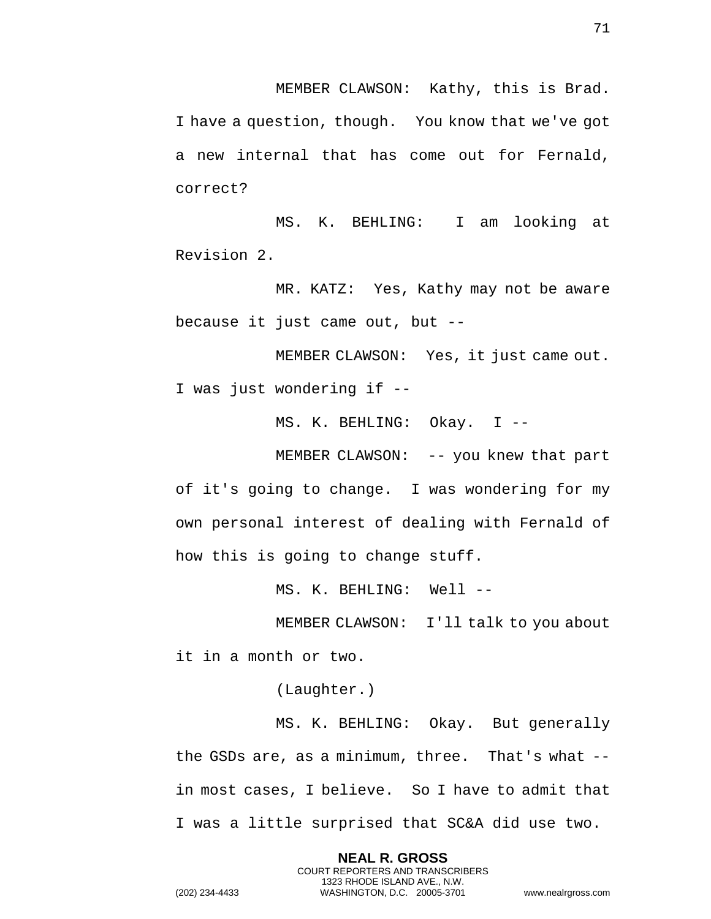MEMBER CLAWSON: Kathy, this is Brad. I have a question, though. You know that we've got a new internal that has come out for Fernald, correct?

MS. K. BEHLING: I am looking at Revision 2.

MR. KATZ: Yes, Kathy may not be aware because it just came out, but --

MEMBER CLAWSON: Yes, it just came out. I was just wondering if --

MS. K. BEHLING: Okay. I --

MEMBER CLAWSON: -- you knew that part of it's going to change. I was wondering for my own personal interest of dealing with Fernald of how this is going to change stuff.

MS. K. BEHLING: Well --

MEMBER CLAWSON: I'll talk to you about it in a month or two.

(Laughter.)

MS. K. BEHLING: Okay. But generally the GSDs are, as a minimum, three. That's what -- in most cases, I believe. So I have to admit that I was a little surprised that SC&A did use two.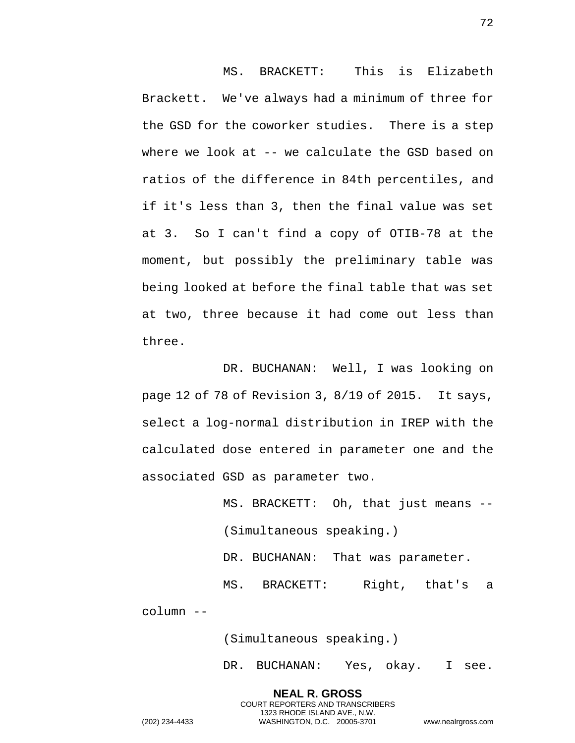MS. BRACKETT: This is Elizabeth Brackett. We've always had a minimum of three for the GSD for the coworker studies. There is a step where we look at -- we calculate the GSD based on ratios of the difference in 84th percentiles, and if it's less than 3, then the final value was set at 3. So I can't find a copy of OTIB-78 at the moment, but possibly the preliminary table was being looked at before the final table that was set at two, three because it had come out less than three.

DR. BUCHANAN: Well, I was looking on page 12 of 78 of Revision 3, 8/19 of 2015. It says, select a log-normal distribution in IREP with the calculated dose entered in parameter one and the associated GSD as parameter two.

MS. BRACKETT: Oh, that just means --

(Simultaneous speaking.)

DR. BUCHANAN: That was parameter.

MS. BRACKETT: Right, that's a column --

(Simultaneous speaking.)

DR. BUCHANAN: Yes, okay. I see.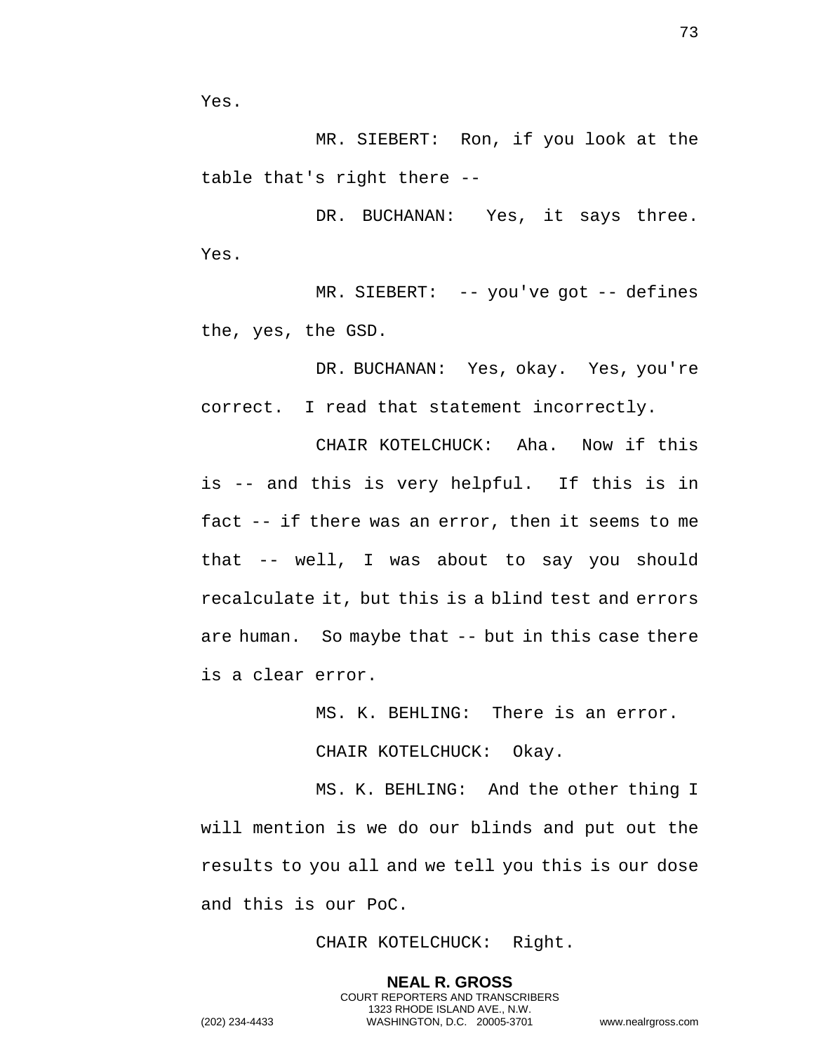Yes.

MR. SIEBERT: Ron, if you look at the table that's right there --

DR. BUCHANAN: Yes, it says three. Yes.

MR. SIEBERT: -- you've got -- defines the, yes, the GSD.

DR. BUCHANAN: Yes, okay. Yes, you're correct. I read that statement incorrectly.

CHAIR KOTELCHUCK: Aha. Now if this is -- and this is very helpful. If this is in fact -- if there was an error, then it seems to me that -- well, I was about to say you should recalculate it, but this is a blind test and errors are human. So maybe that -- but in this case there is a clear error.

MS. K. BEHLING: There is an error.

CHAIR KOTELCHUCK: Okay.

MS. K. BEHLING: And the other thing I will mention is we do our blinds and put out the results to you all and we tell you this is our dose and this is our PoC.

CHAIR KOTELCHUCK: Right.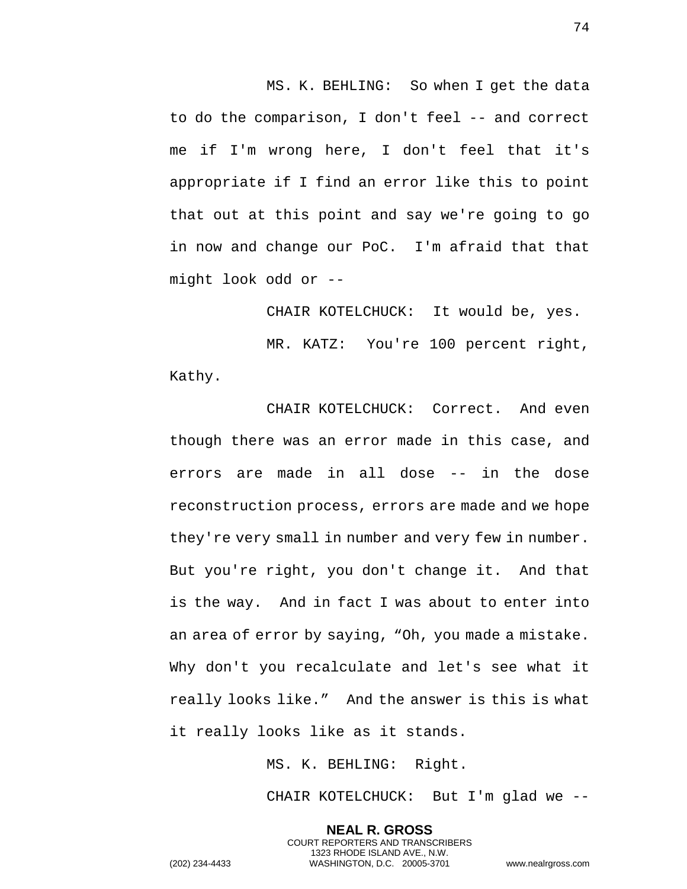MS. K. BEHLING: So when I get the data to do the comparison, I don't feel -- and correct me if I'm wrong here, I don't feel that it's appropriate if I find an error like this to point that out at this point and say we're going to go in now and change our PoC. I'm afraid that that might look odd or --

CHAIR KOTELCHUCK: It would be, yes.

MR. KATZ: You're 100 percent right, Kathy.

CHAIR KOTELCHUCK: Correct. And even though there was an error made in this case, and errors are made in all dose -- in the dose reconstruction process, errors are made and we hope they're very small in number and very few in number. But you're right, you don't change it. And that is the way. And in fact I was about to enter into an area of error by saying, “Oh, you made a mistake. Why don't you recalculate and let's see what it really looks like.” And the answer is this is what it really looks like as it stands.

MS. K. BEHLING: Right.

CHAIR KOTELCHUCK: But I'm glad we --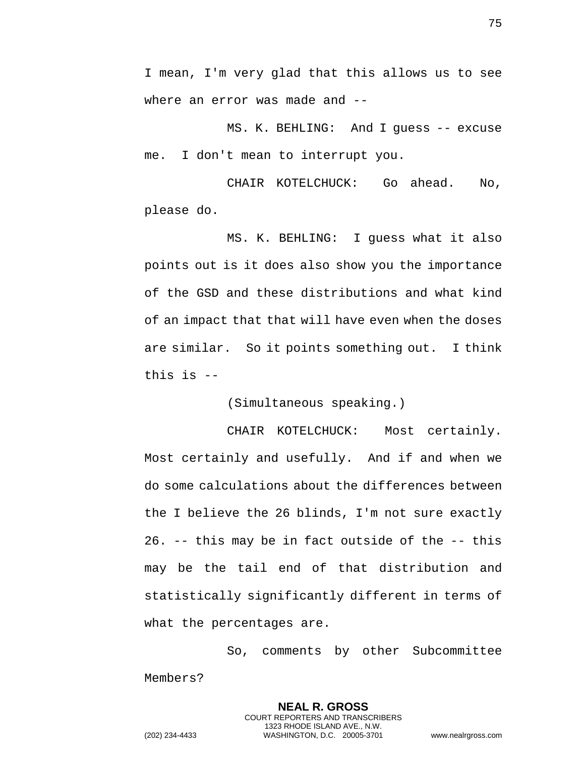I mean, I'm very glad that this allows us to see where an error was made and --

MS. K. BEHLING: And I guess -- excuse me. I don't mean to interrupt you.

CHAIR KOTELCHUCK: Go ahead. No, please do.

MS. K. BEHLING: I guess what it also points out is it does also show you the importance of the GSD and these distributions and what kind of an impact that that will have even when the doses are similar. So it points something out. I think this is --

(Simultaneous speaking.)

CHAIR KOTELCHUCK: Most certainly. Most certainly and usefully. And if and when we do some calculations about the differences between the I believe the 26 blinds, I'm not sure exactly 26. -- this may be in fact outside of the -- this may be the tail end of that distribution and statistically significantly different in terms of what the percentages are.

So, comments by other Subcommittee Members?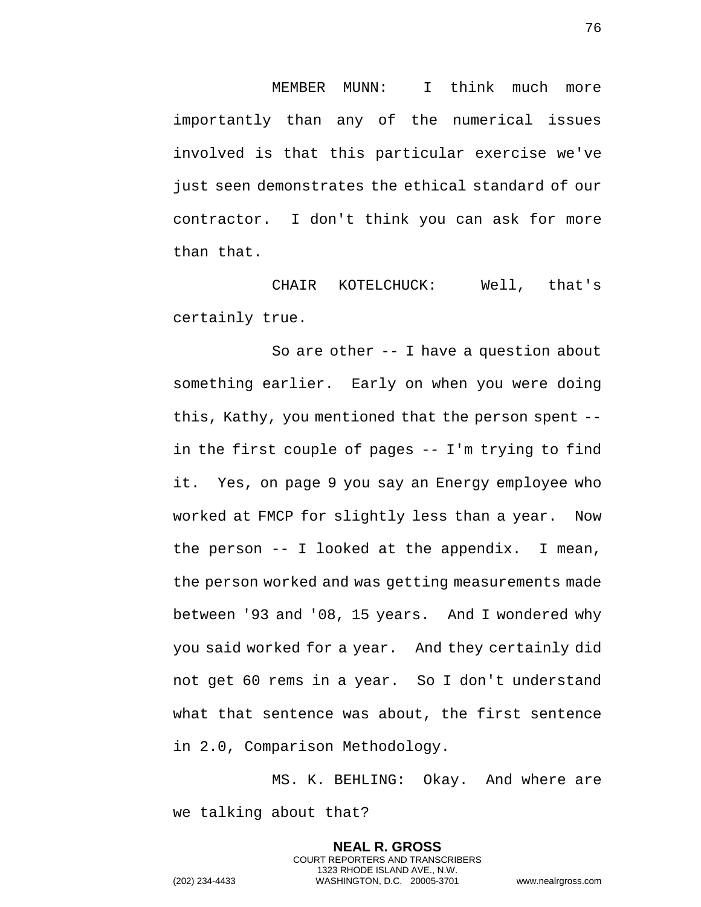MEMBER MUNN: I think much more importantly than any of the numerical issues involved is that this particular exercise we've just seen demonstrates the ethical standard of our contractor. I don't think you can ask for more than that.

CHAIR KOTELCHUCK: Well, that's certainly true.

So are other -- I have a question about something earlier. Early on when you were doing this, Kathy, you mentioned that the person spent -- in the first couple of pages -- I'm trying to find it. Yes, on page 9 you say an Energy employee who worked at FMCP for slightly less than a year. Now the person -- I looked at the appendix. I mean, the person worked and was getting measurements made between '93 and '08, 15 years. And I wondered why you said worked for a year. And they certainly did not get 60 rems in a year. So I don't understand what that sentence was about, the first sentence in 2.0, Comparison Methodology.

MS. K. BEHLING: Okay. And where are we talking about that?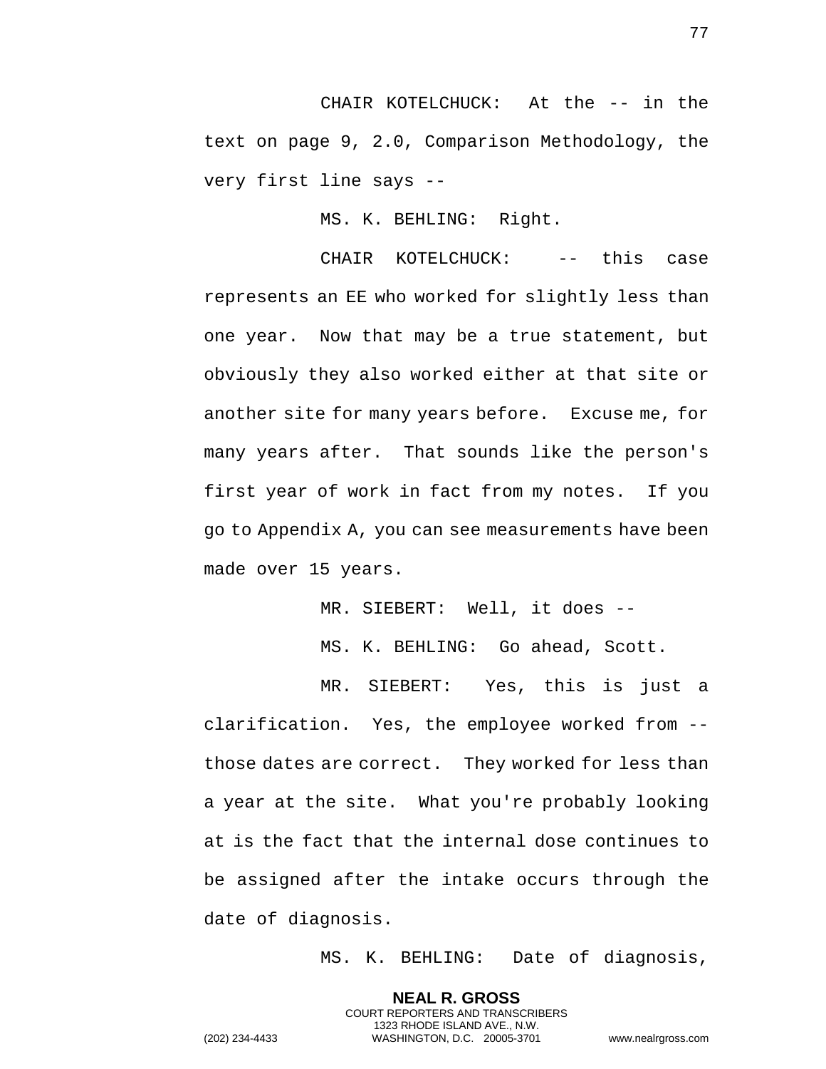CHAIR KOTELCHUCK: At the -- in the text on page 9, 2.0, Comparison Methodology, the very first line says --

MS. K. BEHLING: Right.

CHAIR KOTELCHUCK: -- this case represents an EE who worked for slightly less than one year. Now that may be a true statement, but obviously they also worked either at that site or another site for many years before. Excuse me, for many years after. That sounds like the person's first year of work in fact from my notes. If you go to Appendix A, you can see measurements have been made over 15 years.

MR. SIEBERT: Well, it does --

MS. K. BEHLING: Go ahead, Scott.

MR. SIEBERT: Yes, this is just a clarification. Yes, the employee worked from -- those dates are correct. They worked for less than a year at the site. What you're probably looking at is the fact that the internal dose continues to be assigned after the intake occurs through the date of diagnosis.

MS. K. BEHLING: Date of diagnosis,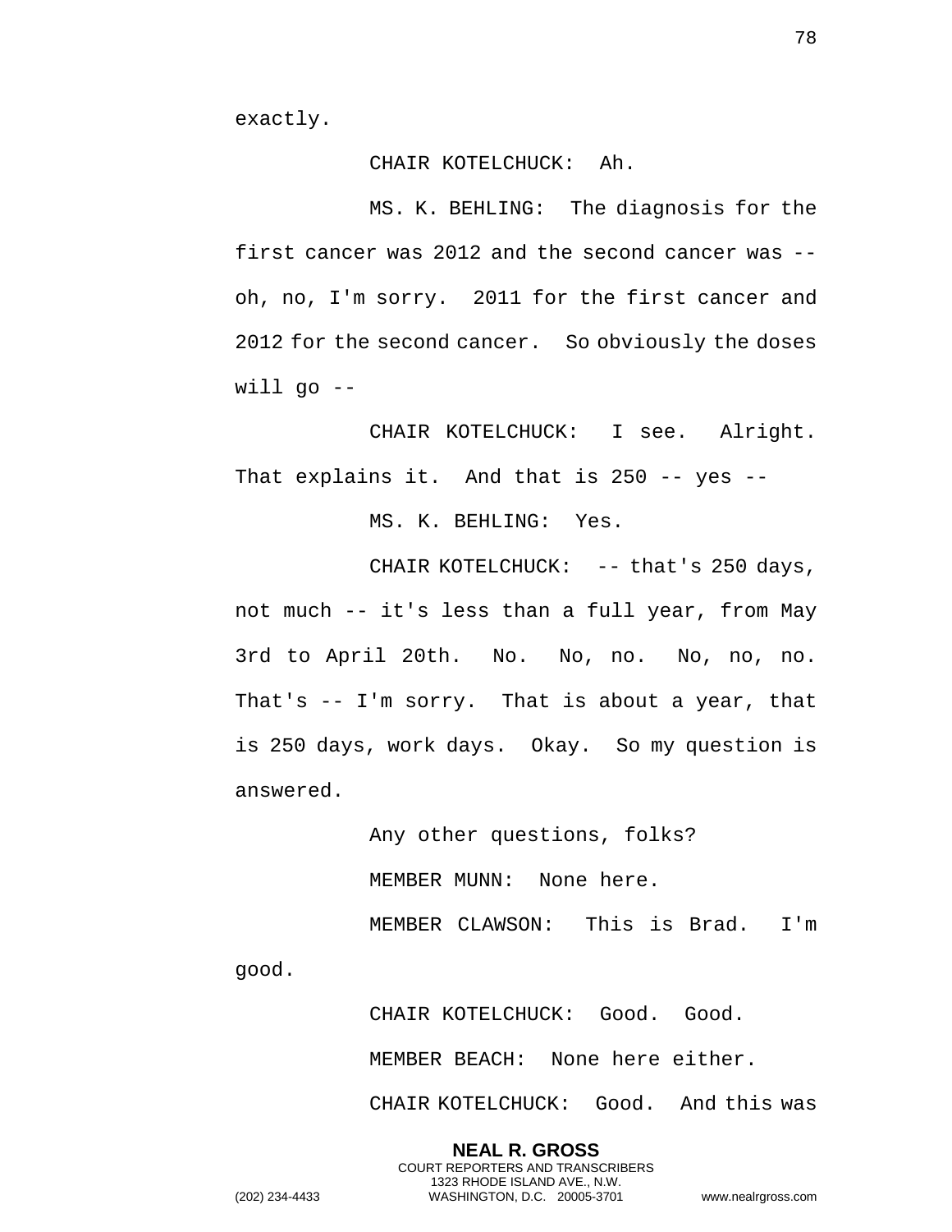exactly.

CHAIR KOTELCHUCK: Ah.

MS. K. BEHLING: The diagnosis for the first cancer was 2012 and the second cancer was -- oh, no, I'm sorry. 2011 for the first cancer and 2012 for the second cancer. So obviously the doses will go --

CHAIR KOTELCHUCK: I see. Alright. That explains it. And that is 250 -- yes --

MS. K. BEHLING: Yes.

CHAIR KOTELCHUCK: -- that's 250 days, not much -- it's less than a full year, from May 3rd to April 20th. No. No, no. No, no, no. That's -- I'm sorry. That is about a year, that is 250 days, work days. Okay. So my question is answered.

Any other questions, folks?

MEMBER MUNN: None here.

MEMBER CLAWSON: This is Brad. I'm good.

CHAIR KOTELCHUCK: Good. Good.

MEMBER BEACH: None here either.

CHAIR KOTELCHUCK: Good. And this was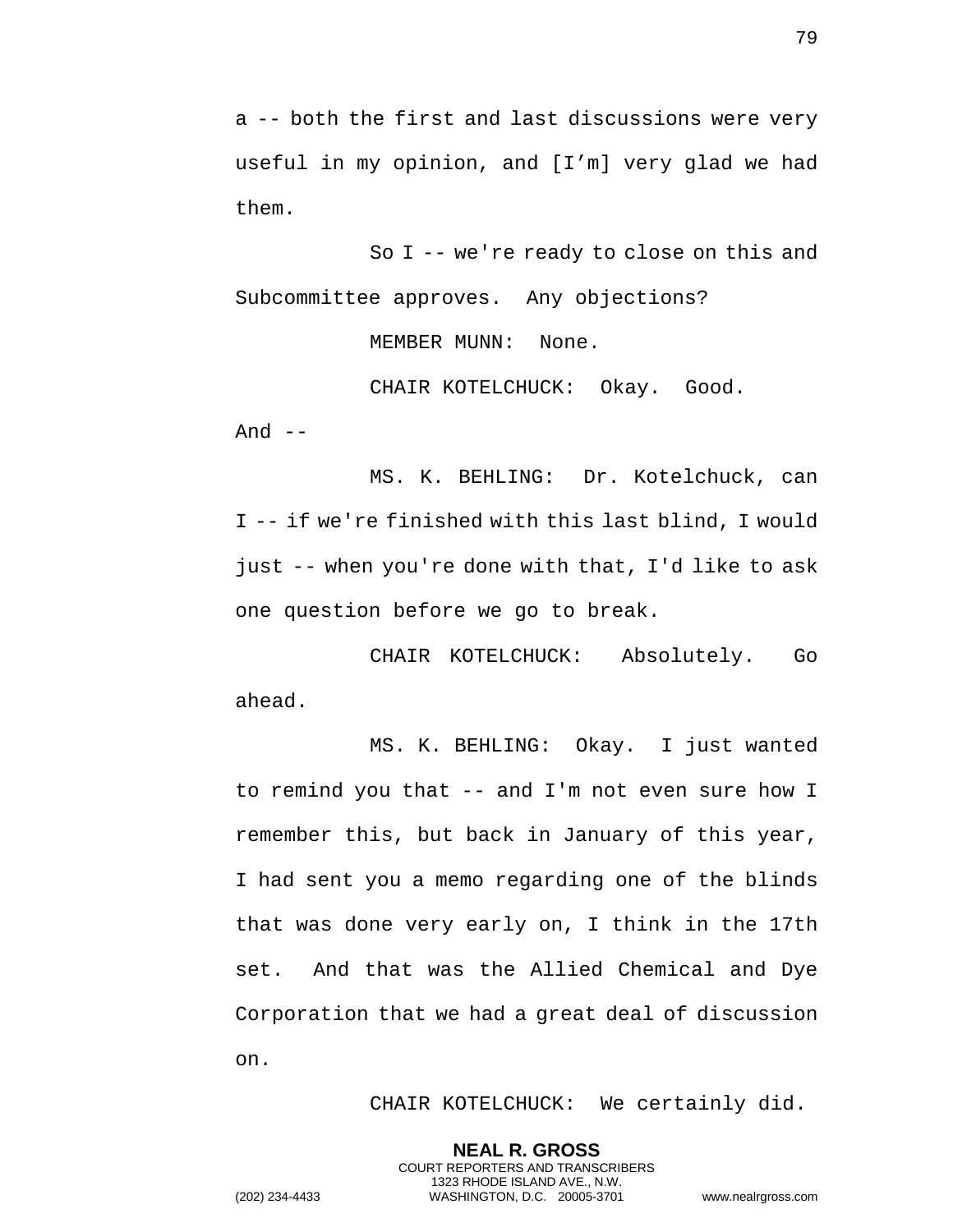a -- both the first and last discussions were very useful in my opinion, and [I'm] very glad we had them.

So I -- we're ready to close on this and Subcommittee approves. Any objections?

MEMBER MUNN: None.

CHAIR KOTELCHUCK: Okay. Good. And --

MS. K. BEHLING: Dr. Kotelchuck, can I -- if we're finished with this last blind, I would just -- when you're done with that, I'd like to ask one question before we go to break.

CHAIR KOTELCHUCK: Absolutely. Go ahead.

MS. K. BEHLING: Okay. I just wanted to remind you that -- and I'm not even sure how I remember this, but back in January of this year, I had sent you a memo regarding one of the blinds that was done very early on, I think in the 17th set. And that was the Allied Chemical and Dye Corporation that we had a great deal of discussion on.

CHAIR KOTELCHUCK: We certainly did.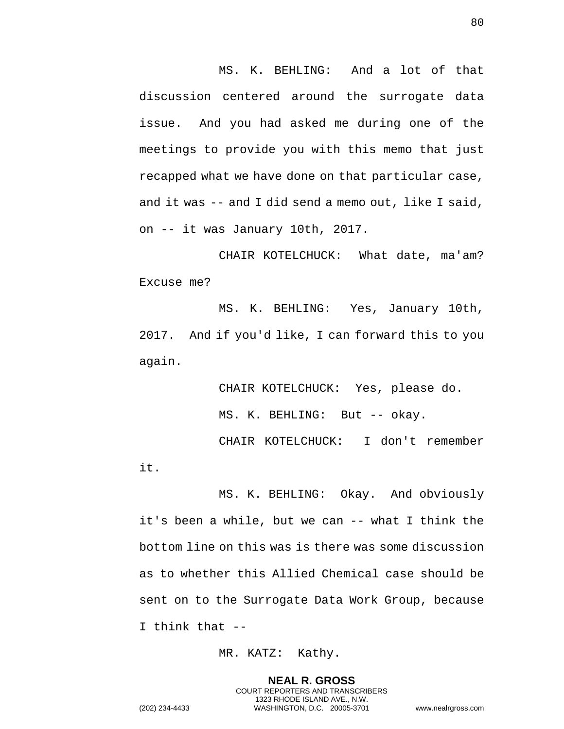MS. K. BEHLING: And a lot of that discussion centered around the surrogate data issue. And you had asked me during one of the meetings to provide you with this memo that just recapped what we have done on that particular case, and it was -- and I did send a memo out, like I said, on -- it was January 10th, 2017.

CHAIR KOTELCHUCK: What date, ma'am? Excuse me?

MS. K. BEHLING: Yes, January 10th, 2017. And if you'd like, I can forward this to you again.

CHAIR KOTELCHUCK: Yes, please do.

MS. K. BEHLING: But -- okay.

CHAIR KOTELCHUCK: I don't remember it.

MS. K. BEHLING: Okay. And obviously it's been a while, but we can -- what I think the bottom line on this was is there was some discussion as to whether this Allied Chemical case should be sent on to the Surrogate Data Work Group, because I think that --

MR. KATZ: Kathy.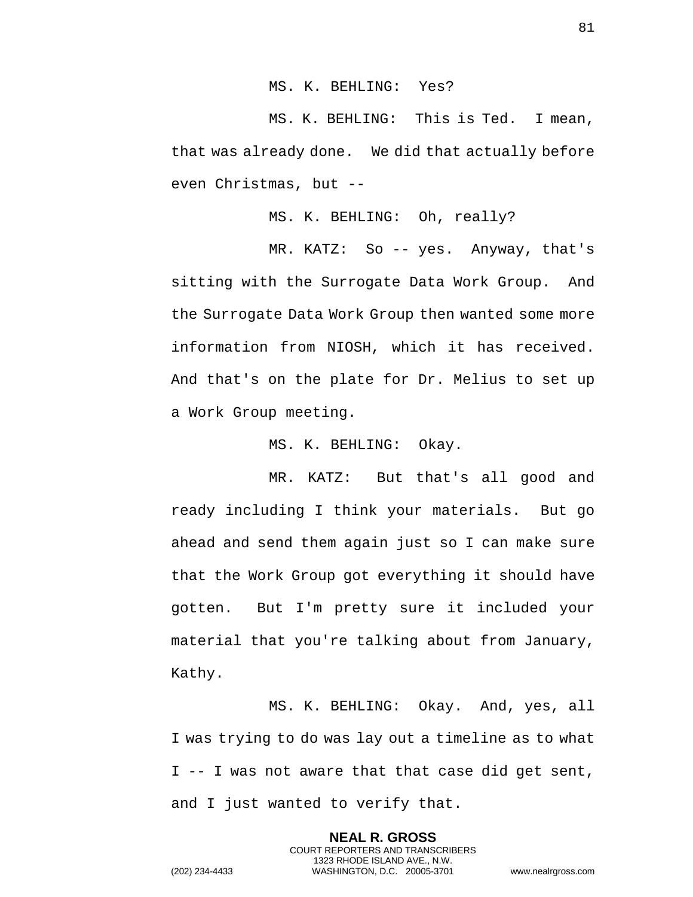MS. K. BEHLING: Yes?

MS. K. BEHLING: This is Ted. I mean, that was already done. We did that actually before even Christmas, but --

MS. K. BEHLING: Oh, really?

MR. KATZ: So -- yes. Anyway, that's sitting with the Surrogate Data Work Group. And the Surrogate Data Work Group then wanted some more information from NIOSH, which it has received. And that's on the plate for Dr. Melius to set up a Work Group meeting.

MS. K. BEHLING: Okay.

MR. KATZ: But that's all good and ready including I think your materials. But go ahead and send them again just so I can make sure that the Work Group got everything it should have gotten. But I'm pretty sure it included your material that you're talking about from January, Kathy.

MS. K. BEHLING: Okay. And, yes, all I was trying to do was lay out a timeline as to what I -- I was not aware that that case did get sent, and I just wanted to verify that.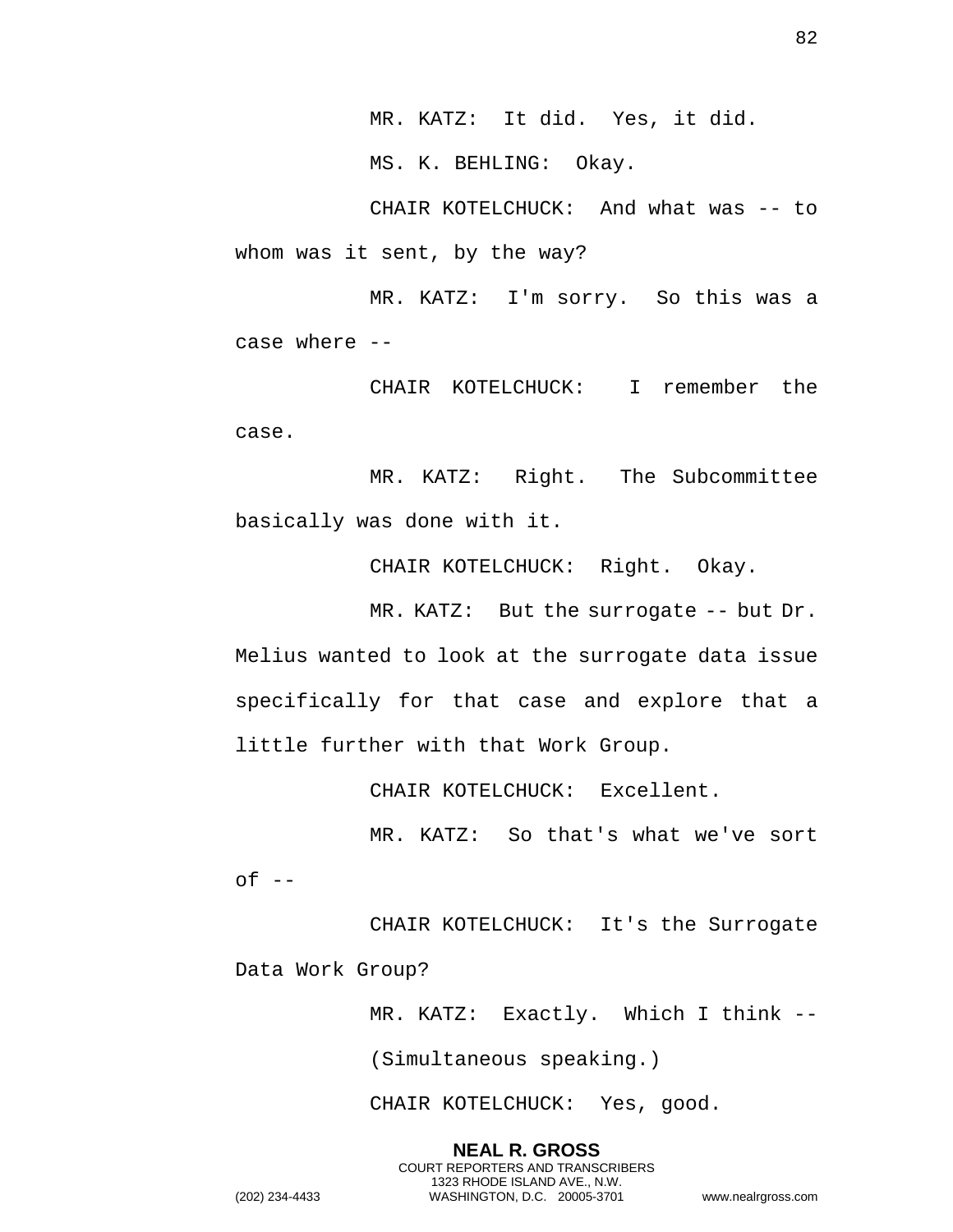MR. KATZ: It did. Yes, it did.

MS. K. BEHLING: Okay.

CHAIR KOTELCHUCK: And what was -- to whom was it sent, by the way?

MR. KATZ: I'm sorry. So this was a case where --

CHAIR KOTELCHUCK: I remember the case.

MR. KATZ: Right. The Subcommittee basically was done with it.

CHAIR KOTELCHUCK: Right. Okay.

MR. KATZ: But the surrogate -- but Dr. Melius wanted to look at the surrogate data issue specifically for that case and explore that a little further with that Work Group.

CHAIR KOTELCHUCK: Excellent.

MR. KATZ: So that's what we've sort of --

CHAIR KOTELCHUCK: It's the Surrogate Data Work Group?

MR. KATZ: Exactly. Which I think --

(Simultaneous speaking.)

CHAIR KOTELCHUCK: Yes, good.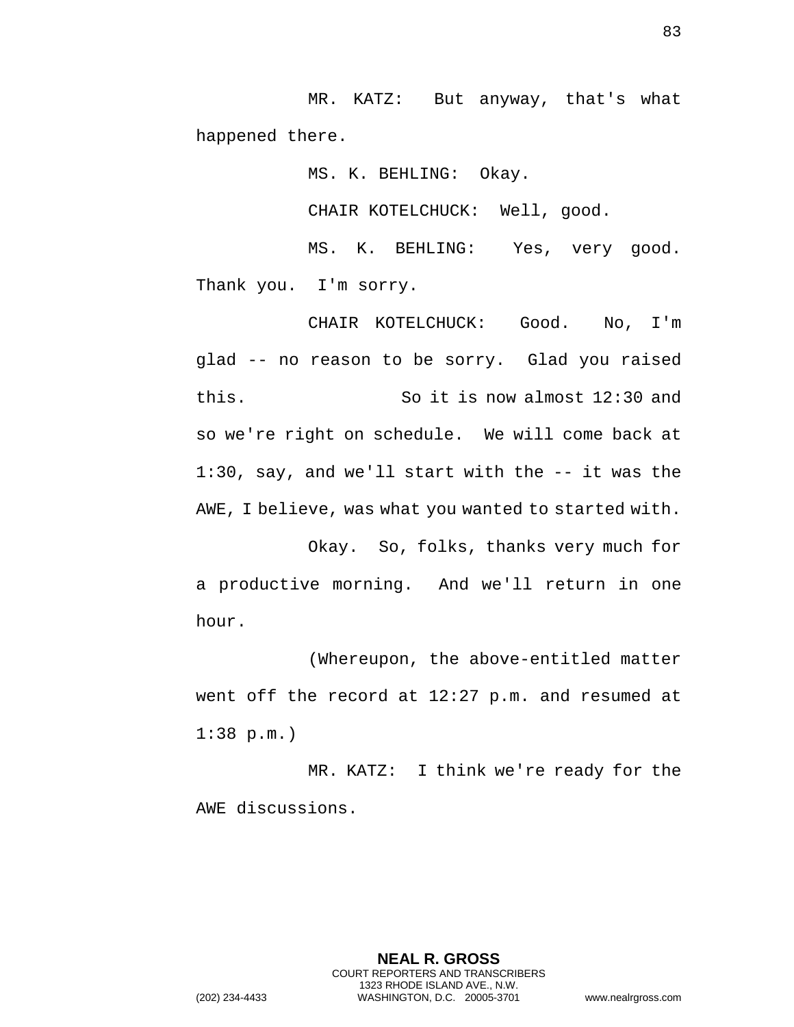MR. KATZ: But anyway, that's what happened there.

MS. K. BEHLING: Okay.

CHAIR KOTELCHUCK: Well, good.

MS. K. BEHLING: Yes, very good. Thank you. I'm sorry.

CHAIR KOTELCHUCK: Good. No, I'm glad -- no reason to be sorry. Glad you raised this. So it is now almost 12:30 and so we're right on schedule. We will come back at 1:30, say, and we'll start with the -- it was the AWE, I believe, was what you wanted to started with.

Okay. So, folks, thanks very much for a productive morning. And we'll return in one hour.

(Whereupon, the above-entitled matter went off the record at 12:27 p.m. and resumed at 1:38 p.m.)

MR. KATZ: I think we're ready for the AWE discussions.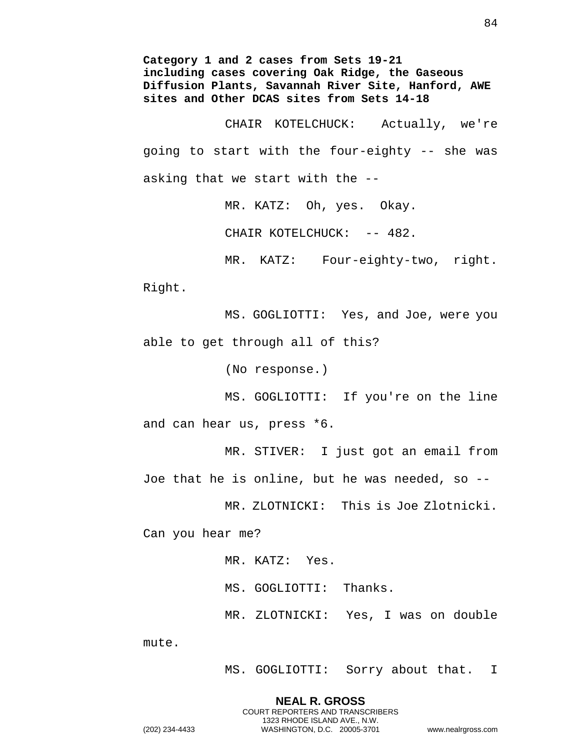**Category 1 and 2 cases from Sets 19-21 including cases covering Oak Ridge, the Gaseous Diffusion Plants, Savannah River Site, Hanford, AWE sites and Other DCAS sites from Sets 14-18**

CHAIR KOTELCHUCK: Actually, we're going to start with the four-eighty -- she was asking that we start with the --

MR. KATZ: Oh, yes. Okay.

CHAIR KOTELCHUCK: -- 482.

MR. KATZ: Four-eighty-two, right. Right.

MS. GOGLIOTTI: Yes, and Joe, were you able to get through all of this?

(No response.)

MS. GOGLIOTTI: If you're on the line and can hear us, press *6.

MR. STIVER: I just got an email from Joe that he is online, but he was needed, so --

MR. ZLOTNICKI: This is Joe Zlotnicki. Can you hear me?

MR. KATZ: Yes.

MS. GOGLIOTTI: Thanks.

MR. ZLOTNICKI: Yes, I was on double mute.

MS. GOGLIOTTI: Sorry about that. I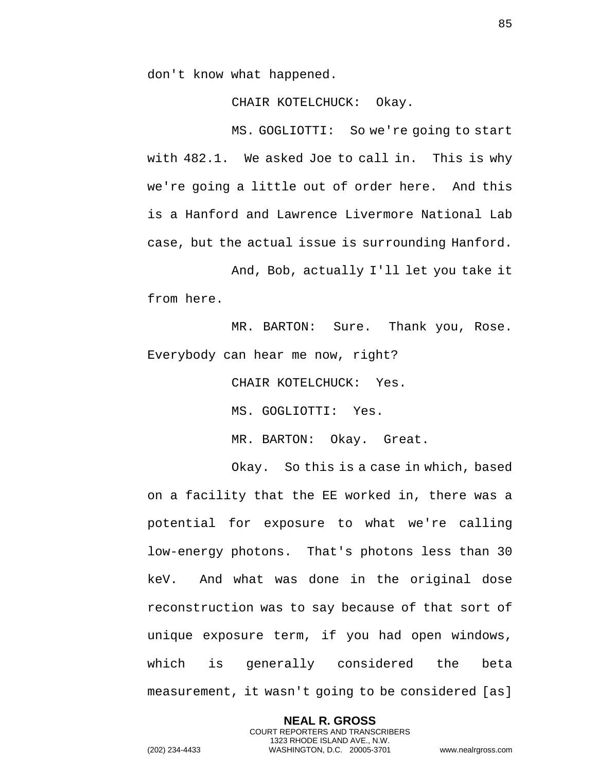don't know what happened.

CHAIR KOTELCHUCK: Okay.

MS. GOGLIOTTI: So we're going to start with 482.1. We asked Joe to call in. This is why we're going a little out of order here. And this is a Hanford and Lawrence Livermore National Lab case, but the actual issue is surrounding Hanford.

And, Bob, actually I'll let you take it from here.

MR. BARTON: Sure. Thank you, Rose. Everybody can hear me now, right?

CHAIR KOTELCHUCK: Yes.

MS. GOGLIOTTI: Yes.

MR. BARTON: Okay. Great.

Okay. So this is a case in which, based on a facility that the EE worked in, there was a potential for exposure to what we're calling low-energy photons. That's photons less than 30 keV. And what was done in the original dose reconstruction was to say because of that sort of unique exposure term, if you had open windows, which is generally considered the beta measurement, it wasn't going to be considered [as]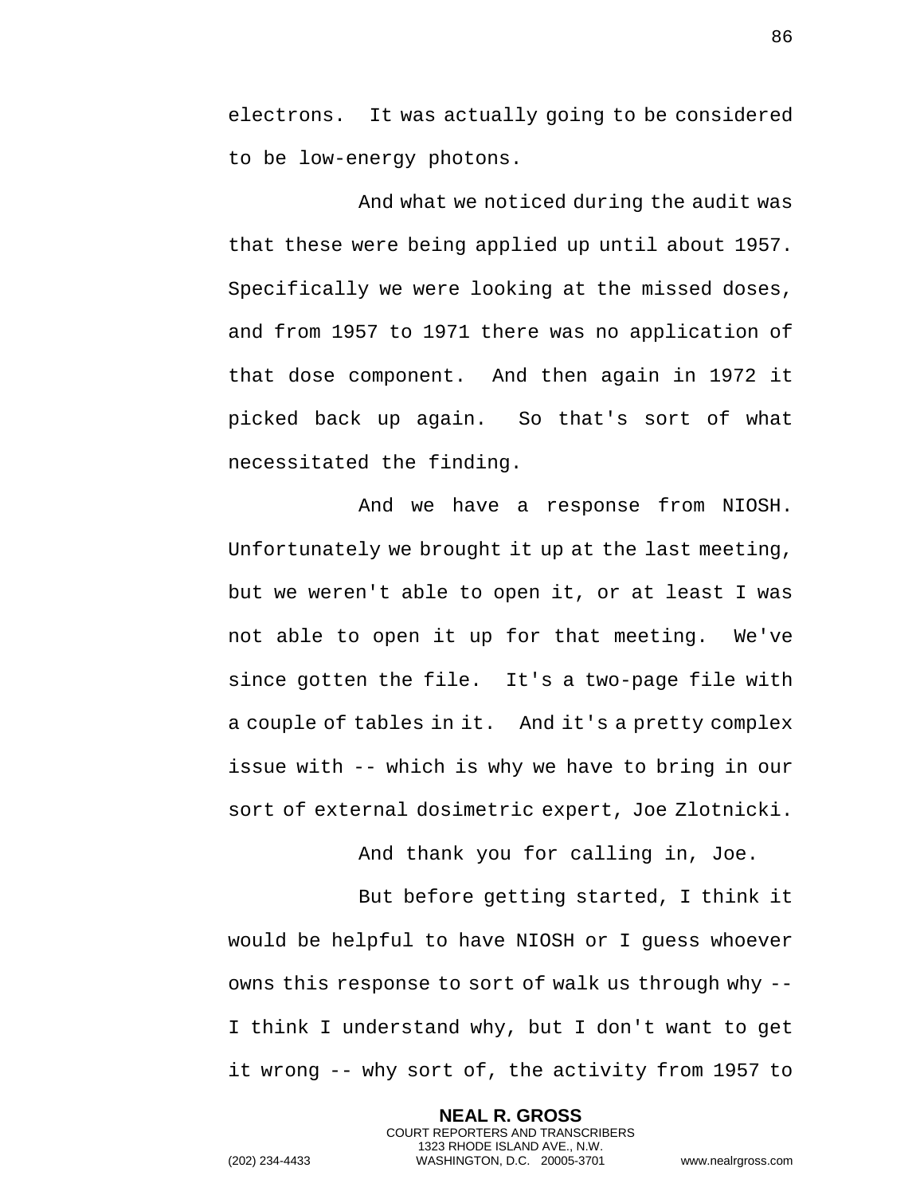electrons. It was actually going to be considered to be low-energy photons.

And what we noticed during the audit was that these were being applied up until about 1957. Specifically we were looking at the missed doses, and from 1957 to 1971 there was no application of that dose component. And then again in 1972 it picked back up again. So that's sort of what necessitated the finding.

And we have a response from NIOSH. Unfortunately we brought it up at the last meeting, but we weren't able to open it, or at least I was not able to open it up for that meeting. We've since gotten the file. It's a two-page file with a couple of tables in it. And it's a pretty complex issue with -- which is why we have to bring in our sort of external dosimetric expert, Joe Zlotnicki.

And thank you for calling in, Joe.

But before getting started, I think it would be helpful to have NIOSH or I guess whoever owns this response to sort of walk us through why -- I think I understand why, but I don't want to get it wrong -- why sort of, the activity from 1957 to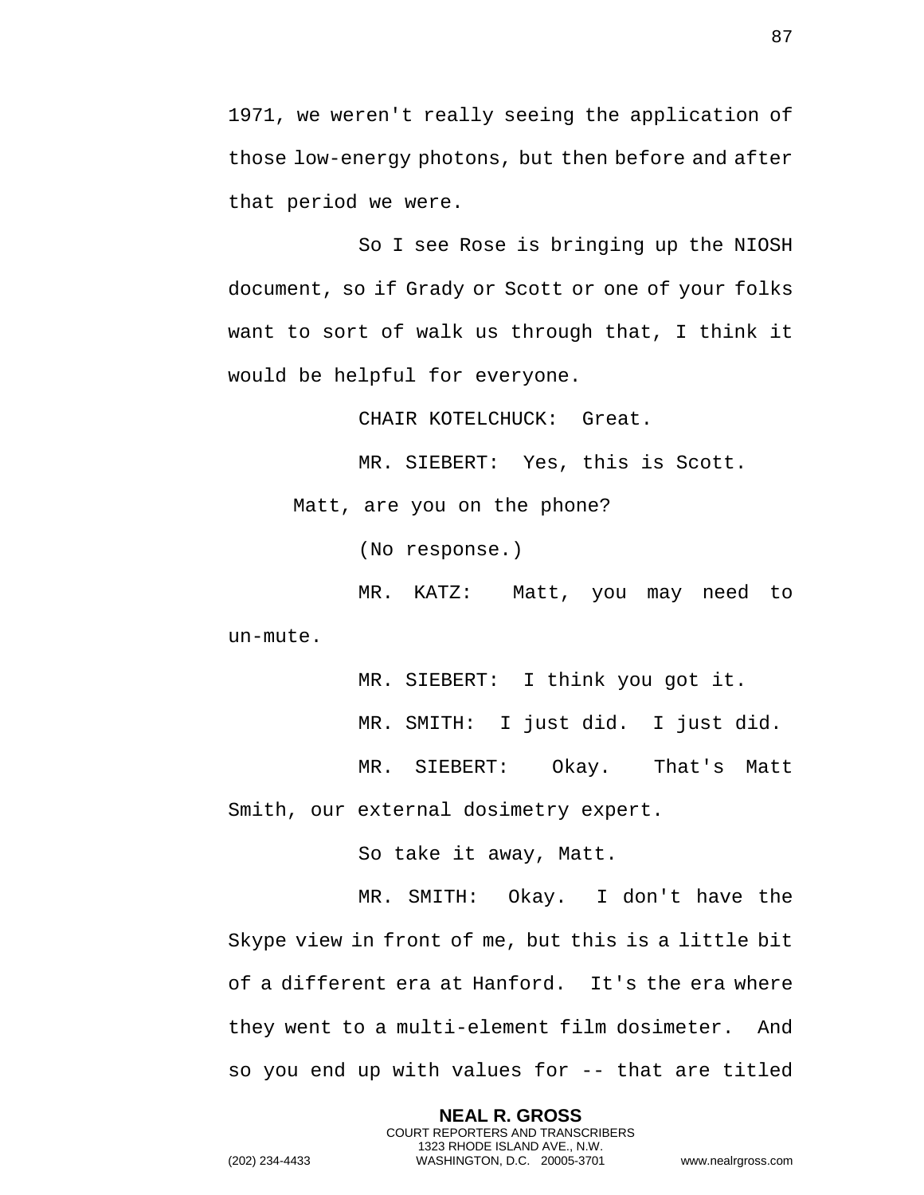1971, we weren't really seeing the application of those low-energy photons, but then before and after that period we were.

So I see Rose is bringing up the NIOSH document, so if Grady or Scott or one of your folks want to sort of walk us through that, I think it would be helpful for everyone.

CHAIR KOTELCHUCK: Great.

MR. SIEBERT: Yes, this is Scott.

Matt, are you on the phone?

(No response.)

MR. KATZ: Matt, you may need to un-mute.

MR. SIEBERT: I think you got it.

MR. SMITH: I just did. I just did.

MR. SIEBERT: Okay. That's Matt Smith, our external dosimetry expert.

So take it away, Matt.

MR. SMITH: Okay. I don't have the Skype view in front of me, but this is a little bit of a different era at Hanford. It's the era where they went to a multi-element film dosimeter. And so you end up with values for -- that are titled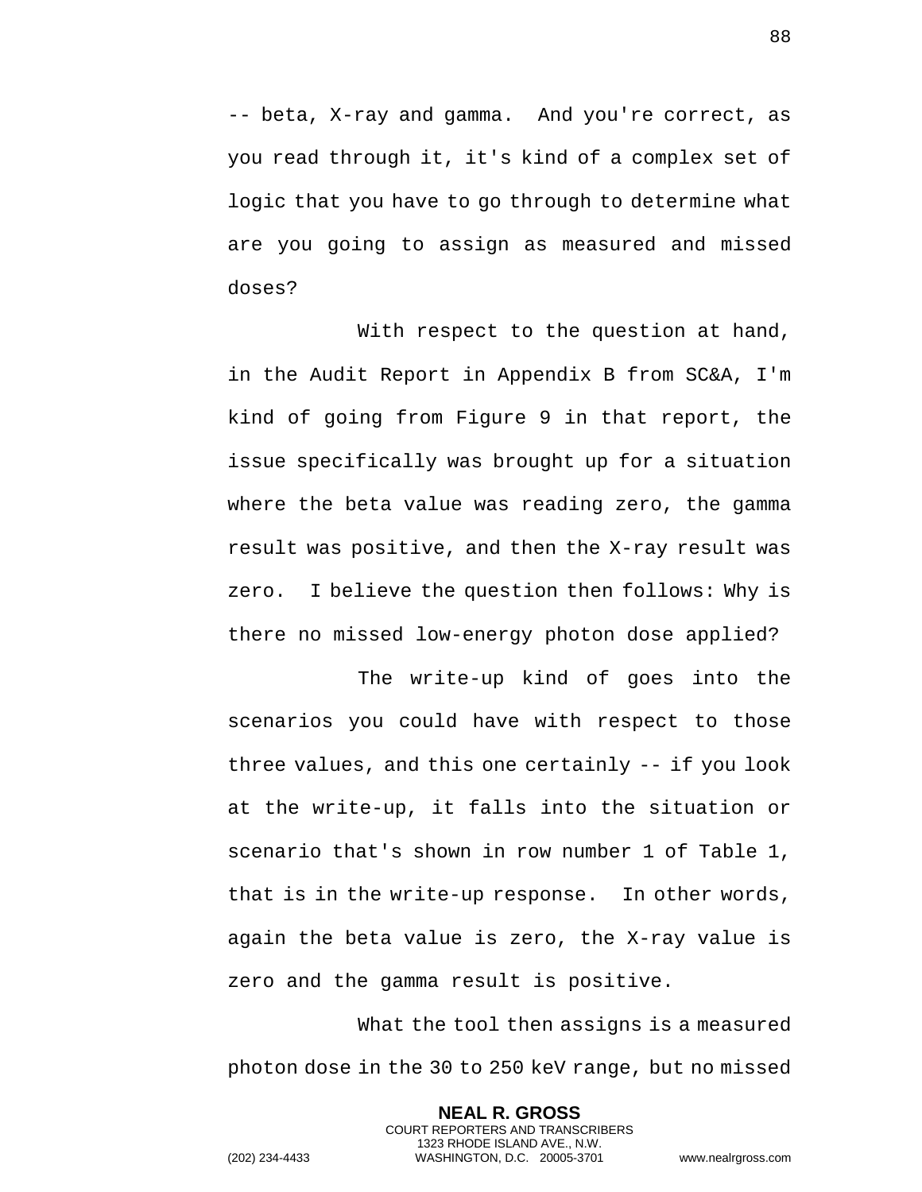-- beta, X-ray and gamma.  And you're correct, as you read through it, it's kind of a complex set of logic that you have to go through to determine what are you going to assign as measured and missed doses?

With respect to the question at hand, in the Audit Report in Appendix B from SC&A, I'm kind of going from Figure 9 in that report, the issue specifically was brought up for a situation where the beta value was reading zero, the gamma result was positive, and then the X-ray result was zero.  I believe the question then follows: Why is there no missed low-energy photon dose applied?

The write-up kind of goes into the scenarios you could have with respect to those three values, and this one certainly -- if you look at the write-up, it falls into the situation or scenario that's shown in row number 1 of Table 1, that is in the write-up response.  In other words, again the beta value is zero, the X-ray value is zero and the gamma result is positive.

What the tool then assigns is a measured photon dose in the 30 to 250 keV range, but no missed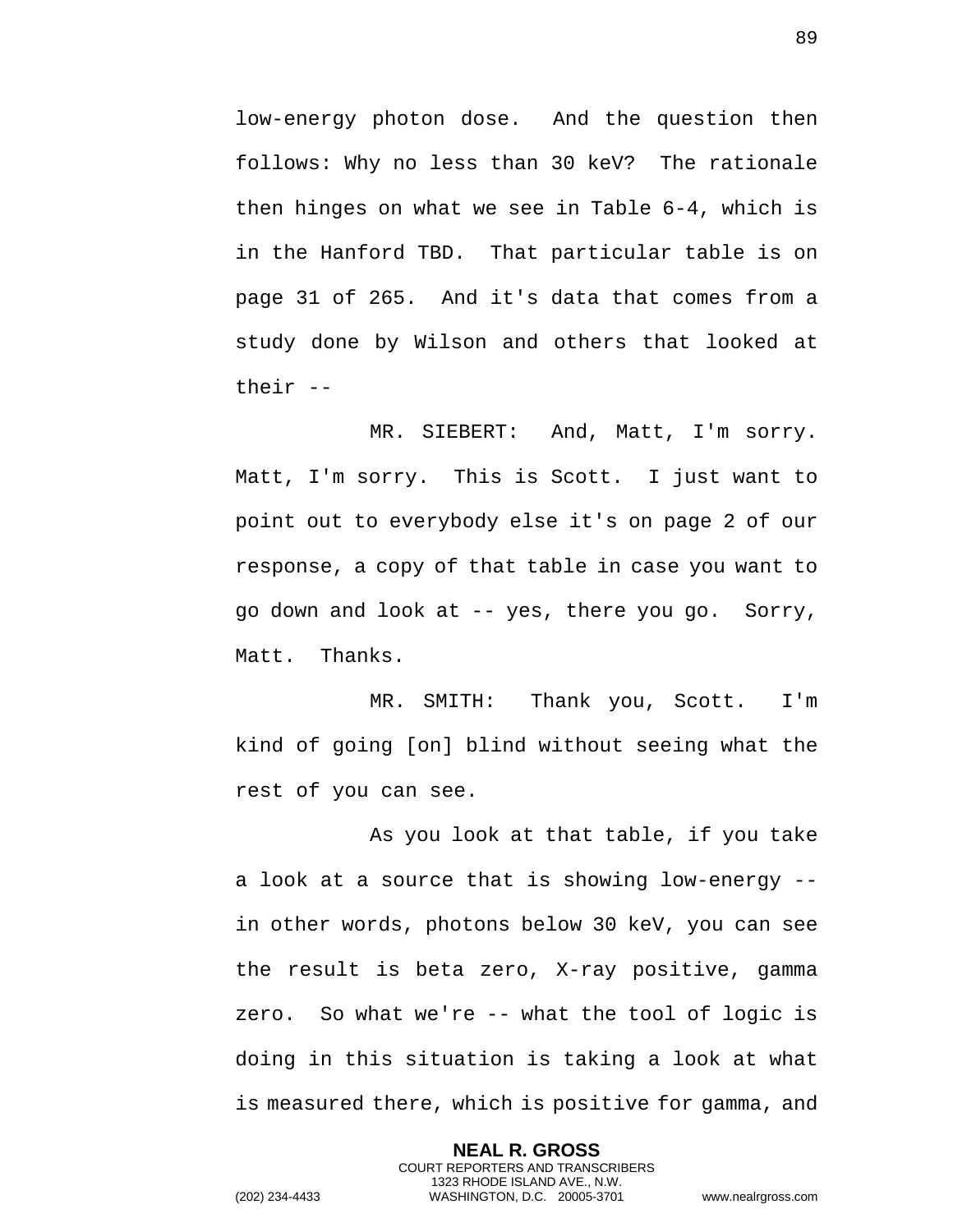low-energy photon dose. And the question then follows: Why no less than 30 keV? The rationale then hinges on what we see in Table 6-4, which is in the Hanford TBD. That particular table is on page 31 of 265. And it's data that comes from a study done by Wilson and others that looked at their --

MR. SIEBERT: And, Matt, I'm sorry. Matt, I'm sorry. This is Scott. I just want to point out to everybody else it's on page 2 of our response, a copy of that table in case you want to go down and look at -- yes, there you go. Sorry, Matt. Thanks.

MR. SMITH: Thank you, Scott. I'm kind of going [on] blind without seeing what the rest of you can see.

As you look at that table, if you take a look at a source that is showing low-energy -- in other words, photons below 30 keV, you can see the result is beta zero, X-ray positive, gamma zero. So what we're -- what the tool of logic is doing in this situation is taking a look at what is measured there, which is positive for gamma, and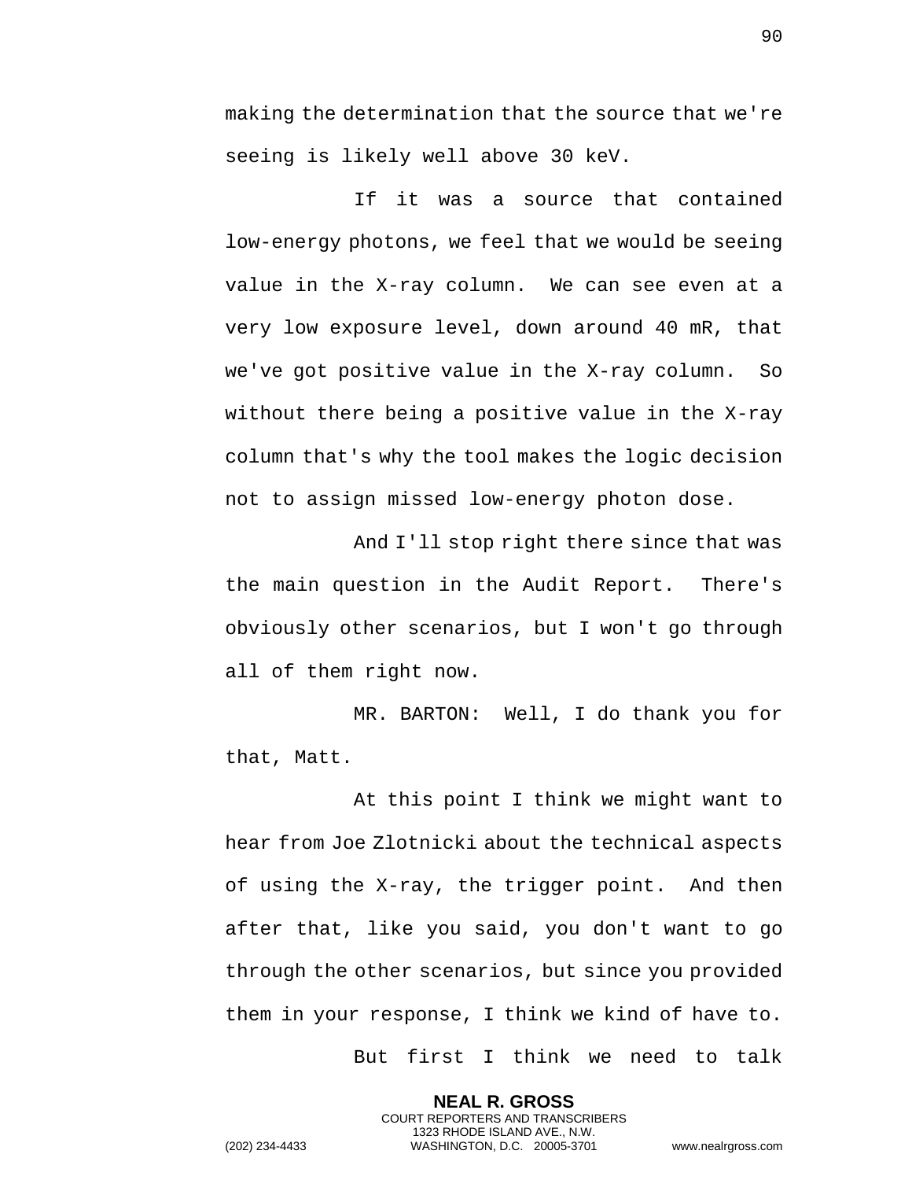making the determination that the source that we're seeing is likely well above 30 keV.

If it was a source that contained low-energy photons, we feel that we would be seeing value in the X-ray column. We can see even at a very low exposure level, down around 40 mR, that we've got positive value in the X-ray column. So without there being a positive value in the X-ray column that's why the tool makes the logic decision not to assign missed low-energy photon dose.

And I'll stop right there since that was the main question in the Audit Report. There's obviously other scenarios, but I won't go through all of them right now.

MR. BARTON: Well, I do thank you for that, Matt.

At this point I think we might want to hear from Joe Zlotnicki about the technical aspects of using the X-ray, the trigger point. And then after that, like you said, you don't want to go through the other scenarios, but since you provided them in your response, I think we kind of have to.

But first I think we need to talk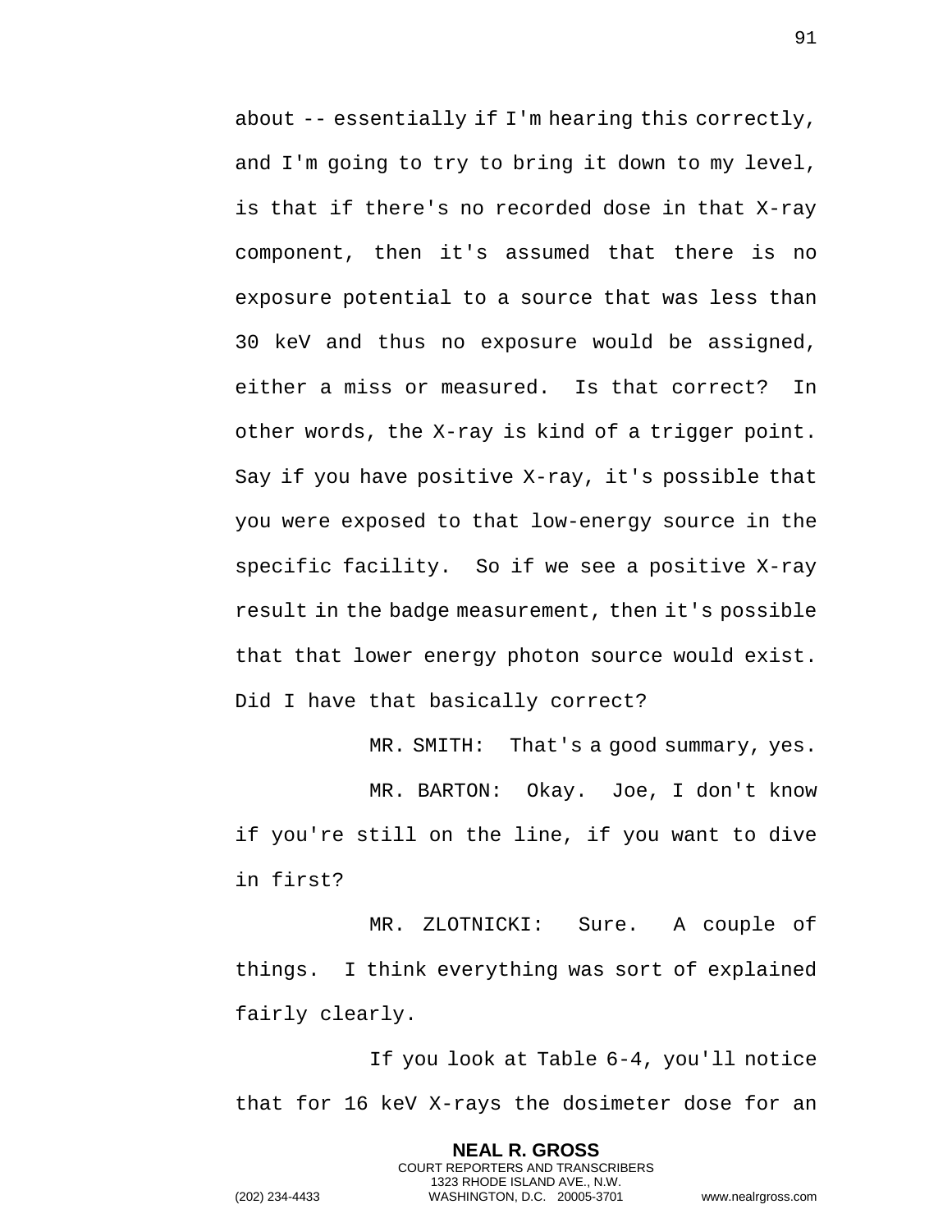about -- essentially if I'm hearing this correctly, and I'm going to try to bring it down to my level, is that if there's no recorded dose in that X-ray component, then it's assumed that there is no exposure potential to a source that was less than 30 keV and thus no exposure would be assigned, either a miss or measured. Is that correct? In other words, the X-ray is kind of a trigger point. Say if you have positive X-ray, it's possible that you were exposed to that low-energy source in the specific facility. So if we see a positive X-ray result in the badge measurement, then it's possible that that lower energy photon source would exist. Did I have that basically correct?

MR. SMITH: That's a good summary, yes.

MR. BARTON: Okay. Joe, I don't know if you're still on the line, if you want to dive in first?

MR. ZLOTNICKI: Sure. A couple of things. I think everything was sort of explained fairly clearly.

If you look at Table 6-4, you'll notice that for 16 keV X-rays the dosimeter dose for an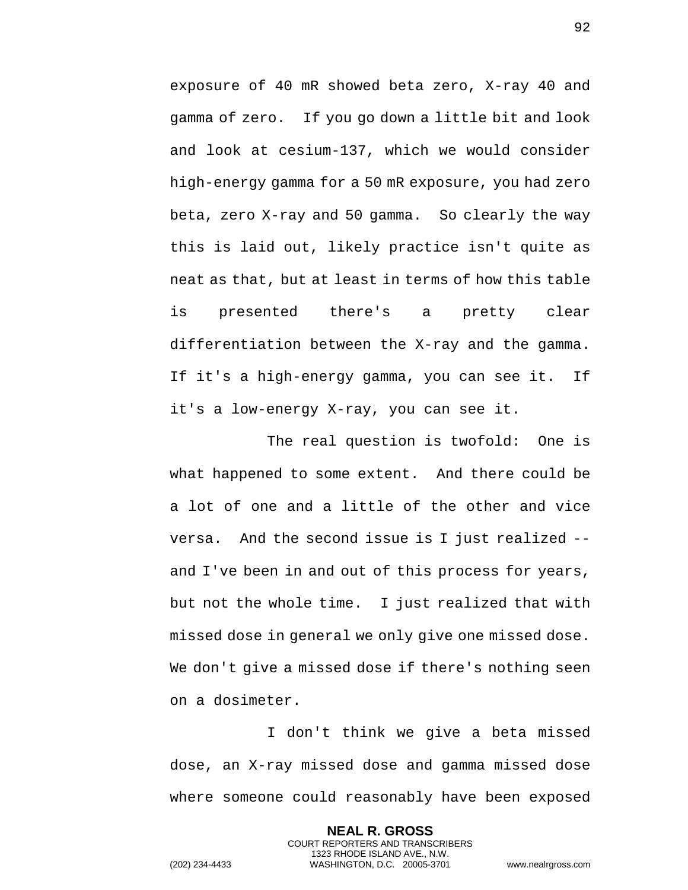exposure of 40 mR showed beta zero, X-ray 40 and gamma of zero. If you go down a little bit and look and look at cesium-137, which we would consider high-energy gamma for a 50 mR exposure, you had zero beta, zero X-ray and 50 gamma. So clearly the way this is laid out, likely practice isn't quite as neat as that, but at least in terms of how this table is presented there's a pretty clear differentiation between the X-ray and the gamma. If it's a high-energy gamma, you can see it. If it's a low-energy X-ray, you can see it.

The real question is twofold: One is what happened to some extent. And there could be a lot of one and a little of the other and vice versa. And the second issue is I just realized -- and I've been in and out of this process for years, but not the whole time. I just realized that with missed dose in general we only give one missed dose. We don't give a missed dose if there's nothing seen on a dosimeter.

I don't think we give a beta missed dose, an X-ray missed dose and gamma missed dose where someone could reasonably have been exposed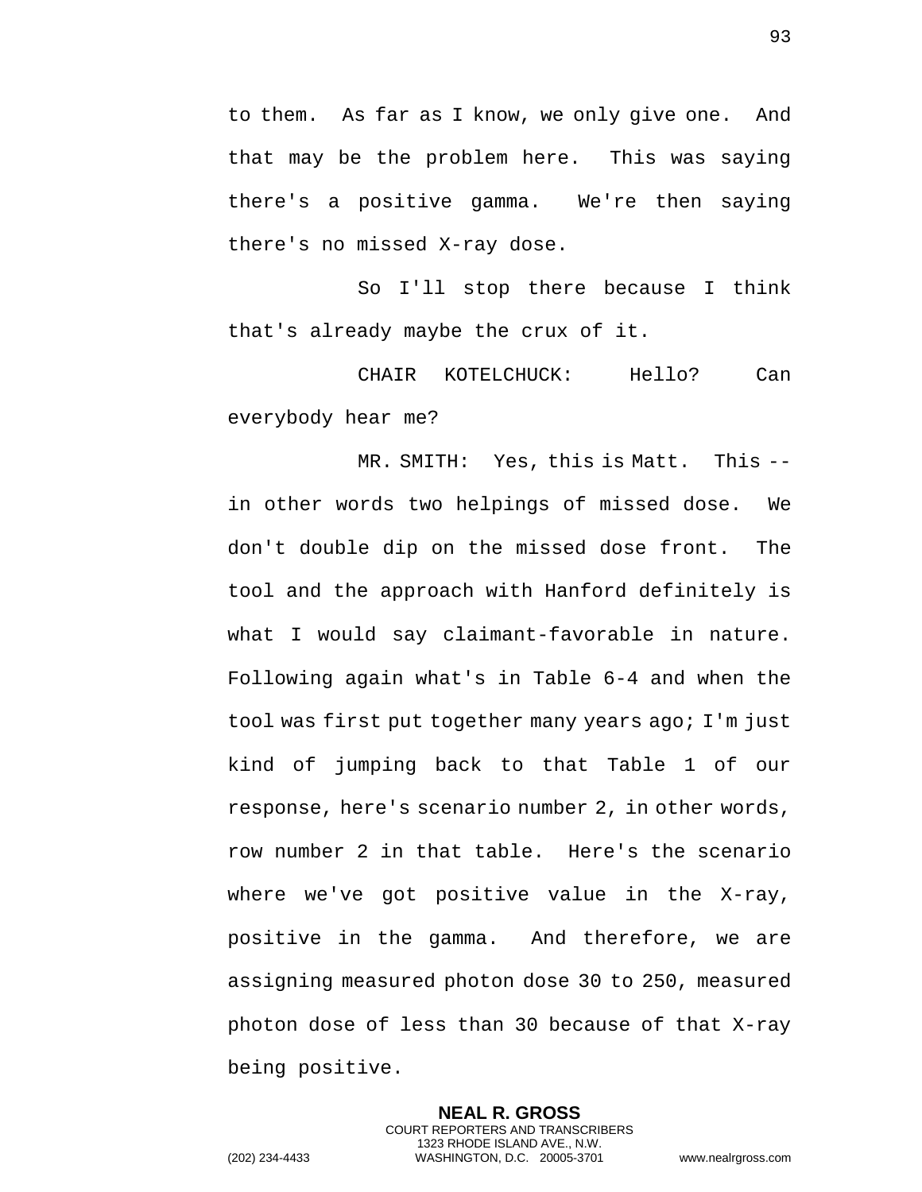to them. As far as I know, we only give one. And that may be the problem here. This was saying there's a positive gamma. We're then saying there's no missed X-ray dose.

So I'll stop there because I think that's already maybe the crux of it.

CHAIR KOTELCHUCK: Hello? Can everybody hear me?

MR. SMITH: Yes, this is Matt. This -- in other words two helpings of missed dose. We don't double dip on the missed dose front. The tool and the approach with Hanford definitely is what I would say claimant-favorable in nature. Following again what's in Table 6-4 and when the tool was first put together many years ago; I'm just kind of jumping back to that Table 1 of our response, here's scenario number 2, in other words, row number 2 in that table. Here's the scenario where we've got positive value in the X-ray, positive in the gamma. And therefore, we are assigning measured photon dose 30 to 250, measured photon dose of less than 30 because of that X-ray being positive.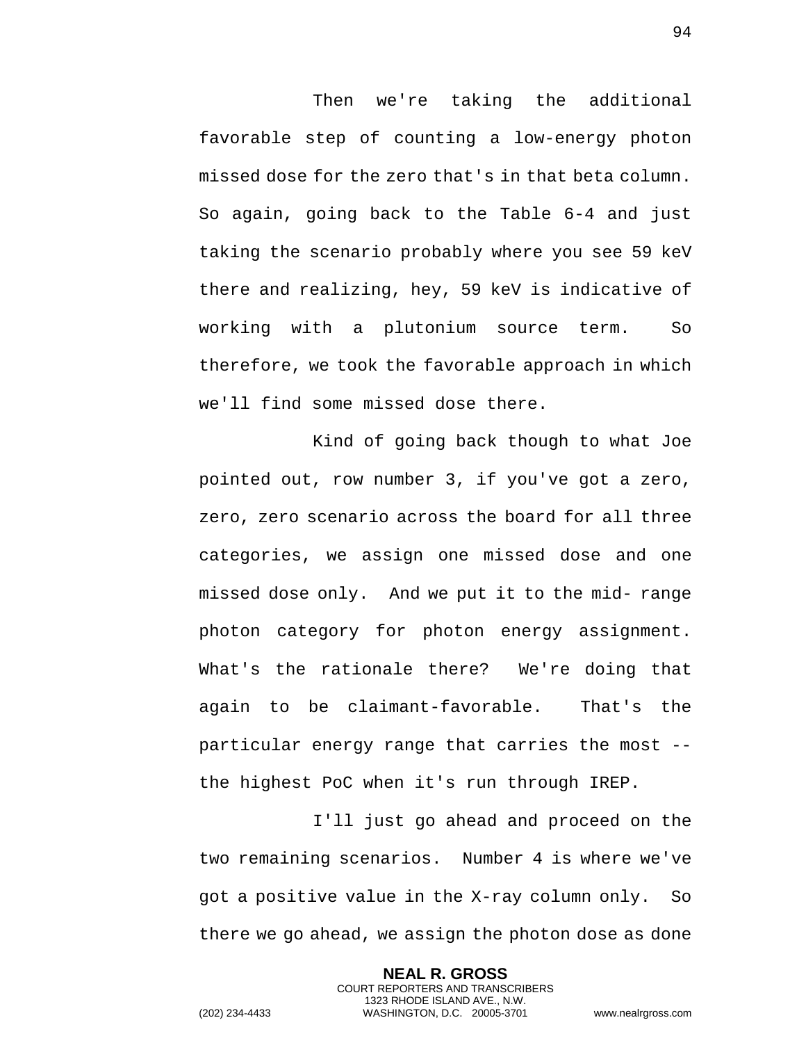Then we're taking the additional favorable step of counting a low-energy photon missed dose for the zero that's in that beta column. So again, going back to the Table 6-4 and just taking the scenario probably where you see 59 keV there and realizing, hey, 59 keV is indicative of working with a plutonium source term. So therefore, we took the favorable approach in which we'll find some missed dose there.

Kind of going back though to what Joe pointed out, row number 3, if you've got a zero, zero, zero scenario across the board for all three categories, we assign one missed dose and one missed dose only. And we put it to the mid- range photon category for photon energy assignment. What's the rationale there? We're doing that again to be claimant-favorable. That's the particular energy range that carries the most -- the highest PoC when it's run through IREP.

I'll just go ahead and proceed on the two remaining scenarios. Number 4 is where we've got a positive value in the X-ray column only. So there we go ahead, we assign the photon dose as done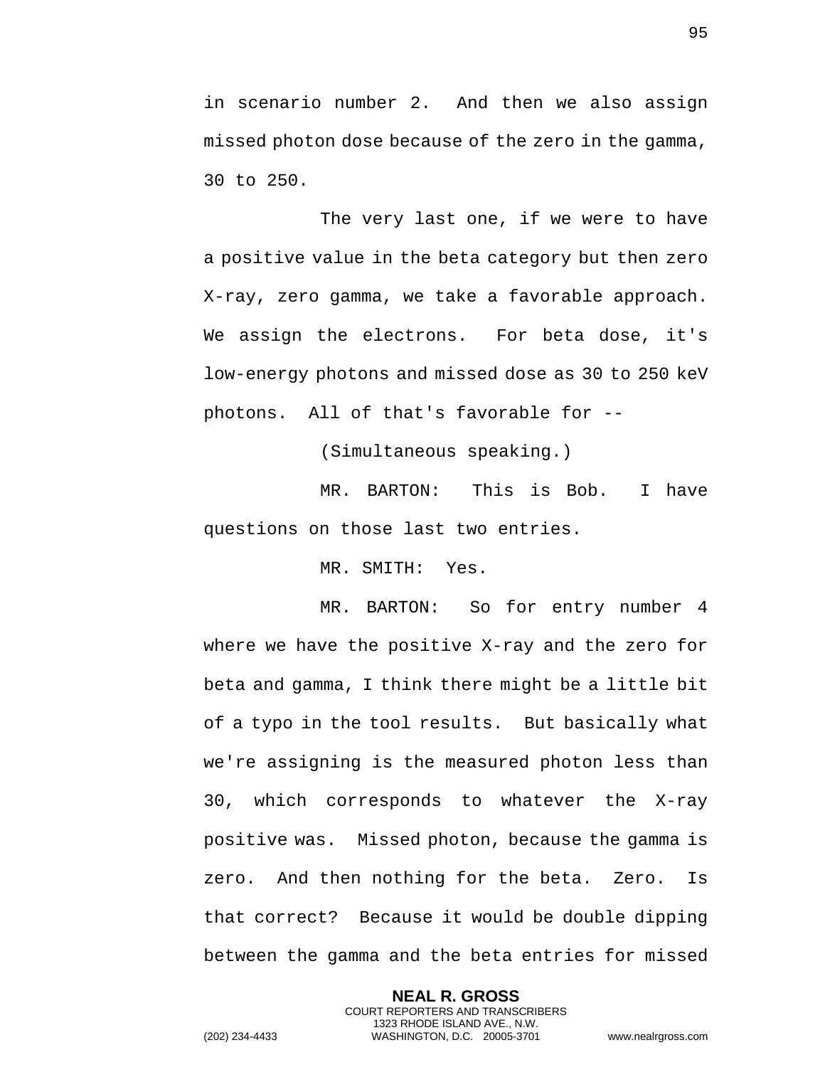in scenario number 2. And then we also assign missed photon dose because of the zero in the gamma, 30 to 250.

The very last one, if we were to have a positive value in the beta category but then zero X-ray, zero gamma, we take a favorable approach. We assign the electrons. For beta dose, it's low-energy photons and missed dose as 30 to 250 keV photons. All of that's favorable for --

(Simultaneous speaking.)

MR. BARTON: This is Bob. I have questions on those last two entries.

MR. SMITH: Yes.

MR. BARTON: So for entry number 4 where we have the positive X-ray and the zero for beta and gamma, I think there might be a little bit of a typo in the tool results. But basically what we're assigning is the measured photon less than 30, which corresponds to whatever the X-ray positive was. Missed photon, because the gamma is zero. And then nothing for the beta. Zero. Is that correct? Because it would be double dipping between the gamma and the beta entries for missed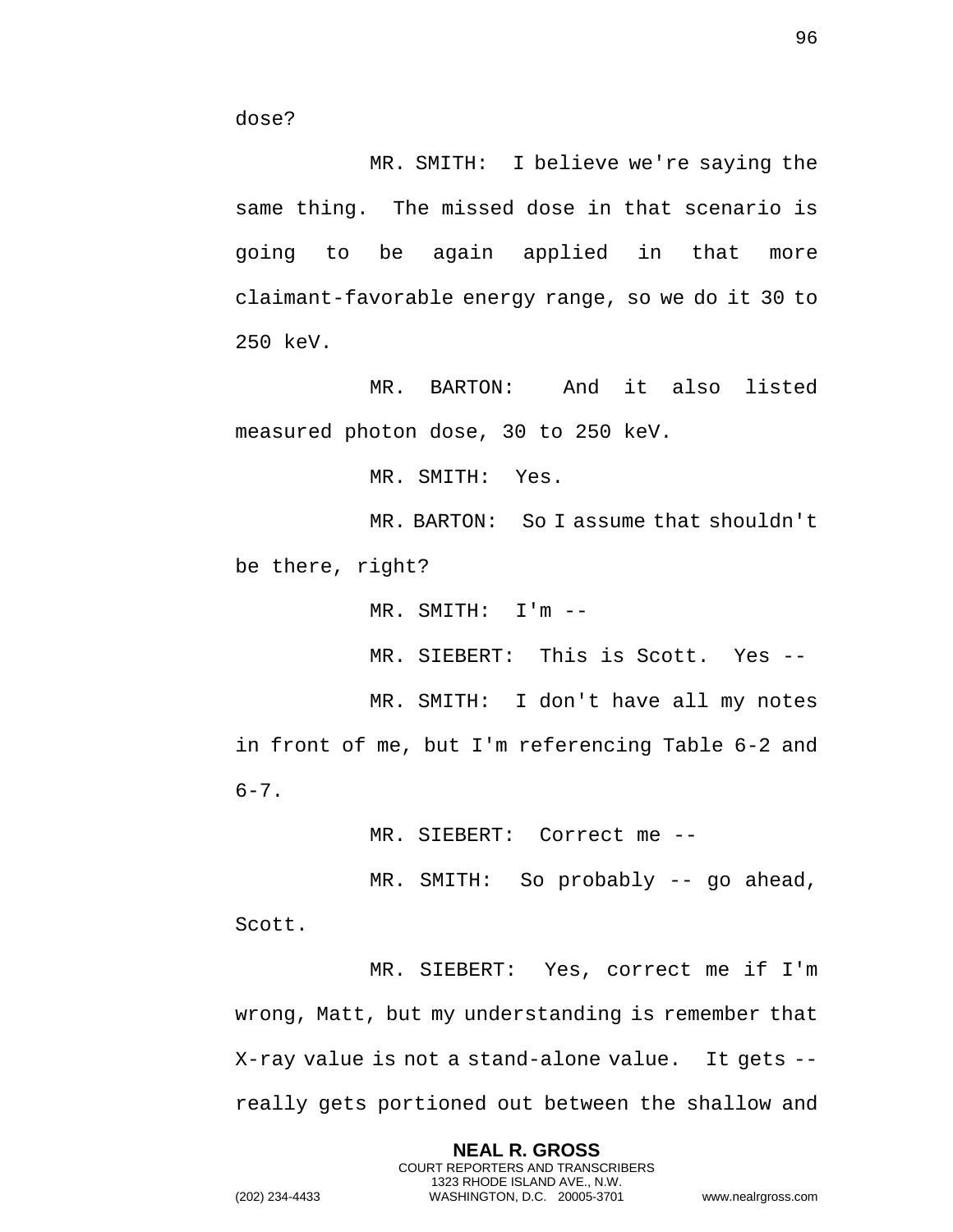dose?

MR. SMITH: I believe we're saying the same thing. The missed dose in that scenario is going to be again applied in that more claimant-favorable energy range, so we do it 30 to 250 keV.

MR. BARTON: And it also listed measured photon dose, 30 to 250 keV.

MR. SMITH: Yes.

MR. BARTON: So I assume that shouldn't be there, right?

MR. SMITH: I'm --

MR. SIEBERT: This is Scott. Yes --

MR. SMITH: I don't have all my notes in front of me, but I'm referencing Table 6-2 and 6-7.

MR. SIEBERT: Correct me --

MR. SMITH: So probably -- go ahead, Scott.

MR. SIEBERT: Yes, correct me if I'm wrong, Matt, but my understanding is remember that X-ray value is not a stand-alone value. It gets -- really gets portioned out between the shallow and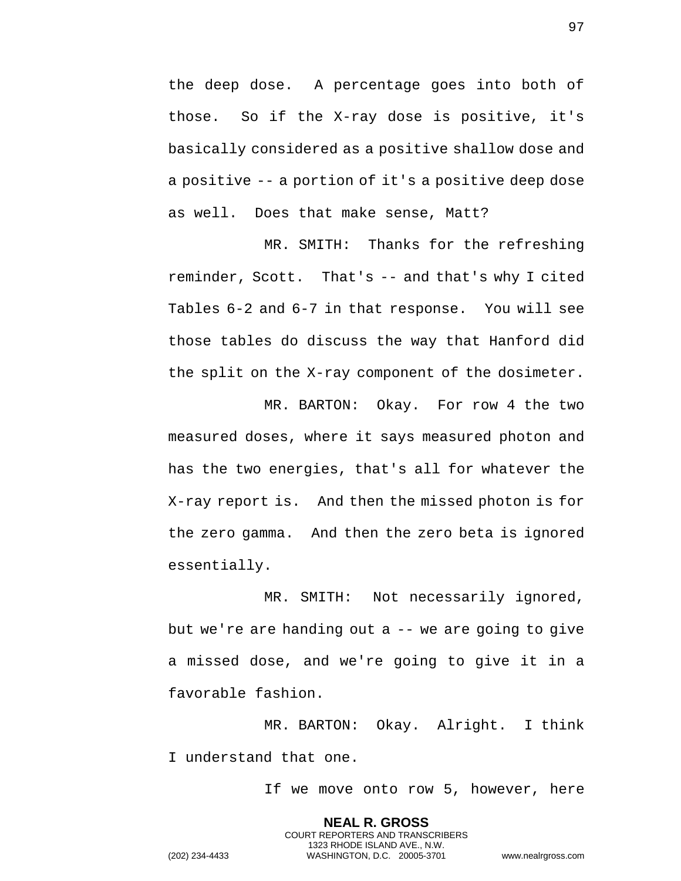the deep dose. A percentage goes into both of those. So if the X-ray dose is positive, it's basically considered as a positive shallow dose and a positive -- a portion of it's a positive deep dose as well. Does that make sense, Matt?

MR. SMITH: Thanks for the refreshing reminder, Scott. That's -- and that's why I cited Tables 6-2 and 6-7 in that response. You will see those tables do discuss the way that Hanford did the split on the X-ray component of the dosimeter.

MR. BARTON: Okay. For row 4 the two measured doses, where it says measured photon and has the two energies, that's all for whatever the X-ray report is. And then the missed photon is for the zero gamma. And then the zero beta is ignored essentially.

MR. SMITH: Not necessarily ignored, but we're are handing out a -- we are going to give a missed dose, and we're going to give it in a favorable fashion.

MR. BARTON: Okay. Alright. I think I understand that one.

If we move onto row 5, however, here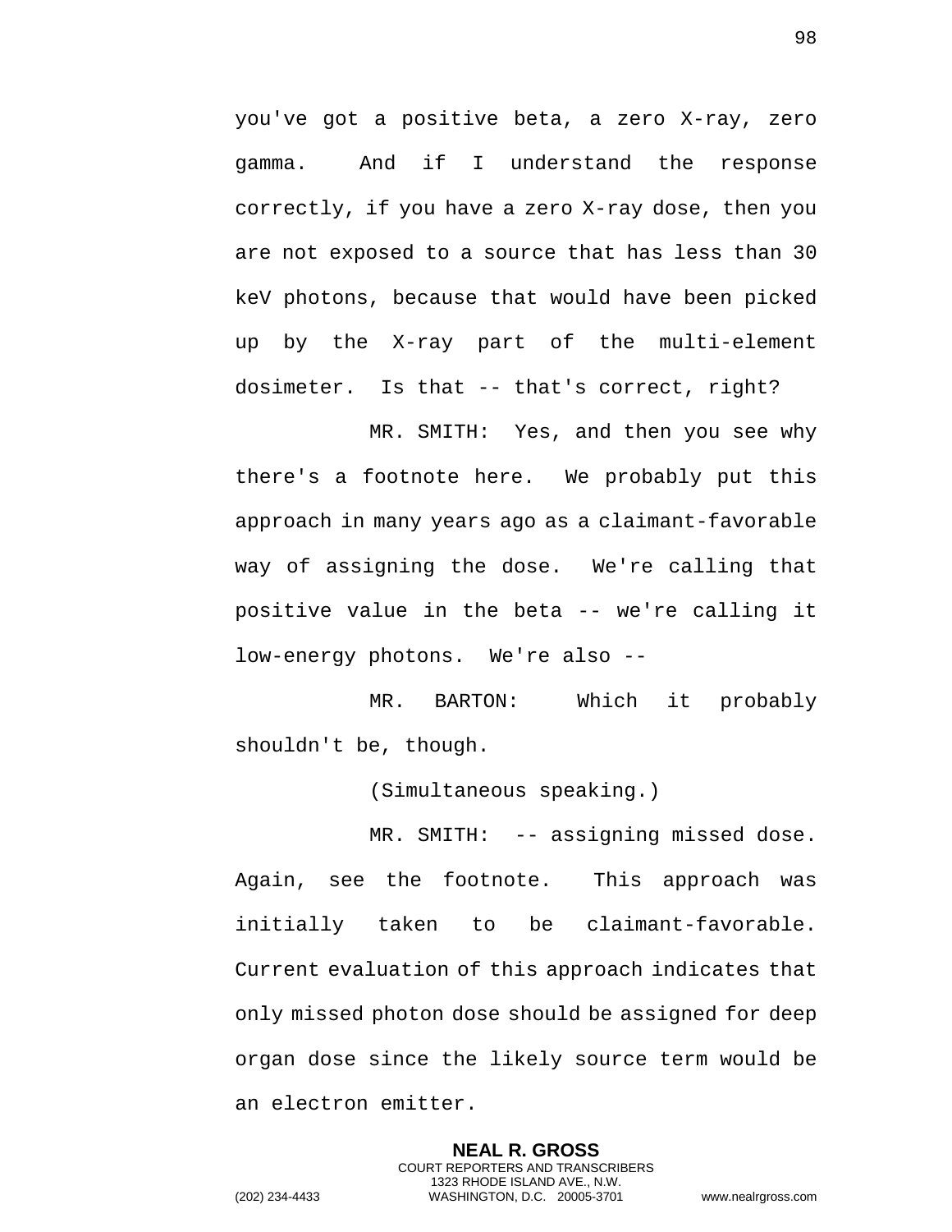you've got a positive beta, a zero X-ray, zero gamma. And if I understand the response correctly, if you have a zero X-ray dose, then you are not exposed to a source that has less than 30 keV photons, because that would have been picked up by the X-ray part of the multi-element dosimeter. Is that -- that's correct, right?

MR. SMITH: Yes, and then you see why there's a footnote here. We probably put this approach in many years ago as a claimant-favorable way of assigning the dose. We're calling that positive value in the beta -- we're calling it low-energy photons. We're also --

MR. BARTON: Which it probably shouldn't be, though.

(Simultaneous speaking.)

MR. SMITH: -- assigning missed dose. Again, see the footnote. This approach was initially taken to be claimant-favorable. Current evaluation of this approach indicates that only missed photon dose should be assigned for deep organ dose since the likely source term would be an electron emitter.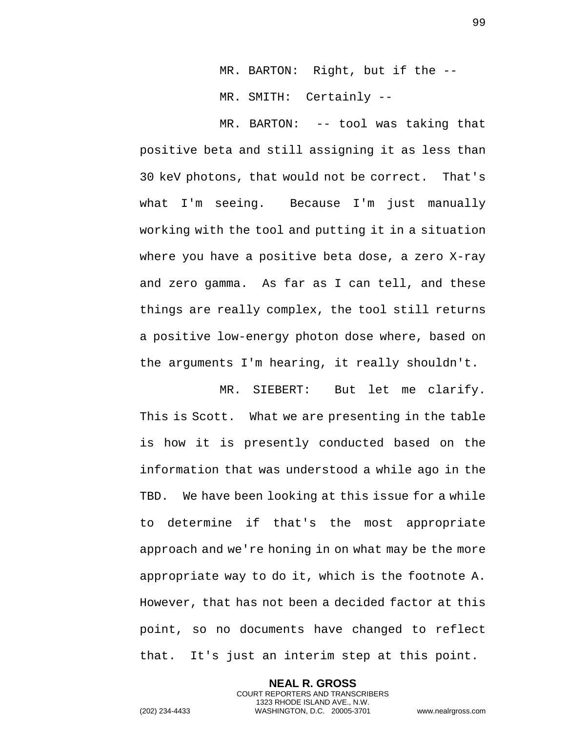MR. BARTON: Right, but if the --

MR. SMITH: Certainly --

MR. BARTON: -- tool was taking that positive beta and still assigning it as less than 30 keV photons, that would not be correct. That's what I'm seeing. Because I'm just manually working with the tool and putting it in a situation where you have a positive beta dose, a zero X-ray and zero gamma. As far as I can tell, and these things are really complex, the tool still returns a positive low-energy photon dose where, based on the arguments I'm hearing, it really shouldn't.

MR. SIEBERT: But let me clarify. This is Scott. What we are presenting in the table is how it is presently conducted based on the information that was understood a while ago in the TBD. We have been looking at this issue for a while to determine if that's the most appropriate approach and we're honing in on what may be the more appropriate way to do it, which is the footnote A. However, that has not been a decided factor at this point, so no documents have changed to reflect that. It's just an interim step at this point.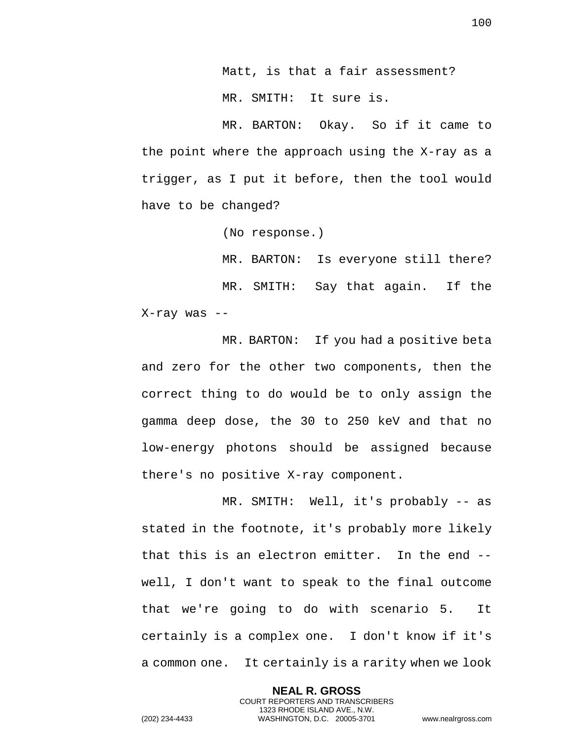Matt, is that a fair assessment?

MR. SMITH: It sure is.

MR. BARTON: Okay. So if it came to the point where the approach using the X-ray as a trigger, as I put it before, then the tool would have to be changed?

(No response.)

MR. BARTON: Is everyone still there?

MR. SMITH: Say that again. If the X-ray was --

MR. BARTON: If you had a positive beta and zero for the other two components, then the correct thing to do would be to only assign the gamma deep dose, the 30 to 250 keV and that no low-energy photons should be assigned because there's no positive X-ray component.

MR. SMITH: Well, it's probably -- as stated in the footnote, it's probably more likely that this is an electron emitter. In the end -- well, I don't want to speak to the final outcome that we're going to do with scenario 5. It certainly is a complex one. I don't know if it's a common one. It certainly is a rarity when we look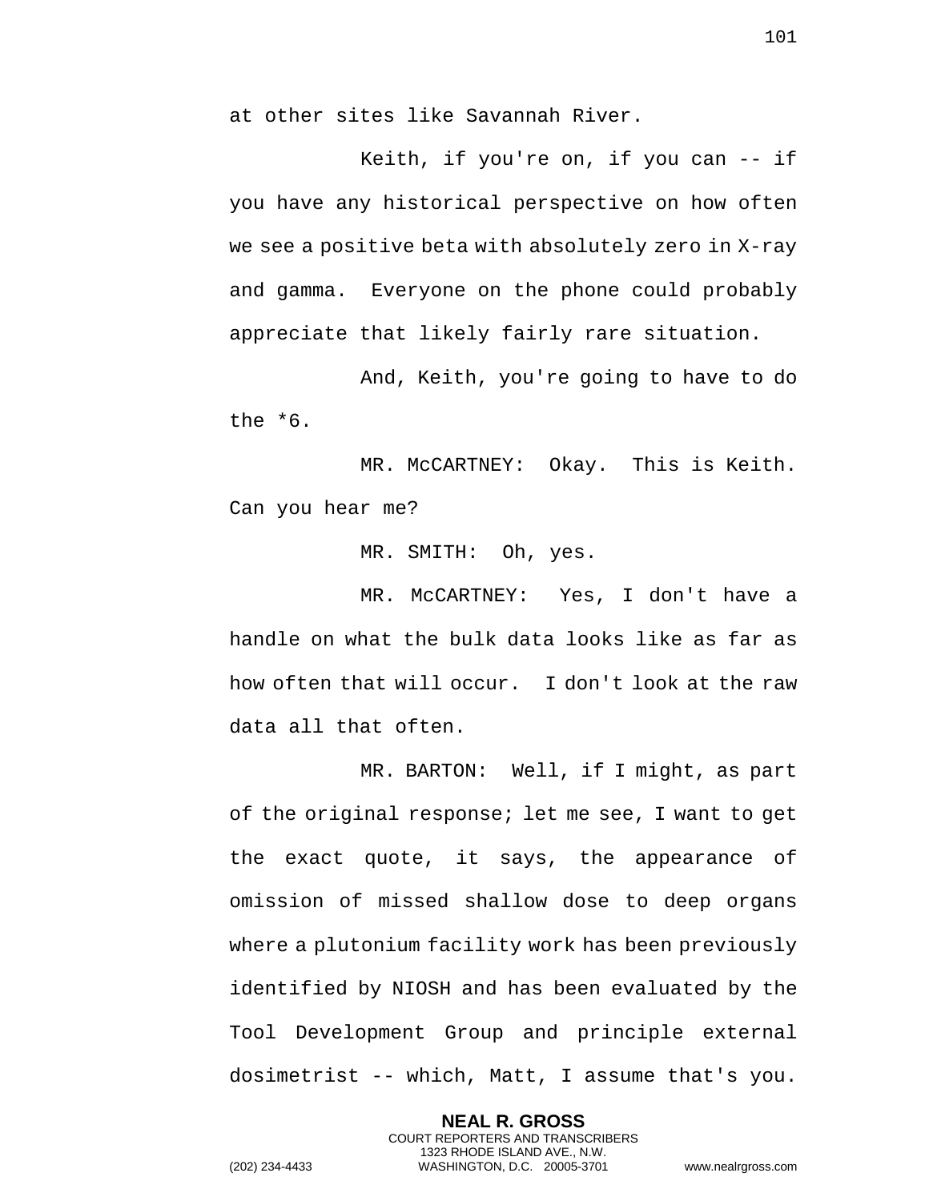at other sites like Savannah River.

Keith, if you're on, if you can -- if you have any historical perspective on how often we see a positive beta with absolutely zero in X-ray and gamma. Everyone on the phone could probably appreciate that likely fairly rare situation.

And, Keith, you're going to have to do the *6.

MR. McCARTNEY: Okay. This is Keith. Can you hear me?

MR. SMITH: Oh, yes.

MR. McCARTNEY: Yes, I don't have a handle on what the bulk data looks like as far as how often that will occur. I don't look at the raw data all that often.

MR. BARTON: Well, if I might, as part of the original response; let me see, I want to get the exact quote, it says, the appearance of omission of missed shallow dose to deep organs where a plutonium facility work has been previously identified by NIOSH and has been evaluated by the Tool Development Group and principle external dosimetrist -- which, Matt, I assume that's you.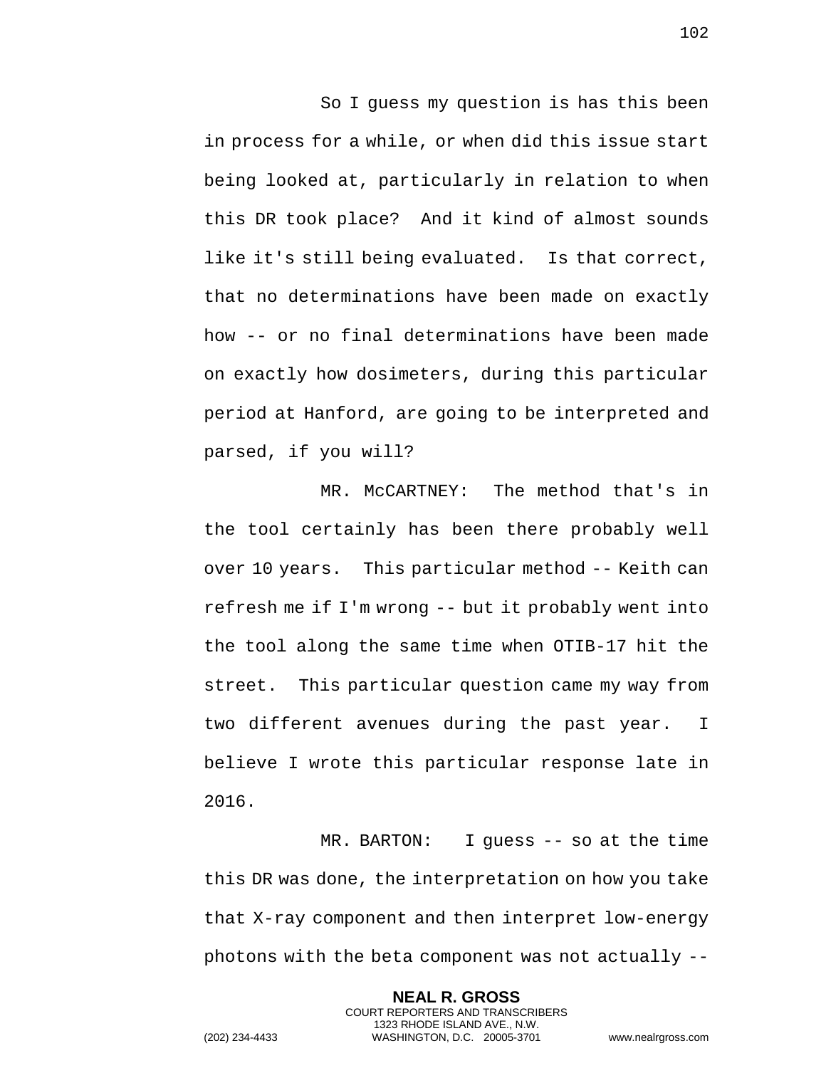So I guess my question is has this been in process for a while, or when did this issue start being looked at, particularly in relation to when this DR took place? And it kind of almost sounds like it's still being evaluated. Is that correct, that no determinations have been made on exactly how -- or no final determinations have been made on exactly how dosimeters, during this particular period at Hanford, are going to be interpreted and parsed, if you will?

MR. McCARTNEY: The method that's in the tool certainly has been there probably well over 10 years. This particular method -- Keith can refresh me if I'm wrong -- but it probably went into the tool along the same time when OTIB-17 hit the street. This particular question came my way from two different avenues during the past year. I believe I wrote this particular response late in 2016.

MR. BARTON: I guess -- so at the time this DR was done, the interpretation on how you take that X-ray component and then interpret low-energy photons with the beta component was not actually --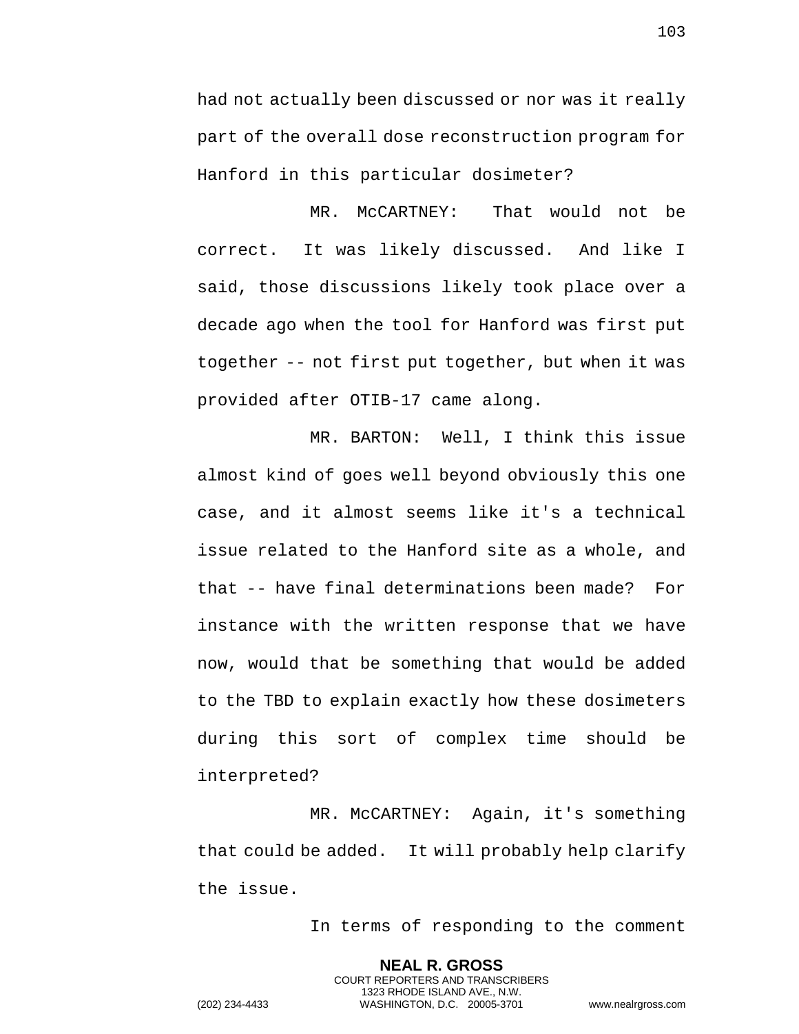had not actually been discussed or nor was it really part of the overall dose reconstruction program for Hanford in this particular dosimeter?

MR. McCARTNEY: That would not be correct. It was likely discussed. And like I said, those discussions likely took place over a decade ago when the tool for Hanford was first put together -- not first put together, but when it was provided after OTIB-17 came along.

MR. BARTON: Well, I think this issue almost kind of goes well beyond obviously this one case, and it almost seems like it's a technical issue related to the Hanford site as a whole, and that -- have final determinations been made? For instance with the written response that we have now, would that be something that would be added to the TBD to explain exactly how these dosimeters during this sort of complex time should be interpreted?

MR. McCARTNEY: Again, it's something that could be added. It will probably help clarify the issue.

In terms of responding to the comment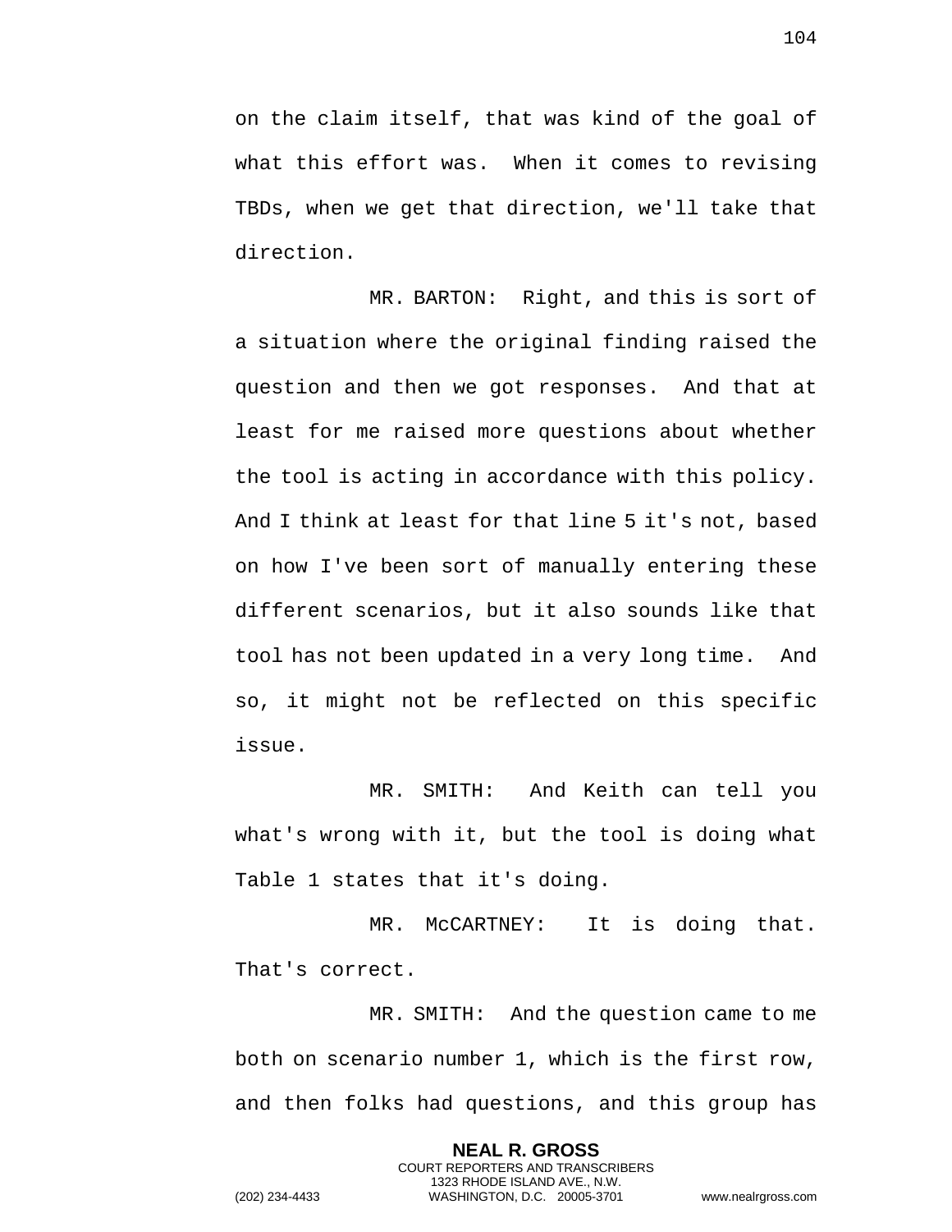on the claim itself, that was kind of the goal of what this effort was. When it comes to revising TBDs, when we get that direction, we'll take that direction.

MR. BARTON: Right, and this is sort of a situation where the original finding raised the question and then we got responses. And that at least for me raised more questions about whether the tool is acting in accordance with this policy. And I think at least for that line 5 it's not, based on how I've been sort of manually entering these different scenarios, but it also sounds like that tool has not been updated in a very long time. And so, it might not be reflected on this specific issue.

MR. SMITH: And Keith can tell you what's wrong with it, but the tool is doing what Table 1 states that it's doing.

MR. McCARTNEY: It is doing that. That's correct.

MR. SMITH: And the question came to me both on scenario number 1, which is the first row, and then folks had questions, and this group has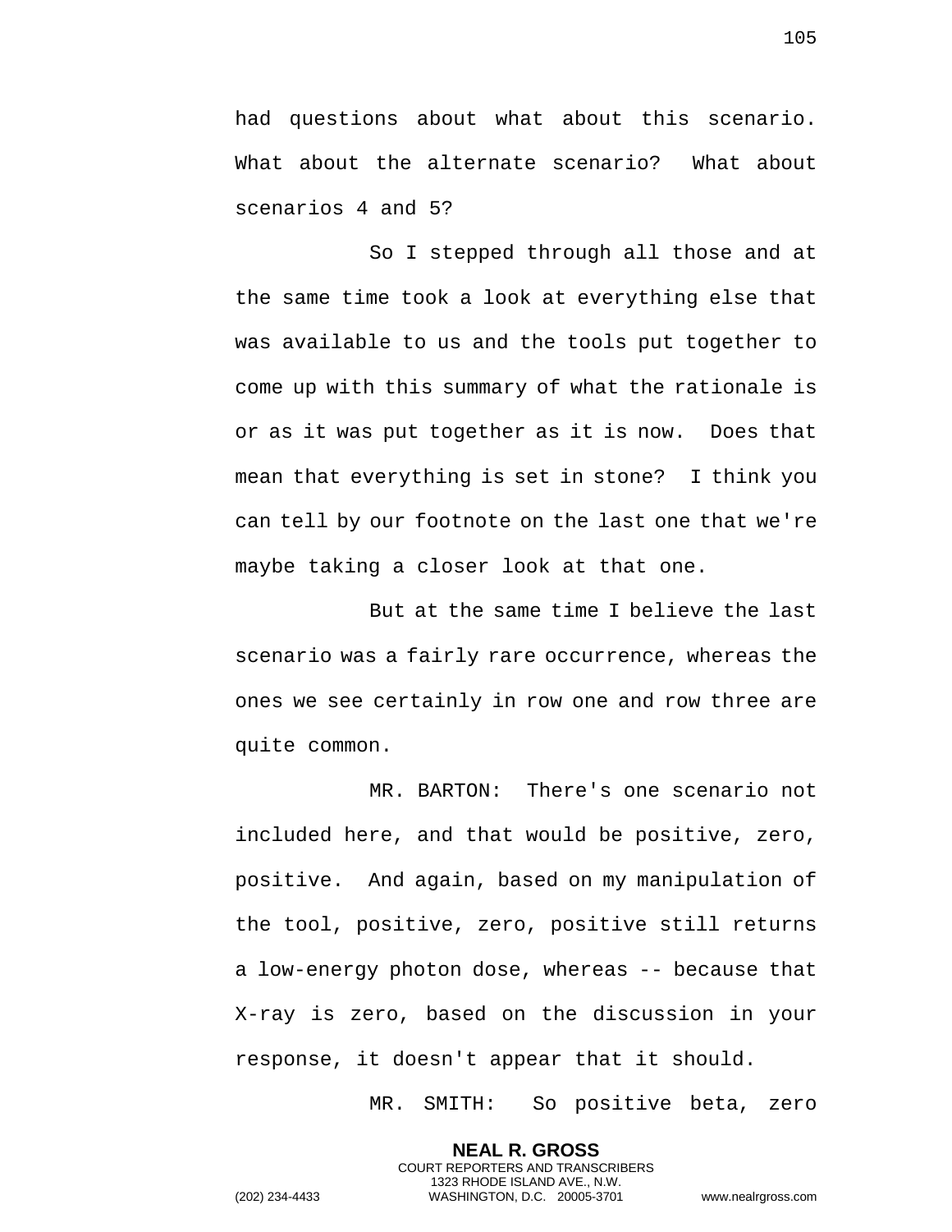had questions about what about this scenario. What about the alternate scenario? What about scenarios 4 and 5?

So I stepped through all those and at the same time took a look at everything else that was available to us and the tools put together to come up with this summary of what the rationale is or as it was put together as it is now. Does that mean that everything is set in stone? I think you can tell by our footnote on the last one that we're maybe taking a closer look at that one.

But at the same time I believe the last scenario was a fairly rare occurrence, whereas the ones we see certainly in row one and row three are quite common.

MR. BARTON: There's one scenario not included here, and that would be positive, zero, positive. And again, based on my manipulation of the tool, positive, zero, positive still returns a low-energy photon dose, whereas -- because that X-ray is zero, based on the discussion in your response, it doesn't appear that it should.

MR. SMITH: So positive beta, zero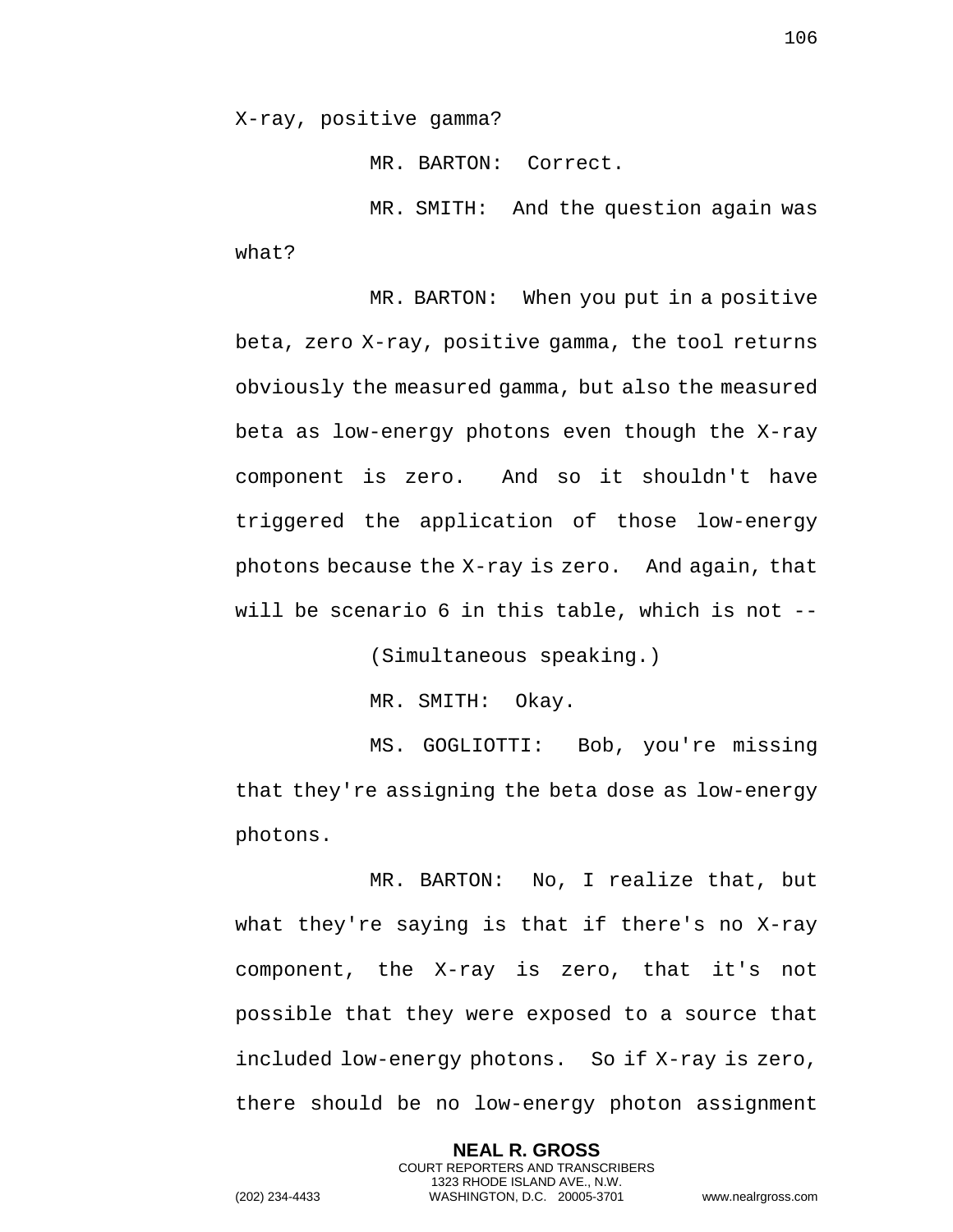X-ray, positive gamma?

MR. BARTON: Correct.

MR. SMITH: And the question again was what?

MR. BARTON: When you put in a positive beta, zero X-ray, positive gamma, the tool returns obviously the measured gamma, but also the measured beta as low-energy photons even though the X-ray component is zero. And so it shouldn't have triggered the application of those low-energy photons because the X-ray is zero. And again, that will be scenario 6 in this table, which is not --

(Simultaneous speaking.)

MR. SMITH: Okay.

MS. GOGLIOTTI: Bob, you're missing that they're assigning the beta dose as low-energy photons.

MR. BARTON: No, I realize that, but what they're saying is that if there's no X-ray component, the X-ray is zero, that it's not possible that they were exposed to a source that included low-energy photons. So if X-ray is zero, there should be no low-energy photon assignment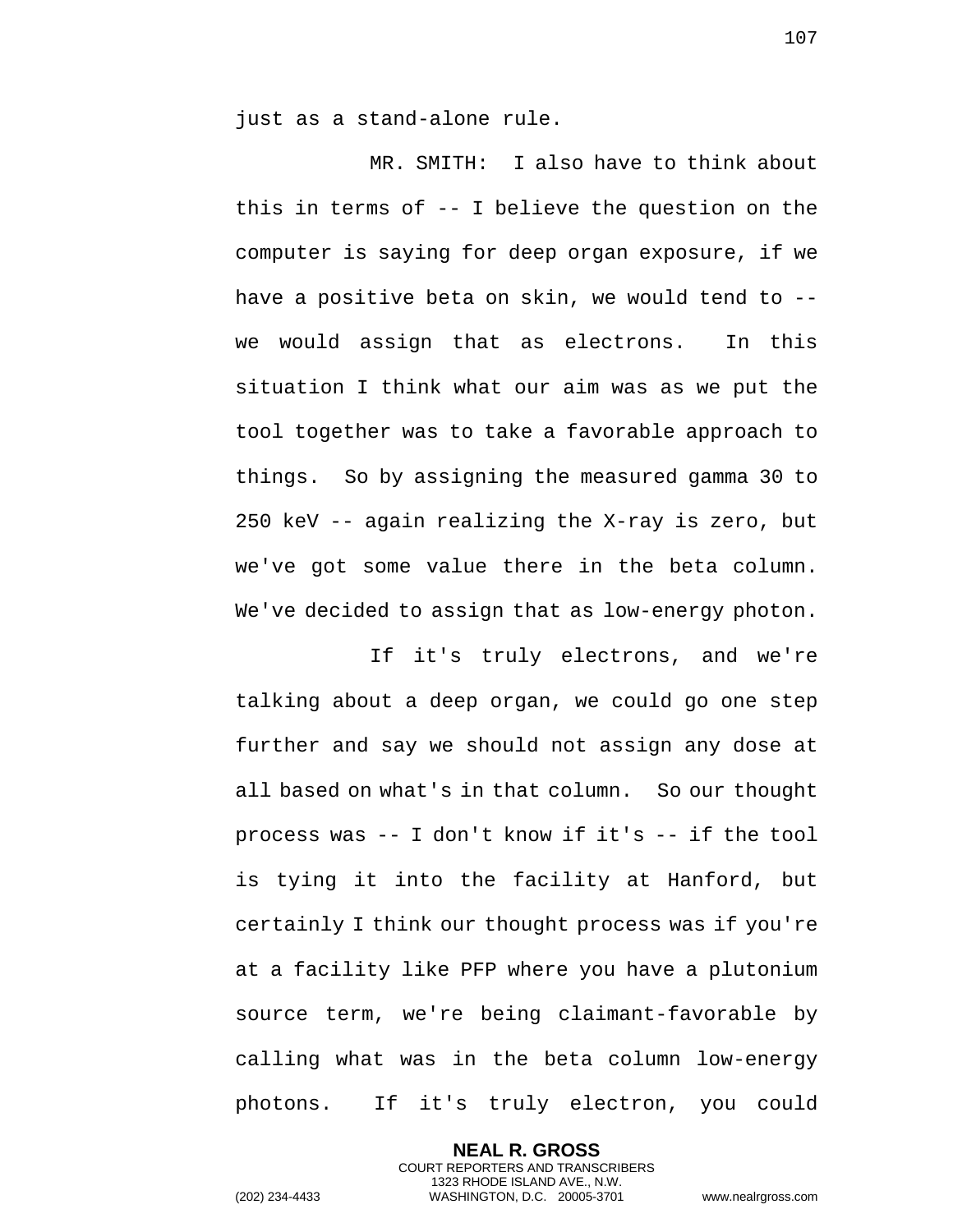just as a stand-alone rule.

MR. SMITH: I also have to think about this in terms of -- I believe the question on the computer is saying for deep organ exposure, if we have a positive beta on skin, we would tend to -- we would assign that as electrons. In this situation I think what our aim was as we put the tool together was to take a favorable approach to things. So by assigning the measured gamma 30 to 250 keV -- again realizing the X-ray is zero, but we've got some value there in the beta column. We've decided to assign that as low-energy photon.

If it's truly electrons, and we're talking about a deep organ, we could go one step further and say we should not assign any dose at all based on what's in that column. So our thought process was -- I don't know if it's -- if the tool is tying it into the facility at Hanford, but certainly I think our thought process was if you're at a facility like PFP where you have a plutonium source term, we're being claimant-favorable by calling what was in the beta column low-energy photons. If it's truly electron, you could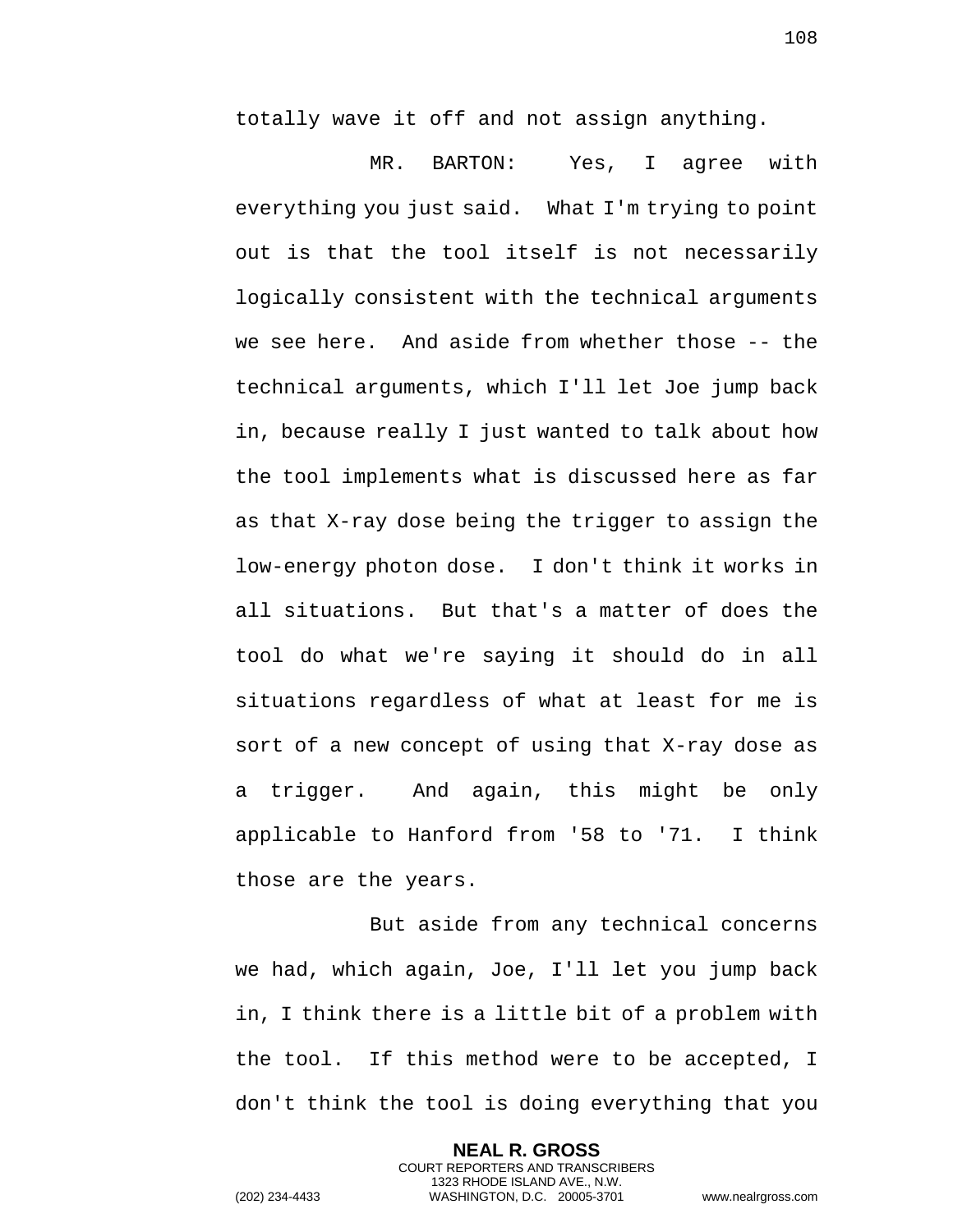totally wave it off and not assign anything.

MR. BARTON: Yes, I agree with everything you just said. What I'm trying to point out is that the tool itself is not necessarily logically consistent with the technical arguments we see here. And aside from whether those -- the technical arguments, which I'll let Joe jump back in, because really I just wanted to talk about how the tool implements what is discussed here as far as that X-ray dose being the trigger to assign the low-energy photon dose. I don't think it works in all situations. But that's a matter of does the tool do what we're saying it should do in all situations regardless of what at least for me is sort of a new concept of using that X-ray dose as a trigger. And again, this might be only applicable to Hanford from '58 to '71. I think those are the years.

But aside from any technical concerns we had, which again, Joe, I'll let you jump back in, I think there is a little bit of a problem with the tool. If this method were to be accepted, I don't think the tool is doing everything that you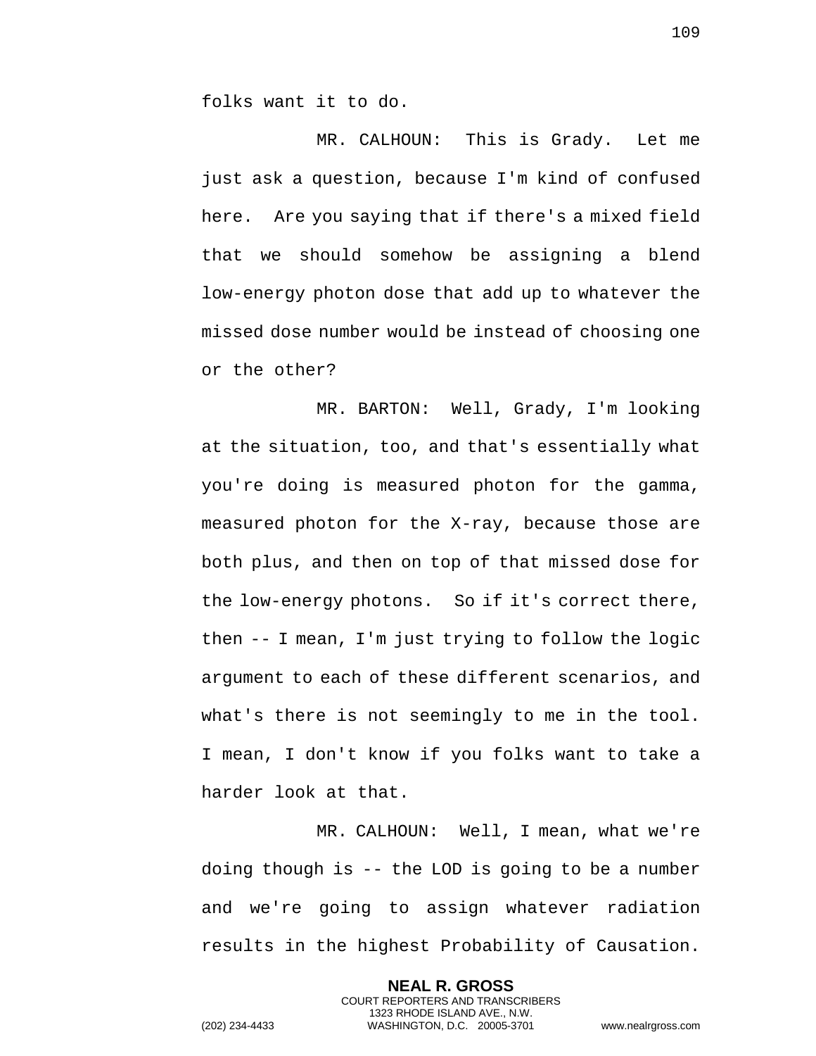folks want it to do.

MR. CALHOUN: This is Grady. Let me just ask a question, because I'm kind of confused here. Are you saying that if there's a mixed field that we should somehow be assigning a blend low-energy photon dose that add up to whatever the missed dose number would be instead of choosing one or the other?

MR. BARTON: Well, Grady, I'm looking at the situation, too, and that's essentially what you're doing is measured photon for the gamma, measured photon for the X-ray, because those are both plus, and then on top of that missed dose for the low-energy photons. So if it's correct there, then -- I mean, I'm just trying to follow the logic argument to each of these different scenarios, and what's there is not seemingly to me in the tool. I mean, I don't know if you folks want to take a harder look at that.

MR. CALHOUN: Well, I mean, what we're doing though is -- the LOD is going to be a number and we're going to assign whatever radiation results in the highest Probability of Causation.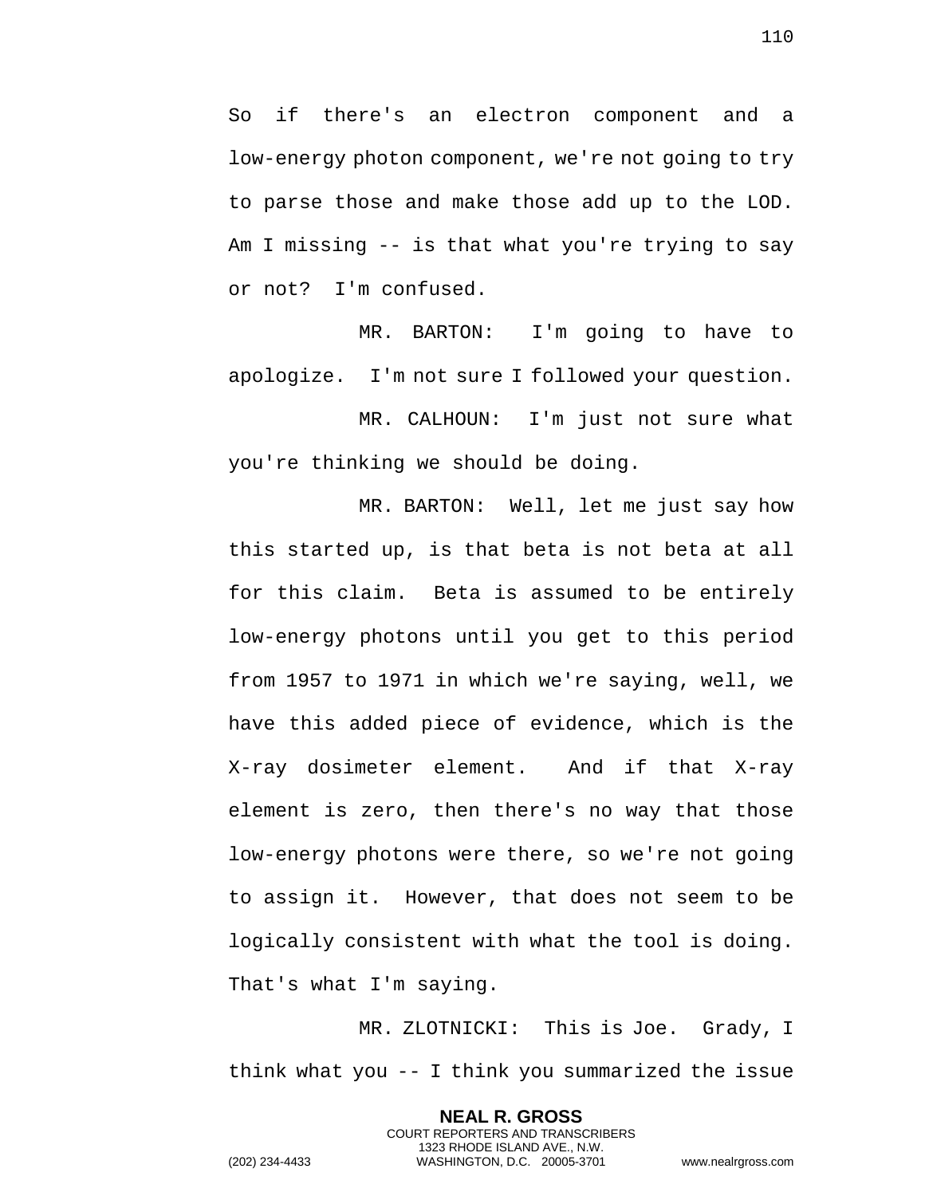So if there's an electron component and a low-energy photon component, we're not going to try to parse those and make those add up to the LOD. Am I missing -- is that what you're trying to say or not? I'm confused.

MR. BARTON: I'm going to have to apologize. I'm not sure I followed your question.

MR. CALHOUN: I'm just not sure what you're thinking we should be doing.

MR. BARTON: Well, let me just say how this started up, is that beta is not beta at all for this claim. Beta is assumed to be entirely low-energy photons until you get to this period from 1957 to 1971 in which we're saying, well, we have this added piece of evidence, which is the X-ray dosimeter element. And if that X-ray element is zero, then there's no way that those low-energy photons were there, so we're not going to assign it. However, that does not seem to be logically consistent with what the tool is doing. That's what I'm saying.

MR. ZLOTNICKI: This is Joe. Grady, I think what you -- I think you summarized the issue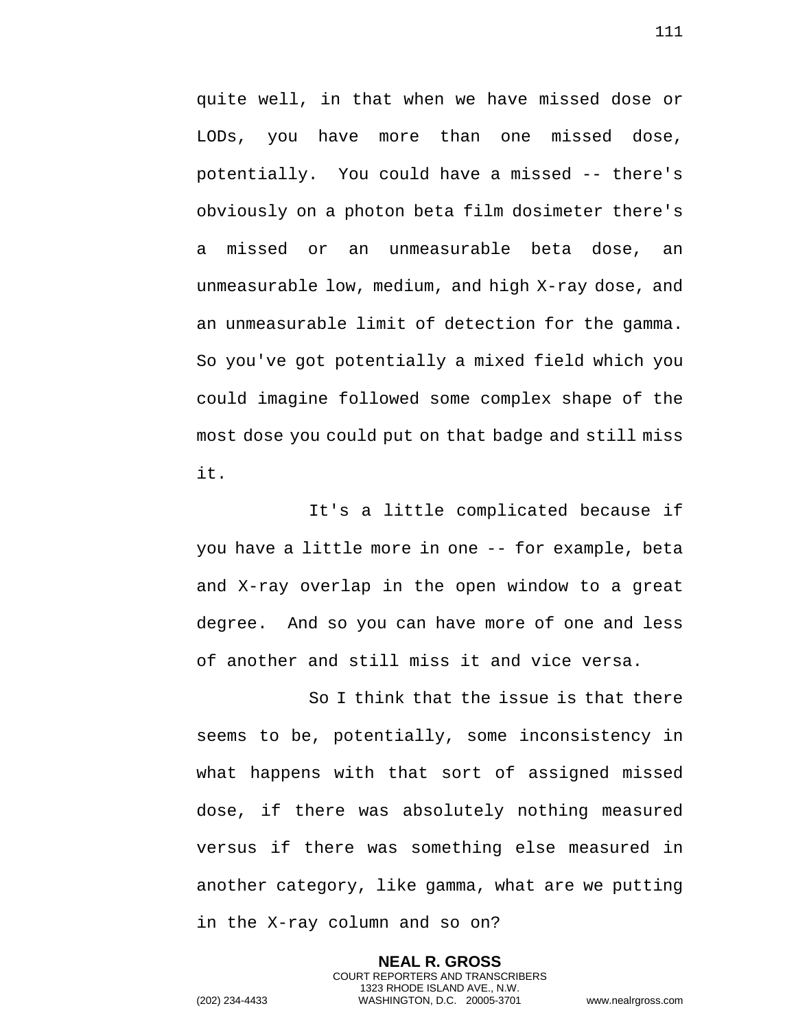quite well, in that when we have missed dose or LODs, you have more than one missed dose, potentially. You could have a missed -- there's obviously on a photon beta film dosimeter there's a missed or an unmeasurable beta dose, an unmeasurable low, medium, and high X-ray dose, and an unmeasurable limit of detection for the gamma. So you've got potentially a mixed field which you could imagine followed some complex shape of the most dose you could put on that badge and still miss it.

It's a little complicated because if you have a little more in one -- for example, beta and X-ray overlap in the open window to a great degree. And so you can have more of one and less of another and still miss it and vice versa.

So I think that the issue is that there seems to be, potentially, some inconsistency in what happens with that sort of assigned missed dose, if there was absolutely nothing measured versus if there was something else measured in another category, like gamma, what are we putting in the X-ray column and so on?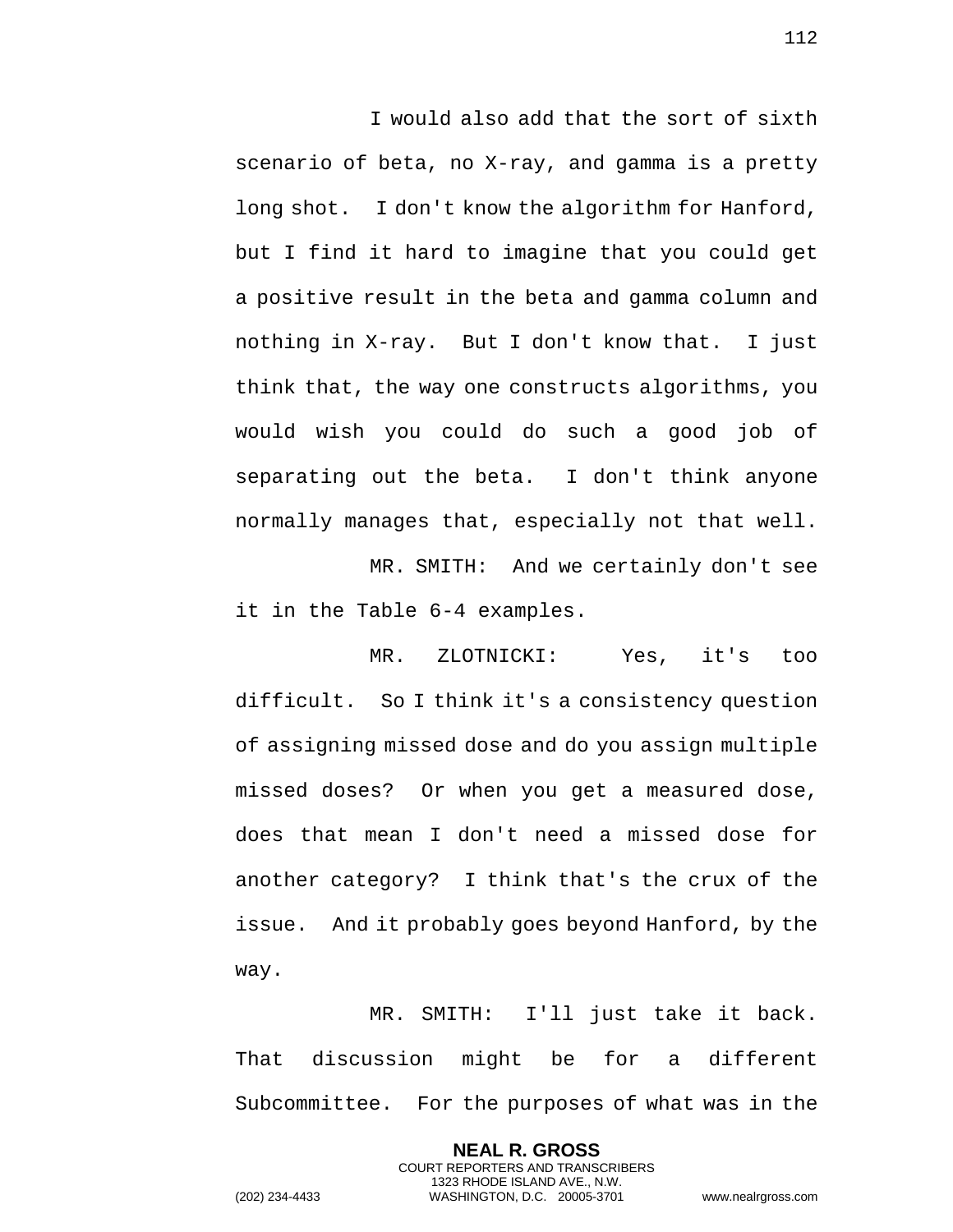I would also add that the sort of sixth scenario of beta, no X-ray, and gamma is a pretty long shot. I don't know the algorithm for Hanford, but I find it hard to imagine that you could get a positive result in the beta and gamma column and nothing in X-ray. But I don't know that. I just think that, the way one constructs algorithms, you would wish you could do such a good job of separating out the beta. I don't think anyone normally manages that, especially not that well.

MR. SMITH: And we certainly don't see it in the Table 6-4 examples.

MR. ZLOTNICKI: Yes, it's too difficult. So I think it's a consistency question of assigning missed dose and do you assign multiple missed doses? Or when you get a measured dose, does that mean I don't need a missed dose for another category? I think that's the crux of the issue. And it probably goes beyond Hanford, by the way.

MR. SMITH: I'll just take it back. That discussion might be for a different Subcommittee. For the purposes of what was in the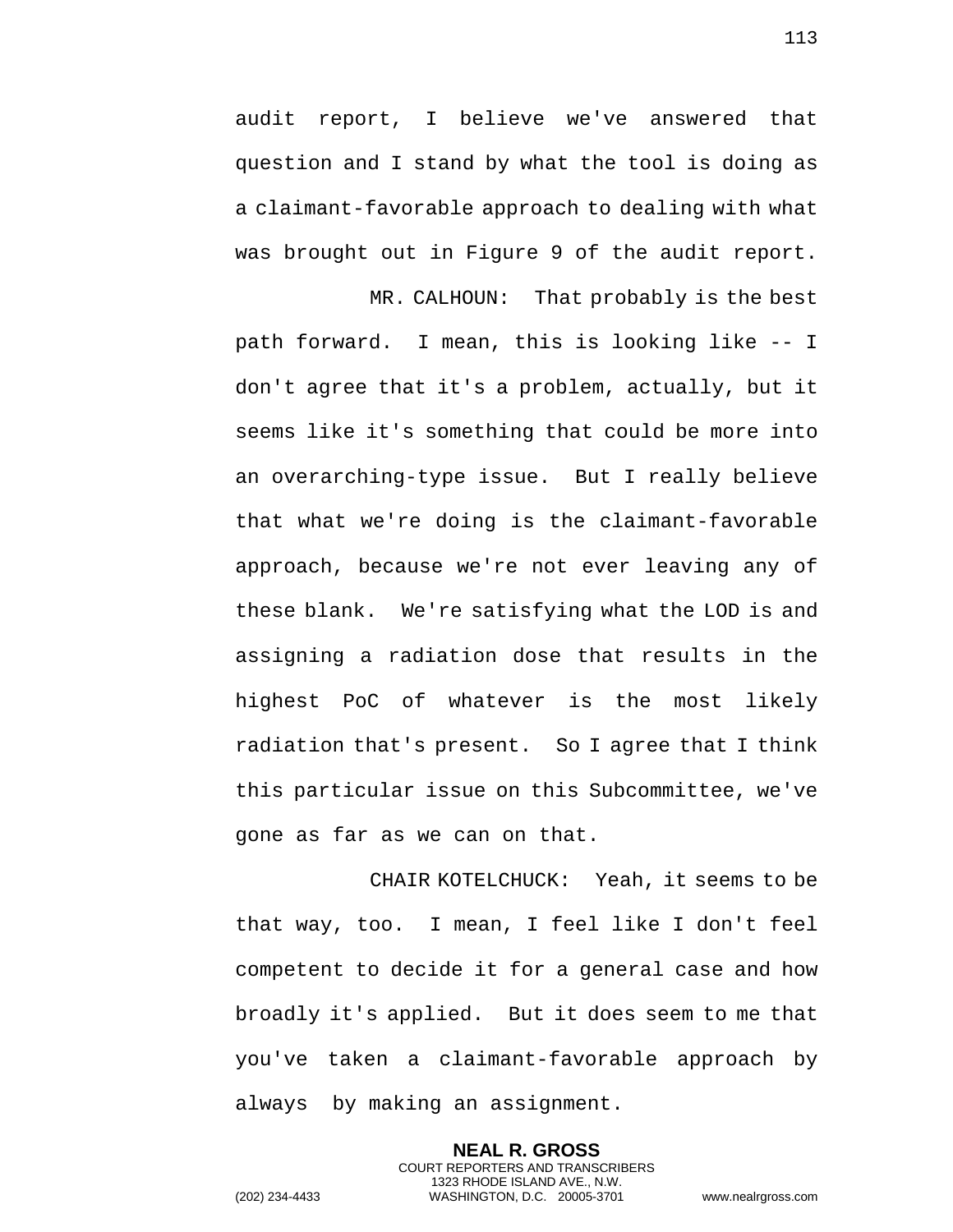audit report, I believe we've answered that question and I stand by what the tool is doing as a claimant-favorable approach to dealing with what was brought out in Figure 9 of the audit report.

MR. CALHOUN: That probably is the best path forward. I mean, this is looking like -- I don't agree that it's a problem, actually, but it seems like it's something that could be more into an overarching-type issue. But I really believe that what we're doing is the claimant-favorable approach, because we're not ever leaving any of these blank. We're satisfying what the LOD is and assigning a radiation dose that results in the highest PoC of whatever is the most likely radiation that's present. So I agree that I think this particular issue on this Subcommittee, we've gone as far as we can on that.

CHAIR KOTELCHUCK: Yeah, it seems to be that way, too. I mean, I feel like I don't feel competent to decide it for a general case and how broadly it's applied. But it does seem to me that you've taken a claimant-favorable approach by always by making an assignment.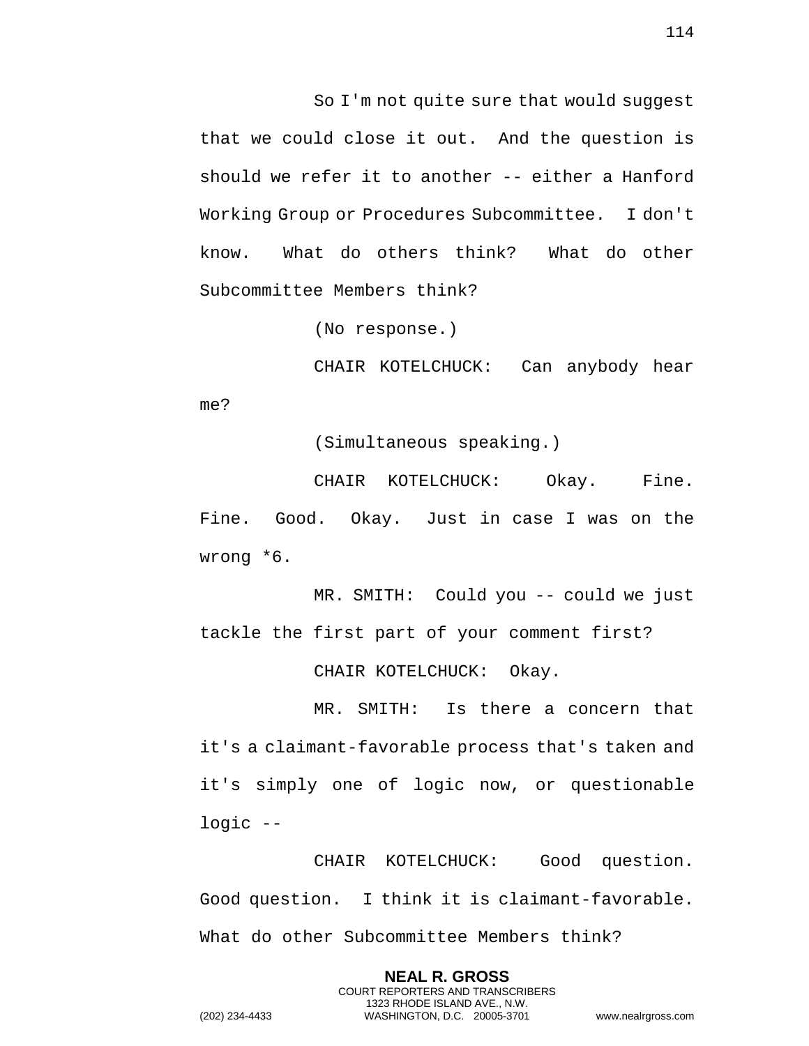So I'm not quite sure that would suggest that we could close it out. And the question is should we refer it to another -- either a Hanford Working Group or Procedures Subcommittee. I don't know. What do others think? What do other Subcommittee Members think?

(No response.)

CHAIR KOTELCHUCK: Can anybody hear me?

(Simultaneous speaking.)

CHAIR KOTELCHUCK: Okay. Fine. Fine. Good. Okay. Just in case I was on the wrong *6.

MR. SMITH: Could you -- could we just tackle the first part of your comment first?

CHAIR KOTELCHUCK: Okay.

MR. SMITH: Is there a concern that it's a claimant-favorable process that's taken and it's simply one of logic now, or questionable logic --

CHAIR KOTELCHUCK: Good question. Good question. I think it is claimant-favorable. What do other Subcommittee Members think?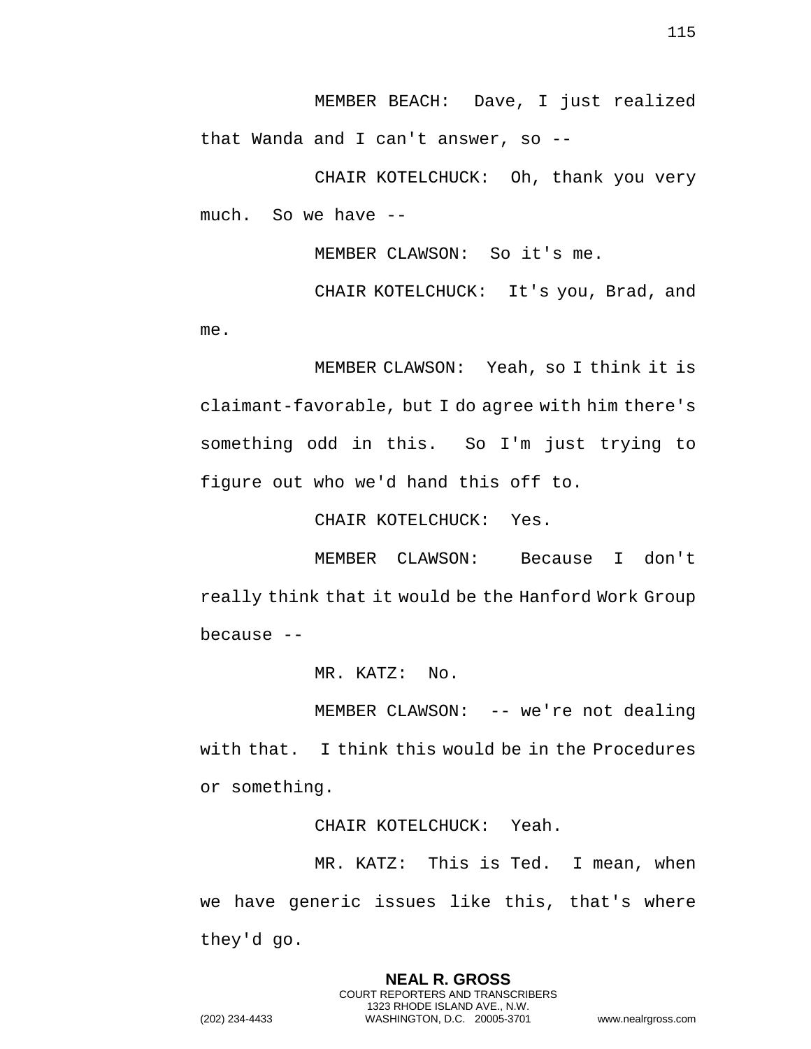MEMBER BEACH: Dave, I just realized that Wanda and I can't answer, so --

CHAIR KOTELCHUCK: Oh, thank you very much. So we have --

MEMBER CLAWSON: So it's me.

CHAIR KOTELCHUCK: It's you, Brad, and me.

MEMBER CLAWSON: Yeah, so I think it is claimant-favorable, but I do agree with him there's something odd in this. So I'm just trying to figure out who we'd hand this off to.

CHAIR KOTELCHUCK: Yes.

MEMBER CLAWSON: Because I don't really think that it would be the Hanford Work Group because --

MR. KATZ: No.

MEMBER CLAWSON: -- we're not dealing with that. I think this would be in the Procedures or something.

CHAIR KOTELCHUCK: Yeah.

MR. KATZ: This is Ted. I mean, when we have generic issues like this, that's where they'd go.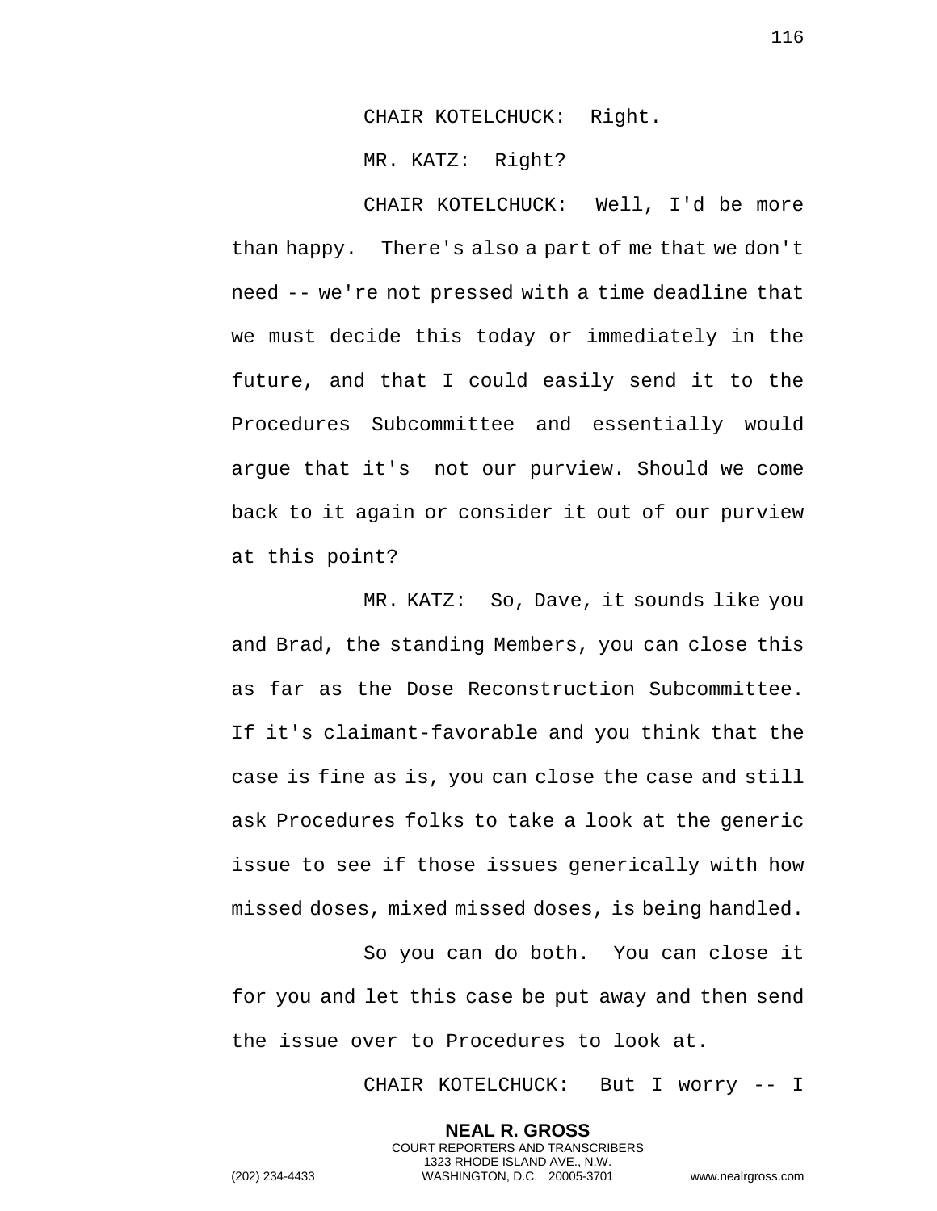CHAIR KOTELCHUCK: Right.

MR. KATZ: Right?

CHAIR KOTELCHUCK: Well, I'd be more than happy. There's also a part of me that we don't need -- we're not pressed with a time deadline that we must decide this today or immediately in the future, and that I could easily send it to the Procedures Subcommittee and essentially would argue that it's not our purview. Should we come back to it again or consider it out of our purview at this point?

MR. KATZ: So, Dave, it sounds like you and Brad, the standing Members, you can close this as far as the Dose Reconstruction Subcommittee. If it's claimant-favorable and you think that the case is fine as is, you can close the case and still ask Procedures folks to take a look at the generic issue to see if those issues generically with how missed doses, mixed missed doses, is being handled.

So you can do both. You can close it for you and let this case be put away and then send the issue over to Procedures to look at.

CHAIR KOTELCHUCK: But I worry -- I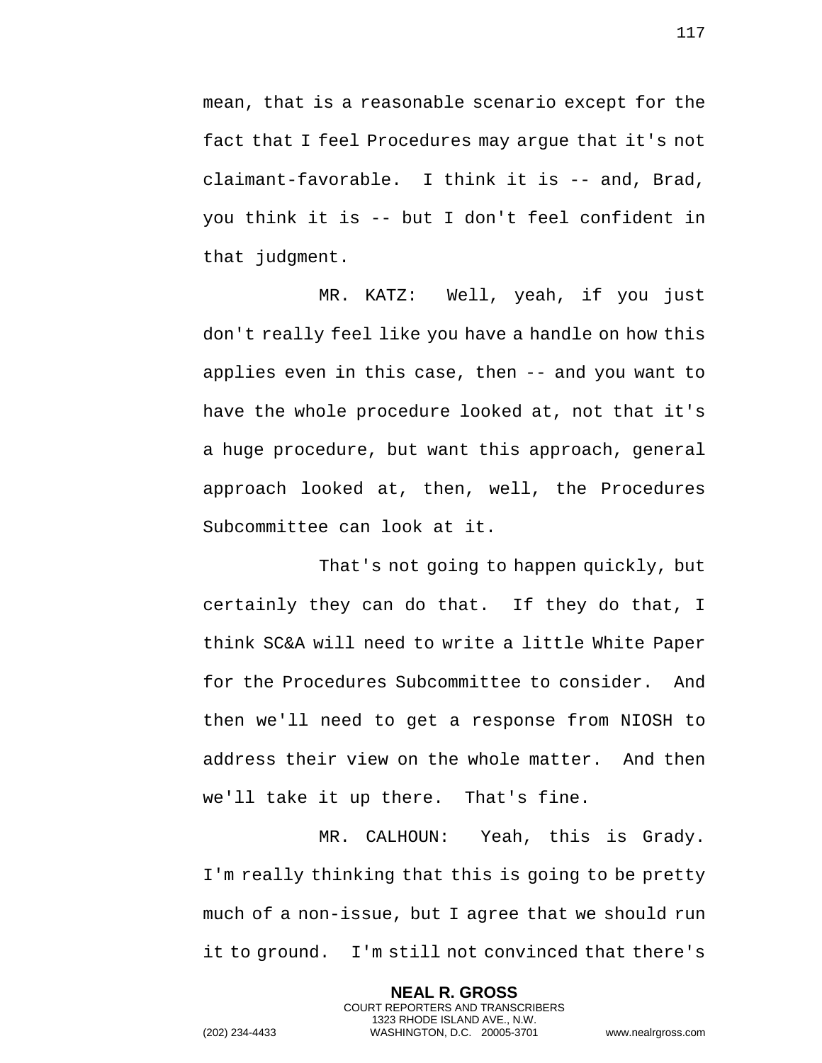mean, that is a reasonable scenario except for the fact that I feel Procedures may argue that it's not claimant-favorable. I think it is -- and, Brad, you think it is -- but I don't feel confident in that judgment.

MR. KATZ: Well, yeah, if you just don't really feel like you have a handle on how this applies even in this case, then -- and you want to have the whole procedure looked at, not that it's a huge procedure, but want this approach, general approach looked at, then, well, the Procedures Subcommittee can look at it.

That's not going to happen quickly, but certainly they can do that. If they do that, I think SC&A will need to write a little White Paper for the Procedures Subcommittee to consider. And then we'll need to get a response from NIOSH to address their view on the whole matter. And then we'll take it up there. That's fine.

MR. CALHOUN: Yeah, this is Grady. I'm really thinking that this is going to be pretty much of a non-issue, but I agree that we should run it to ground. I'm still not convinced that there's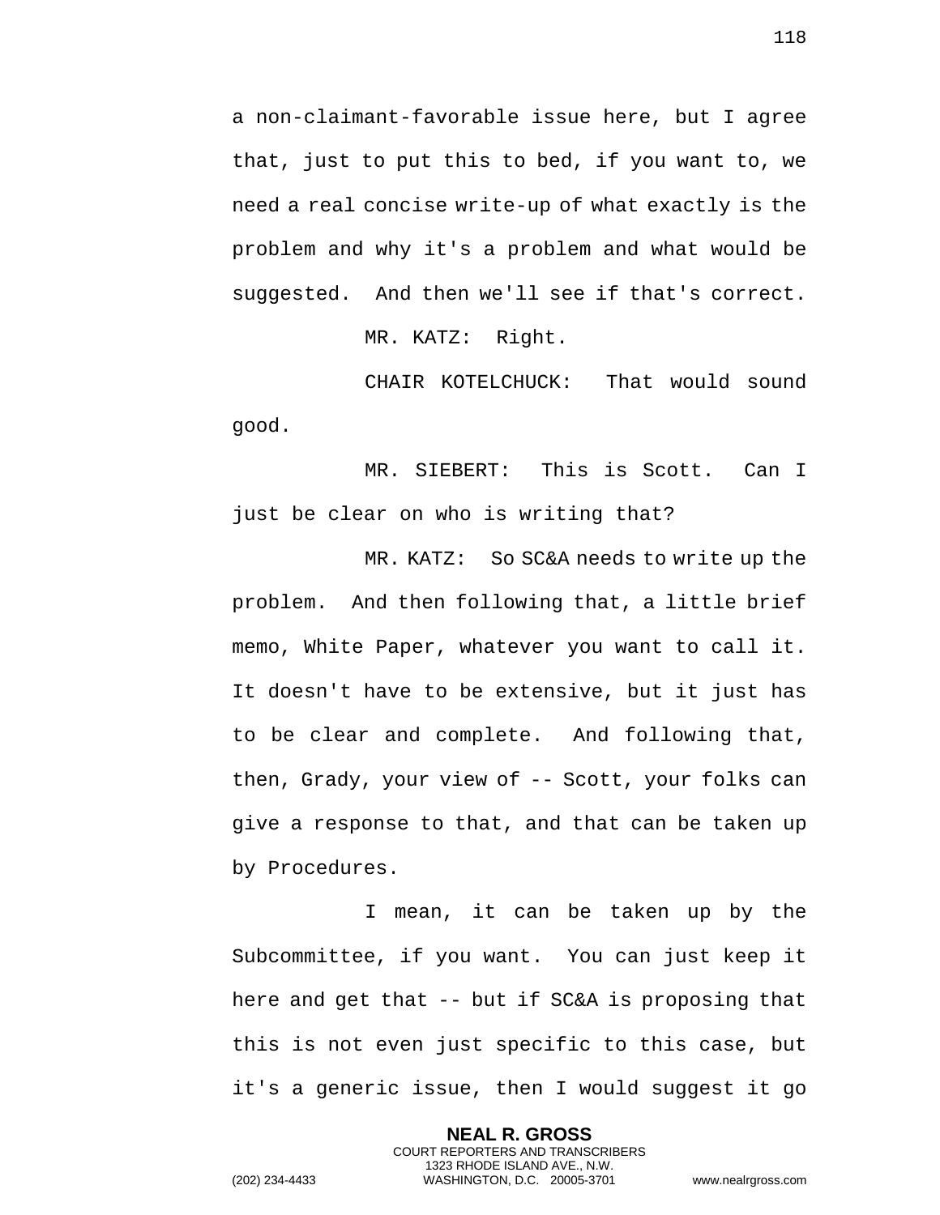a non-claimant-favorable issue here, but I agree that, just to put this to bed, if you want to, we need a real concise write-up of what exactly is the problem and why it's a problem and what would be suggested. And then we'll see if that's correct.

MR. KATZ: Right.

CHAIR KOTELCHUCK: That would sound good.

MR. SIEBERT: This is Scott. Can I just be clear on who is writing that?

MR. KATZ: So SC&A needs to write up the problem. And then following that, a little brief memo, White Paper, whatever you want to call it. It doesn't have to be extensive, but it just has to be clear and complete. And following that, then, Grady, your view of -- Scott, your folks can give a response to that, and that can be taken up by Procedures.

I mean, it can be taken up by the Subcommittee, if you want. You can just keep it here and get that -- but if SC&A is proposing that this is not even just specific to this case, but it's a generic issue, then I would suggest it go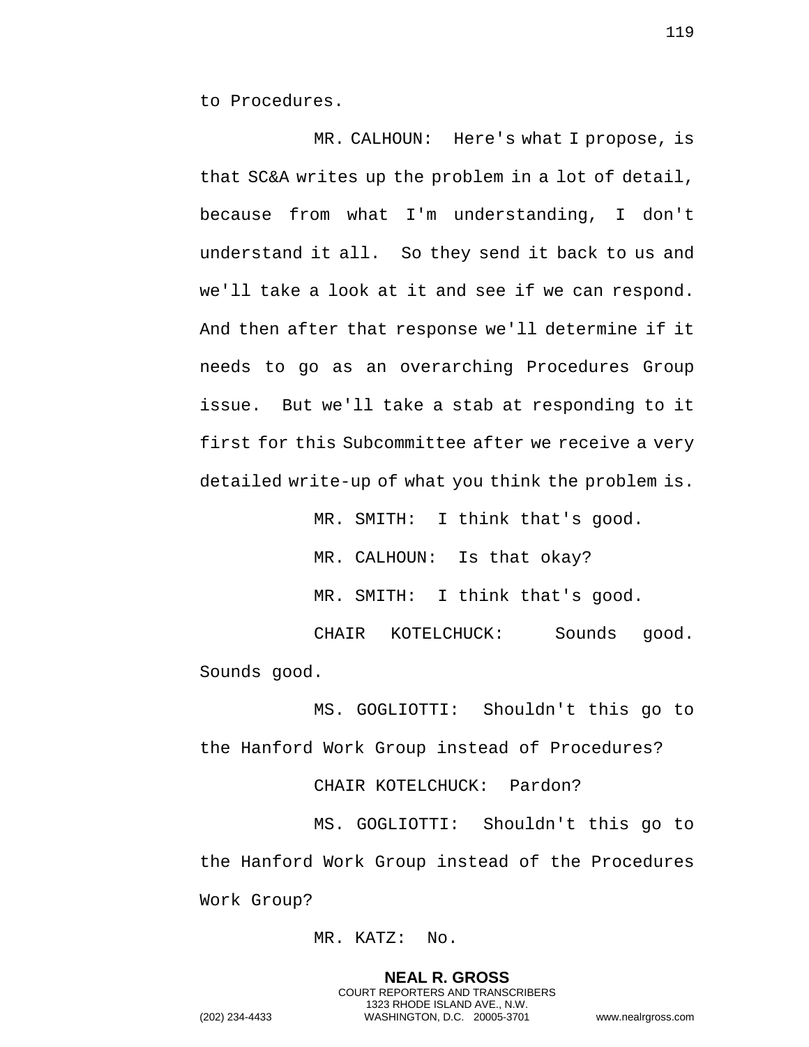to Procedures.

MR. CALHOUN: Here's what I propose, is that SC&A writes up the problem in a lot of detail, because from what I'm understanding, I don't understand it all. So they send it back to us and we'll take a look at it and see if we can respond. And then after that response we'll determine if it needs to go as an overarching Procedures Group issue. But we'll take a stab at responding to it first for this Subcommittee after we receive a very detailed write-up of what you think the problem is.

MR. SMITH: I think that's good.

MR. CALHOUN: Is that okay?

MR. SMITH: I think that's good.

CHAIR KOTELCHUCK: Sounds good. Sounds good.

MS. GOGLIOTTI: Shouldn't this go to the Hanford Work Group instead of Procedures?

CHAIR KOTELCHUCK: Pardon?

MS. GOGLIOTTI: Shouldn't this go to the Hanford Work Group instead of the Procedures Work Group?

MR. KATZ: No.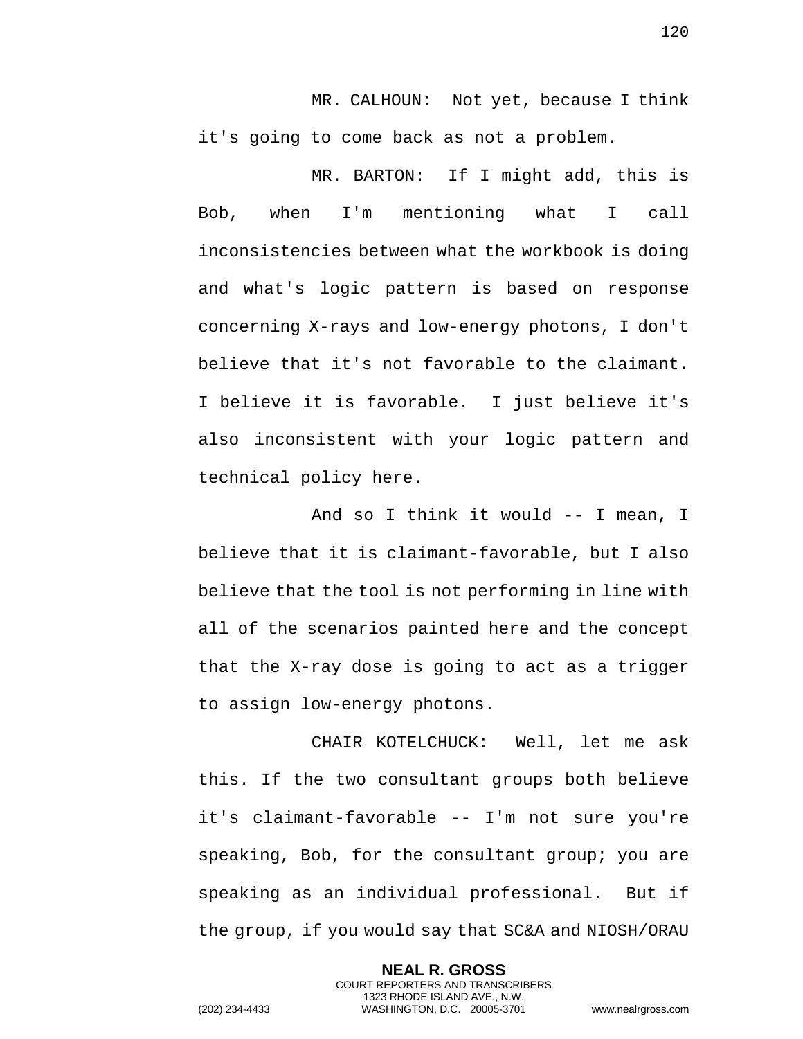MR. CALHOUN: Not yet, because I think it's going to come back as not a problem.

MR. BARTON: If I might add, this is Bob, when I'm mentioning what I call inconsistencies between what the workbook is doing and what's logic pattern is based on response concerning X-rays and low-energy photons, I don't believe that it's not favorable to the claimant. I believe it is favorable. I just believe it's also inconsistent with your logic pattern and technical policy here.

And so I think it would -- I mean, I believe that it is claimant-favorable, but I also believe that the tool is not performing in line with all of the scenarios painted here and the concept that the X-ray dose is going to act as a trigger to assign low-energy photons.

CHAIR KOTELCHUCK: Well, let me ask this. If the two consultant groups both believe it's claimant-favorable -- I'm not sure you're speaking, Bob, for the consultant group; you are speaking as an individual professional. But if the group, if you would say that SC&A and NIOSH/ORAU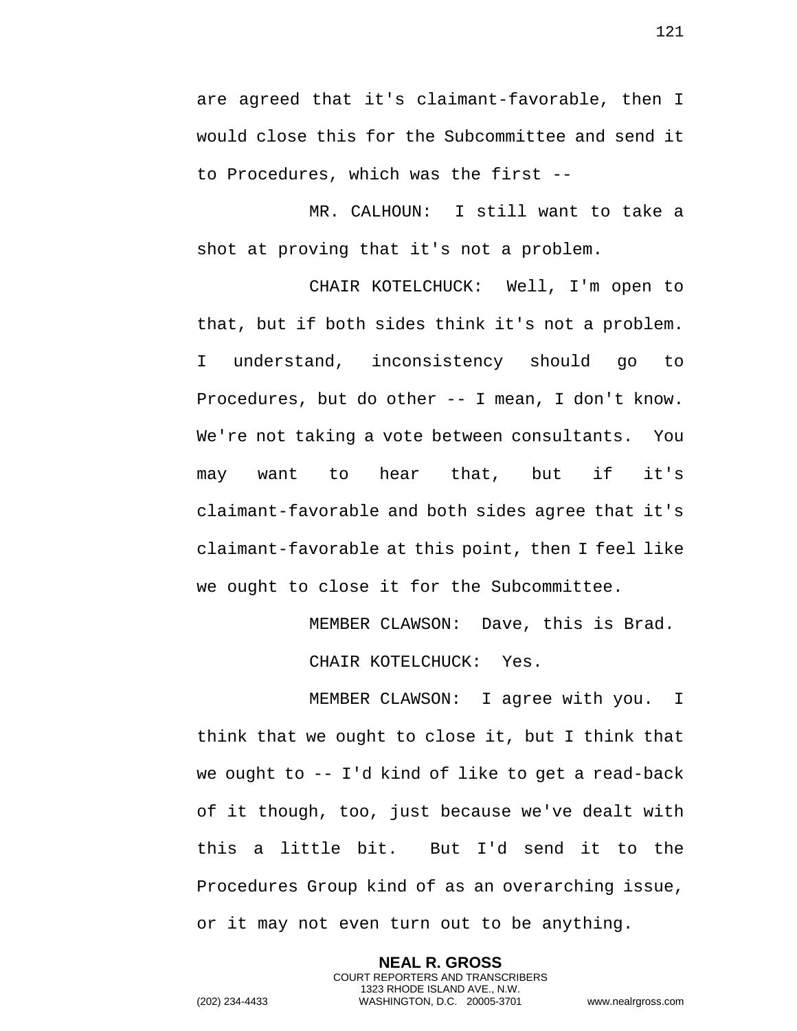are agreed that it's claimant-favorable, then I would close this for the Subcommittee and send it to Procedures, which was the first --

MR. CALHOUN: I still want to take a shot at proving that it's not a problem.

CHAIR KOTELCHUCK: Well, I'm open to that, but if both sides think it's not a problem. I understand, inconsistency should go to Procedures, but do other -- I mean, I don't know. We're not taking a vote between consultants. You may want to hear that, but if it's claimant-favorable and both sides agree that it's claimant-favorable at this point, then I feel like we ought to close it for the Subcommittee.

MEMBER CLAWSON: Dave, this is Brad.

CHAIR KOTELCHUCK: Yes.

MEMBER CLAWSON: I agree with you. I think that we ought to close it, but I think that we ought to -- I'd kind of like to get a read-back of it though, too, just because we've dealt with this a little bit. But I'd send it to the Procedures Group kind of as an overarching issue, or it may not even turn out to be anything.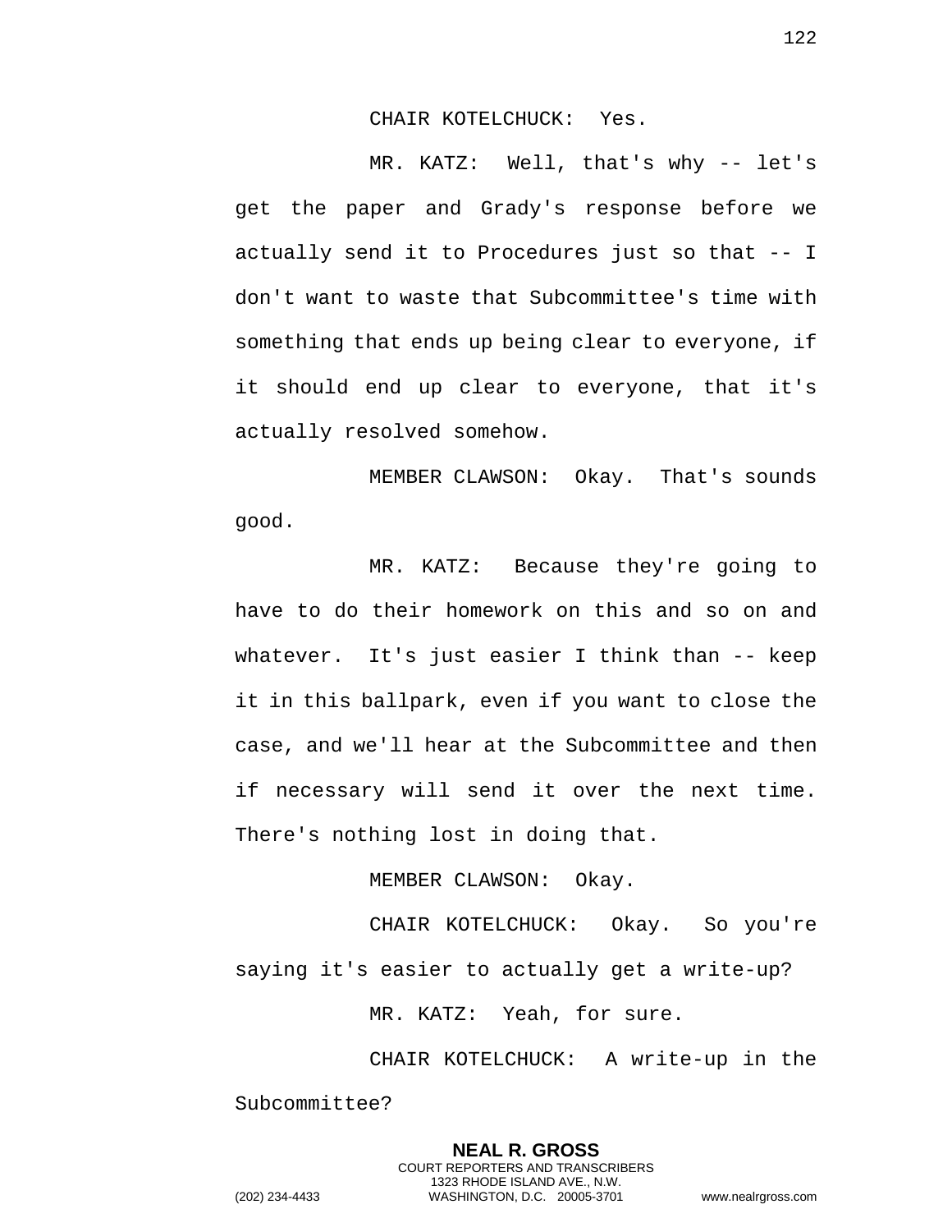CHAIR KOTELCHUCK: Yes.

MR. KATZ: Well, that's why -- let's get the paper and Grady's response before we actually send it to Procedures just so that -- I don't want to waste that Subcommittee's time with something that ends up being clear to everyone, if it should end up clear to everyone, that it's actually resolved somehow.

MEMBER CLAWSON: Okay. That's sounds good.

MR. KATZ: Because they're going to have to do their homework on this and so on and whatever. It's just easier I think than -- keep it in this ballpark, even if you want to close the case, and we'll hear at the Subcommittee and then if necessary will send it over the next time. There's nothing lost in doing that.

MEMBER CLAWSON: Okay.

CHAIR KOTELCHUCK: Okay. So you're saying it's easier to actually get a write-up?

MR. KATZ: Yeah, for sure.

CHAIR KOTELCHUCK: A write-up in the Subcommittee?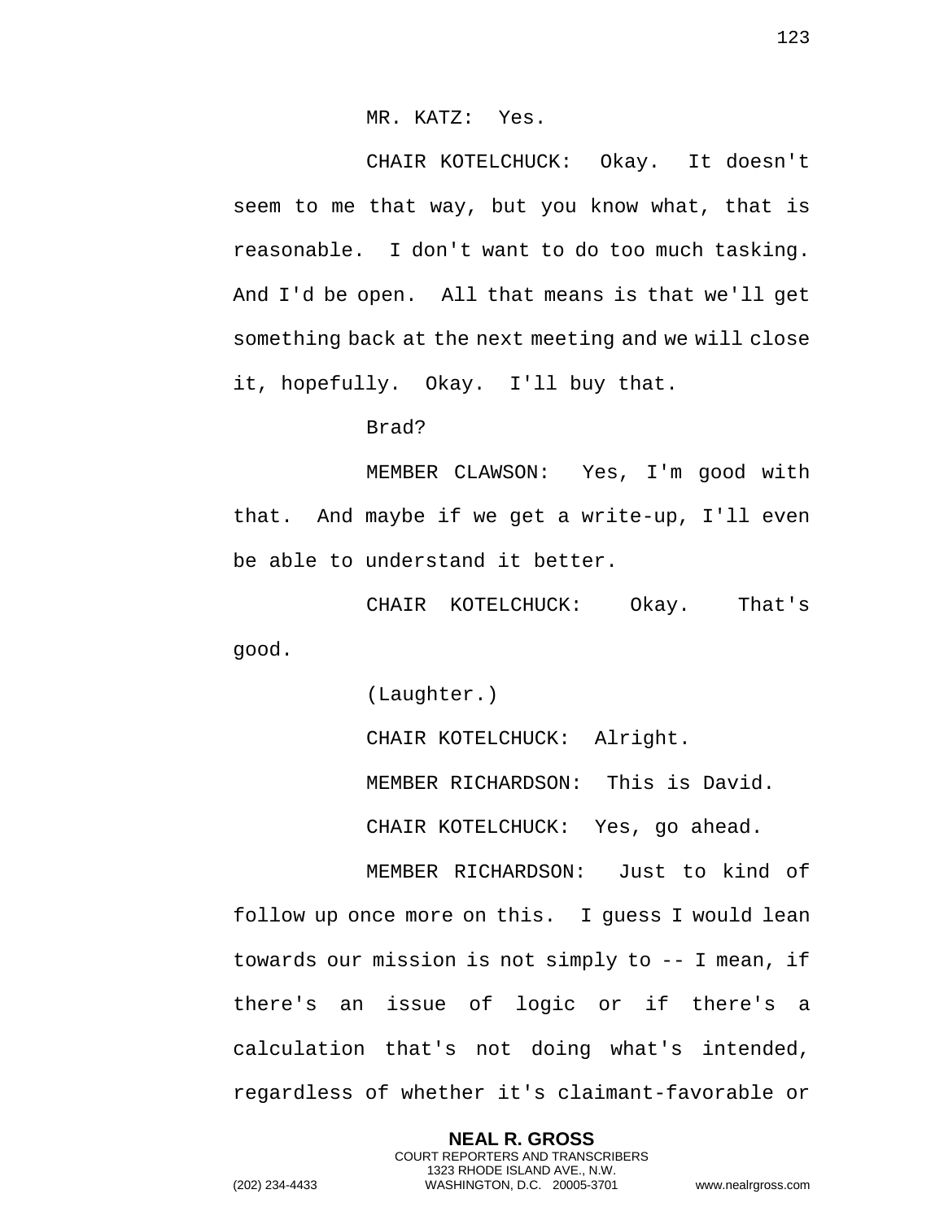MR. KATZ: Yes.

CHAIR KOTELCHUCK: Okay. It doesn't seem to me that way, but you know what, that is reasonable. I don't want to do too much tasking. And I'd be open. All that means is that we'll get something back at the next meeting and we will close it, hopefully. Okay. I'll buy that.

Brad?

MEMBER CLAWSON: Yes, I'm good with that. And maybe if we get a write-up, I'll even be able to understand it better.

CHAIR KOTELCHUCK: Okay. That's good.

(Laughter.)

CHAIR KOTELCHUCK: Alright.

MEMBER RICHARDSON: This is David.

CHAIR KOTELCHUCK: Yes, go ahead.

MEMBER RICHARDSON: Just to kind of follow up once more on this. I guess I would lean towards our mission is not simply to -- I mean, if there's an issue of logic or if there's a calculation that's not doing what's intended, regardless of whether it's claimant-favorable or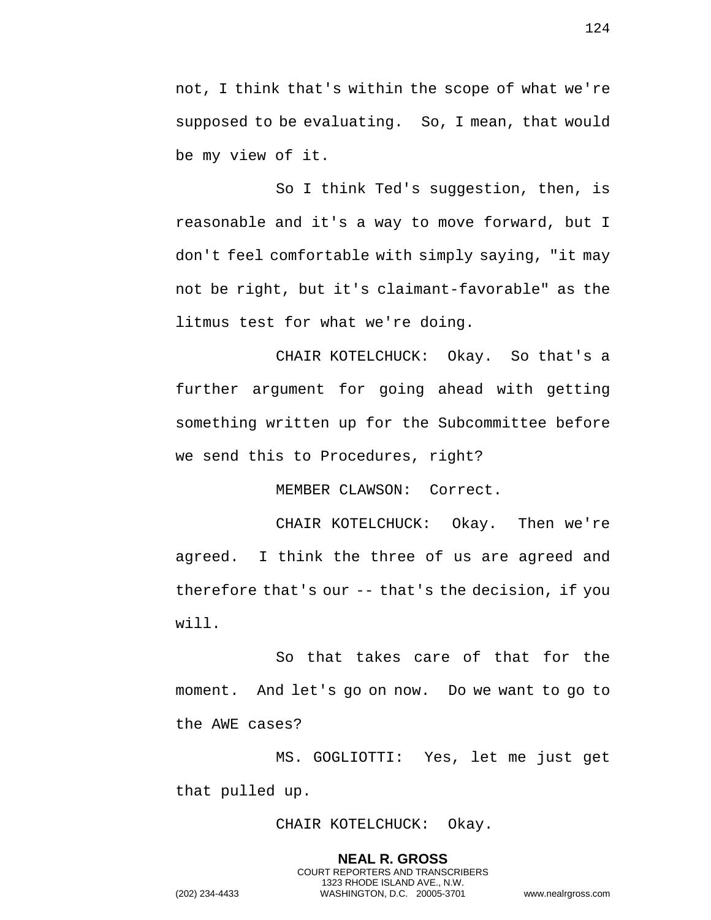not, I think that's within the scope of what we're supposed to be evaluating. So, I mean, that would be my view of it.

So I think Ted's suggestion, then, is reasonable and it's a way to move forward, but I don't feel comfortable with simply saying, "it may not be right, but it's claimant-favorable" as the litmus test for what we're doing.

CHAIR KOTELCHUCK: Okay. So that's a further argument for going ahead with getting something written up for the Subcommittee before we send this to Procedures, right?

MEMBER CLAWSON: Correct.

CHAIR KOTELCHUCK: Okay. Then we're agreed. I think the three of us are agreed and therefore that's our -- that's the decision, if you will.

So that takes care of that for the moment. And let's go on now. Do we want to go to the AWE cases?

MS. GOGLIOTTI: Yes, let me just get that pulled up.

CHAIR KOTELCHUCK: Okay.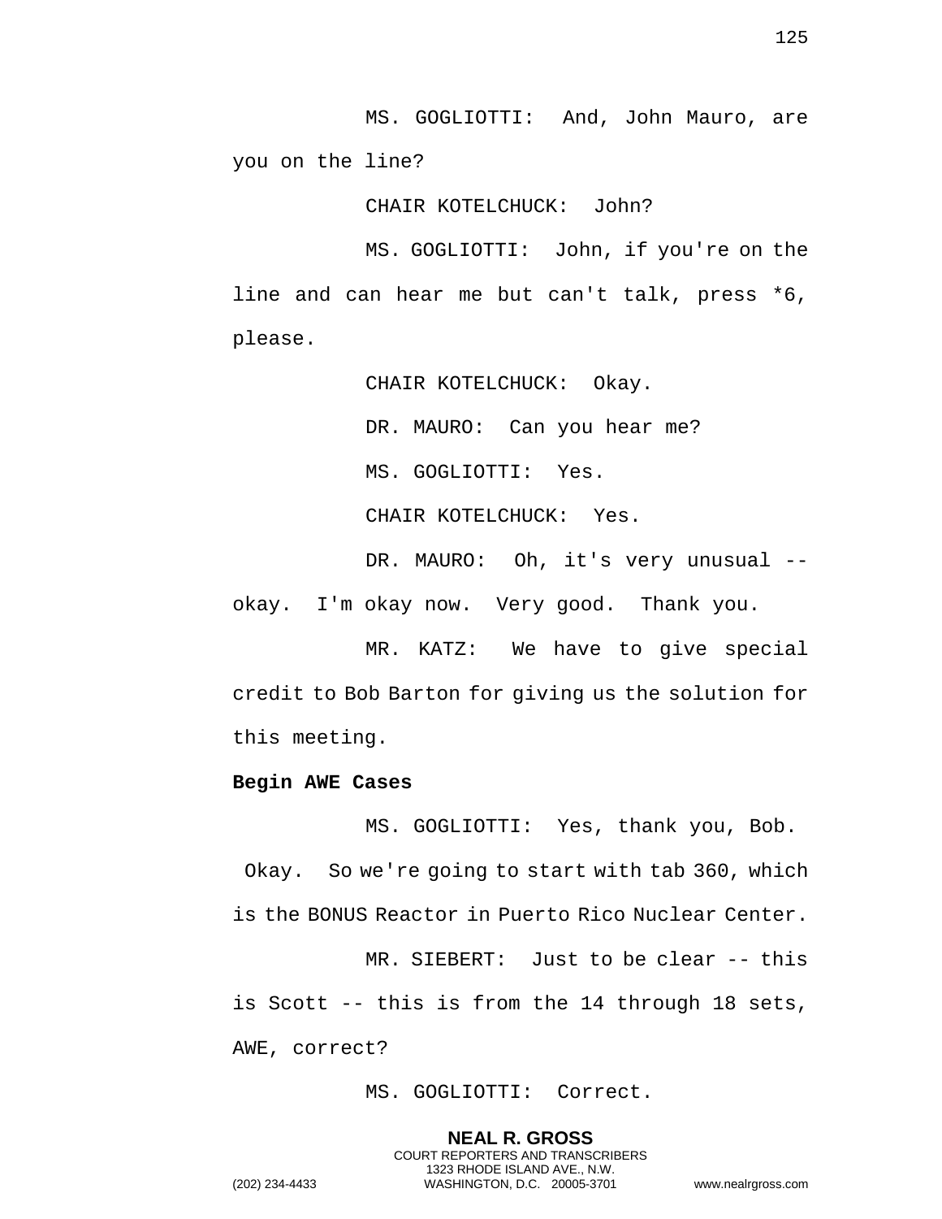MS. GOGLIOTTI: And, John Mauro, are you on the line?

CHAIR KOTELCHUCK: John?

MS. GOGLIOTTI: John, if you're on the line and can hear me but can't talk, press *6, please.

CHAIR KOTELCHUCK: Okay.

DR. MAURO: Can you hear me?

MS. GOGLIOTTI: Yes.

CHAIR KOTELCHUCK: Yes.

DR. MAURO: Oh, it's very unusual -- okay. I'm okay now. Very good. Thank you.

MR. KATZ: We have to give special credit to Bob Barton for giving us the solution for this meeting.

**Begin AWE Cases**

MS. GOGLIOTTI: Yes, thank you, Bob. Okay. So we're going to start with tab 360, which is the BONUS Reactor in Puerto Rico Nuclear Center.

MR. SIEBERT: Just to be clear -- this is Scott -- this is from the 14 through 18 sets, AWE, correct?

MS. GOGLIOTTI: Correct.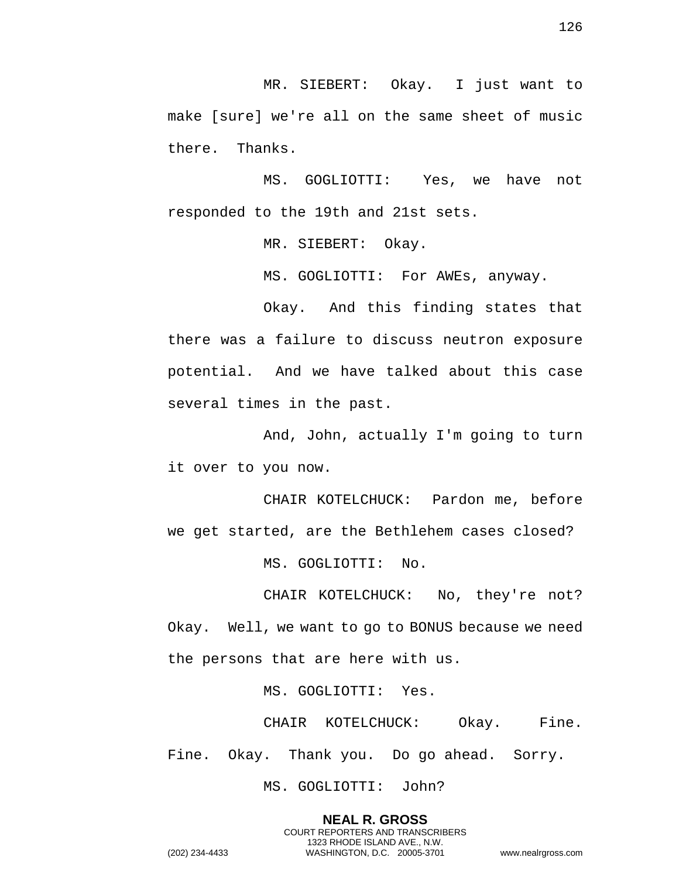MR. SIEBERT: Okay. I just want to make [sure] we're all on the same sheet of music there. Thanks.

MS. GOGLIOTTI: Yes, we have not responded to the 19th and 21st sets.

MR. SIEBERT: Okay.

MS. GOGLIOTTI: For AWEs, anyway.

Okay. And this finding states that there was a failure to discuss neutron exposure potential. And we have talked about this case several times in the past.

And, John, actually I'm going to turn it over to you now.

CHAIR KOTELCHUCK: Pardon me, before we get started, are the Bethlehem cases closed?

MS. GOGLIOTTI: No.

CHAIR KOTELCHUCK: No, they're not? Okay. Well, we want to go to BONUS because we need the persons that are here with us.

MS. GOGLIOTTI: Yes.

CHAIR KOTELCHUCK: Okay. Fine. Fine. Okay. Thank you. Do go ahead. Sorry.

MS. GOGLIOTTI: John?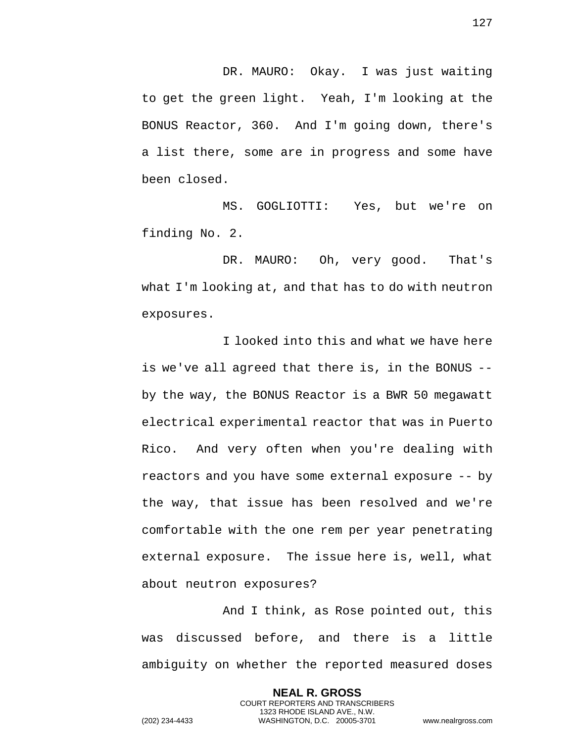DR. MAURO: Okay. I was just waiting to get the green light. Yeah, I'm looking at the BONUS Reactor, 360. And I'm going down, there's a list there, some are in progress and some have been closed.

MS. GOGLIOTTI: Yes, but we're on finding No. 2.

DR. MAURO: Oh, very good. That's what I'm looking at, and that has to do with neutron exposures.

I looked into this and what we have here is we've all agreed that there is, in the BONUS -- by the way, the BONUS Reactor is a BWR 50 megawatt electrical experimental reactor that was in Puerto Rico. And very often when you're dealing with reactors and you have some external exposure -- by the way, that issue has been resolved and we're comfortable with the one rem per year penetrating external exposure. The issue here is, well, what about neutron exposures?

And I think, as Rose pointed out, this was discussed before, and there is a little ambiguity on whether the reported measured doses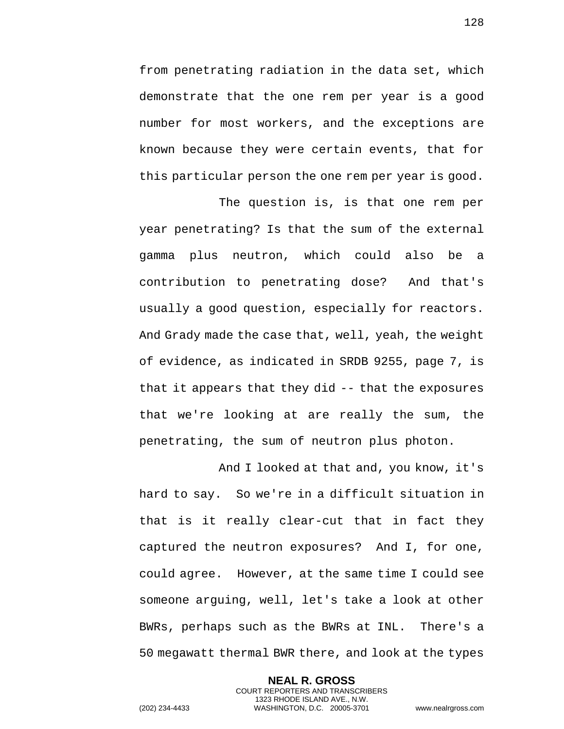from penetrating radiation in the data set, which demonstrate that the one rem per year is a good number for most workers, and the exceptions are known because they were certain events, that for this particular person the one rem per year is good.

The question is, is that one rem per year penetrating? Is that the sum of the external gamma plus neutron, which could also be a contribution to penetrating dose? And that's usually a good question, especially for reactors. And Grady made the case that, well, yeah, the weight of evidence, as indicated in SRDB 9255, page 7, is that it appears that they did -- that the exposures that we're looking at are really the sum, the penetrating, the sum of neutron plus photon.

And I looked at that and, you know, it's hard to say. So we're in a difficult situation in that is it really clear-cut that in fact they captured the neutron exposures? And I, for one, could agree. However, at the same time I could see someone arguing, well, let's take a look at other BWRs, perhaps such as the BWRs at INL. There's a 50 megawatt thermal BWR there, and look at the types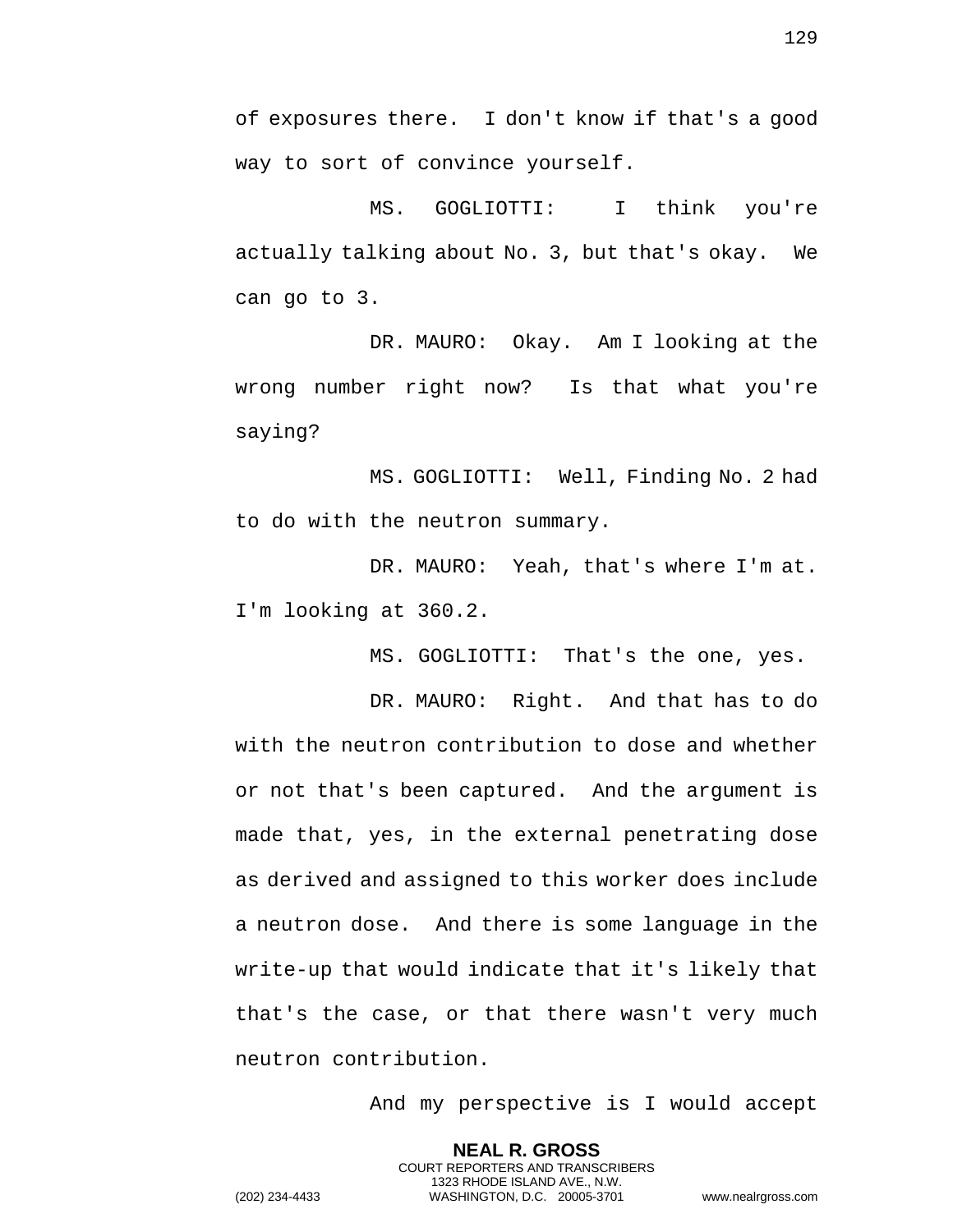of exposures there. I don't know if that's a good way to sort of convince yourself.

MS. GOGLIOTTI: I think you're actually talking about No. 3, but that's okay. We can go to 3.

DR. MAURO: Okay. Am I looking at the wrong number right now? Is that what you're saying?

MS. GOGLIOTTI: Well, Finding No. 2 had to do with the neutron summary.

DR. MAURO: Yeah, that's where I'm at. I'm looking at 360.2.

MS. GOGLIOTTI: That's the one, yes.

DR. MAURO: Right. And that has to do with the neutron contribution to dose and whether or not that's been captured. And the argument is made that, yes, in the external penetrating dose as derived and assigned to this worker does include a neutron dose. And there is some language in the write-up that would indicate that it's likely that that's the case, or that there wasn't very much neutron contribution.

And my perspective is I would accept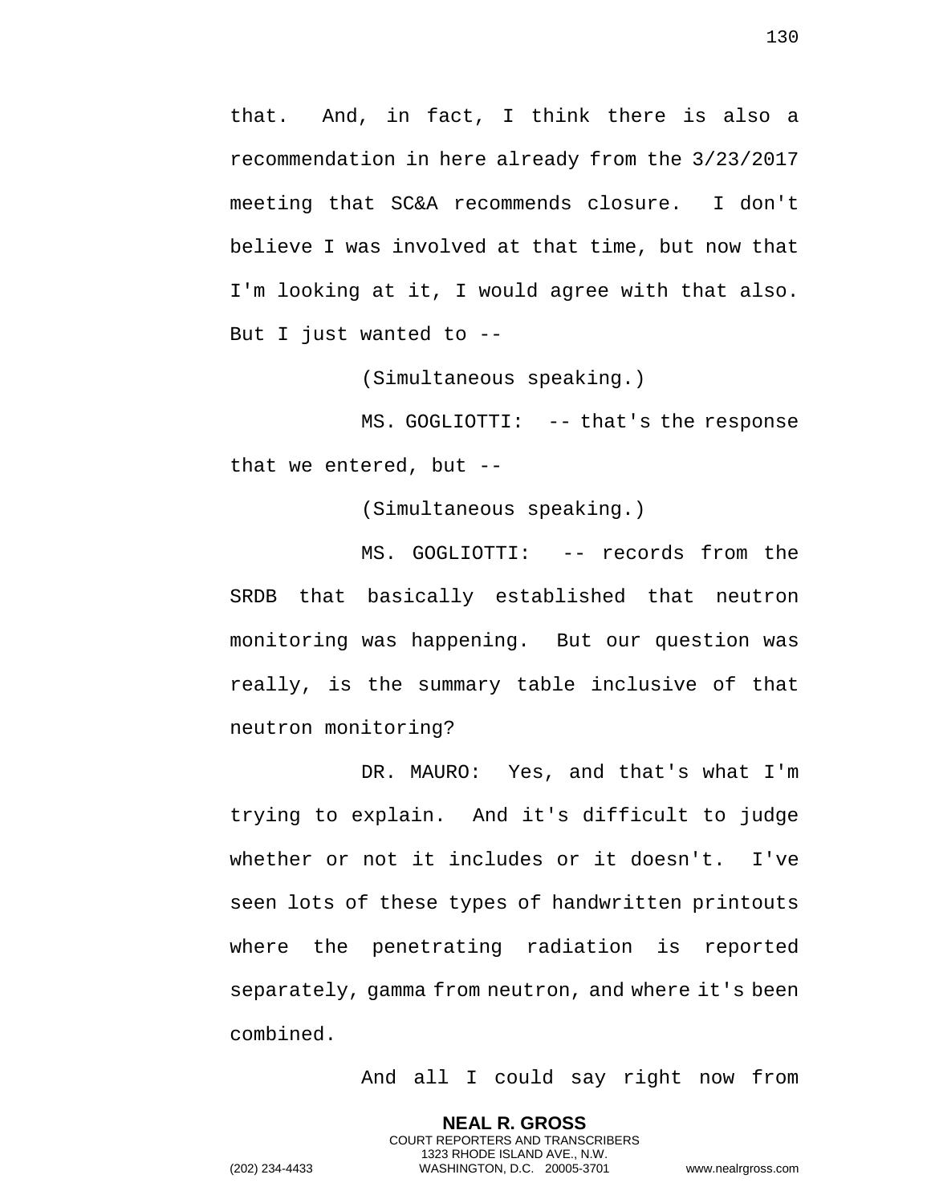that. And, in fact, I think there is also a recommendation in here already from the 3/23/2017 meeting that SC&A recommends closure. I don't believe I was involved at that time, but now that I'm looking at it, I would agree with that also. But I just wanted to --

(Simultaneous speaking.)

MS. GOGLIOTTI: -- that's the response that we entered, but --

(Simultaneous speaking.)

MS. GOGLIOTTI: -- records from the SRDB that basically established that neutron monitoring was happening. But our question was really, is the summary table inclusive of that neutron monitoring?

DR. MAURO: Yes, and that's what I'm trying to explain. And it's difficult to judge whether or not it includes or it doesn't. I've seen lots of these types of handwritten printouts where the penetrating radiation is reported separately, gamma from neutron, and where it's been combined.

And all I could say right now from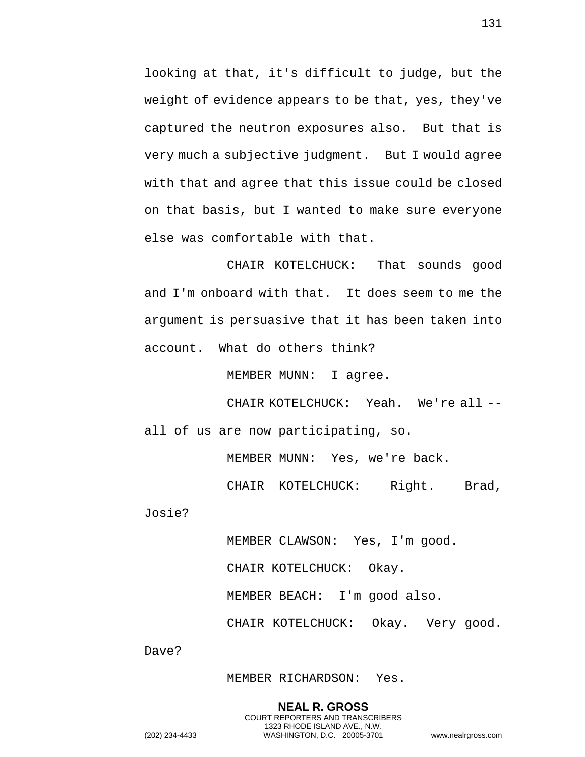looking at that, it's difficult to judge, but the weight of evidence appears to be that, yes, they've captured the neutron exposures also. But that is very much a subjective judgment. But I would agree with that and agree that this issue could be closed on that basis, but I wanted to make sure everyone else was comfortable with that.

CHAIR KOTELCHUCK: That sounds good and I'm onboard with that. It does seem to me the argument is persuasive that it has been taken into account. What do others think?

MEMBER MUNN: I agree.

CHAIR KOTELCHUCK: Yeah. We're all -- all of us are now participating, so.

MEMBER MUNN: Yes, we're back.

CHAIR KOTELCHUCK: Right. Brad, Josie?

MEMBER CLAWSON: Yes, I'm good.

CHAIR KOTELCHUCK: Okay.

MEMBER BEACH: I'm good also.

CHAIR KOTELCHUCK: Okay. Very good. Dave?

MEMBER RICHARDSON: Yes.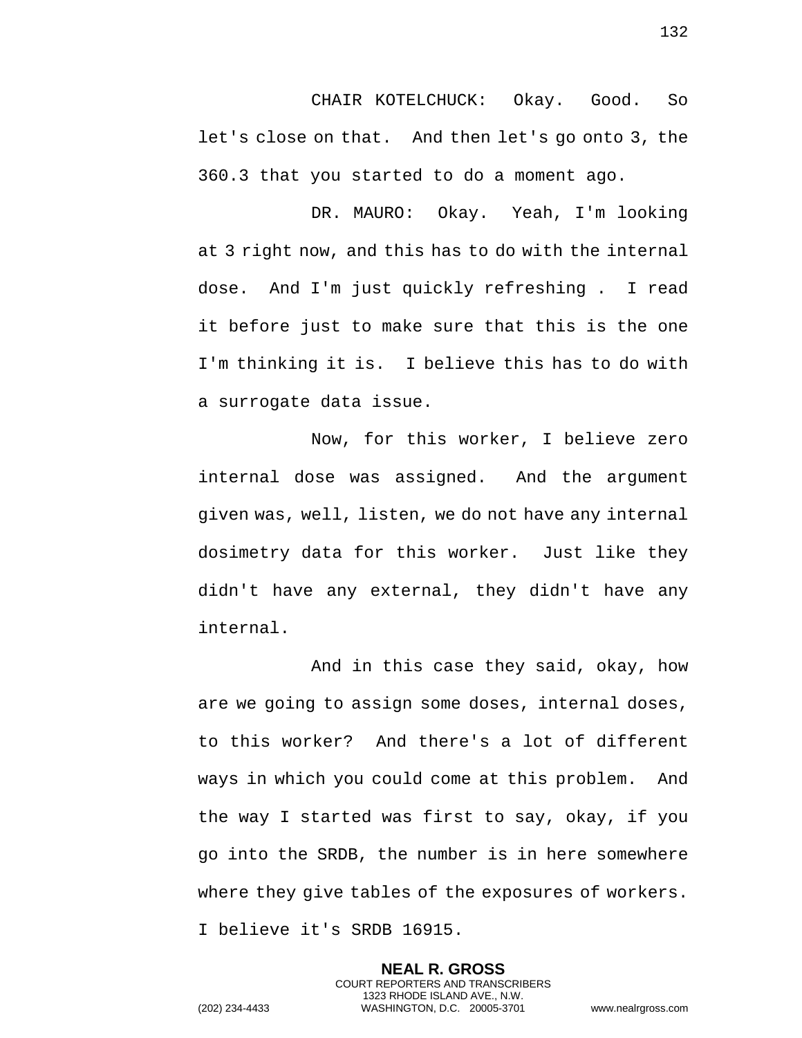CHAIR KOTELCHUCK: Okay. Good. So let's close on that. And then let's go onto 3, the 360.3 that you started to do a moment ago.

DR. MAURO: Okay. Yeah, I'm looking at 3 right now, and this has to do with the internal dose. And I'm just quickly refreshing . I read it before just to make sure that this is the one I'm thinking it is. I believe this has to do with a surrogate data issue.

Now, for this worker, I believe zero internal dose was assigned. And the argument given was, well, listen, we do not have any internal dosimetry data for this worker. Just like they didn't have any external, they didn't have any internal.

And in this case they said, okay, how are we going to assign some doses, internal doses, to this worker? And there's a lot of different ways in which you could come at this problem. And the way I started was first to say, okay, if you go into the SRDB, the number is in here somewhere where they give tables of the exposures of workers. I believe it's SRDB 16915.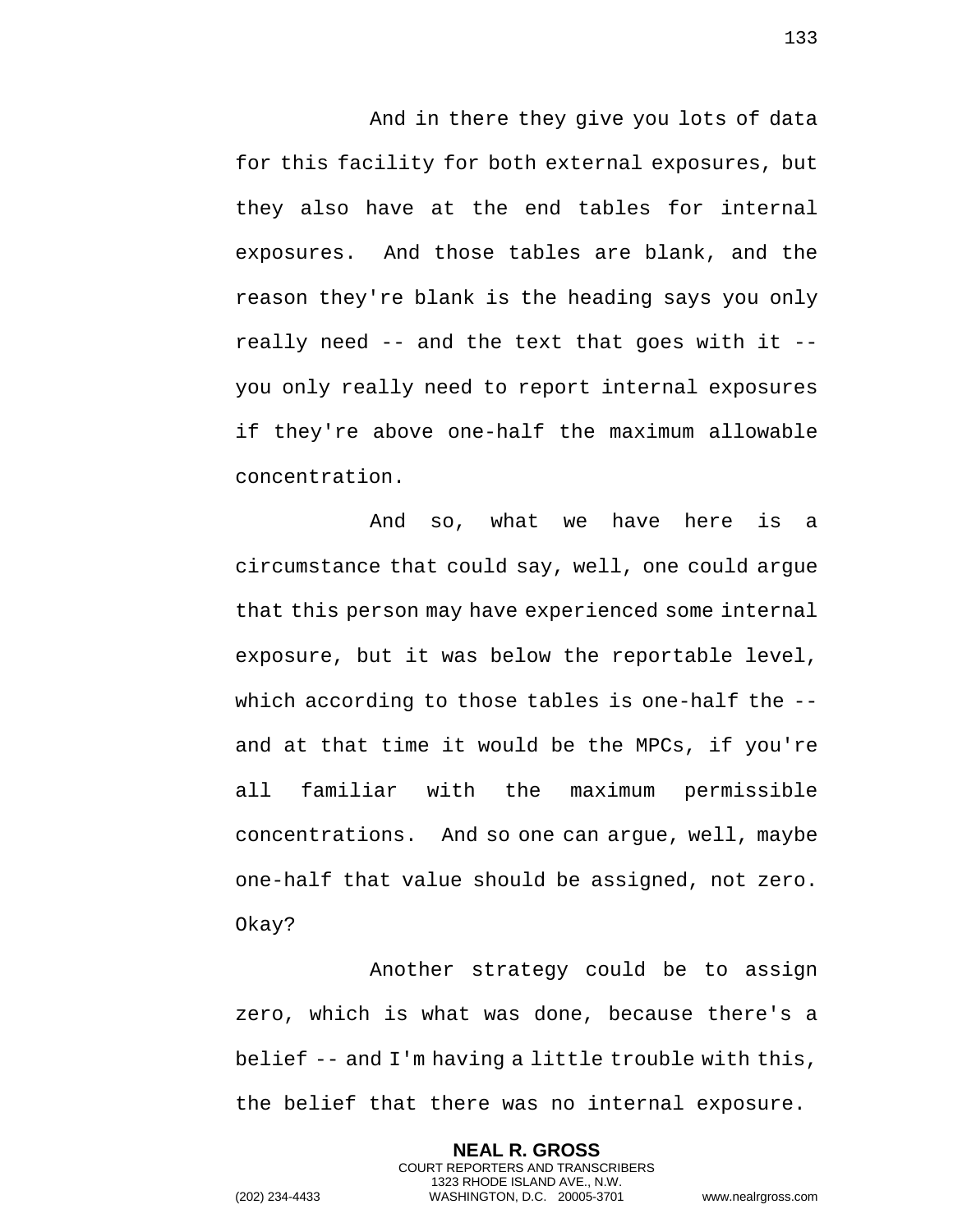And in there they give you lots of data for this facility for both external exposures, but they also have at the end tables for internal exposures. And those tables are blank, and the reason they're blank is the heading says you only really need -- and the text that goes with it -- you only really need to report internal exposures if they're above one-half the maximum allowable concentration.

And so, what we have here is a circumstance that could say, well, one could argue that this person may have experienced some internal exposure, but it was below the reportable level, which according to those tables is one-half the -- and at that time it would be the MPCs, if you're all familiar with the maximum permissible concentrations. And so one can argue, well, maybe one-half that value should be assigned, not zero. Okay?

Another strategy could be to assign zero, which is what was done, because there's a belief -- and I'm having a little trouble with this, the belief that there was no internal exposure.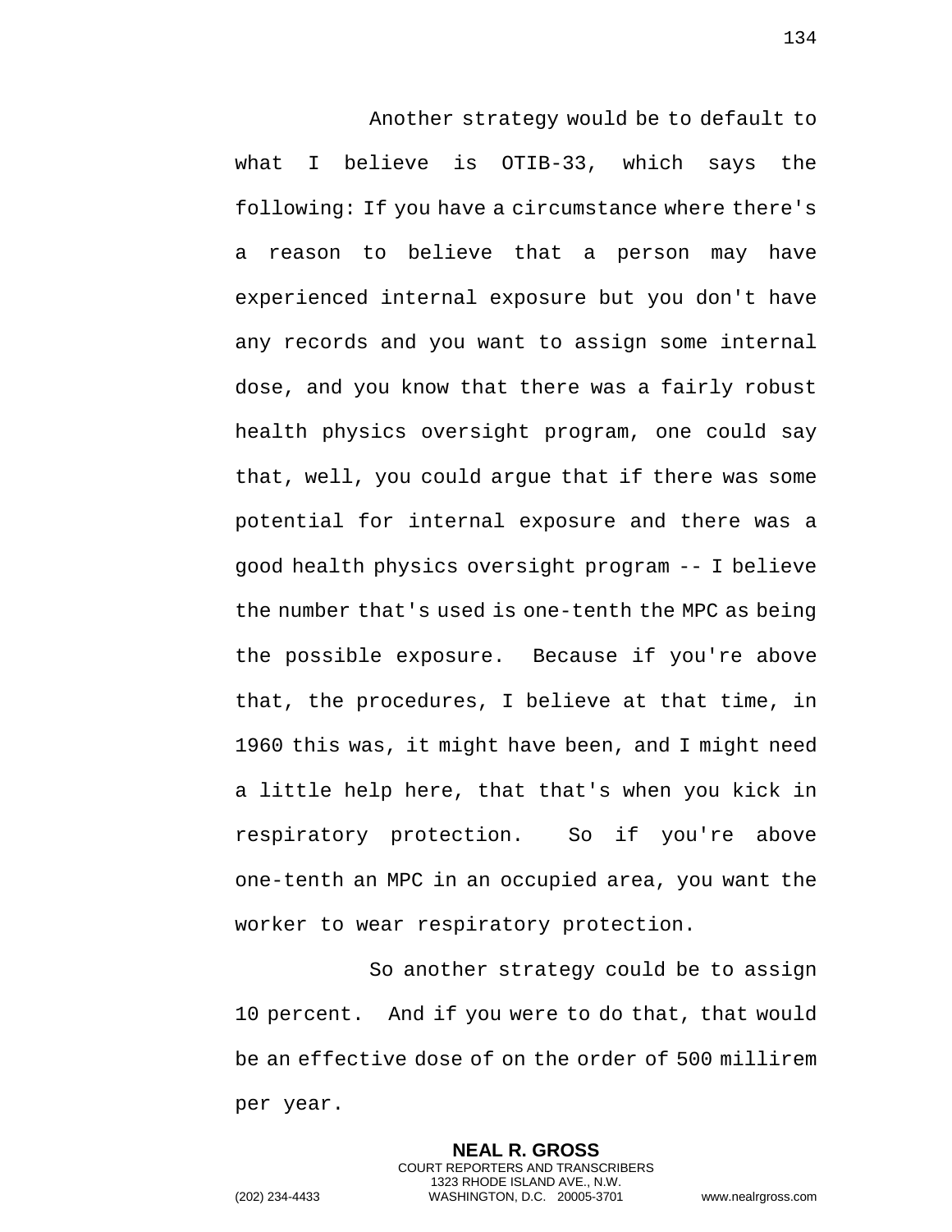Another strategy would be to default to what I believe is OTIB-33, which says the following: If you have a circumstance where there's a reason to believe that a person may have experienced internal exposure but you don't have any records and you want to assign some internal dose, and you know that there was a fairly robust health physics oversight program, one could say that, well, you could argue that if there was some potential for internal exposure and there was a good health physics oversight program -- I believe the number that's used is one-tenth the MPC as being the possible exposure. Because if you're above that, the procedures, I believe at that time, in 1960 this was, it might have been, and I might need a little help here, that that's when you kick in respiratory protection. So if you're above one-tenth an MPC in an occupied area, you want the worker to wear respiratory protection.

So another strategy could be to assign 10 percent. And if you were to do that, that would be an effective dose of on the order of 500 millirem per year.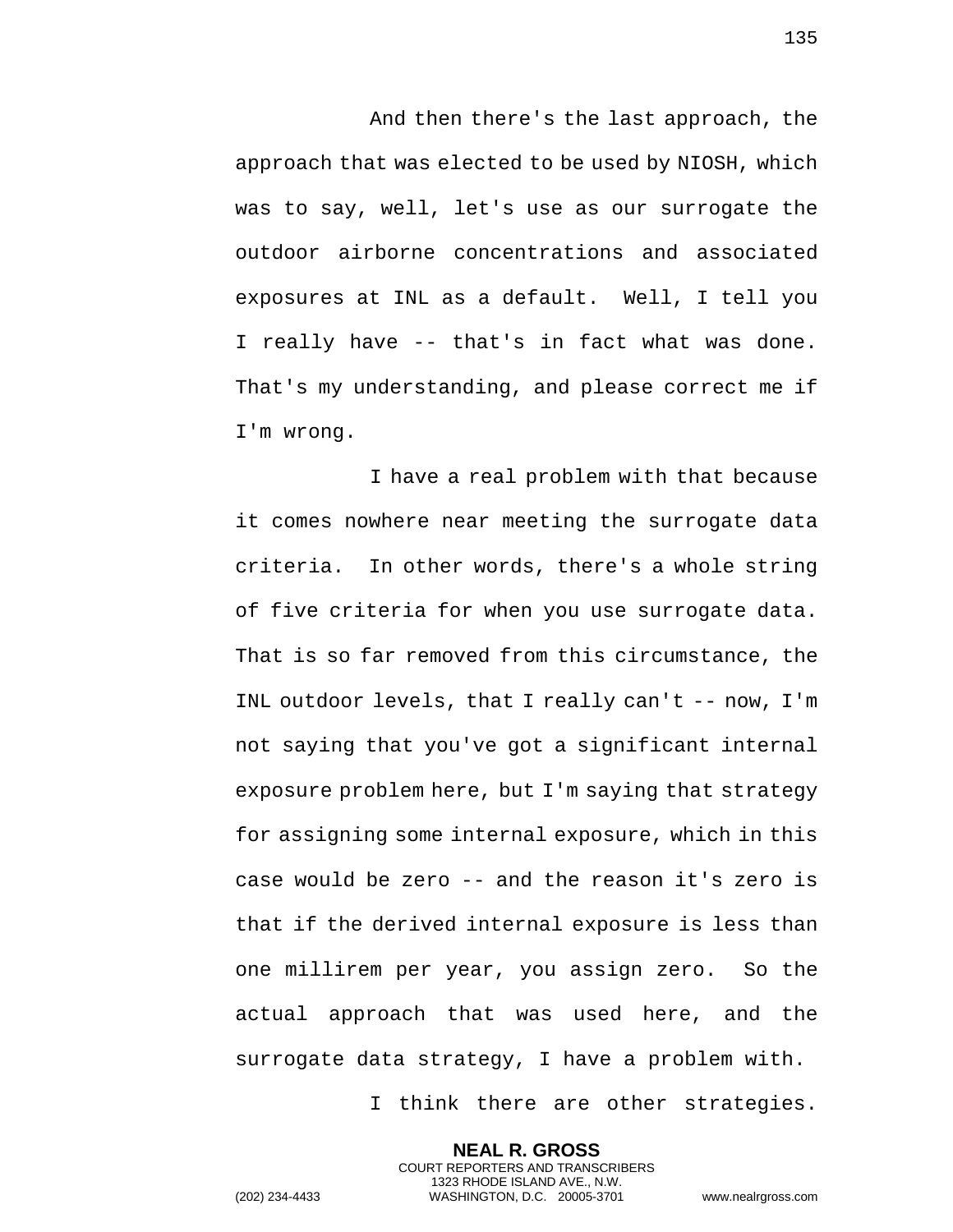And then there's the last approach, the approach that was elected to be used by NIOSH, which was to say, well, let's use as our surrogate the outdoor airborne concentrations and associated exposures at INL as a default. Well, I tell you I really have -- that's in fact what was done. That's my understanding, and please correct me if I'm wrong.

I have a real problem with that because it comes nowhere near meeting the surrogate data criteria. In other words, there's a whole string of five criteria for when you use surrogate data. That is so far removed from this circumstance, the INL outdoor levels, that I really can't -- now, I'm not saying that you've got a significant internal exposure problem here, but I'm saying that strategy for assigning some internal exposure, which in this case would be zero -- and the reason it's zero is that if the derived internal exposure is less than one millirem per year, you assign zero. So the actual approach that was used here, and the surrogate data strategy, I have a problem with.

I think there are other strategies.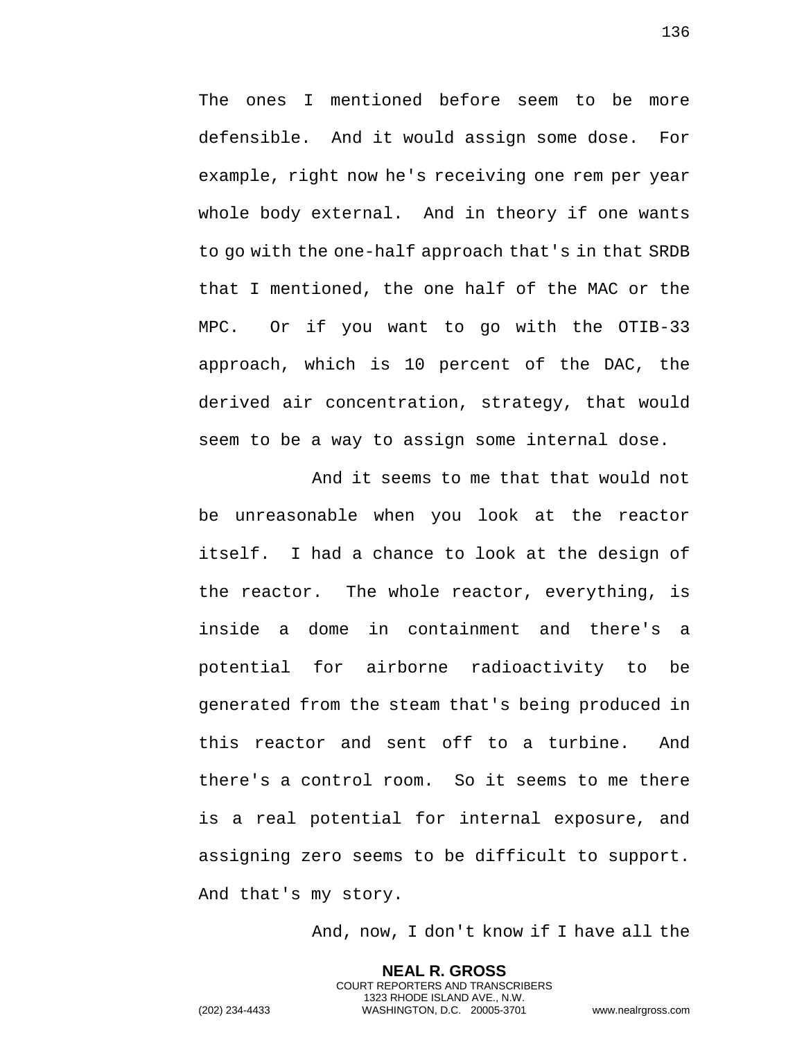The ones I mentioned before seem to be more defensible. And it would assign some dose. For example, right now he's receiving one rem per year whole body external. And in theory if one wants to go with the one-half approach that's in that SRDB that I mentioned, the one half of the MAC or the MPC. Or if you want to go with the OTIB-33 approach, which is 10 percent of the DAC, the derived air concentration, strategy, that would seem to be a way to assign some internal dose.

And it seems to me that that would not be unreasonable when you look at the reactor itself. I had a chance to look at the design of the reactor. The whole reactor, everything, is inside a dome in containment and there's a potential for airborne radioactivity to be generated from the steam that's being produced in this reactor and sent off to a turbine. And there's a control room. So it seems to me there is a real potential for internal exposure, and assigning zero seems to be difficult to support. And that's my story.

And, now, I don't know if I have all the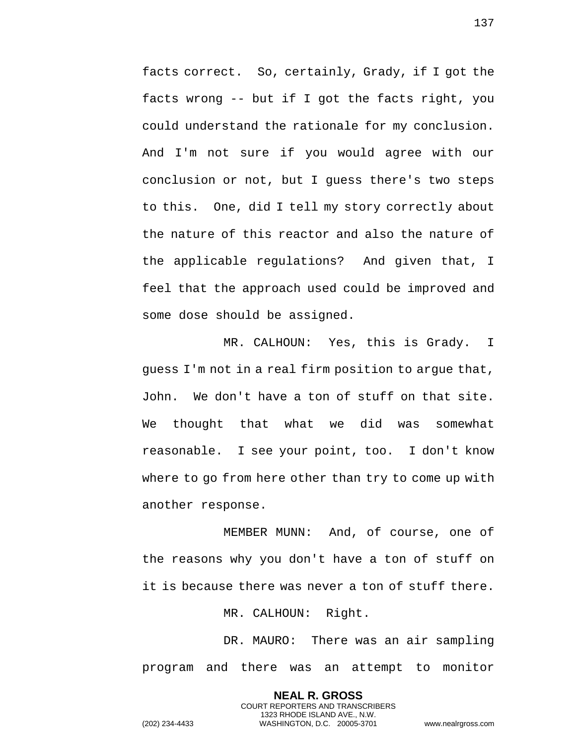facts correct. So, certainly, Grady, if I got the facts wrong -- but if I got the facts right, you could understand the rationale for my conclusion. And I'm not sure if you would agree with our conclusion or not, but I guess there's two steps to this. One, did I tell my story correctly about the nature of this reactor and also the nature of the applicable regulations? And given that, I feel that the approach used could be improved and some dose should be assigned.

MR. CALHOUN: Yes, this is Grady. I guess I'm not in a real firm position to argue that, John. We don't have a ton of stuff on that site. We thought that what we did was somewhat reasonable. I see your point, too. I don't know where to go from here other than try to come up with another response.

MEMBER MUNN: And, of course, one of the reasons why you don't have a ton of stuff on it is because there was never a ton of stuff there.

MR. CALHOUN: Right.

DR. MAURO: There was an air sampling program and there was an attempt to monitor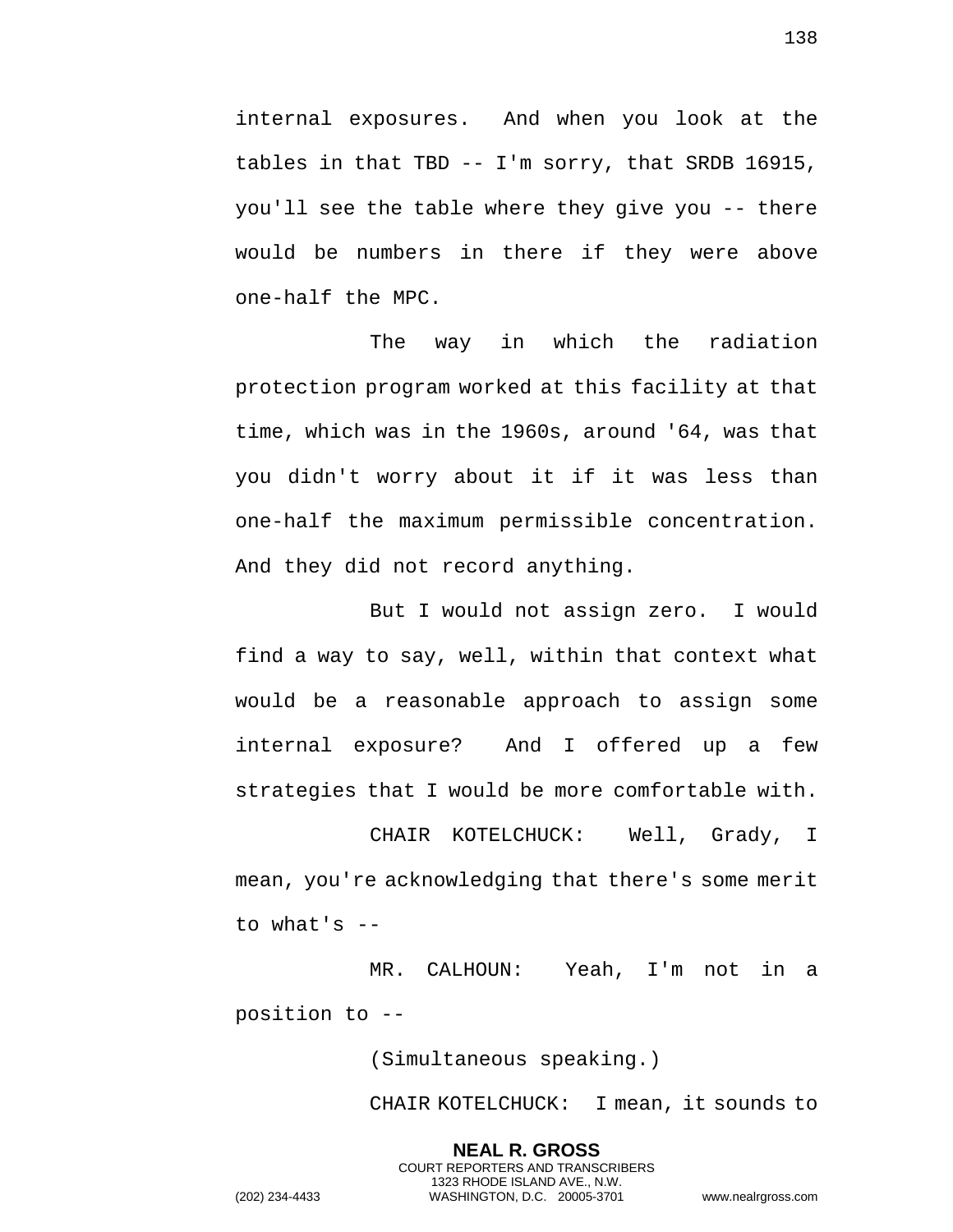internal exposures. And when you look at the tables in that TBD -- I'm sorry, that SRDB 16915, you'll see the table where they give you -- there would be numbers in there if they were above one-half the MPC.

The way in which the radiation protection program worked at this facility at that time, which was in the 1960s, around '64, was that you didn't worry about it if it was less than one-half the maximum permissible concentration. And they did not record anything.

But I would not assign zero. I would find a way to say, well, within that context what would be a reasonable approach to assign some internal exposure? And I offered up a few strategies that I would be more comfortable with.

CHAIR KOTELCHUCK: Well, Grady, I mean, you're acknowledging that there's some merit to what's --

MR. CALHOUN: Yeah, I'm not in a position to --

(Simultaneous speaking.)

CHAIR KOTELCHUCK: I mean, it sounds to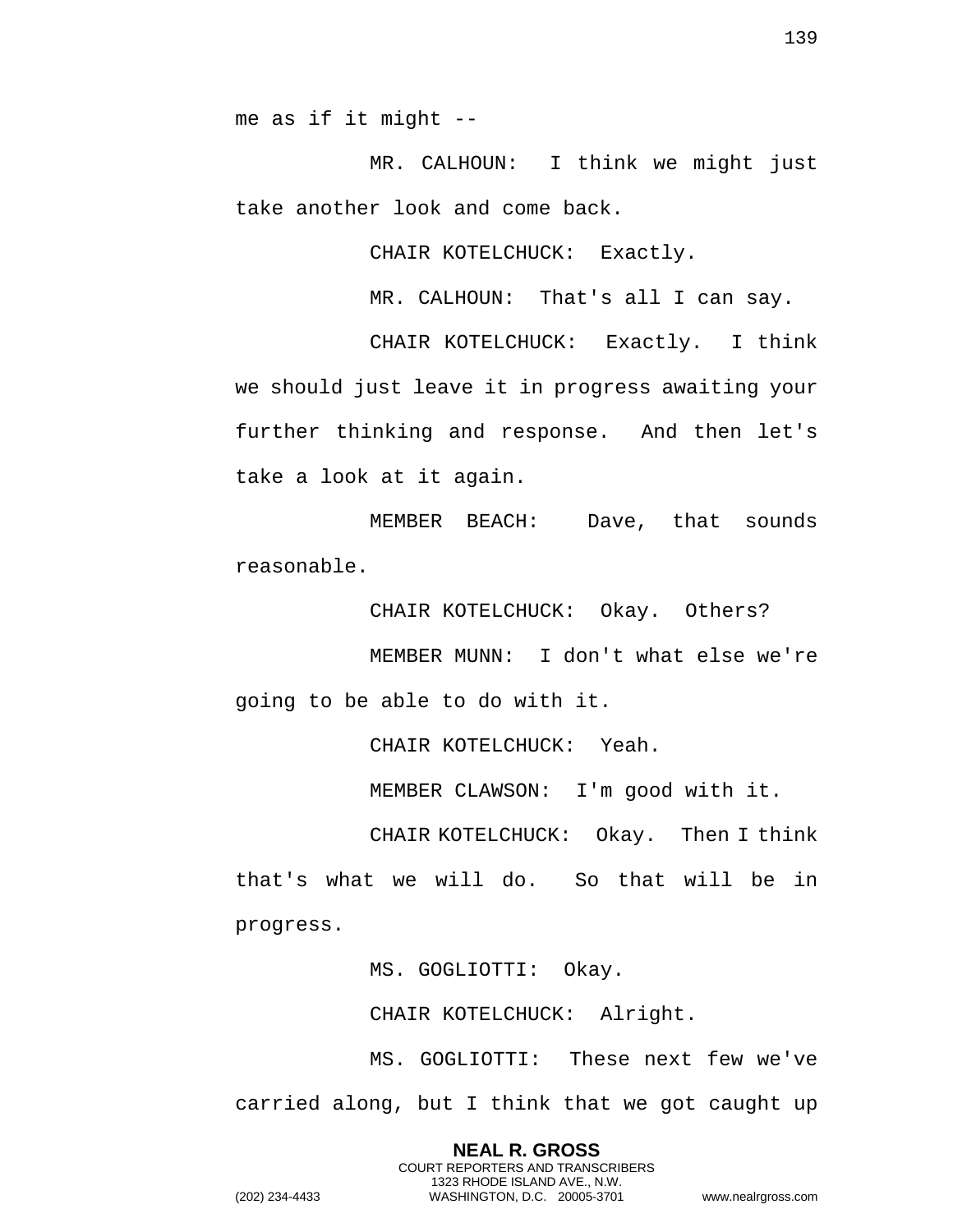me as if it might --

MR. CALHOUN: I think we might just take another look and come back.

CHAIR KOTELCHUCK: Exactly.

MR. CALHOUN: That's all I can say.

CHAIR KOTELCHUCK: Exactly. I think we should just leave it in progress awaiting your further thinking and response. And then let's take a look at it again.

MEMBER BEACH: Dave, that sounds reasonable.

CHAIR KOTELCHUCK: Okay. Others?

MEMBER MUNN: I don't what else we're going to be able to do with it.

CHAIR KOTELCHUCK: Yeah.

MEMBER CLAWSON: I'm good with it.

CHAIR KOTELCHUCK: Okay. Then I think that's what we will do. So that will be in progress.

MS. GOGLIOTTI: Okay.

CHAIR KOTELCHUCK: Alright.

MS. GOGLIOTTI: These next few we've carried along, but I think that we got caught up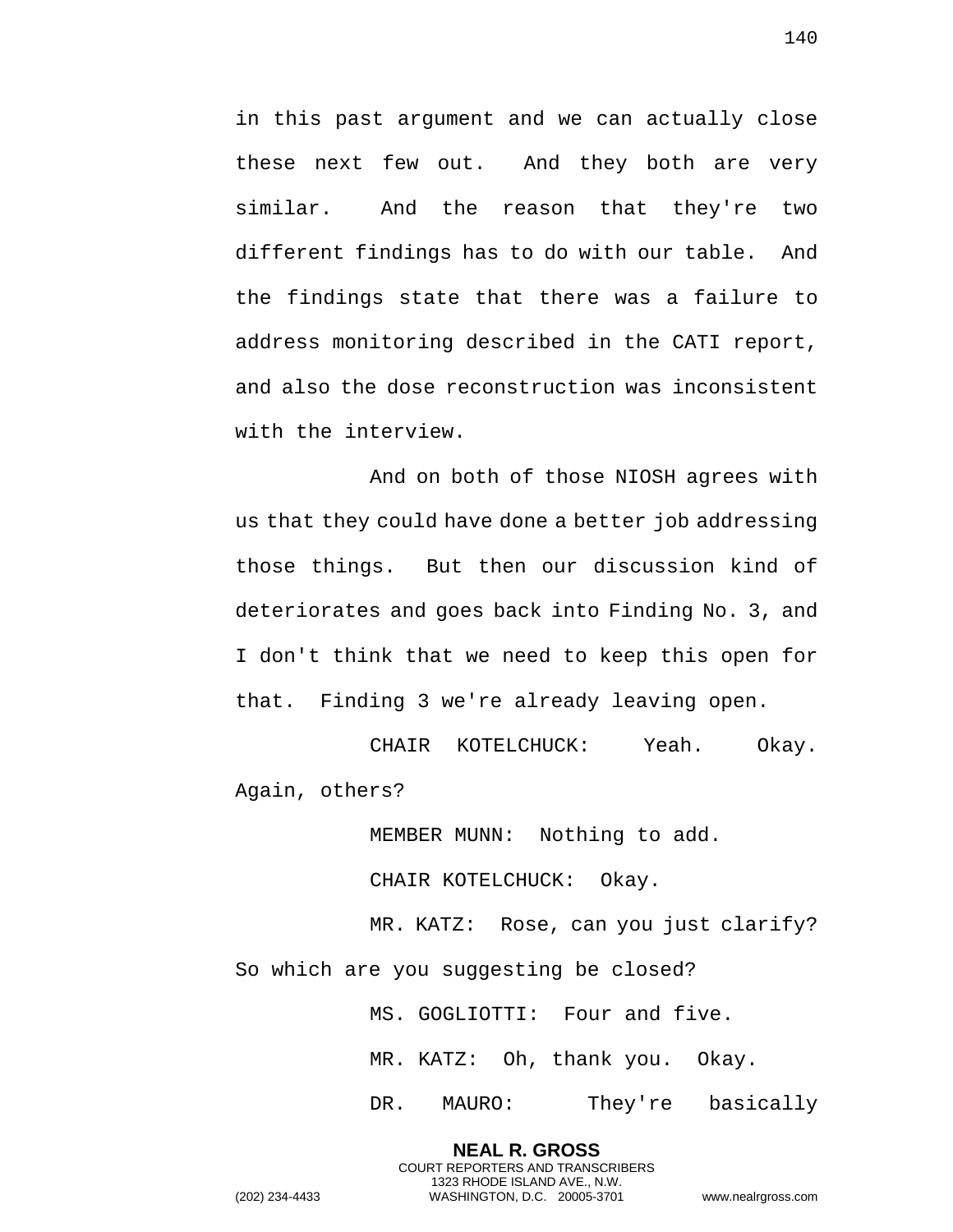in this past argument and we can actually close these next few out. And they both are very similar. And the reason that they're two different findings has to do with our table. And the findings state that there was a failure to address monitoring described in the CATI report, and also the dose reconstruction was inconsistent with the interview.

And on both of those NIOSH agrees with us that they could have done a better job addressing those things. But then our discussion kind of deteriorates and goes back into Finding No. 3, and I don't think that we need to keep this open for that. Finding 3 we're already leaving open.

CHAIR KOTELCHUCK: Yeah. Okay. Again, others?

MEMBER MUNN: Nothing to add.

CHAIR KOTELCHUCK: Okay.

MR. KATZ: Rose, can you just clarify? So which are you suggesting be closed?

MS. GOGLIOTTI: Four and five.

MR. KATZ: Oh, thank you. Okay.

DR. MAURO: They're basically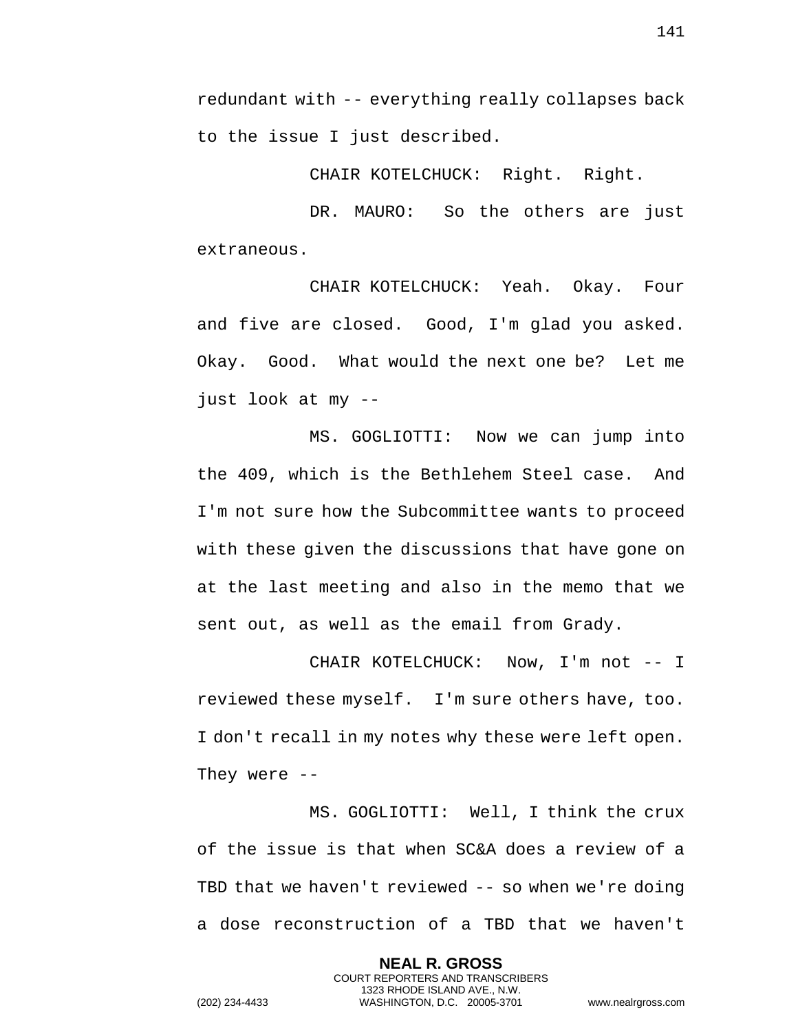redundant with -- everything really collapses back to the issue I just described.

CHAIR KOTELCHUCK: Right. Right.

DR. MAURO: So the others are just extraneous.

CHAIR KOTELCHUCK: Yeah. Okay. Four and five are closed. Good, I'm glad you asked. Okay. Good. What would the next one be? Let me just look at my --

MS. GOGLIOTTI: Now we can jump into the 409, which is the Bethlehem Steel case. And I'm not sure how the Subcommittee wants to proceed with these given the discussions that have gone on at the last meeting and also in the memo that we sent out, as well as the email from Grady.

CHAIR KOTELCHUCK: Now, I'm not -- I reviewed these myself. I'm sure others have, too. I don't recall in my notes why these were left open. They were --

MS. GOGLIOTTI: Well, I think the crux of the issue is that when SC&A does a review of a TBD that we haven't reviewed -- so when we're doing a dose reconstruction of a TBD that we haven't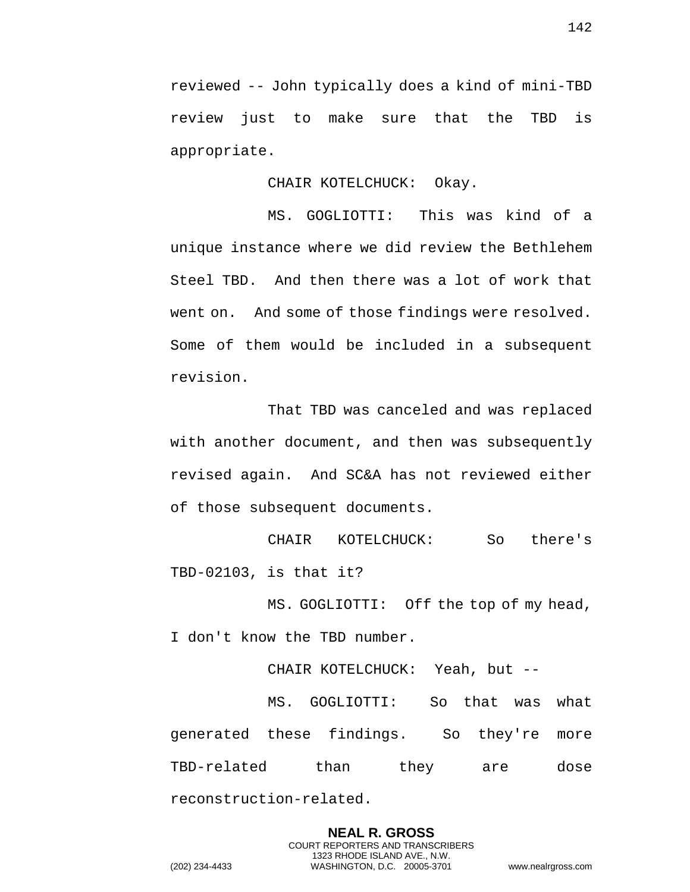reviewed -- John typically does a kind of mini-TBD review just to make sure that the TBD is appropriate.

CHAIR KOTELCHUCK: Okay.

MS. GOGLIOTTI: This was kind of a unique instance where we did review the Bethlehem Steel TBD. And then there was a lot of work that went on. And some of those findings were resolved. Some of them would be included in a subsequent revision.

That TBD was canceled and was replaced with another document, and then was subsequently revised again. And SC&A has not reviewed either of those subsequent documents.

CHAIR KOTELCHUCK: So there's TBD-02103, is that it?

MS. GOGLIOTTI: Off the top of my head, I don't know the TBD number.

CHAIR KOTELCHUCK: Yeah, but --

MS. GOGLIOTTI: So that was what generated these findings. So they're more TBD-related than they are dose reconstruction-related.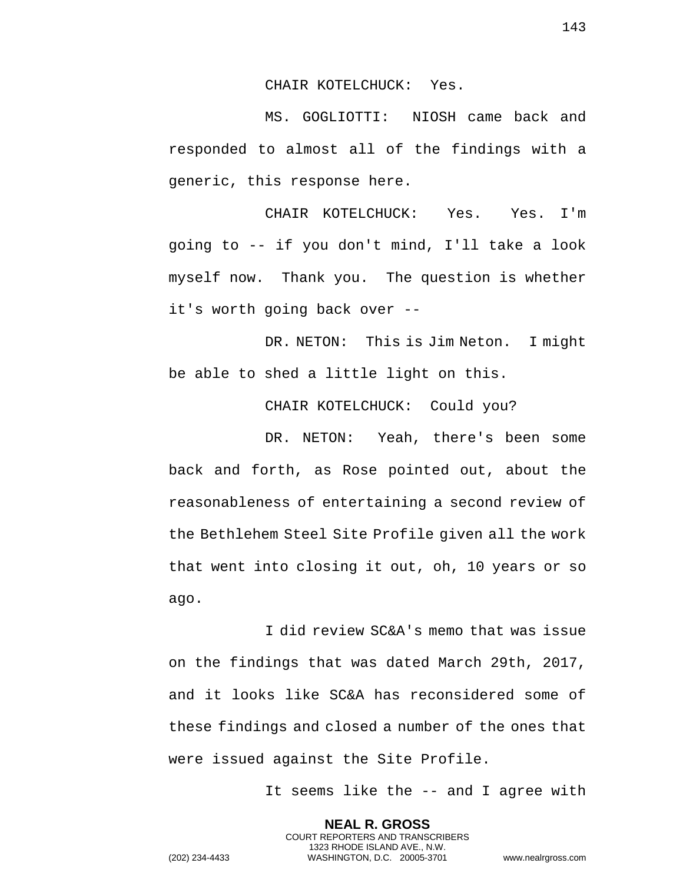CHAIR KOTELCHUCK: Yes.

MS. GOGLIOTTI: NIOSH came back and responded to almost all of the findings with a generic, this response here.

CHAIR KOTELCHUCK: Yes. Yes. I'm going to -- if you don't mind, I'll take a look myself now. Thank you. The question is whether it's worth going back over --

DR. NETON: This is Jim Neton. I might be able to shed a little light on this.

CHAIR KOTELCHUCK: Could you?

DR. NETON: Yeah, there's been some back and forth, as Rose pointed out, about the reasonableness of entertaining a second review of the Bethlehem Steel Site Profile given all the work that went into closing it out, oh, 10 years or so ago.

I did review SC&A's memo that was issue on the findings that was dated March 29th, 2017, and it looks like SC&A has reconsidered some of these findings and closed a number of the ones that were issued against the Site Profile.

It seems like the -- and I agree with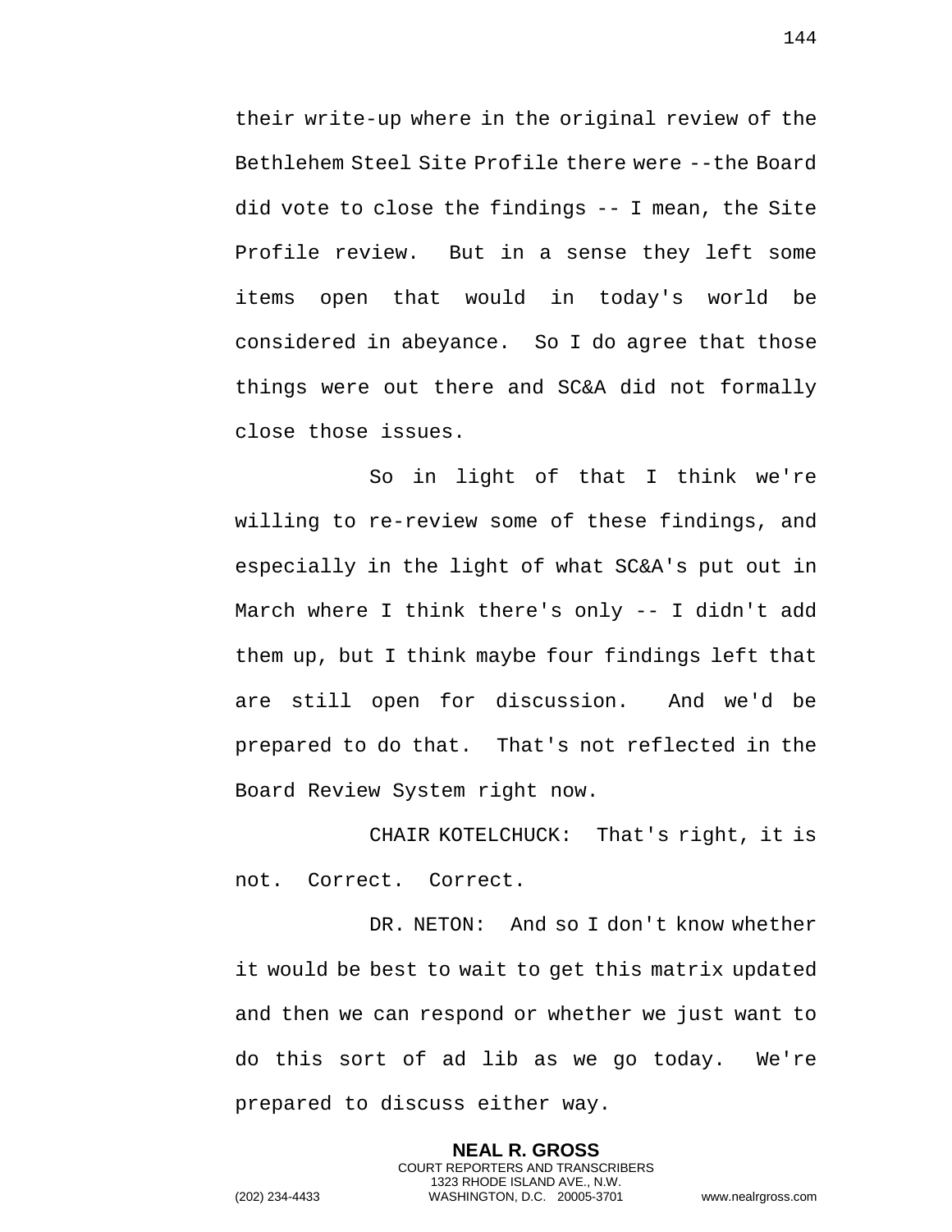their write-up where in the original review of the Bethlehem Steel Site Profile there were --the Board did vote to close the findings -- I mean, the Site Profile review. But in a sense they left some items open that would in today's world be considered in abeyance. So I do agree that those things were out there and SC&A did not formally close those issues.

So in light of that I think we're willing to re-review some of these findings, and especially in the light of what SC&A's put out in March where I think there's only -- I didn't add them up, but I think maybe four findings left that are still open for discussion. And we'd be prepared to do that. That's not reflected in the Board Review System right now.

CHAIR KOTELCHUCK: That's right, it is not. Correct. Correct.

DR. NETON: And so I don't know whether it would be best to wait to get this matrix updated and then we can respond or whether we just want to do this sort of ad lib as we go today. We're prepared to discuss either way.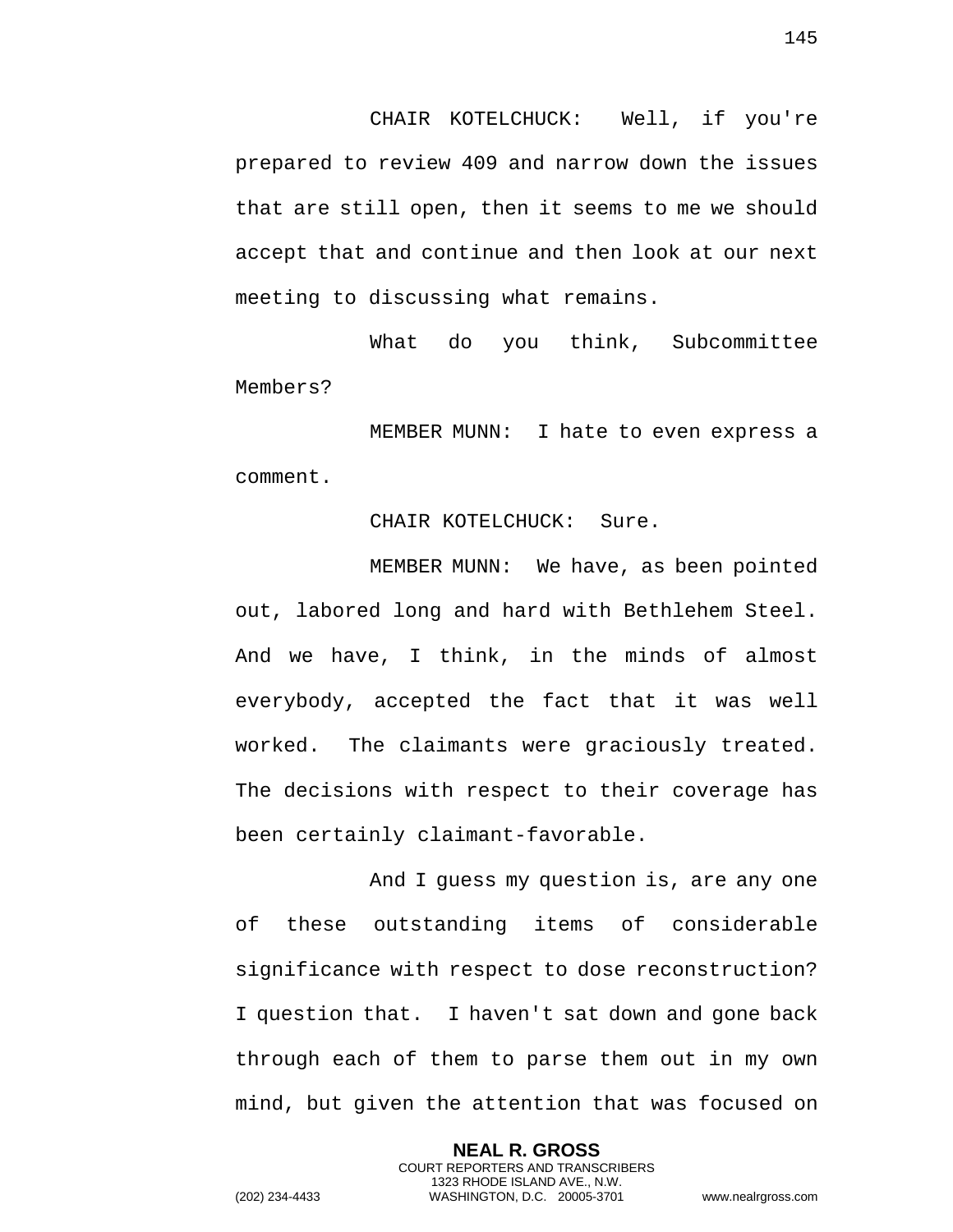CHAIR KOTELCHUCK: Well, if you're prepared to review 409 and narrow down the issues that are still open, then it seems to me we should accept that and continue and then look at our next meeting to discussing what remains.

What do you think, Subcommittee Members?

MEMBER MUNN: I hate to even express a comment.

CHAIR KOTELCHUCK: Sure.

MEMBER MUNN: We have, as been pointed out, labored long and hard with Bethlehem Steel. And we have, I think, in the minds of almost everybody, accepted the fact that it was well worked. The claimants were graciously treated. The decisions with respect to their coverage has been certainly claimant-favorable.

And I guess my question is, are any one of these outstanding items of considerable significance with respect to dose reconstruction? I question that. I haven't sat down and gone back through each of them to parse them out in my own mind, but given the attention that was focused on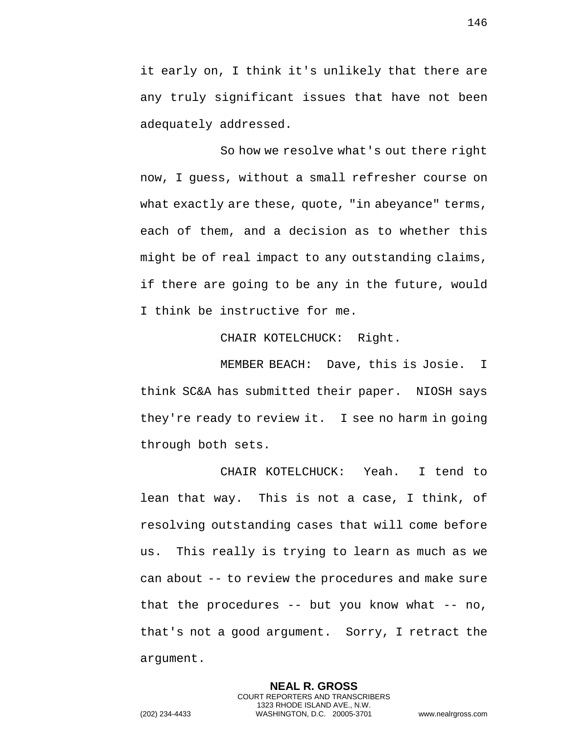it early on, I think it's unlikely that there are any truly significant issues that have not been adequately addressed.

So how we resolve what's out there right now, I guess, without a small refresher course on what exactly are these, quote, "in abeyance" terms, each of them, and a decision as to whether this might be of real impact to any outstanding claims, if there are going to be any in the future, would I think be instructive for me.

CHAIR KOTELCHUCK: Right.

MEMBER BEACH: Dave, this is Josie. I think SC&A has submitted their paper. NIOSH says they're ready to review it. I see no harm in going through both sets.

CHAIR KOTELCHUCK: Yeah. I tend to lean that way. This is not a case, I think, of resolving outstanding cases that will come before us. This really is trying to learn as much as we can about -- to review the procedures and make sure that the procedures -- but you know what -- no, that's not a good argument. Sorry, I retract the argument.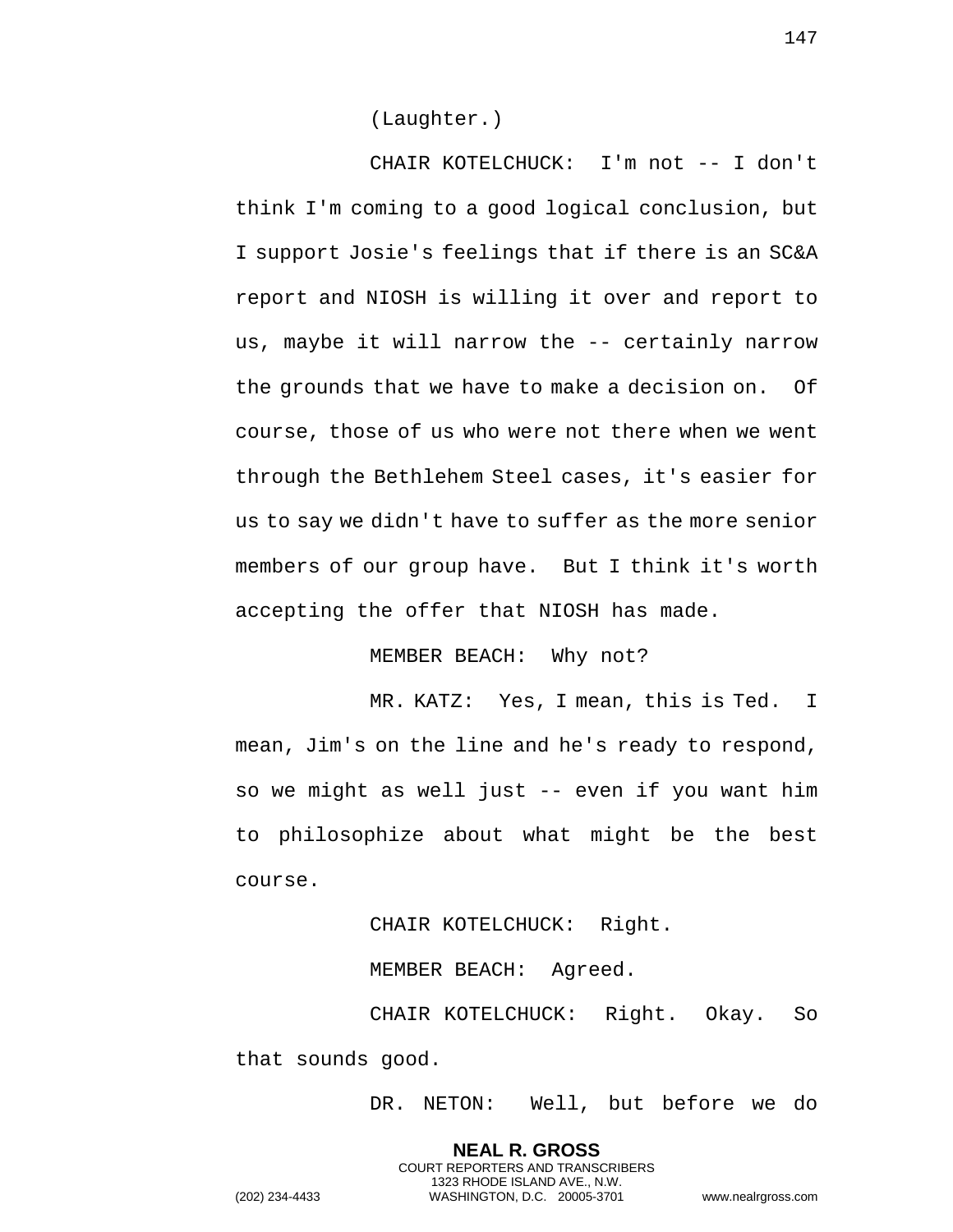(Laughter.)

CHAIR KOTELCHUCK: I'm not -- I don't think I'm coming to a good logical conclusion, but I support Josie's feelings that if there is an SC&A report and NIOSH is willing it over and report to us, maybe it will narrow the -- certainly narrow the grounds that we have to make a decision on. Of course, those of us who were not there when we went through the Bethlehem Steel cases, it's easier for us to say we didn't have to suffer as the more senior members of our group have. But I think it's worth accepting the offer that NIOSH has made.

MEMBER BEACH: Why not?

MR. KATZ: Yes, I mean, this is Ted. I mean, Jim's on the line and he's ready to respond, so we might as well just -- even if you want him to philosophize about what might be the best course.

CHAIR KOTELCHUCK: Right.

MEMBER BEACH: Agreed.

CHAIR KOTELCHUCK: Right. Okay. So that sounds good.

DR. NETON: Well, but before we do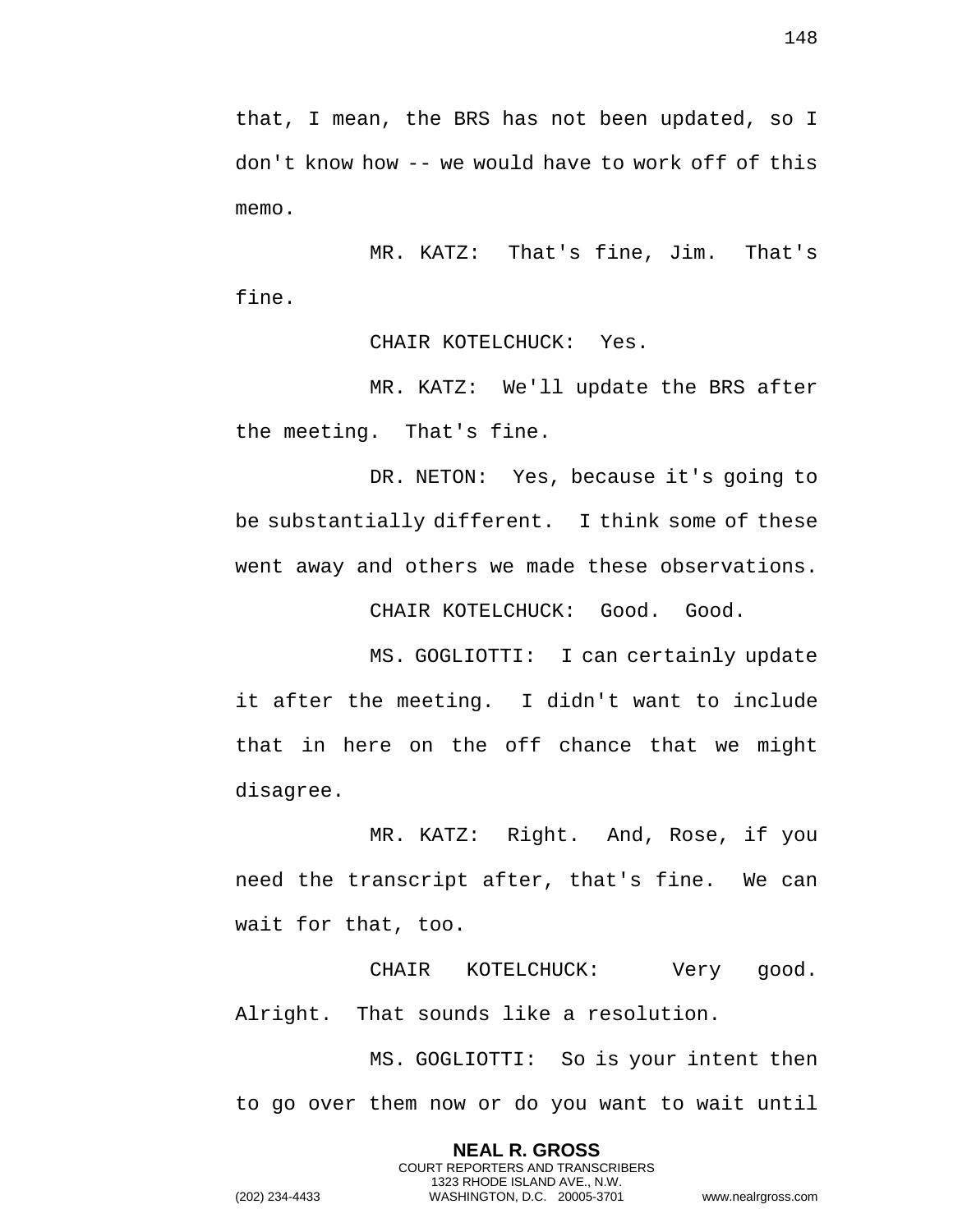that, I mean, the BRS has not been updated, so I don't know how -- we would have to work off of this memo.

MR. KATZ: That's fine, Jim. That's fine.

CHAIR KOTELCHUCK: Yes.

MR. KATZ: We'll update the BRS after the meeting. That's fine.

DR. NETON: Yes, because it's going to be substantially different. I think some of these went away and others we made these observations.

CHAIR KOTELCHUCK: Good. Good.

MS. GOGLIOTTI: I can certainly update it after the meeting. I didn't want to include that in here on the off chance that we might disagree.

MR. KATZ: Right. And, Rose, if you need the transcript after, that's fine. We can wait for that, too.

CHAIR KOTELCHUCK: Very good. Alright. That sounds like a resolution.

MS. GOGLIOTTI: So is your intent then to go over them now or do you want to wait until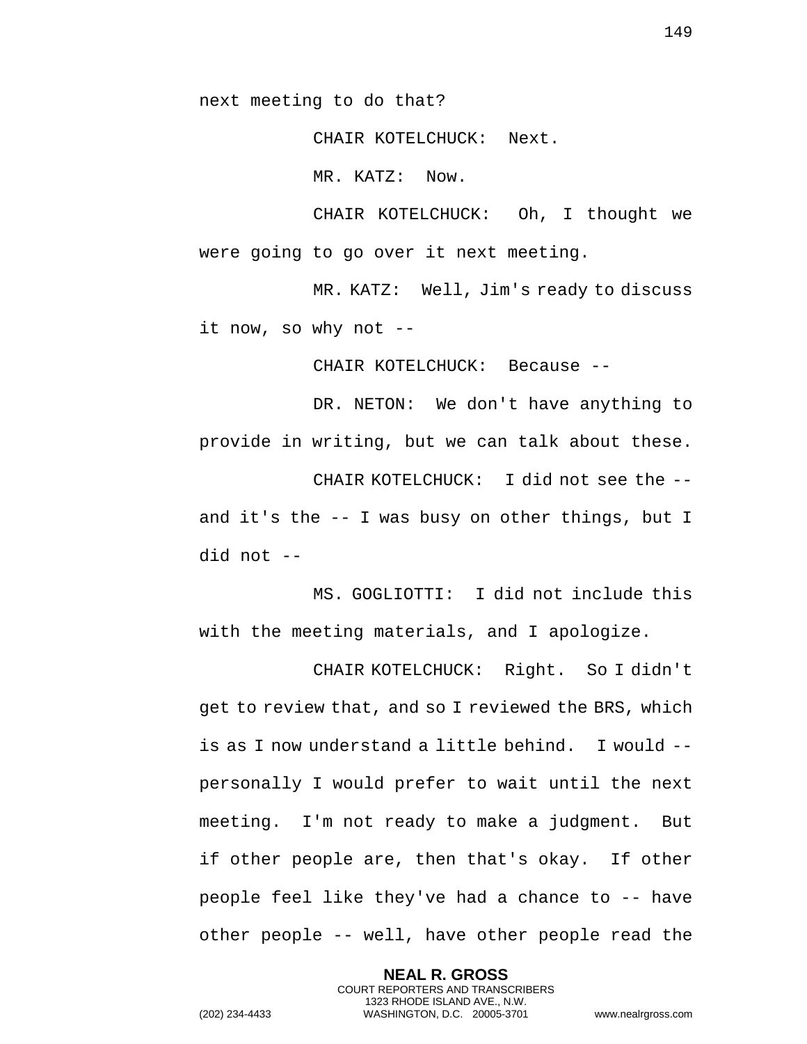next meeting to do that?

CHAIR KOTELCHUCK: Next.

MR. KATZ: Now.

CHAIR KOTELCHUCK: Oh, I thought we were going to go over it next meeting.

MR. KATZ: Well, Jim's ready to discuss it now, so why not --

CHAIR KOTELCHUCK: Because --

DR. NETON: We don't have anything to provide in writing, but we can talk about these.

CHAIR KOTELCHUCK: I did not see the -- and it's the -- I was busy on other things, but I did not --

MS. GOGLIOTTI: I did not include this with the meeting materials, and I apologize.

CHAIR KOTELCHUCK: Right. So I didn't get to review that, and so I reviewed the BRS, which is as I now understand a little behind. I would -- personally I would prefer to wait until the next meeting. I'm not ready to make a judgment. But if other people are, then that's okay. If other people feel like they've had a chance to -- have other people -- well, have other people read the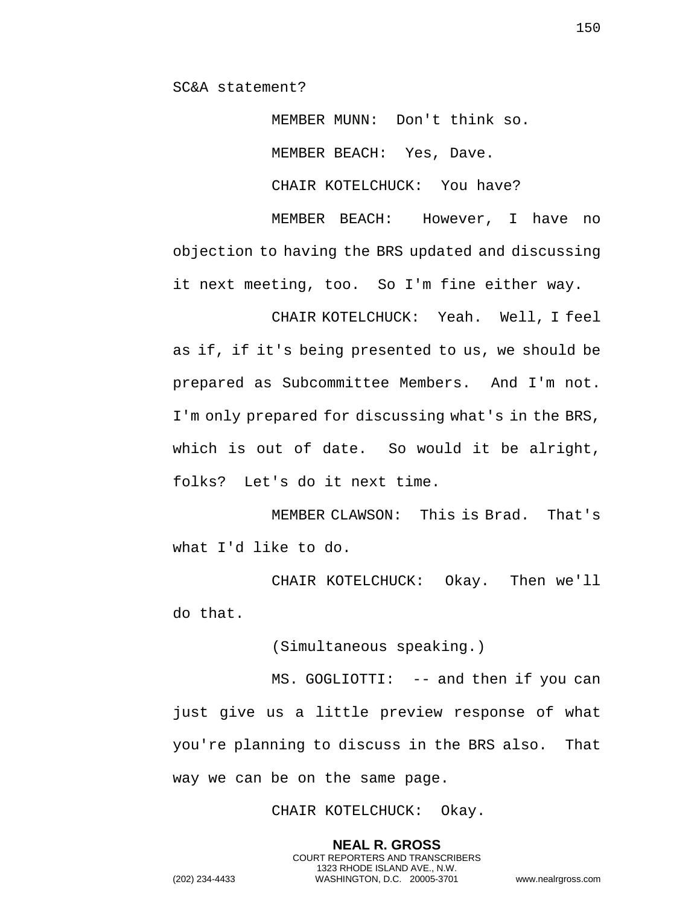SC&A statement?

MEMBER MUNN: Don't think so.

MEMBER BEACH: Yes, Dave.

CHAIR KOTELCHUCK: You have?

MEMBER BEACH: However, I have no objection to having the BRS updated and discussing it next meeting, too. So I'm fine either way.

CHAIR KOTELCHUCK: Yeah. Well, I feel as if, if it's being presented to us, we should be prepared as Subcommittee Members. And I'm not. I'm only prepared for discussing what's in the BRS, which is out of date. So would it be alright, folks? Let's do it next time.

MEMBER CLAWSON: This is Brad. That's what I'd like to do.

CHAIR KOTELCHUCK: Okay. Then we'll do that.

(Simultaneous speaking.)

MS. GOGLIOTTI: -- and then if you can just give us a little preview response of what you're planning to discuss in the BRS also. That way we can be on the same page.

CHAIR KOTELCHUCK: Okay.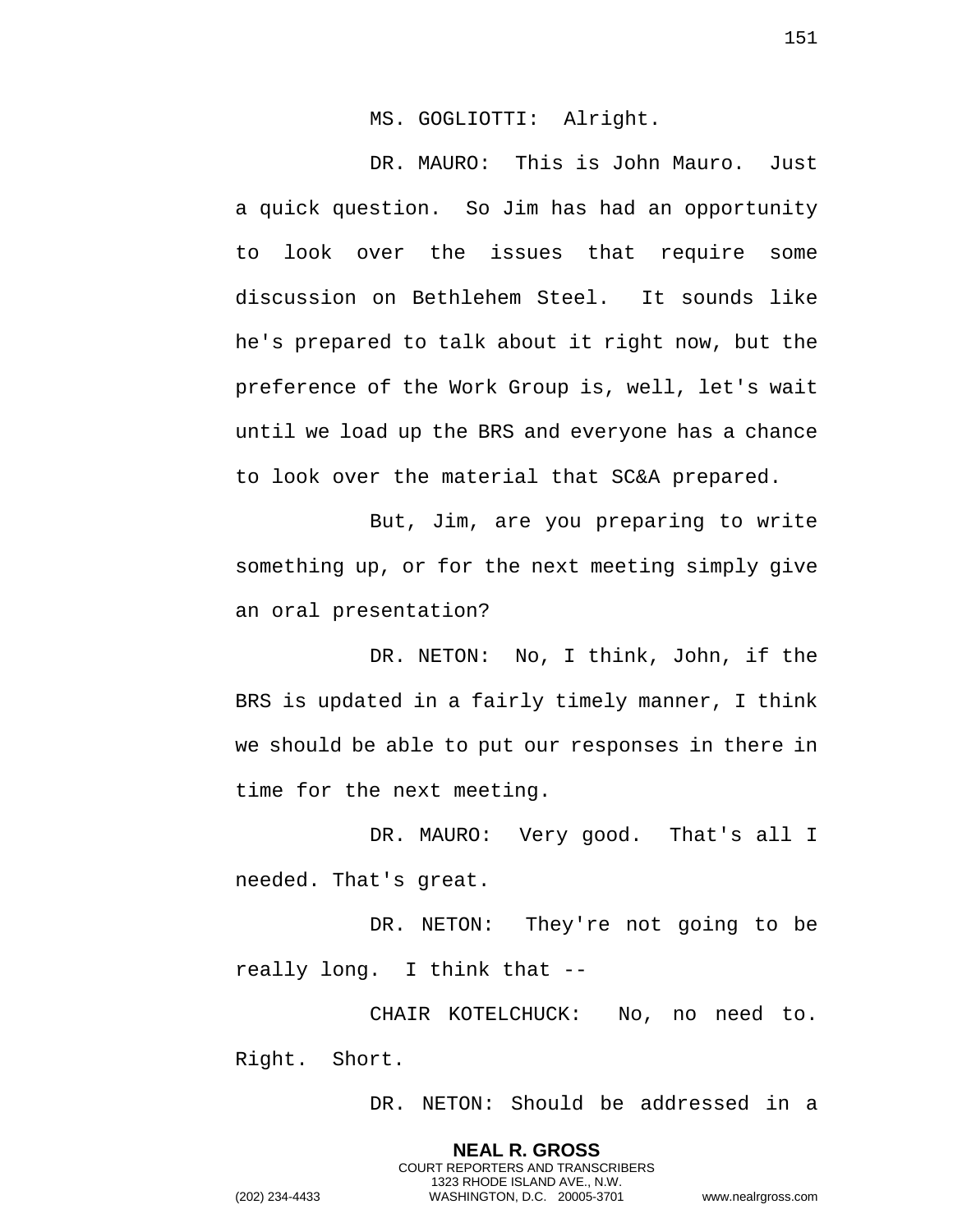MS. GOGLIOTTI: Alright.

DR. MAURO: This is John Mauro. Just a quick question. So Jim has had an opportunity to look over the issues that require some discussion on Bethlehem Steel. It sounds like he's prepared to talk about it right now, but the preference of the Work Group is, well, let's wait until we load up the BRS and everyone has a chance to look over the material that SC&A prepared.

But, Jim, are you preparing to write something up, or for the next meeting simply give an oral presentation?

DR. NETON: No, I think, John, if the BRS is updated in a fairly timely manner, I think we should be able to put our responses in there in time for the next meeting.

DR. MAURO: Very good. That's all I needed. That's great.

DR. NETON: They're not going to be really long. I think that --

CHAIR KOTELCHUCK: No, no need to. Right. Short.

DR. NETON: Should be addressed in a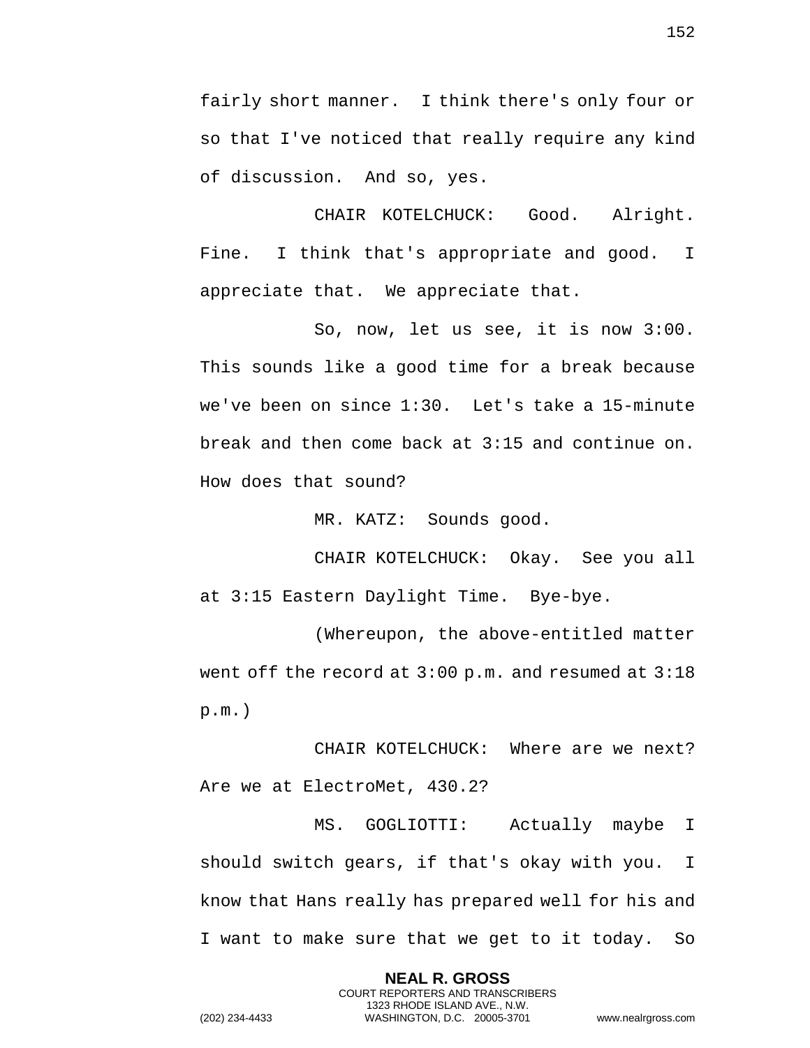fairly short manner. I think there's only four or so that I've noticed that really require any kind of discussion. And so, yes.

CHAIR KOTELCHUCK: Good. Alright. Fine. I think that's appropriate and good. I appreciate that. We appreciate that.

So, now, let us see, it is now 3:00. This sounds like a good time for a break because we've been on since 1:30. Let's take a 15-minute break and then come back at 3:15 and continue on. How does that sound?

MR. KATZ: Sounds good.

CHAIR KOTELCHUCK: Okay. See you all at 3:15 Eastern Daylight Time. Bye-bye.

(Whereupon, the above-entitled matter went off the record at 3:00 p.m. and resumed at 3:18 p.m.)

CHAIR KOTELCHUCK: Where are we next? Are we at ElectroMet, 430.2?

MS. GOGLIOTTI: Actually maybe I should switch gears, if that's okay with you. I know that Hans really has prepared well for his and I want to make sure that we get to it today. So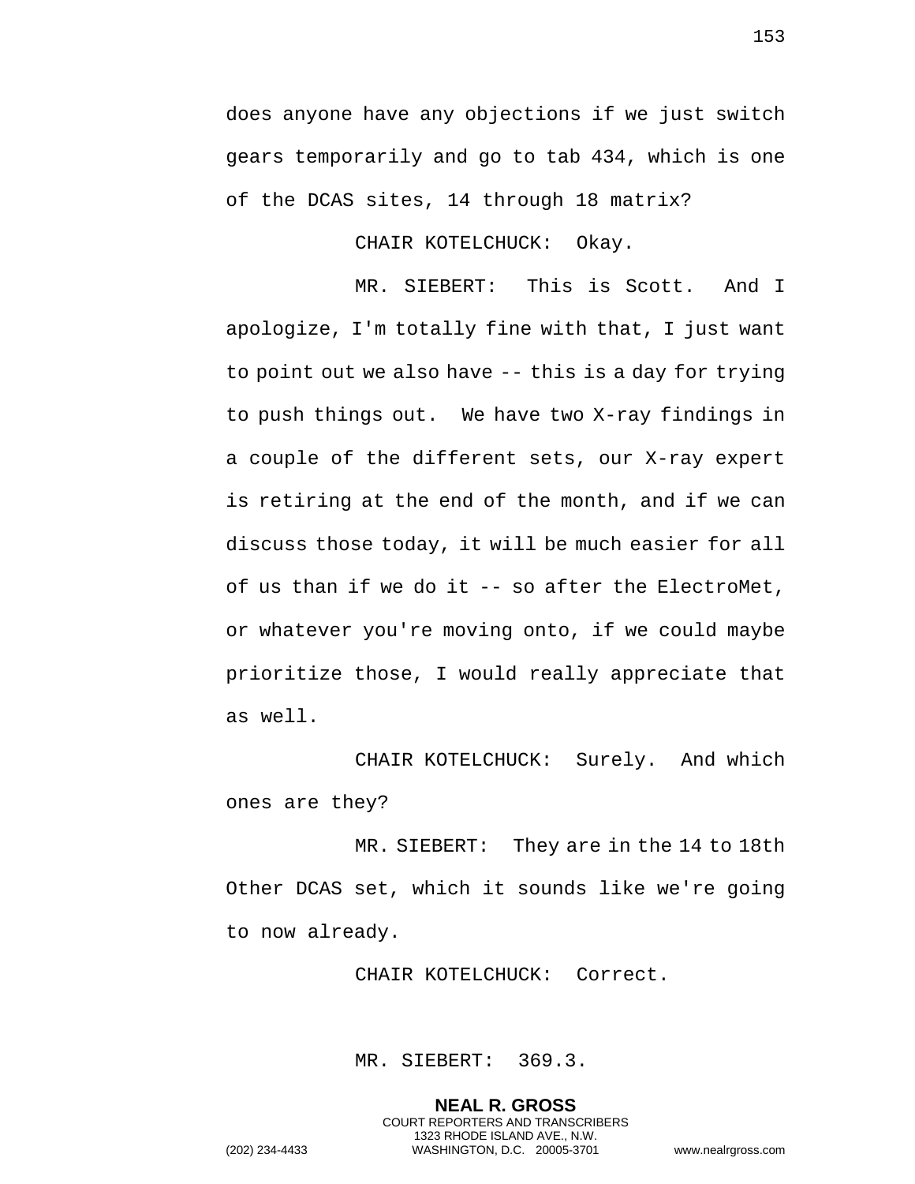does anyone have any objections if we just switch gears temporarily and go to tab 434, which is one of the DCAS sites, 14 through 18 matrix?

CHAIR KOTELCHUCK: Okay.

MR. SIEBERT: This is Scott. And I apologize, I'm totally fine with that, I just want to point out we also have -- this is a day for trying to push things out. We have two X-ray findings in a couple of the different sets, our X-ray expert is retiring at the end of the month, and if we can discuss those today, it will be much easier for all of us than if we do it -- so after the ElectroMet, or whatever you're moving onto, if we could maybe prioritize those, I would really appreciate that as well.

CHAIR KOTELCHUCK: Surely. And which ones are they?

MR. SIEBERT: They are in the 14 to 18th Other DCAS set, which it sounds like we're going to now already.

CHAIR KOTELCHUCK: Correct.

MR. SIEBERT: 369.3.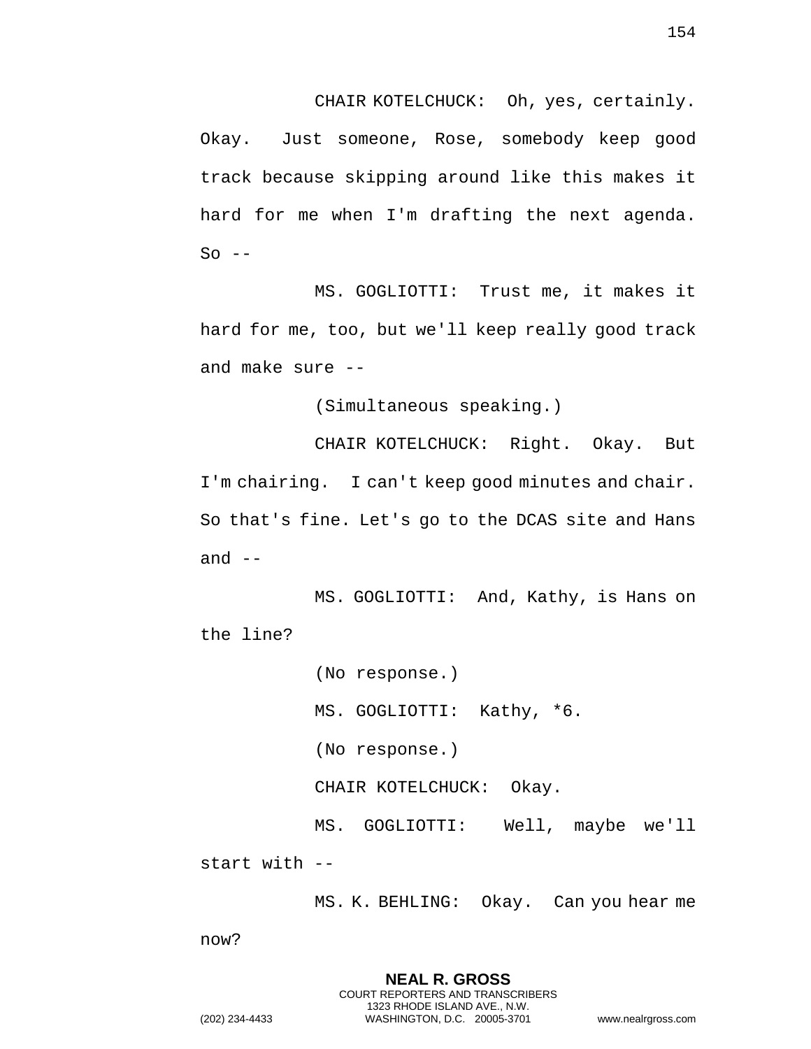CHAIR KOTELCHUCK: Oh, yes, certainly. Okay. Just someone, Rose, somebody keep good track because skipping around like this makes it hard for me when I'm drafting the next agenda. So --

MS. GOGLIOTTI: Trust me, it makes it hard for me, too, but we'll keep really good track and make sure --

(Simultaneous speaking.)

CHAIR KOTELCHUCK: Right. Okay. But I'm chairing. I can't keep good minutes and chair. So that's fine. Let's go to the DCAS site and Hans and --

MS. GOGLIOTTI: And, Kathy, is Hans on the line?

(No response.)

MS. GOGLIOTTI: Kathy, *6.

(No response.)

CHAIR KOTELCHUCK: Okay.

MS. GOGLIOTTI: Well, maybe we'll start with --

MS. K. BEHLING: Okay. Can you hear me now?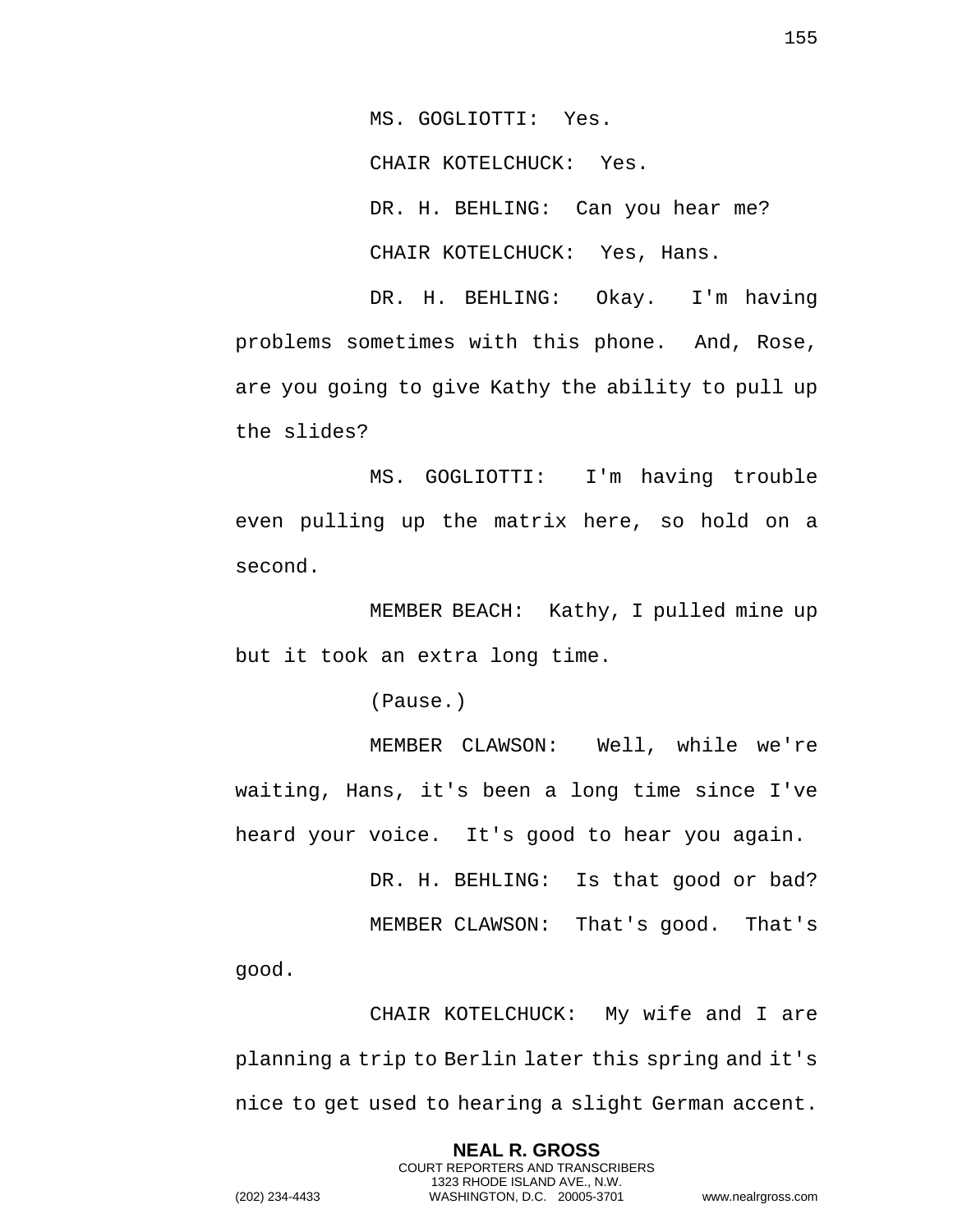MS. GOGLIOTTI: Yes.

CHAIR KOTELCHUCK: Yes.

DR. H. BEHLING: Can you hear me?

CHAIR KOTELCHUCK: Yes, Hans.

DR. H. BEHLING: Okay. I'm having problems sometimes with this phone. And, Rose, are you going to give Kathy the ability to pull up the slides?

MS. GOGLIOTTI: I'm having trouble even pulling up the matrix here, so hold on a second.

MEMBER BEACH: Kathy, I pulled mine up but it took an extra long time.

(Pause.)

MEMBER CLAWSON: Well, while we're waiting, Hans, it's been a long time since I've heard your voice. It's good to hear you again.

DR. H. BEHLING: Is that good or bad?

MEMBER CLAWSON: That's good. That's good.

CHAIR KOTELCHUCK: My wife and I are planning a trip to Berlin later this spring and it's nice to get used to hearing a slight German accent.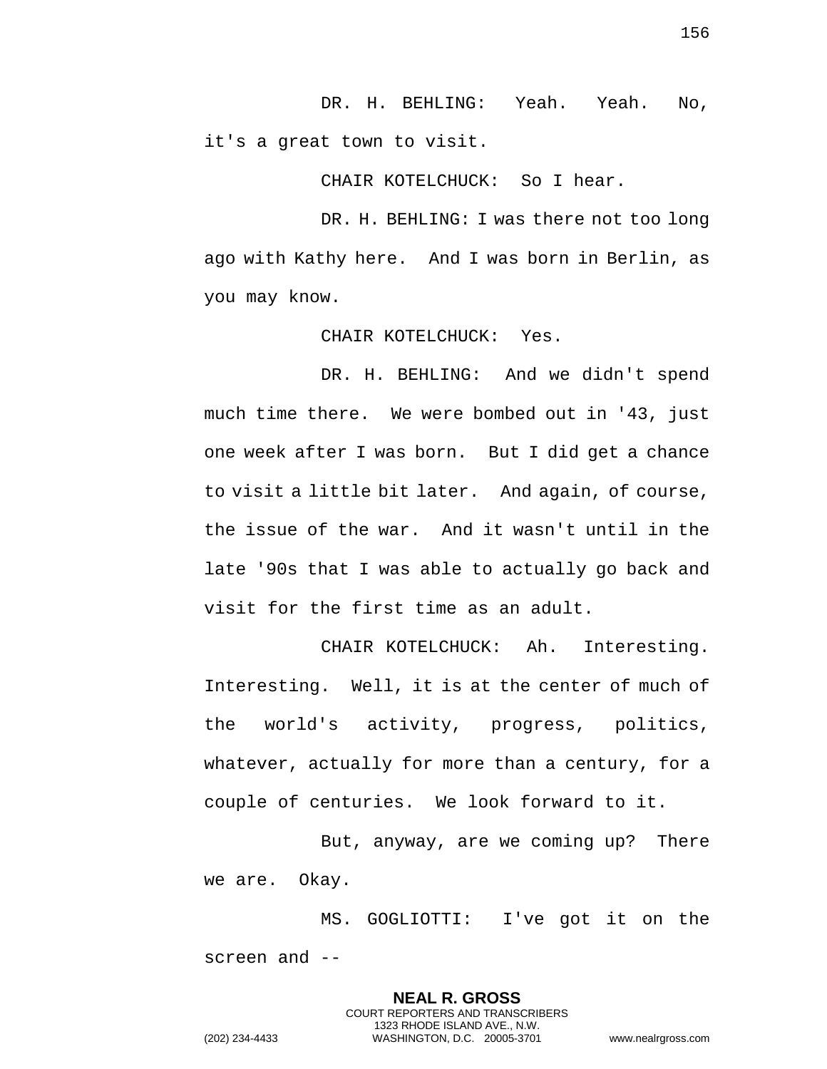DR. H. BEHLING: Yeah. Yeah. No, it's a great town to visit.

CHAIR KOTELCHUCK: So I hear.

DR. H. BEHLING: I was there not too long ago with Kathy here. And I was born in Berlin, as you may know.

CHAIR KOTELCHUCK: Yes.

DR. H. BEHLING: And we didn't spend much time there. We were bombed out in '43, just one week after I was born. But I did get a chance to visit a little bit later. And again, of course, the issue of the war. And it wasn't until in the late '90s that I was able to actually go back and visit for the first time as an adult.

CHAIR KOTELCHUCK: Ah. Interesting. Interesting. Well, it is at the center of much of the world's activity, progress, politics, whatever, actually for more than a century, for a couple of centuries. We look forward to it.

But, anyway, are we coming up? There we are. Okay.

MS. GOGLIOTTI: I've got it on the screen and --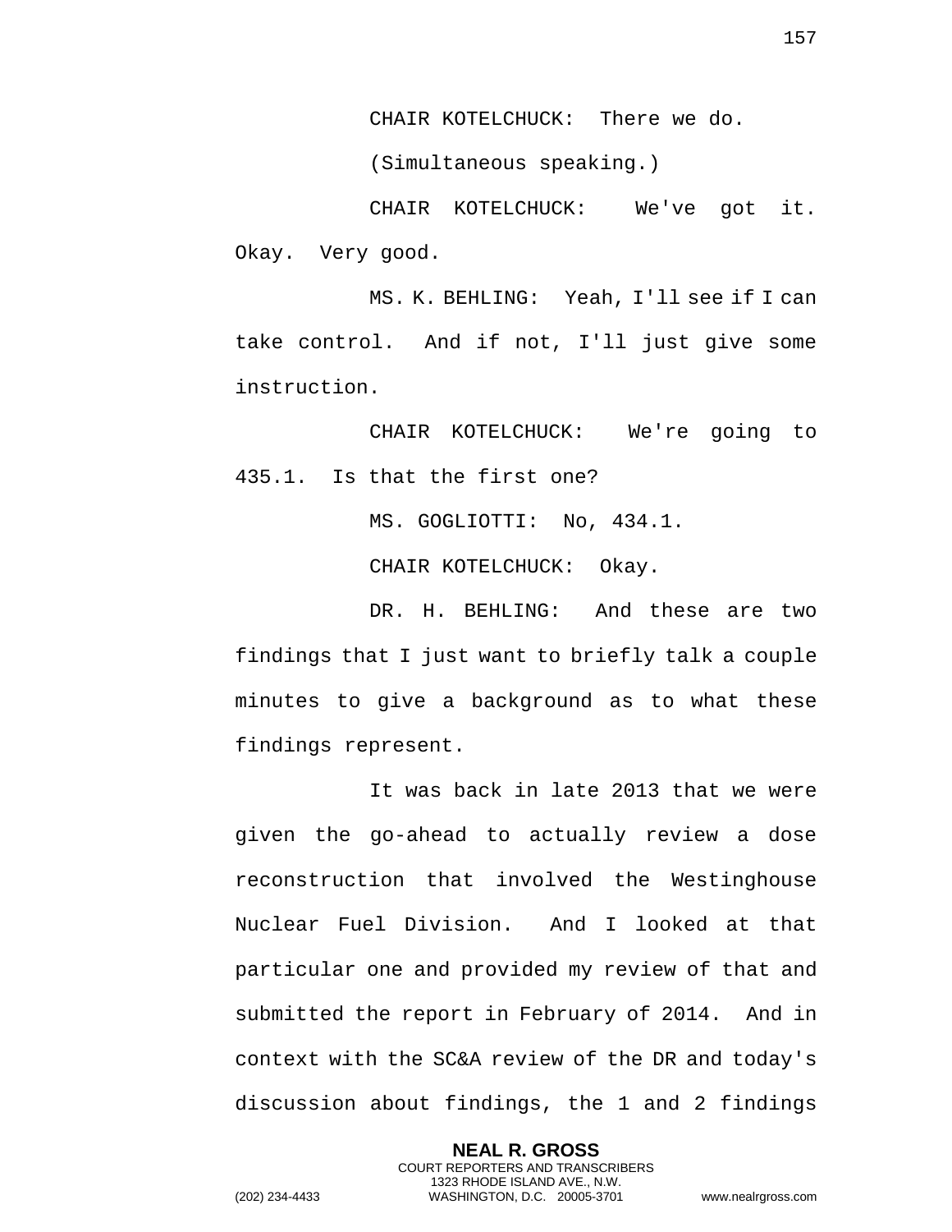CHAIR KOTELCHUCK: There we do.

(Simultaneous speaking.)

CHAIR KOTELCHUCK: We've got it. Okay. Very good.

MS. K. BEHLING: Yeah, I'll see if I can take control. And if not, I'll just give some instruction.

CHAIR KOTELCHUCK: We're going to 435.1. Is that the first one?

MS. GOGLIOTTI: No, 434.1.

CHAIR KOTELCHUCK: Okay.

DR. H. BEHLING: And these are two findings that I just want to briefly talk a couple minutes to give a background as to what these findings represent.

It was back in late 2013 that we were given the go-ahead to actually review a dose reconstruction that involved the Westinghouse Nuclear Fuel Division. And I looked at that particular one and provided my review of that and submitted the report in February of 2014. And in context with the SC&A review of the DR and today's discussion about findings, the 1 and 2 findings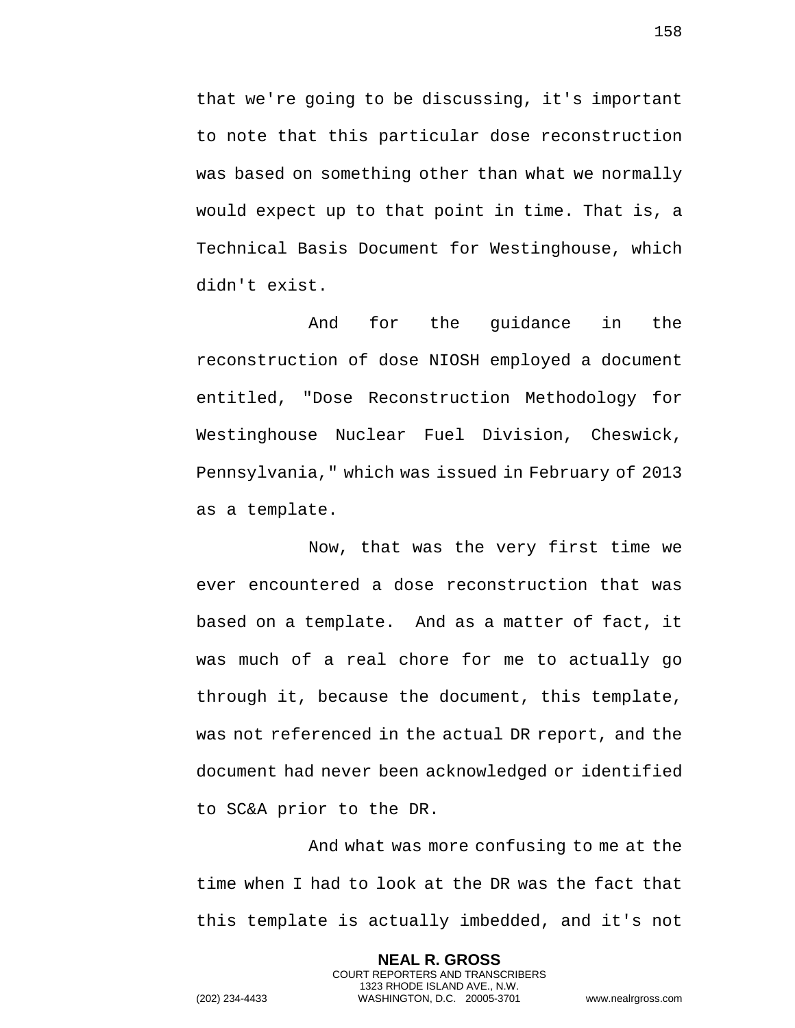that we're going to be discussing, it's important to note that this particular dose reconstruction was based on something other than what we normally would expect up to that point in time. That is, a Technical Basis Document for Westinghouse, which didn't exist.

And for the guidance in the reconstruction of dose NIOSH employed a document entitled, "Dose Reconstruction Methodology for Westinghouse Nuclear Fuel Division, Cheswick, Pennsylvania," which was issued in February of 2013 as a template.

Now, that was the very first time we ever encountered a dose reconstruction that was based on a template. And as a matter of fact, it was much of a real chore for me to actually go through it, because the document, this template, was not referenced in the actual DR report, and the document had never been acknowledged or identified to SC&A prior to the DR.

And what was more confusing to me at the time when I had to look at the DR was the fact that this template is actually imbedded, and it's not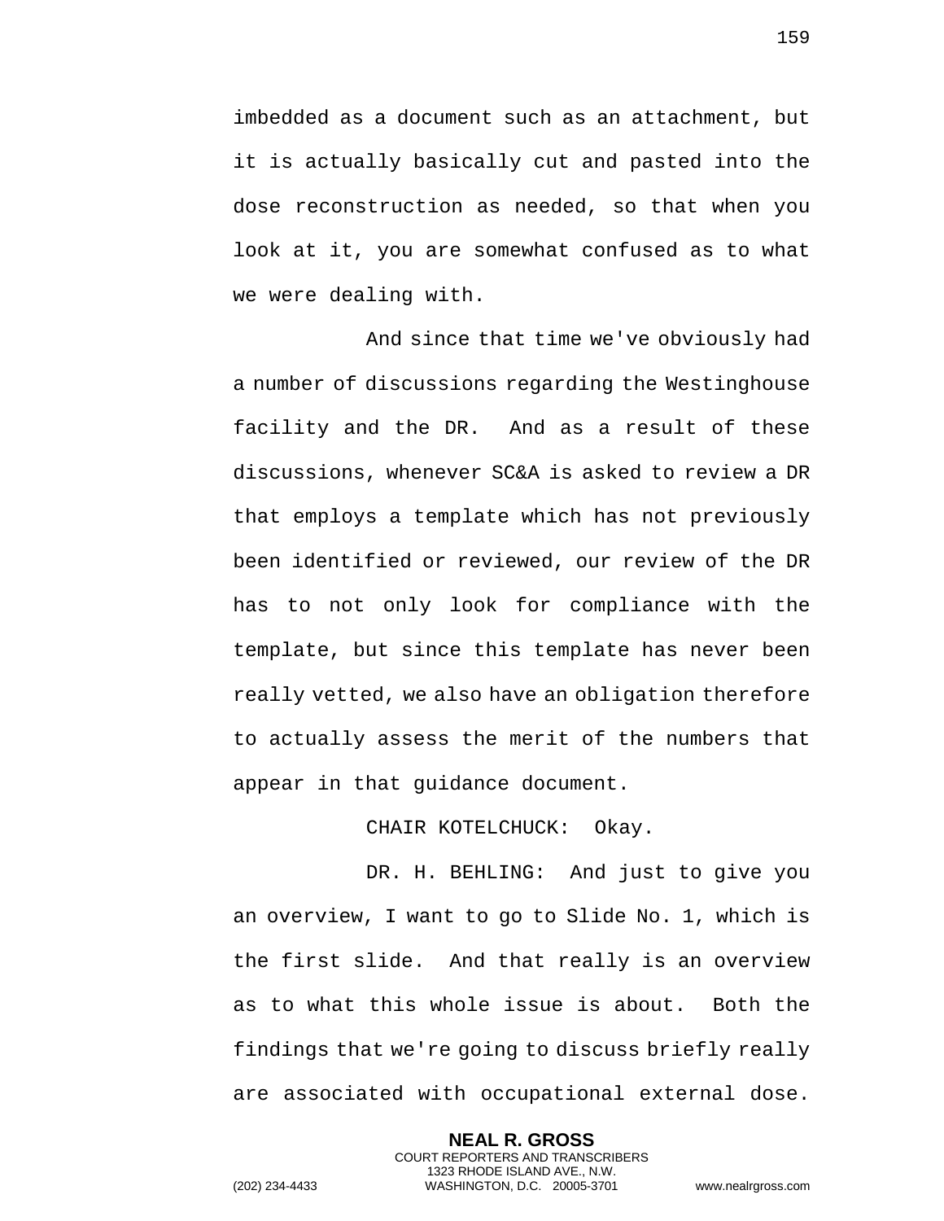imbedded as a document such as an attachment, but it is actually basically cut and pasted into the dose reconstruction as needed, so that when you look at it, you are somewhat confused as to what we were dealing with.

And since that time we've obviously had a number of discussions regarding the Westinghouse facility and the DR. And as a result of these discussions, whenever SC&A is asked to review a DR that employs a template which has not previously been identified or reviewed, our review of the DR has to not only look for compliance with the template, but since this template has never been really vetted, we also have an obligation therefore to actually assess the merit of the numbers that appear in that guidance document.

CHAIR KOTELCHUCK: Okay.

DR. H. BEHLING: And just to give you an overview, I want to go to Slide No. 1, which is the first slide. And that really is an overview as to what this whole issue is about. Both the findings that we're going to discuss briefly really are associated with occupational external dose.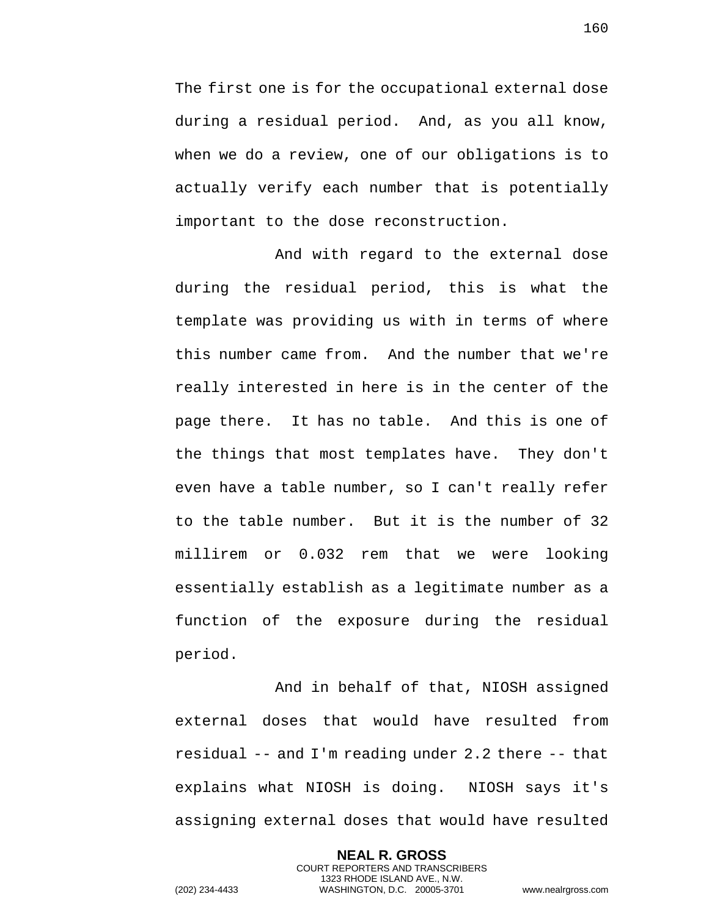The first one is for the occupational external dose during a residual period. And, as you all know, when we do a review, one of our obligations is to actually verify each number that is potentially important to the dose reconstruction.

And with regard to the external dose during the residual period, this is what the template was providing us with in terms of where this number came from. And the number that we're really interested in here is in the center of the page there. It has no table. And this is one of the things that most templates have. They don't even have a table number, so I can't really refer to the table number. But it is the number of 32 millirem or 0.032 rem that we were looking essentially establish as a legitimate number as a function of the exposure during the residual period.

And in behalf of that, NIOSH assigned external doses that would have resulted from residual -- and I'm reading under 2.2 there -- that explains what NIOSH is doing. NIOSH says it's assigning external doses that would have resulted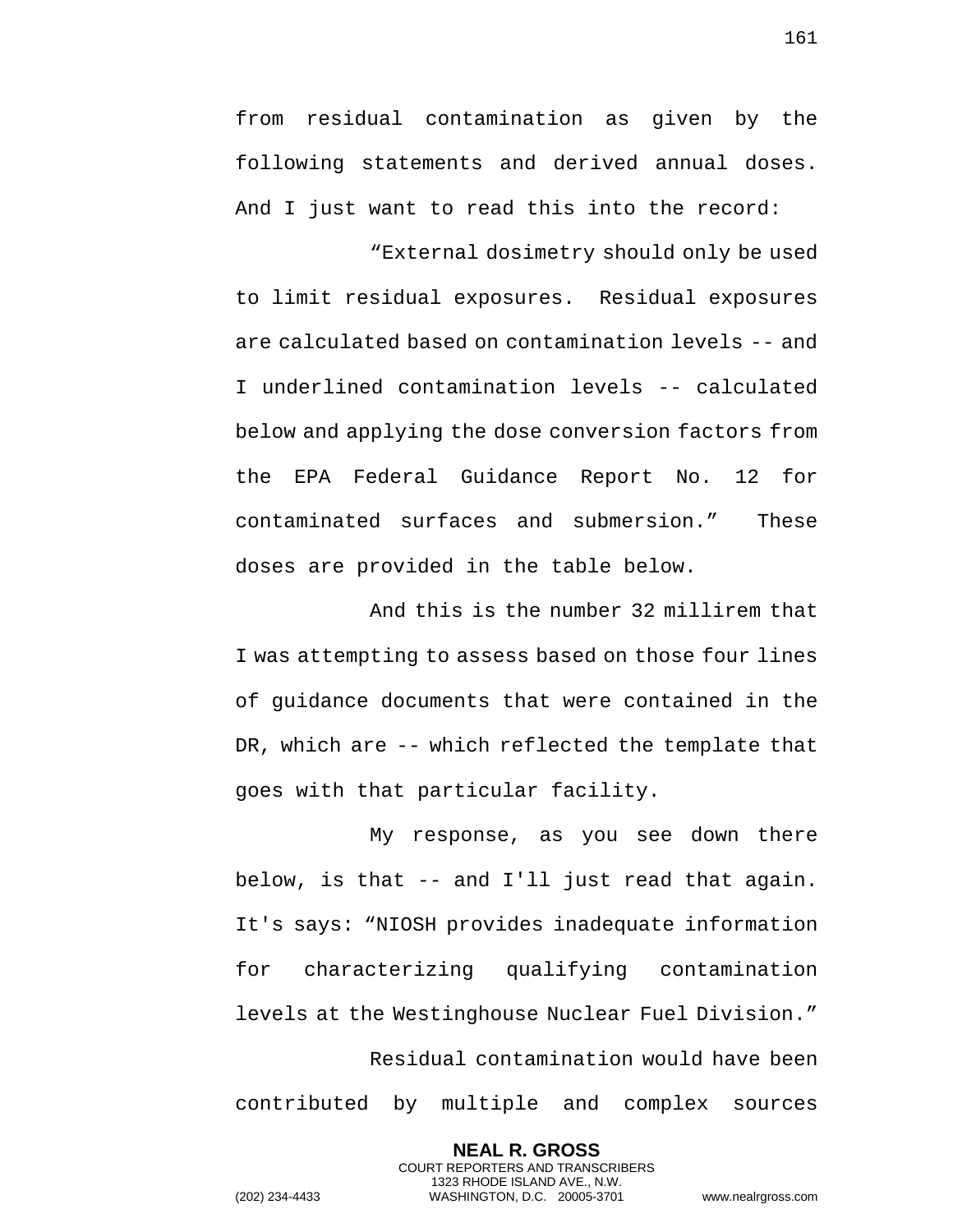from residual contamination as given by the following statements and derived annual doses. And I just want to read this into the record:

"External dosimetry should only be used to limit residual exposures. Residual exposures are calculated based on contamination levels -- and I underlined contamination levels -- calculated below and applying the dose conversion factors from the EPA Federal Guidance Report No. 12 for contaminated surfaces and submersion." These doses are provided in the table below.

And this is the number 32 millirem that I was attempting to assess based on those four lines of guidance documents that were contained in the DR, which are -- which reflected the template that goes with that particular facility.

My response, as you see down there below, is that -- and I'll just read that again. It's says: "NIOSH provides inadequate information for characterizing qualifying contamination levels at the Westinghouse Nuclear Fuel Division."

Residual contamination would have been contributed by multiple and complex sources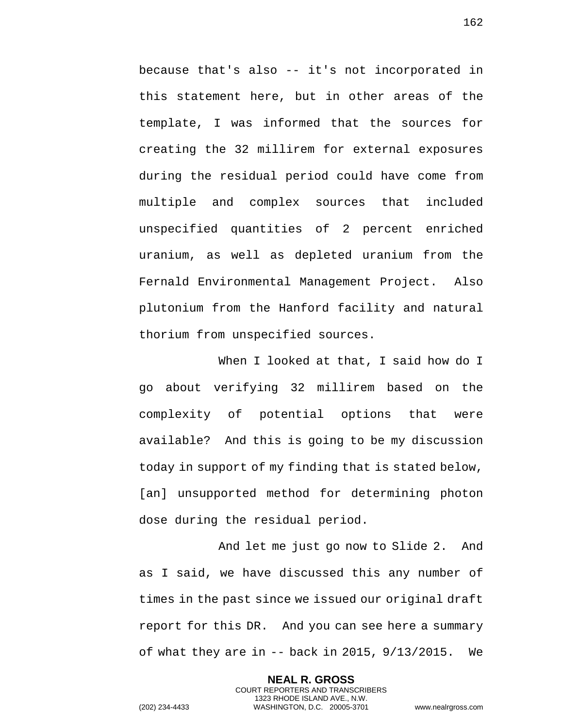because that's also -- it's not incorporated in this statement here, but in other areas of the template, I was informed that the sources for creating the 32 millirem for external exposures during the residual period could have come from multiple and complex sources that included unspecified quantities of 2 percent enriched uranium, as well as depleted uranium from the Fernald Environmental Management Project. Also plutonium from the Hanford facility and natural thorium from unspecified sources.

When I looked at that, I said how do I go about verifying 32 millirem based on the complexity of potential options that were available? And this is going to be my discussion today in support of my finding that is stated below, [an] unsupported method for determining photon dose during the residual period.

And let me just go now to Slide 2. And as I said, we have discussed this any number of times in the past since we issued our original draft report for this DR. And you can see here a summary of what they are in -- back in 2015, 9/13/2015. We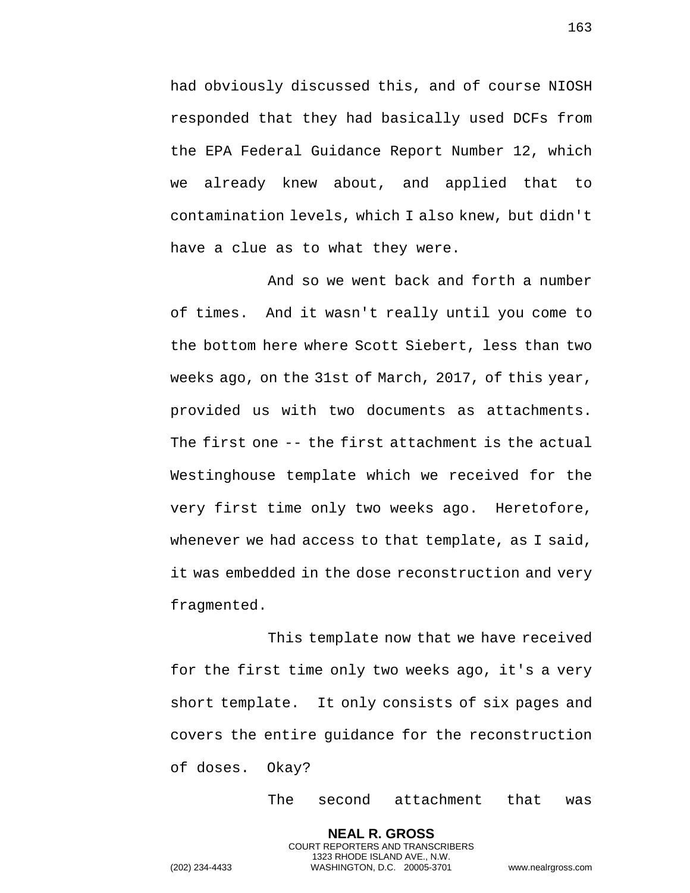had obviously discussed this, and of course NIOSH responded that they had basically used DCFs from the EPA Federal Guidance Report Number 12, which we already knew about, and applied that to contamination levels, which I also knew, but didn't have a clue as to what they were.

And so we went back and forth a number of times. And it wasn't really until you come to the bottom here where Scott Siebert, less than two weeks ago, on the 31st of March, 2017, of this year, provided us with two documents as attachments. The first one -- the first attachment is the actual Westinghouse template which we received for the very first time only two weeks ago. Heretofore, whenever we had access to that template, as I said, it was embedded in the dose reconstruction and very fragmented.

This template now that we have received for the first time only two weeks ago, it's a very short template. It only consists of six pages and covers the entire guidance for the reconstruction of doses. Okay?

The second attachment that was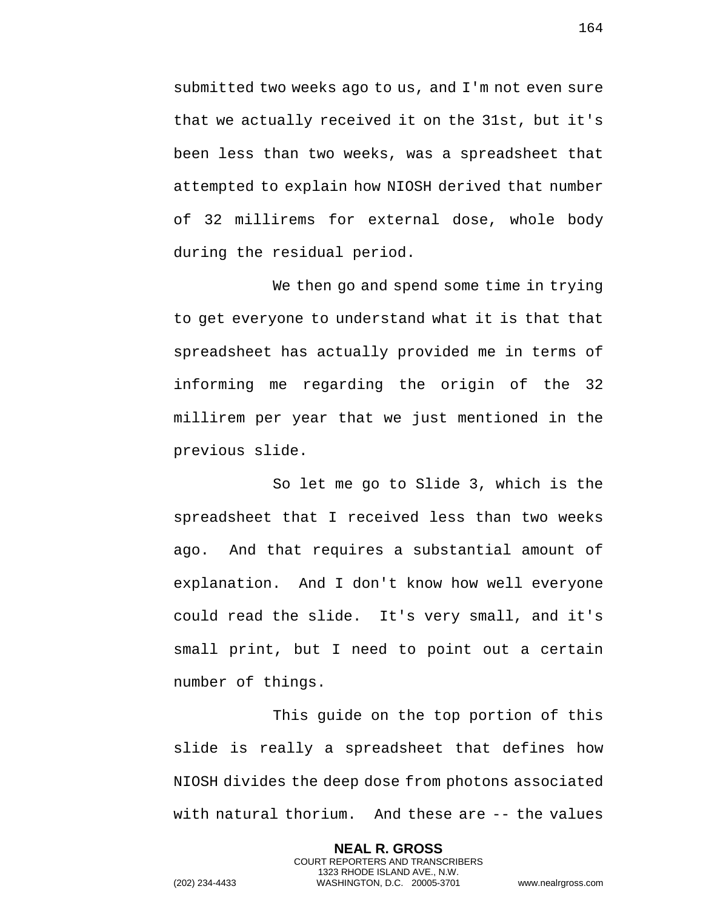submitted two weeks ago to us, and I'm not even sure that we actually received it on the 31st, but it's been less than two weeks, was a spreadsheet that attempted to explain how NIOSH derived that number of 32 millirems for external dose, whole body during the residual period.

We then go and spend some time in trying to get everyone to understand what it is that that spreadsheet has actually provided me in terms of informing me regarding the origin of the 32 millirem per year that we just mentioned in the previous slide.

So let me go to Slide 3, which is the spreadsheet that I received less than two weeks ago. And that requires a substantial amount of explanation. And I don't know how well everyone could read the slide. It's very small, and it's small print, but I need to point out a certain number of things.

This guide on the top portion of this slide is really a spreadsheet that defines how NIOSH divides the deep dose from photons associated with natural thorium. And these are -- the values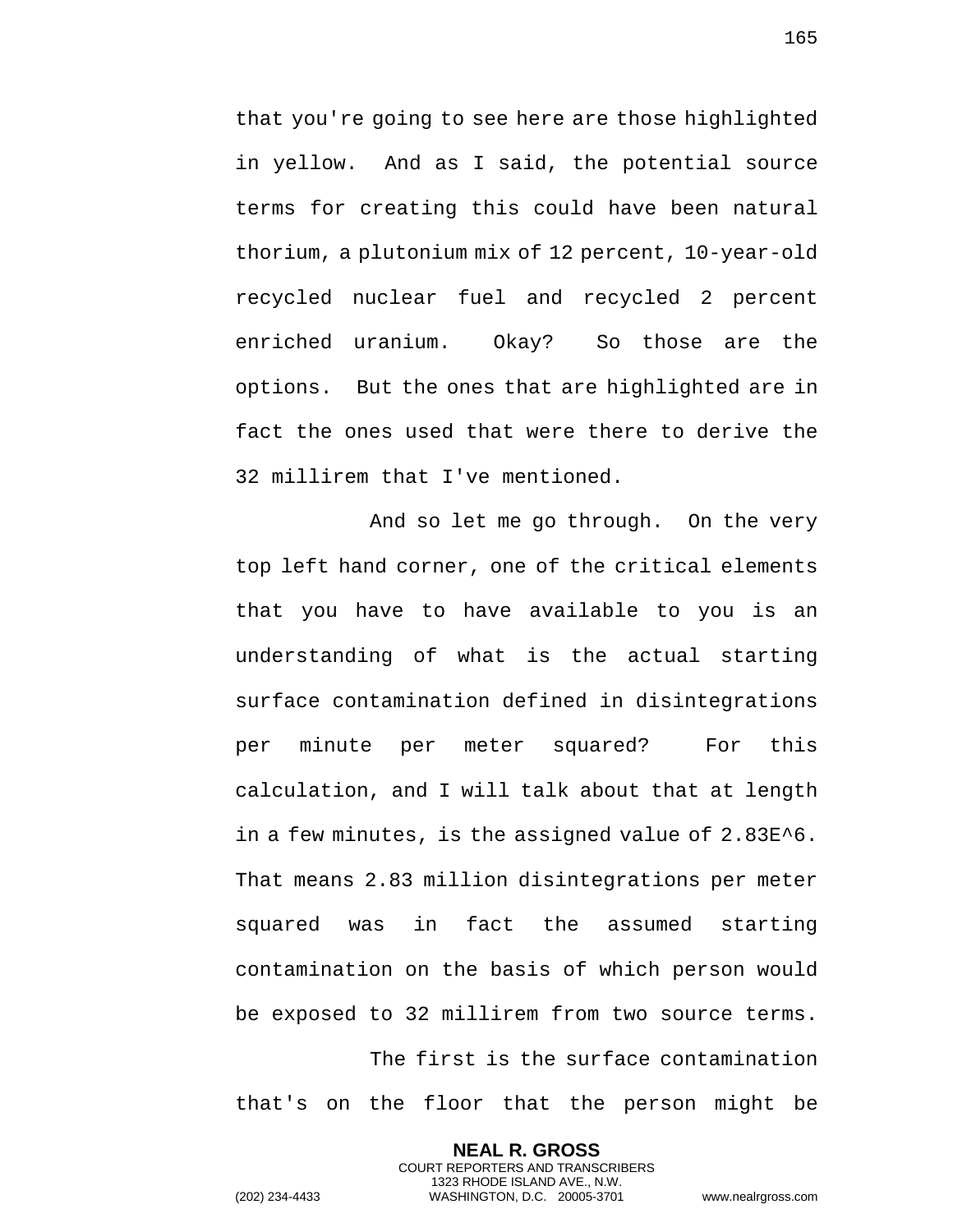that you're going to see here are those highlighted in yellow. And as I said, the potential source terms for creating this could have been natural thorium, a plutonium mix of 12 percent, 10-year-old recycled nuclear fuel and recycled 2 percent enriched uranium. Okay? So those are the options. But the ones that are highlighted are in fact the ones used that were there to derive the 32 millirem that I've mentioned.

And so let me go through. On the very top left hand corner, one of the critical elements that you have to have available to you is an understanding of what is the actual starting surface contamination defined in disintegrations per minute per meter squared? For this calculation, and I will talk about that at length in a few minutes, is the assigned value of 2.83E^6. That means 2.83 million disintegrations per meter squared was in fact the assumed starting contamination on the basis of which person would be exposed to 32 millirem from two source terms.

The first is the surface contamination that's on the floor that the person might be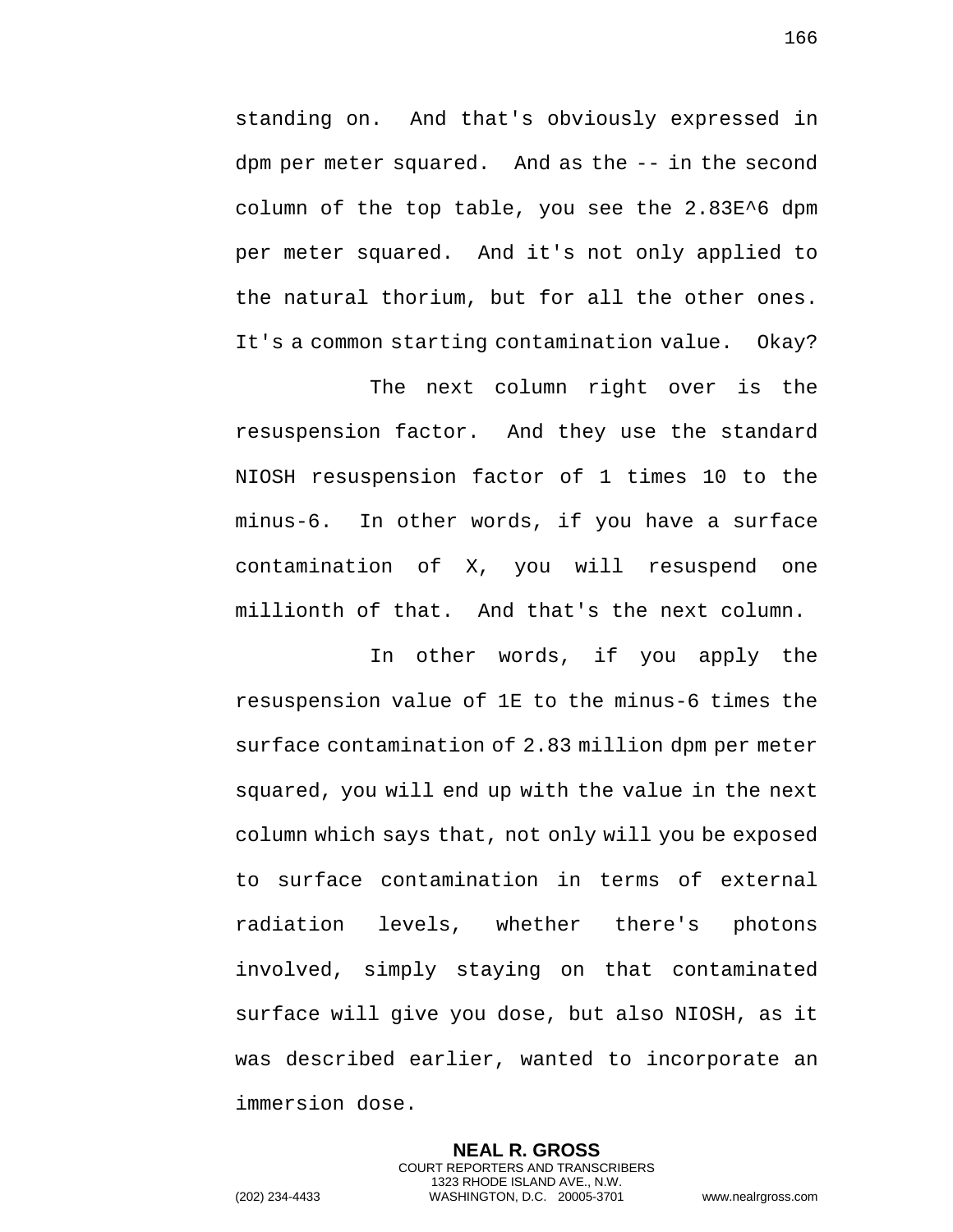standing on. And that's obviously expressed in dpm per meter squared. And as the -- in the second column of the top table, you see the 2.83E^6 dpm per meter squared. And it's not only applied to the natural thorium, but for all the other ones. It's a common starting contamination value. Okay?

The next column right over is the resuspension factor. And they use the standard NIOSH resuspension factor of 1 times 10 to the minus-6. In other words, if you have a surface contamination of X, you will resuspend one millionth of that. And that's the next column.

In other words, if you apply the resuspension value of 1E to the minus-6 times the surface contamination of 2.83 million dpm per meter squared, you will end up with the value in the next column which says that, not only will you be exposed to surface contamination in terms of external radiation levels, whether there's photons involved, simply staying on that contaminated surface will give you dose, but also NIOSH, as it was described earlier, wanted to incorporate an immersion dose.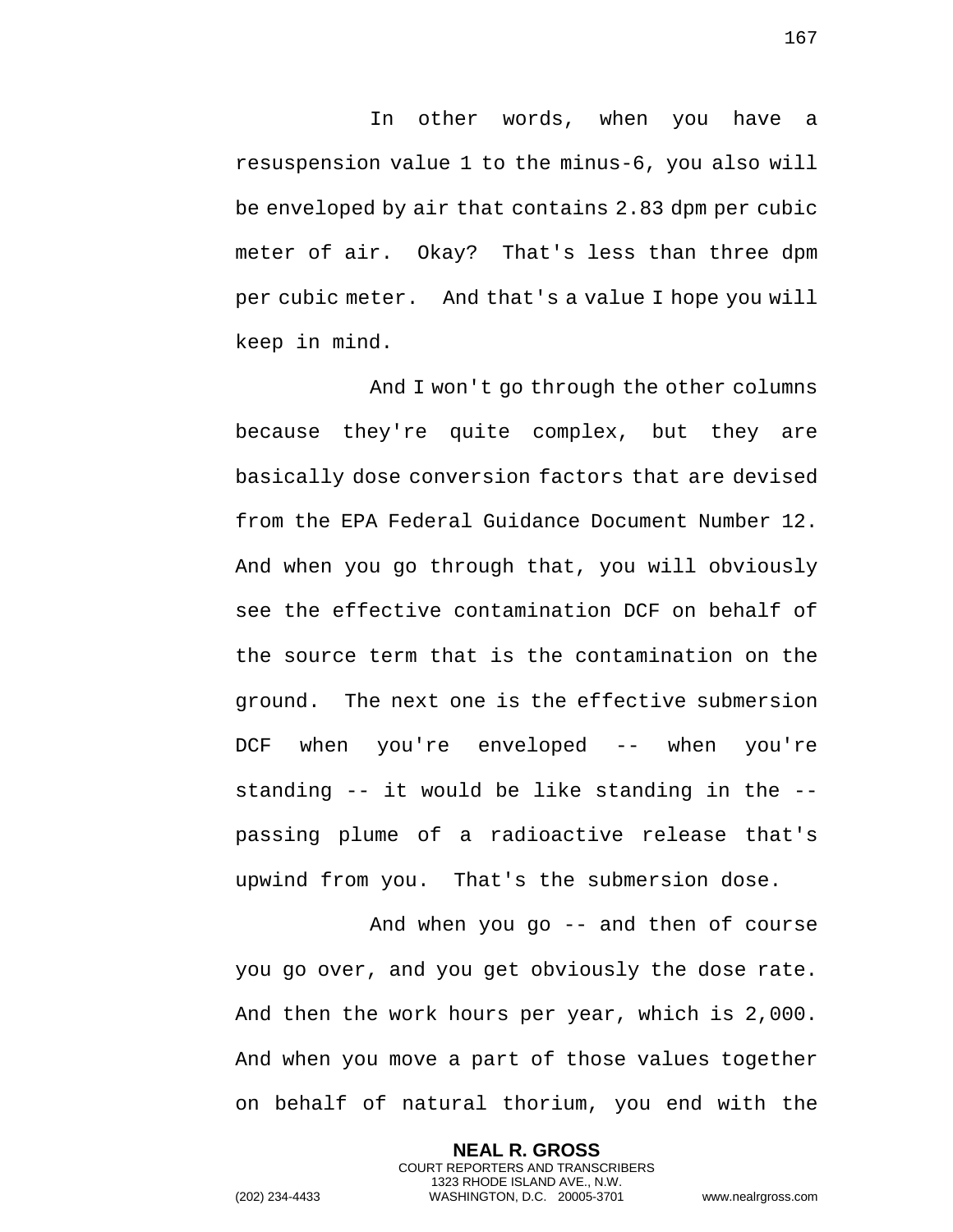In other words, when you have a resuspension value 1 to the minus-6, you also will be enveloped by air that contains 2.83 dpm per cubic meter of air. Okay? That's less than three dpm per cubic meter. And that's a value I hope you will keep in mind.

And I won't go through the other columns because they're quite complex, but they are basically dose conversion factors that are devised from the EPA Federal Guidance Document Number 12. And when you go through that, you will obviously see the effective contamination DCF on behalf of the source term that is the contamination on the ground. The next one is the effective submersion DCF when you're enveloped -- when you're standing -- it would be like standing in the -- passing plume of a radioactive release that's upwind from you. That's the submersion dose.

And when you go -- and then of course you go over, and you get obviously the dose rate. And then the work hours per year, which is 2,000. And when you move a part of those values together on behalf of natural thorium, you end with the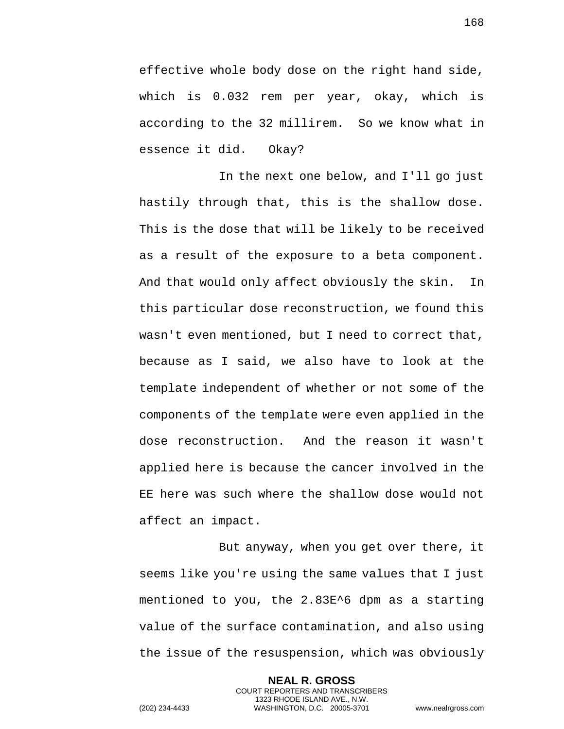effective whole body dose on the right hand side, which is 0.032 rem per year, okay, which is according to the 32 millirem. So we know what in essence it did. Okay?

In the next one below, and I'll go just hastily through that, this is the shallow dose. This is the dose that will be likely to be received as a result of the exposure to a beta component. And that would only affect obviously the skin. In this particular dose reconstruction, we found this wasn't even mentioned, but I need to correct that, because as I said, we also have to look at the template independent of whether or not some of the components of the template were even applied in the dose reconstruction. And the reason it wasn't applied here is because the cancer involved in the EE here was such where the shallow dose would not affect an impact.

But anyway, when you get over there, it seems like you're using the same values that I just mentioned to you, the 2.83E^6 dpm as a starting value of the surface contamination, and also using the issue of the resuspension, which was obviously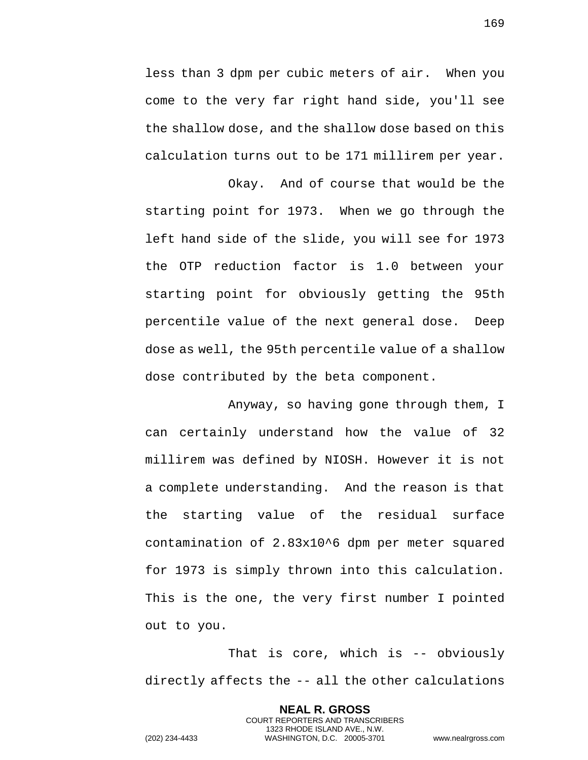less than 3 dpm per cubic meters of air. When you come to the very far right hand side, you'll see the shallow dose, and the shallow dose based on this calculation turns out to be 171 millirem per year.

Okay. And of course that would be the starting point for 1973. When we go through the left hand side of the slide, you will see for 1973 the OTP reduction factor is 1.0 between your starting point for obviously getting the 95th percentile value of the next general dose. Deep dose as well, the 95th percentile value of a shallow dose contributed by the beta component.

Anyway, so having gone through them, I can certainly understand how the value of 32 millirem was defined by NIOSH. However it is not a complete understanding. And the reason is that the starting value of the residual surface contamination of $2.83 \times 10^6$ dpm per meter squared for 1973 is simply thrown into this calculation. This is the one, the very first number I pointed out to you.

That is core, which is -- obviously directly affects the -- all the other calculations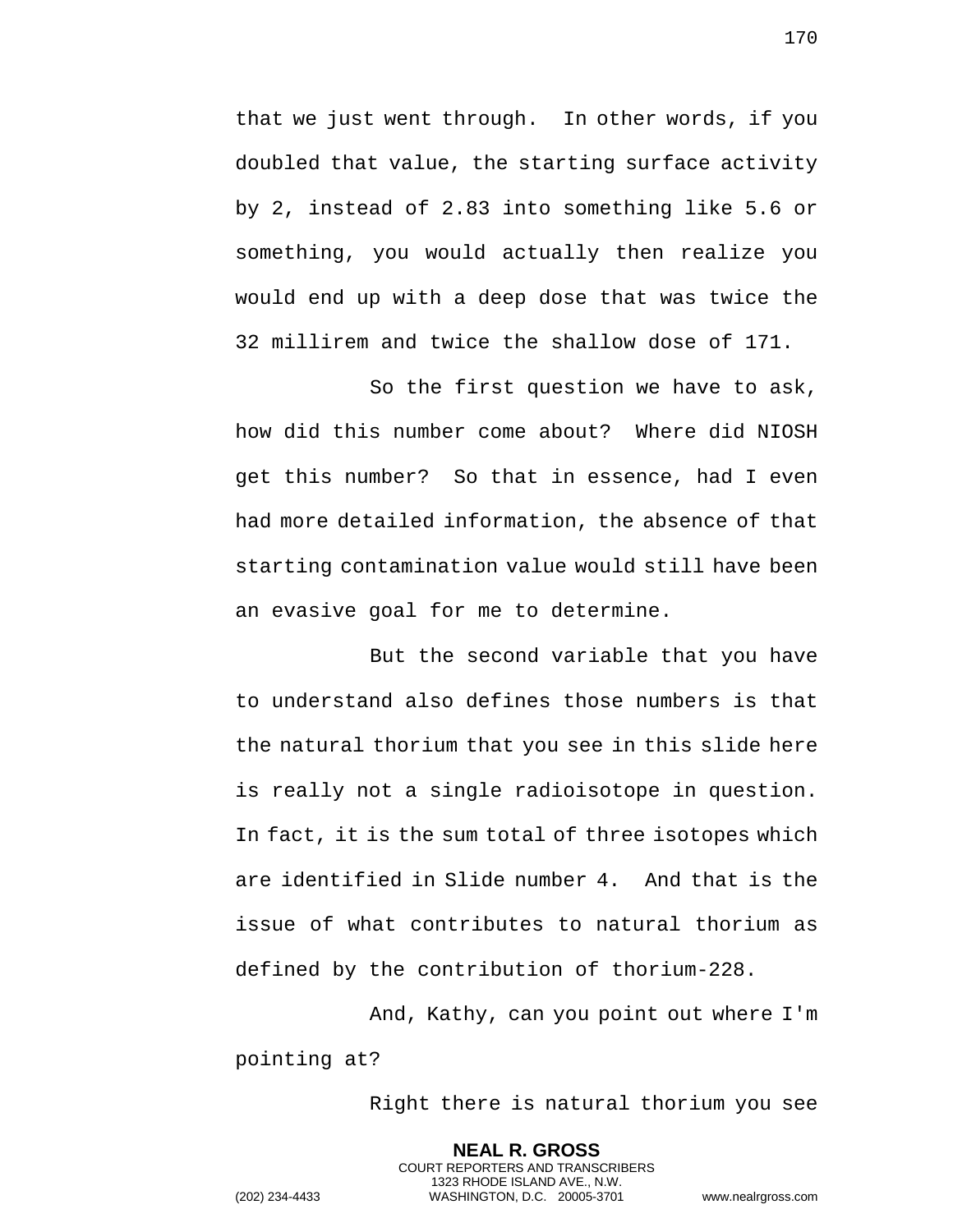that we just went through. In other words, if you doubled that value, the starting surface activity by 2, instead of 2.83 into something like 5.6 or something, you would actually then realize you would end up with a deep dose that was twice the 32 millirem and twice the shallow dose of 171.

So the first question we have to ask, how did this number come about? Where did NIOSH get this number? So that in essence, had I even had more detailed information, the absence of that starting contamination value would still have been an evasive goal for me to determine.

But the second variable that you have to understand also defines those numbers is that the natural thorium that you see in this slide here is really not a single radioisotope in question. In fact, it is the sum total of three isotopes which are identified in Slide number 4. And that is the issue of what contributes to natural thorium as defined by the contribution of thorium-228.

And, Kathy, can you point out where I'm pointing at?

Right there is natural thorium you see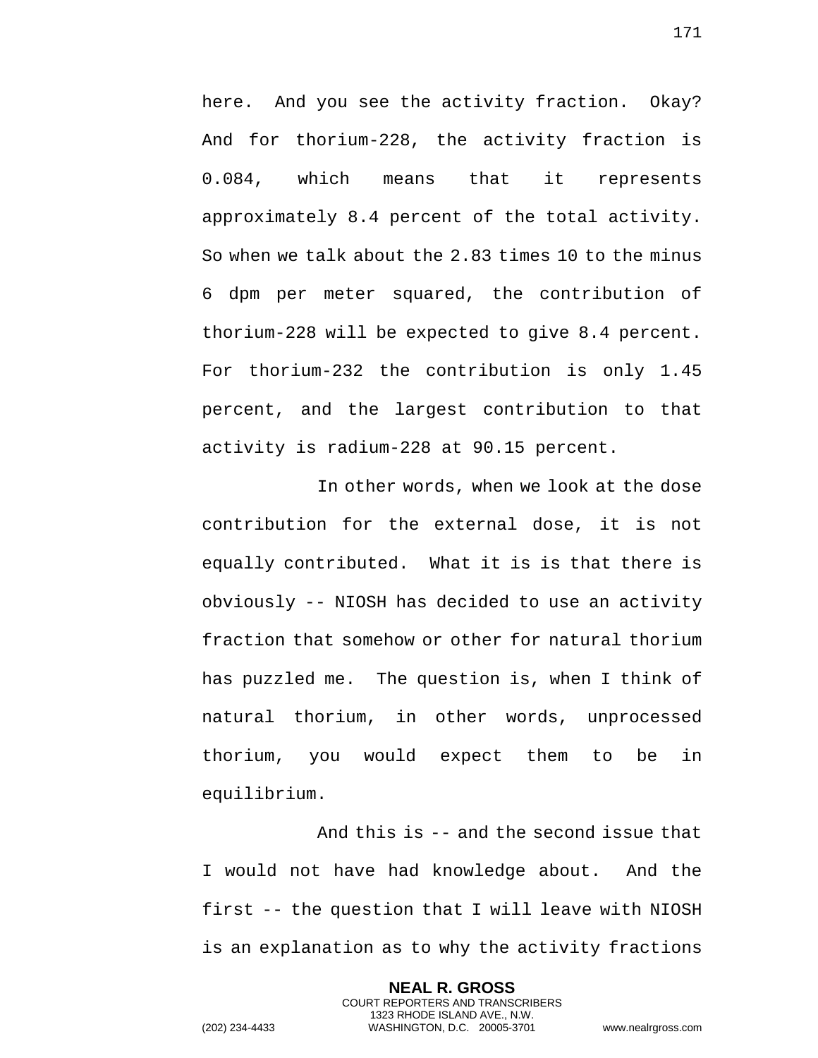here. And you see the activity fraction. Okay? And for thorium-228, the activity fraction is 0.084, which means that it represents approximately 8.4 percent of the total activity. So when we talk about the 2.83 times 10 to the minus 6 dpm per meter squared, the contribution of thorium-228 will be expected to give 8.4 percent. For thorium-232 the contribution is only 1.45 percent, and the largest contribution to that activity is radium-228 at 90.15 percent.

In other words, when we look at the dose contribution for the external dose, it is not equally contributed. What it is is that there is obviously -- NIOSH has decided to use an activity fraction that somehow or other for natural thorium has puzzled me. The question is, when I think of natural thorium, in other words, unprocessed thorium, you would expect them to be in equilibrium.

And this is -- and the second issue that I would not have had knowledge about. And the first -- the question that I will leave with NIOSH is an explanation as to why the activity fractions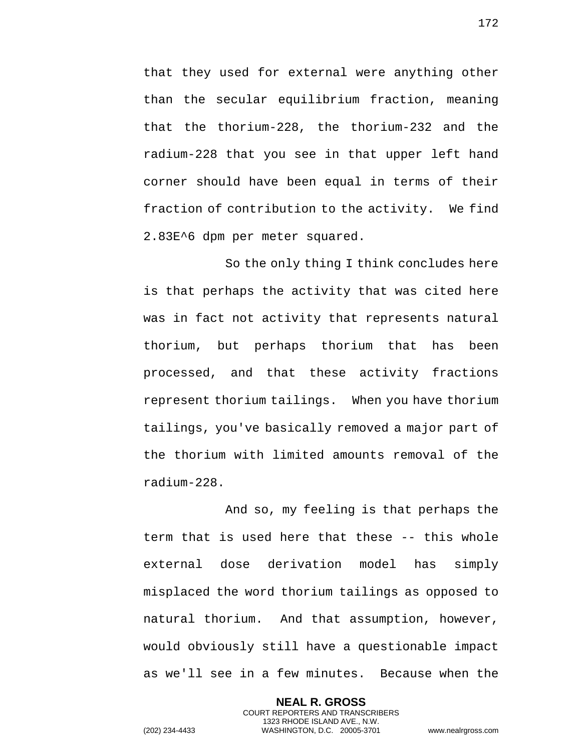that they used for external were anything other than the secular equilibrium fraction, meaning that the thorium-228, the thorium-232 and the radium-228 that you see in that upper left hand corner should have been equal in terms of their fraction of contribution to the activity. We find 2.83E^6 dpm per meter squared.

So the only thing I think concludes here is that perhaps the activity that was cited here was in fact not activity that represents natural thorium, but perhaps thorium that has been processed, and that these activity fractions represent thorium tailings. When you have thorium tailings, you've basically removed a major part of the thorium with limited amounts removal of the radium-228.

And so, my feeling is that perhaps the term that is used here that these -- this whole external dose derivation model has simply misplaced the word thorium tailings as opposed to natural thorium. And that assumption, however, would obviously still have a questionable impact as we'll see in a few minutes. Because when the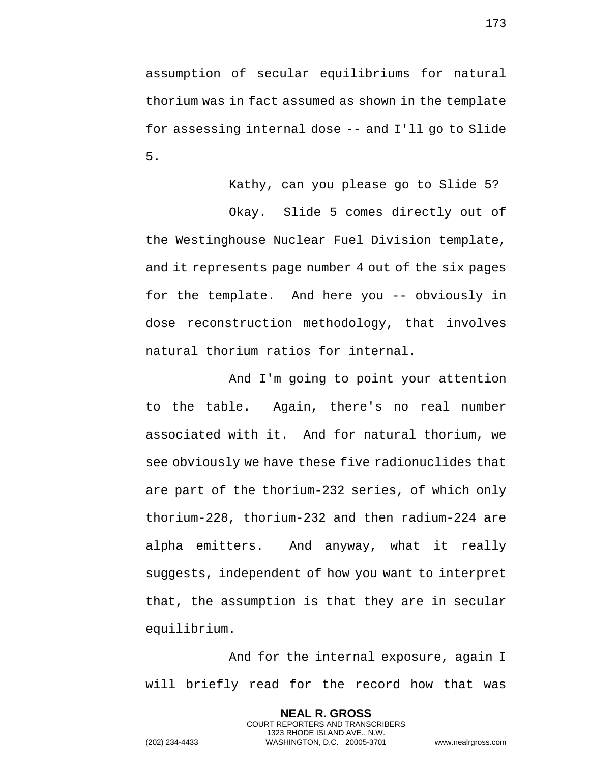assumption of secular equilibriums for natural thorium was in fact assumed as shown in the template for assessing internal dose -- and I'll go to Slide 5.

Kathy, can you please go to Slide 5?

Okay. Slide 5 comes directly out of the Westinghouse Nuclear Fuel Division template, and it represents page number 4 out of the six pages for the template. And here you -- obviously in dose reconstruction methodology, that involves natural thorium ratios for internal.

And I'm going to point your attention to the table. Again, there's no real number associated with it. And for natural thorium, we see obviously we have these five radionuclides that are part of the thorium-232 series, of which only thorium-228, thorium-232 and then radium-224 are alpha emitters. And anyway, what it really suggests, independent of how you want to interpret that, the assumption is that they are in secular equilibrium.

And for the internal exposure, again I will briefly read for the record how that was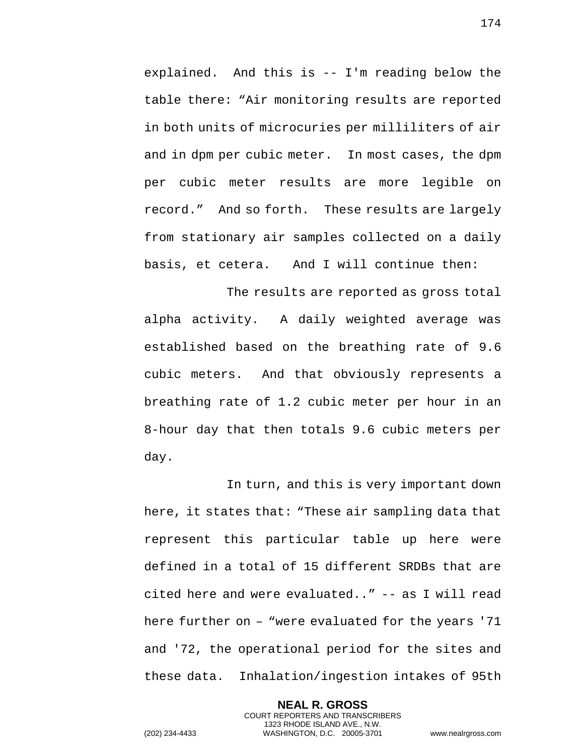explained. And this is -- I'm reading below the table there: “Air monitoring results are reported in both units of microcuries per milliliters of air and in dpm per cubic meter. In most cases, the dpm per cubic meter results are more legible on record.” And so forth. These results are largely from stationary air samples collected on a daily basis, et cetera. And I will continue then:

The results are reported as gross total alpha activity. A daily weighted average was established based on the breathing rate of 9.6 cubic meters. And that obviously represents a breathing rate of 1.2 cubic meter per hour in an 8-hour day that then totals 9.6 cubic meters per day.

In turn, and this is very important down here, it states that: “These air sampling data that represent this particular table up here were defined in a total of 15 different SRDBs that are cited here and were evaluated..” -- as I will read here further on – “were evaluated for the years '71 and '72, the operational period for the sites and these data. Inhalation/ingestion intakes of 95th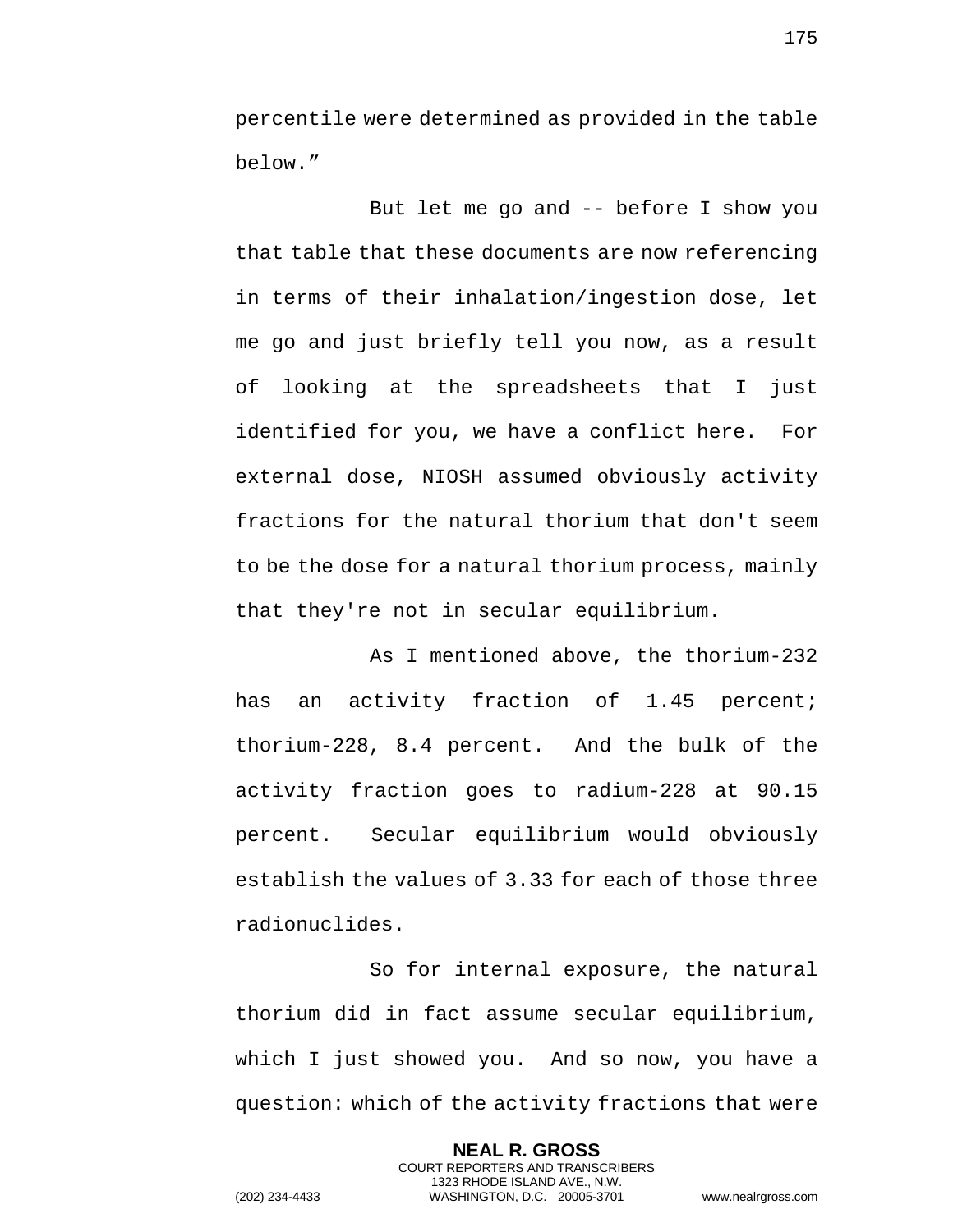percentile were determined as provided in the table below."

But let me go and -- before I show you that table that these documents are now referencing in terms of their inhalation/ingestion dose, let me go and just briefly tell you now, as a result of looking at the spreadsheets that I just identified for you, we have a conflict here. For external dose, NIOSH assumed obviously activity fractions for the natural thorium that don't seem to be the dose for a natural thorium process, mainly that they're not in secular equilibrium.

As I mentioned above, the thorium-232 has an activity fraction of 1.45 percent; thorium-228, 8.4 percent. And the bulk of the activity fraction goes to radium-228 at 90.15 percent. Secular equilibrium would obviously establish the values of 3.33 for each of those three radionuclides.

So for internal exposure, the natural thorium did in fact assume secular equilibrium, which I just showed you. And so now, you have a question: which of the activity fractions that were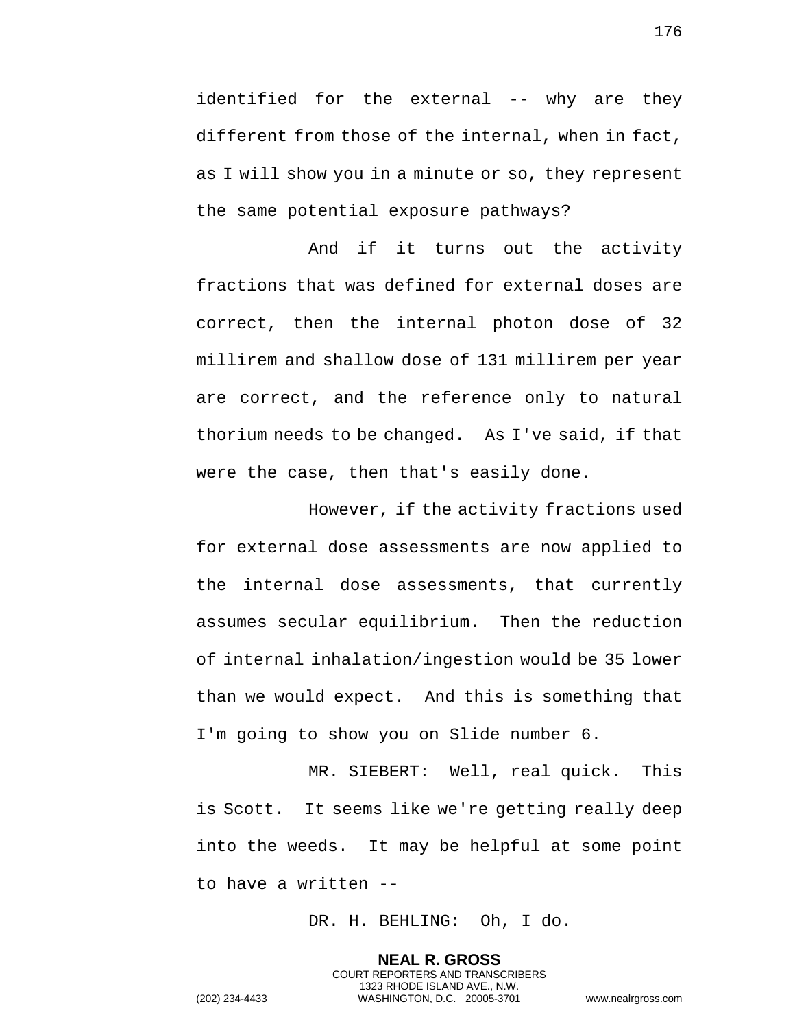identified for the external -- why are they different from those of the internal, when in fact, as I will show you in a minute or so, they represent the same potential exposure pathways?

And if it turns out the activity fractions that was defined for external doses are correct, then the internal photon dose of 32 millirem and shallow dose of 131 millirem per year are correct, and the reference only to natural thorium needs to be changed. As I've said, if that were the case, then that's easily done.

However, if the activity fractions used for external dose assessments are now applied to the internal dose assessments, that currently assumes secular equilibrium. Then the reduction of internal inhalation/ingestion would be 35 lower than we would expect. And this is something that I'm going to show you on Slide number 6.

MR. SIEBERT: Well, real quick. This is Scott. It seems like we're getting really deep into the weeds. It may be helpful at some point to have a written --

DR. H. BEHLING: Oh, I do.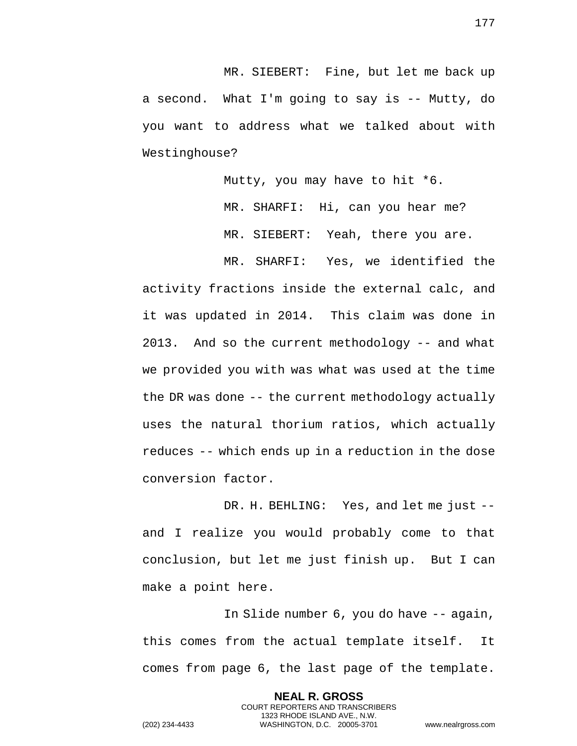MR. SIEBERT: Fine, but let me back up a second. What I'm going to say is -- Mutty, do you want to address what we talked about with Westinghouse?

Mutty, you may have to hit *6.

MR. SHARFI: Hi, can you hear me?

MR. SIEBERT: Yeah, there you are.

MR. SHARFI: Yes, we identified the activity fractions inside the external calc, and it was updated in 2014. This claim was done in 2013. And so the current methodology -- and what we provided you with was what was used at the time the DR was done -- the current methodology actually uses the natural thorium ratios, which actually reduces -- which ends up in a reduction in the dose conversion factor.

DR. H. BEHLING: Yes, and let me just -- and I realize you would probably come to that conclusion, but let me just finish up. But I can make a point here.

In Slide number 6, you do have -- again, this comes from the actual template itself. It comes from page 6, the last page of the template.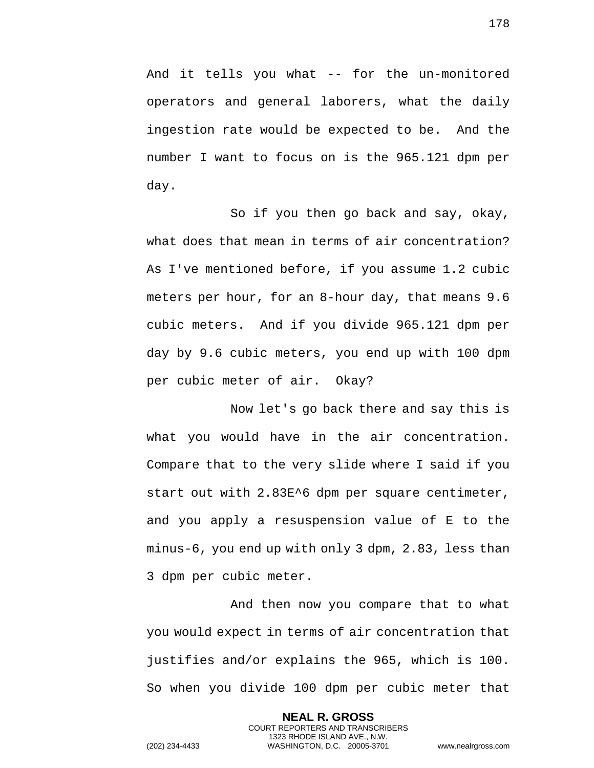And it tells you what -- for the un-monitored operators and general laborers, what the daily ingestion rate would be expected to be. And the number I want to focus on is the 965.121 dpm per day.

So if you then go back and say, okay, what does that mean in terms of air concentration? As I've mentioned before, if you assume 1.2 cubic meters per hour, for an 8-hour day, that means 9.6 cubic meters. And if you divide 965.121 dpm per day by 9.6 cubic meters, you end up with 100 dpm per cubic meter of air. Okay?

Now let's go back there and say this is what you would have in the air concentration. Compare that to the very slide where I said if you start out with 2.83E^6 dpm per square centimeter, and you apply a resuspension value of E to the minus-6, you end up with only 3 dpm, 2.83, less than 3 dpm per cubic meter.

And then now you compare that to what you would expect in terms of air concentration that justifies and/or explains the 965, which is 100. So when you divide 100 dpm per cubic meter that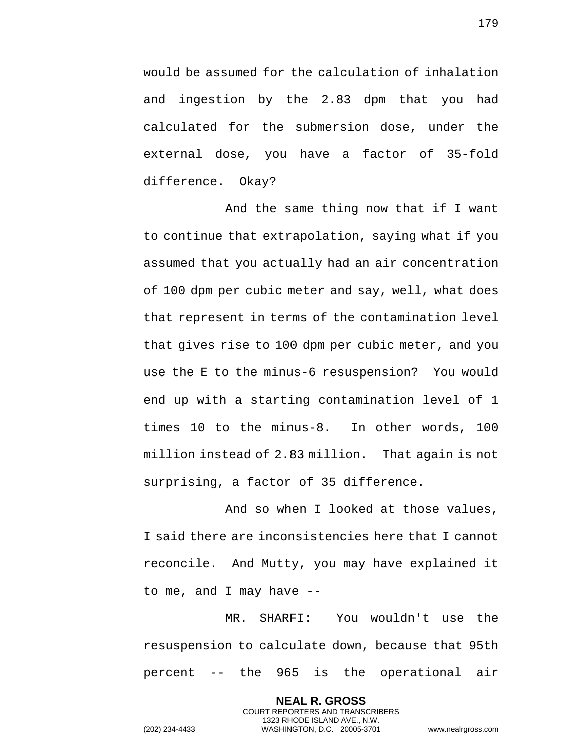would be assumed for the calculation of inhalation and ingestion by the 2.83 dpm that you had calculated for the submersion dose, under the external dose, you have a factor of 35-fold difference. Okay?

And the same thing now that if I want to continue that extrapolation, saying what if you assumed that you actually had an air concentration of 100 dpm per cubic meter and say, well, what does that represent in terms of the contamination level that gives rise to 100 dpm per cubic meter, and you use the E to the minus-6 resuspension? You would end up with a starting contamination level of 1 times 10 to the minus-8. In other words, 100 million instead of 2.83 million. That again is not surprising, a factor of 35 difference.

And so when I looked at those values, I said there are inconsistencies here that I cannot reconcile. And Mutty, you may have explained it to me, and I may have --

MR. SHARFI: You wouldn't use the resuspension to calculate down, because that 95th percent -- the 965 is the operational air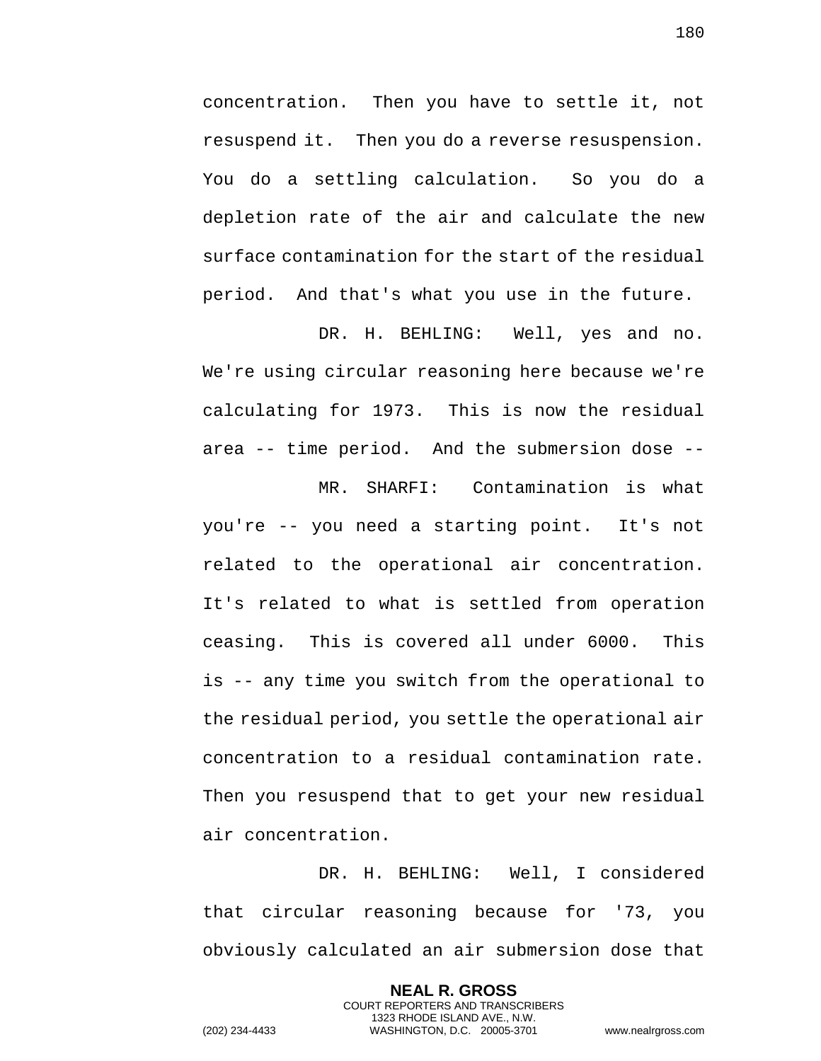concentration. Then you have to settle it, not resuspend it. Then you do a reverse resuspension. You do a settling calculation. So you do a depletion rate of the air and calculate the new surface contamination for the start of the residual period. And that's what you use in the future.

DR. H. BEHLING: Well, yes and no. We're using circular reasoning here because we're calculating for 1973. This is now the residual area -- time period. And the submersion dose --

MR. SHARFI: Contamination is what you're -- you need a starting point. It's not related to the operational air concentration. It's related to what is settled from operation ceasing. This is covered all under 6000. This is -- any time you switch from the operational to the residual period, you settle the operational air concentration to a residual contamination rate. Then you resuspend that to get your new residual air concentration.

DR. H. BEHLING: Well, I considered that circular reasoning because for '73, you obviously calculated an air submersion dose that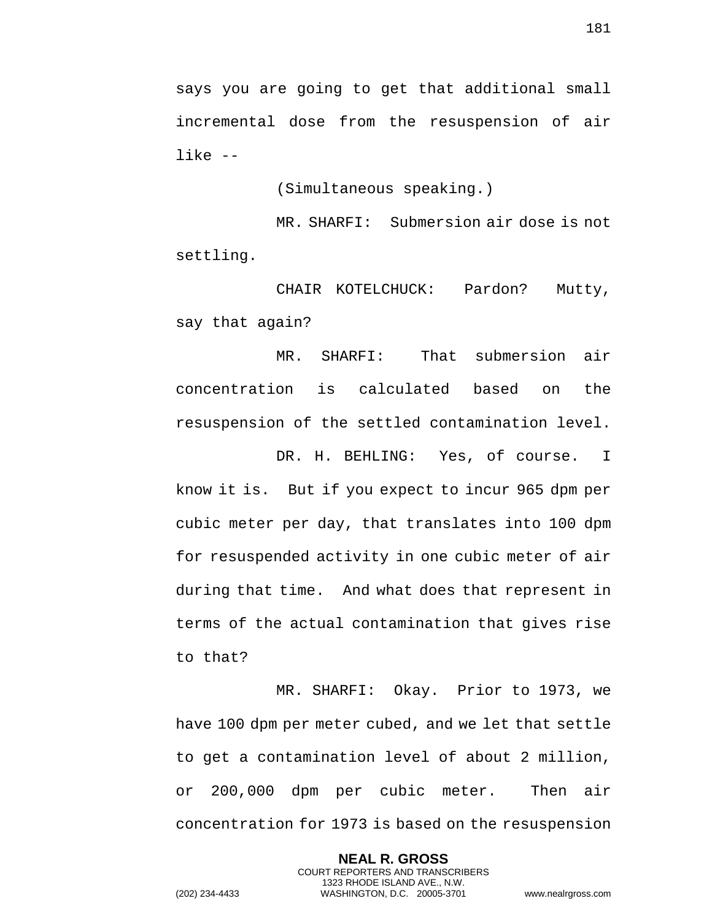says you are going to get that additional small incremental dose from the resuspension of air like --

(Simultaneous speaking.)

MR. SHARFI: Submersion air dose is not settling.

CHAIR KOTELCHUCK: Pardon? Mutty, say that again?

MR. SHARFI: That submersion air concentration is calculated based on the resuspension of the settled contamination level.

DR. H. BEHLING: Yes, of course. I know it is. But if you expect to incur 965 dpm per cubic meter per day, that translates into 100 dpm for resuspended activity in one cubic meter of air during that time. And what does that represent in terms of the actual contamination that gives rise to that?

MR. SHARFI: Okay. Prior to 1973, we have 100 dpm per meter cubed, and we let that settle to get a contamination level of about 2 million, or 200,000 dpm per cubic meter. Then air concentration for 1973 is based on the resuspension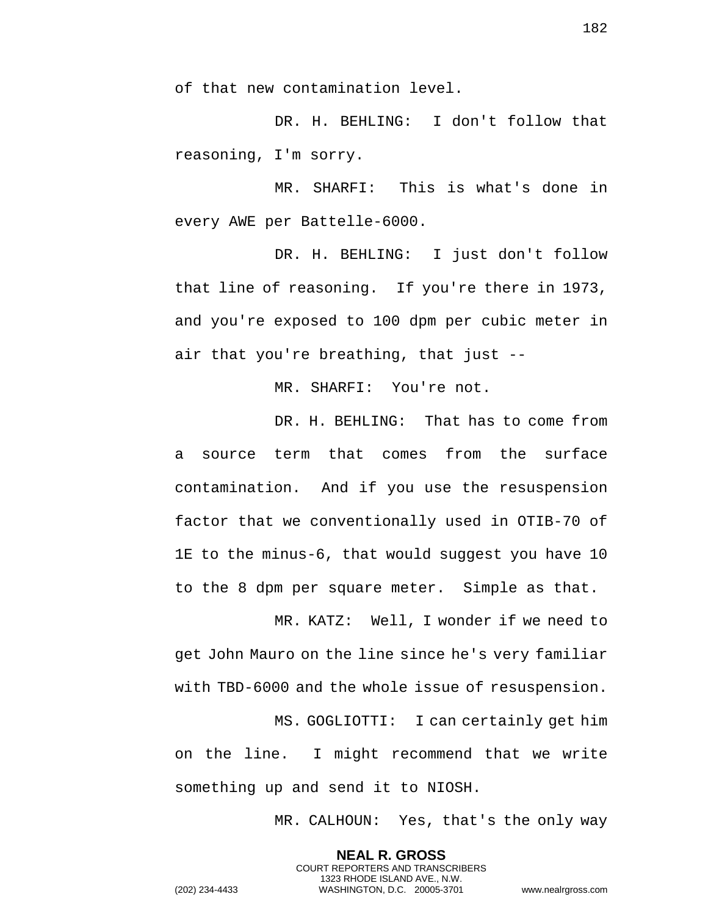of that new contamination level.

DR. H. BEHLING: I don't follow that reasoning, I'm sorry.

MR. SHARFI: This is what's done in every AWE per Battelle-6000.

DR. H. BEHLING: I just don't follow that line of reasoning. If you're there in 1973, and you're exposed to 100 dpm per cubic meter in air that you're breathing, that just --

MR. SHARFI: You're not.

DR. H. BEHLING: That has to come from a source term that comes from the surface contamination. And if you use the resuspension factor that we conventionally used in OTIB-70 of 1E to the minus-6, that would suggest you have 10 to the 8 dpm per square meter. Simple as that.

MR. KATZ: Well, I wonder if we need to get John Mauro on the line since he's very familiar with TBD-6000 and the whole issue of resuspension.

MS. GOGLIOTTI: I can certainly get him on the line. I might recommend that we write something up and send it to NIOSH.

MR. CALHOUN: Yes, that's the only way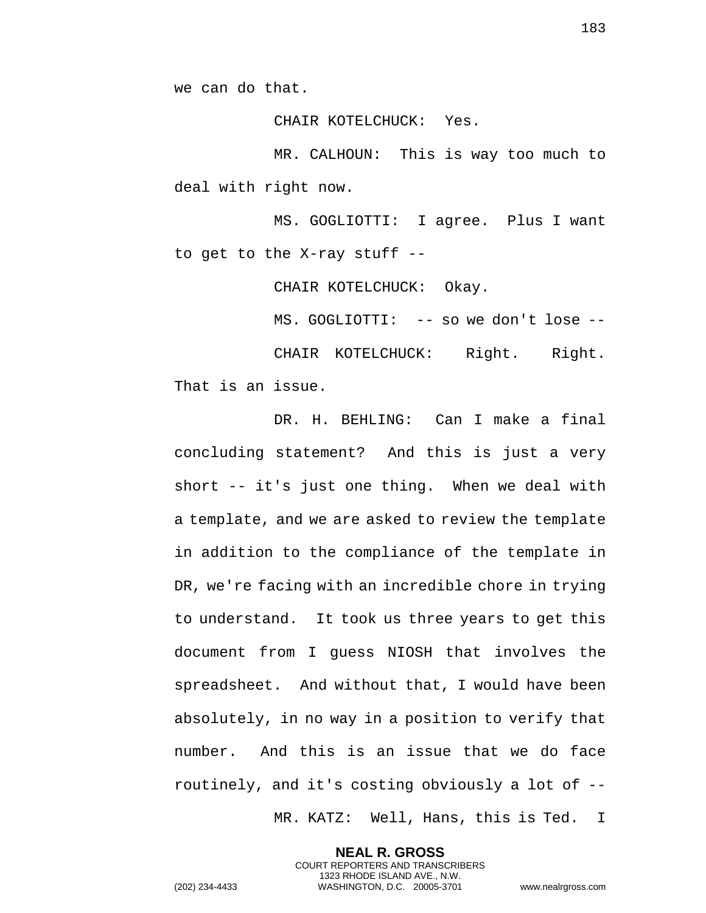we can do that.

CHAIR KOTELCHUCK: Yes.

MR. CALHOUN: This is way too much to deal with right now.

MS. GOGLIOTTI: I agree. Plus I want to get to the X-ray stuff --

CHAIR KOTELCHUCK: Okay.

MS. GOGLIOTTI: -- so we don't lose --

CHAIR KOTELCHUCK: Right. Right. That is an issue.

DR. H. BEHLING: Can I make a final concluding statement? And this is just a very short -- it's just one thing. When we deal with a template, and we are asked to review the template in addition to the compliance of the template in DR, we're facing with an incredible chore in trying to understand. It took us three years to get this document from I guess NIOSH that involves the spreadsheet. And without that, I would have been absolutely, in no way in a position to verify that number. And this is an issue that we do face routinely, and it's costing obviously a lot of --

MR. KATZ: Well, Hans, this is Ted. I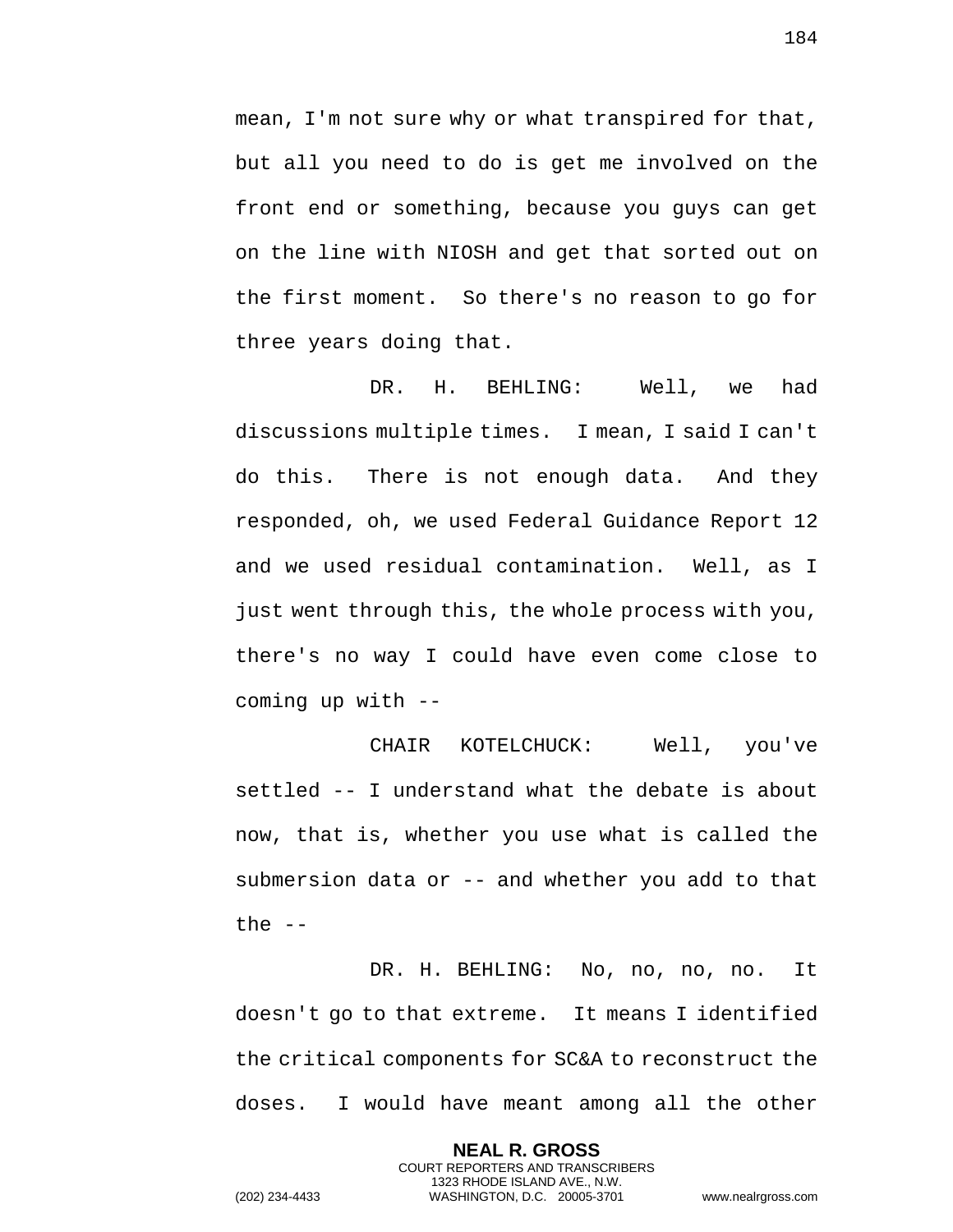mean, I'm not sure why or what transpired for that, but all you need to do is get me involved on the front end or something, because you guys can get on the line with NIOSH and get that sorted out on the first moment. So there's no reason to go for three years doing that.

DR. H. BEHLING: Well, we had discussions multiple times. I mean, I said I can't do this. There is not enough data. And they responded, oh, we used Federal Guidance Report 12 and we used residual contamination. Well, as I just went through this, the whole process with you, there's no way I could have even come close to coming up with --

CHAIR KOTELCHUCK: Well, you've settled -- I understand what the debate is about now, that is, whether you use what is called the submersion data or -- and whether you add to that the --

DR. H. BEHLING: No, no, no, no. It doesn't go to that extreme. It means I identified the critical components for SC&A to reconstruct the doses. I would have meant among all the other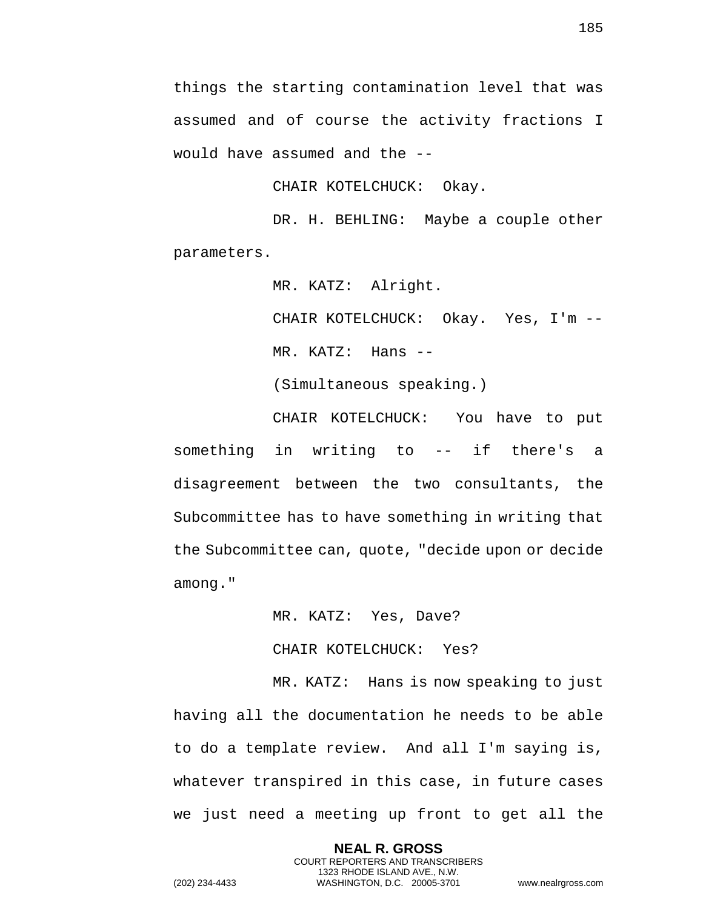things the starting contamination level that was assumed and of course the activity fractions I would have assumed and the --

CHAIR KOTELCHUCK: Okay.

DR. H. BEHLING: Maybe a couple other parameters.

MR. KATZ: Alright.

CHAIR KOTELCHUCK: Okay. Yes, I'm --

MR. KATZ: Hans --

(Simultaneous speaking.)

CHAIR KOTELCHUCK: You have to put something in writing to -- if there's a disagreement between the two consultants, the Subcommittee has to have something in writing that the Subcommittee can, quote, "decide upon or decide among."

MR. KATZ: Yes, Dave?

CHAIR KOTELCHUCK: Yes?

MR. KATZ: Hans is now speaking to just having all the documentation he needs to be able to do a template review. And all I'm saying is, whatever transpired in this case, in future cases we just need a meeting up front to get all the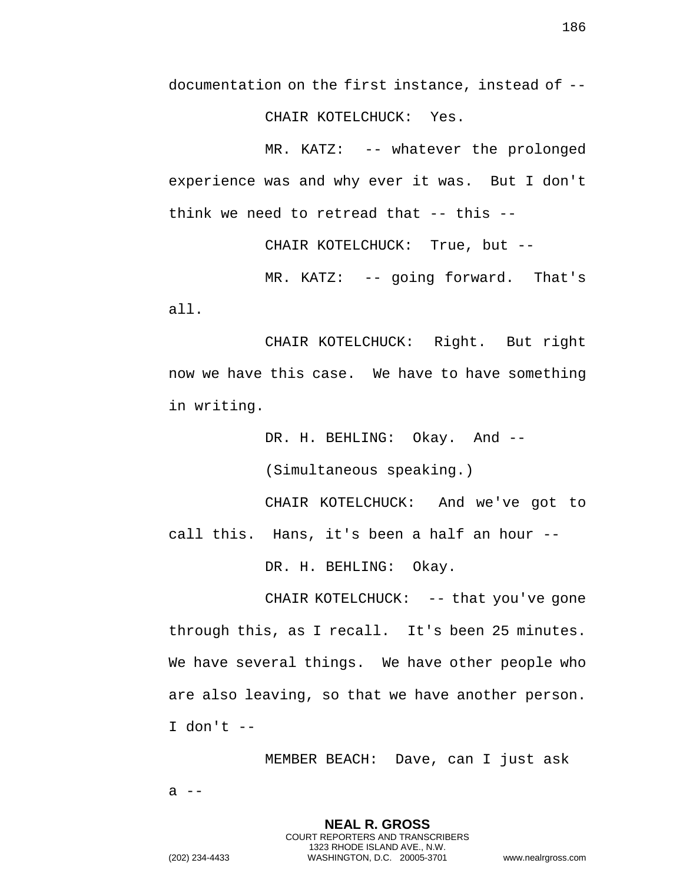documentation on the first instance, instead of --

CHAIR KOTELCHUCK: Yes.

MR. KATZ: -- whatever the prolonged experience was and why ever it was. But I don't think we need to retread that -- this --

CHAIR KOTELCHUCK: True, but --

MR. KATZ: -- going forward. That's all.

CHAIR KOTELCHUCK: Right. But right now we have this case. We have to have something in writing.

DR. H. BEHLING: Okay. And --

(Simultaneous speaking.)

CHAIR KOTELCHUCK: And we've got to call this. Hans, it's been a half an hour --

DR. H. BEHLING: Okay.

CHAIR KOTELCHUCK: -- that you've gone through this, as I recall. It's been 25 minutes. We have several things. We have other people who are also leaving, so that we have another person. I don't --

MEMBER BEACH: Dave, can I just ask a --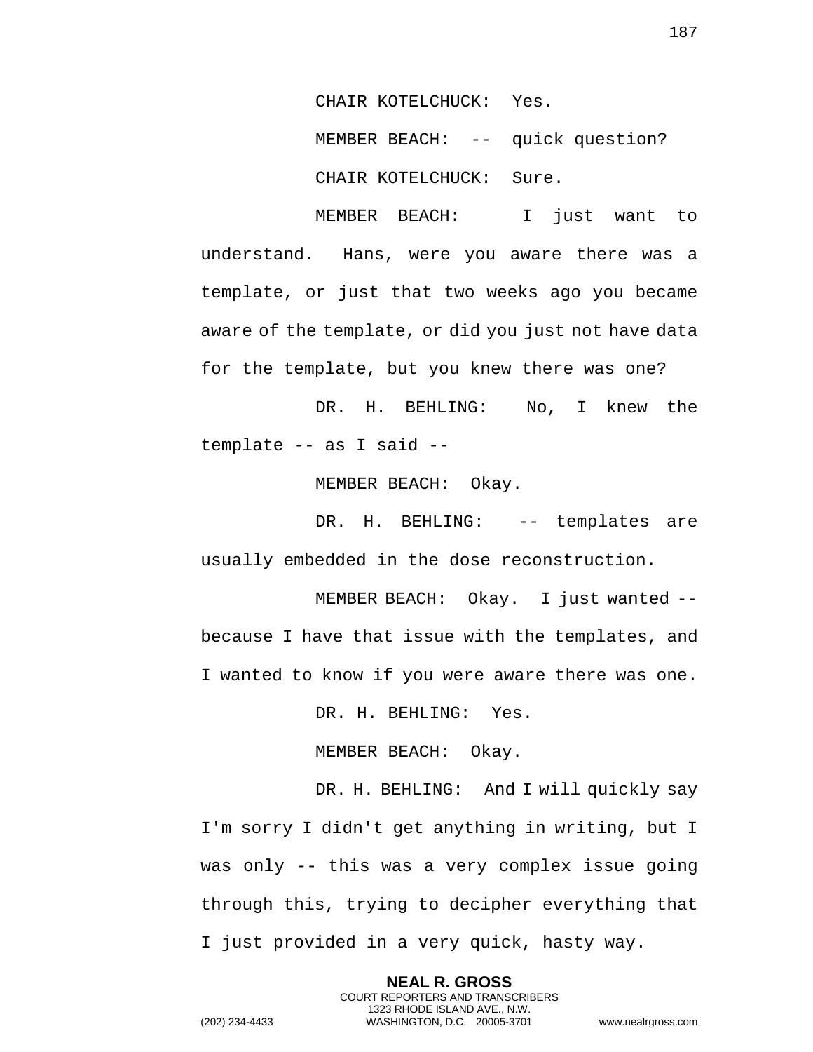CHAIR KOTELCHUCK: Yes.

MEMBER BEACH: -- quick question?

CHAIR KOTELCHUCK: Sure.

MEMBER BEACH: I just want to understand. Hans, were you aware there was a template, or just that two weeks ago you became aware of the template, or did you just not have data for the template, but you knew there was one?

DR. H. BEHLING: No, I knew the template -- as I said --

MEMBER BEACH: Okay.

DR. H. BEHLING: -- templates are usually embedded in the dose reconstruction.

MEMBER BEACH: Okay. I just wanted -- because I have that issue with the templates, and I wanted to know if you were aware there was one.

DR. H. BEHLING: Yes.

MEMBER BEACH: Okay.

DR. H. BEHLING: And I will quickly say I'm sorry I didn't get anything in writing, but I was only -- this was a very complex issue going through this, trying to decipher everything that I just provided in a very quick, hasty way.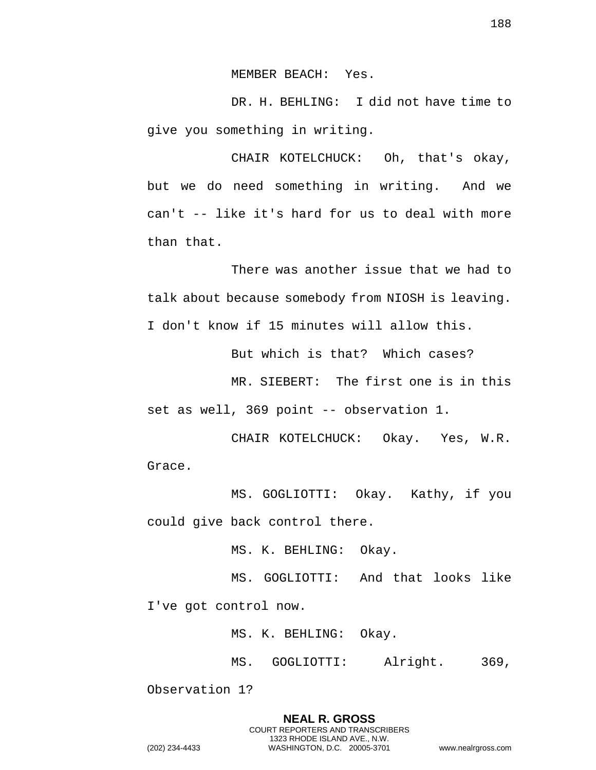MEMBER BEACH: Yes.

DR. H. BEHLING: I did not have time to give you something in writing.

CHAIR KOTELCHUCK: Oh, that's okay, but we do need something in writing. And we can't -- like it's hard for us to deal with more than that.

There was another issue that we had to talk about because somebody from NIOSH is leaving. I don't know if 15 minutes will allow this.

But which is that? Which cases?

MR. SIEBERT: The first one is in this set as well, 369 point -- observation 1.

CHAIR KOTELCHUCK: Okay. Yes, W.R. Grace.

MS. GOGLIOTTI: Okay. Kathy, if you could give back control there.

MS. K. BEHLING: Okay.

MS. GOGLIOTTI: And that looks like I've got control now.

MS. K. BEHLING: Okay.

MS. GOGLIOTTI: Alright. 369, Observation 1?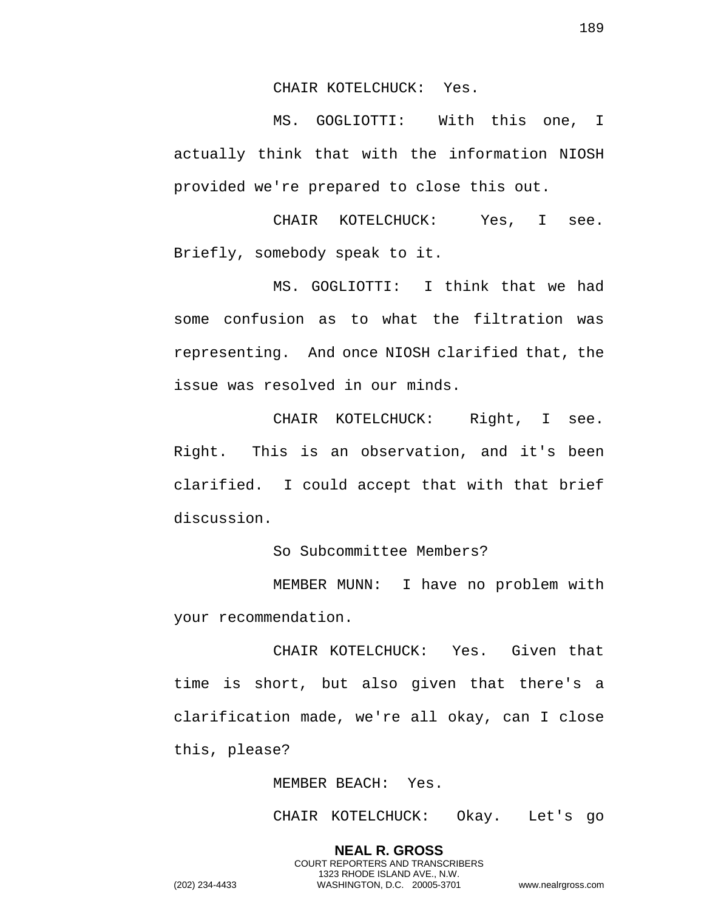CHAIR KOTELCHUCK: Yes.

MS. GOGLIOTTI: With this one, I actually think that with the information NIOSH provided we're prepared to close this out.

CHAIR KOTELCHUCK: Yes, I see. Briefly, somebody speak to it.

MS. GOGLIOTTI: I think that we had some confusion as to what the filtration was representing. And once NIOSH clarified that, the issue was resolved in our minds.

CHAIR KOTELCHUCK: Right, I see. Right. This is an observation, and it's been clarified. I could accept that with that brief discussion.

So Subcommittee Members?

MEMBER MUNN: I have no problem with your recommendation.

CHAIR KOTELCHUCK: Yes. Given that time is short, but also given that there's a clarification made, we're all okay, can I close this, please?

MEMBER BEACH: Yes.

CHAIR KOTELCHUCK: Okay. Let's go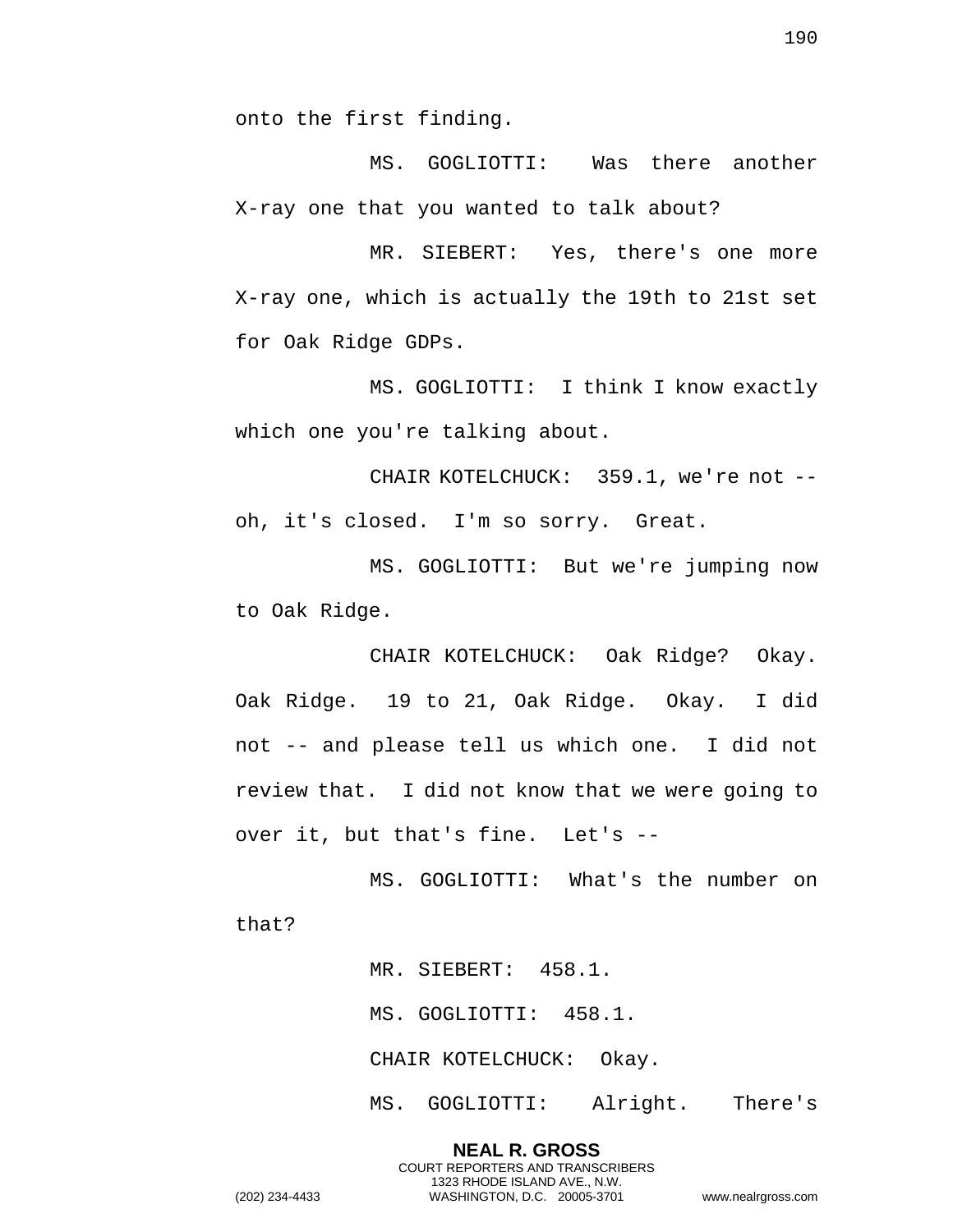onto the first finding.

MS. GOGLIOTTI: Was there another X-ray one that you wanted to talk about?

MR. SIEBERT: Yes, there's one more X-ray one, which is actually the 19th to 21st set for Oak Ridge GDPs.

MS. GOGLIOTTI: I think I know exactly which one you're talking about.

CHAIR KOTELCHUCK: 359.1, we're not -- oh, it's closed. I'm so sorry. Great.

MS. GOGLIOTTI: But we're jumping now to Oak Ridge.

CHAIR KOTELCHUCK: Oak Ridge? Okay. Oak Ridge. 19 to 21, Oak Ridge. Okay. I did not -- and please tell us which one. I did not review that. I did not know that we were going to over it, but that's fine. Let's --

MS. GOGLIOTTI: What's the number on that?

MR. SIEBERT: 458.1.

MS. GOGLIOTTI: 458.1.

CHAIR KOTELCHUCK: Okay.

MS. GOGLIOTTI: Alright. There's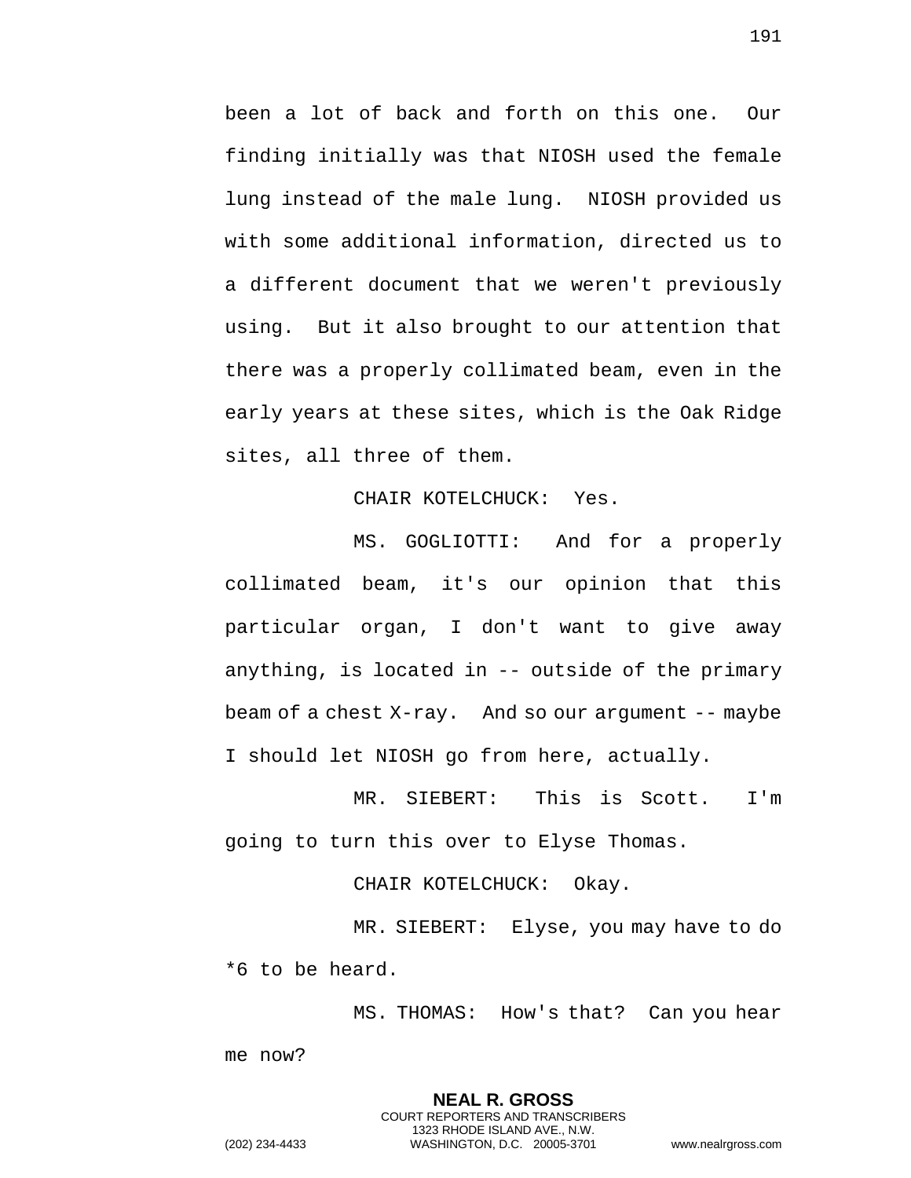been a lot of back and forth on this one. Our finding initially was that NIOSH used the female lung instead of the male lung. NIOSH provided us with some additional information, directed us to a different document that we weren't previously using. But it also brought to our attention that there was a properly collimated beam, even in the early years at these sites, which is the Oak Ridge sites, all three of them.

CHAIR KOTELCHUCK: Yes.

MS. GOGLIOTTI: And for a properly collimated beam, it's our opinion that this particular organ, I don't want to give away anything, is located in -- outside of the primary beam of a chest X-ray. And so our argument -- maybe I should let NIOSH go from here, actually.

MR. SIEBERT: This is Scott. I'm going to turn this over to Elyse Thomas.

CHAIR KOTELCHUCK: Okay.

MR. SIEBERT: Elyse, you may have to do *6 to be heard.

MS. THOMAS: How's that? Can you hear me now?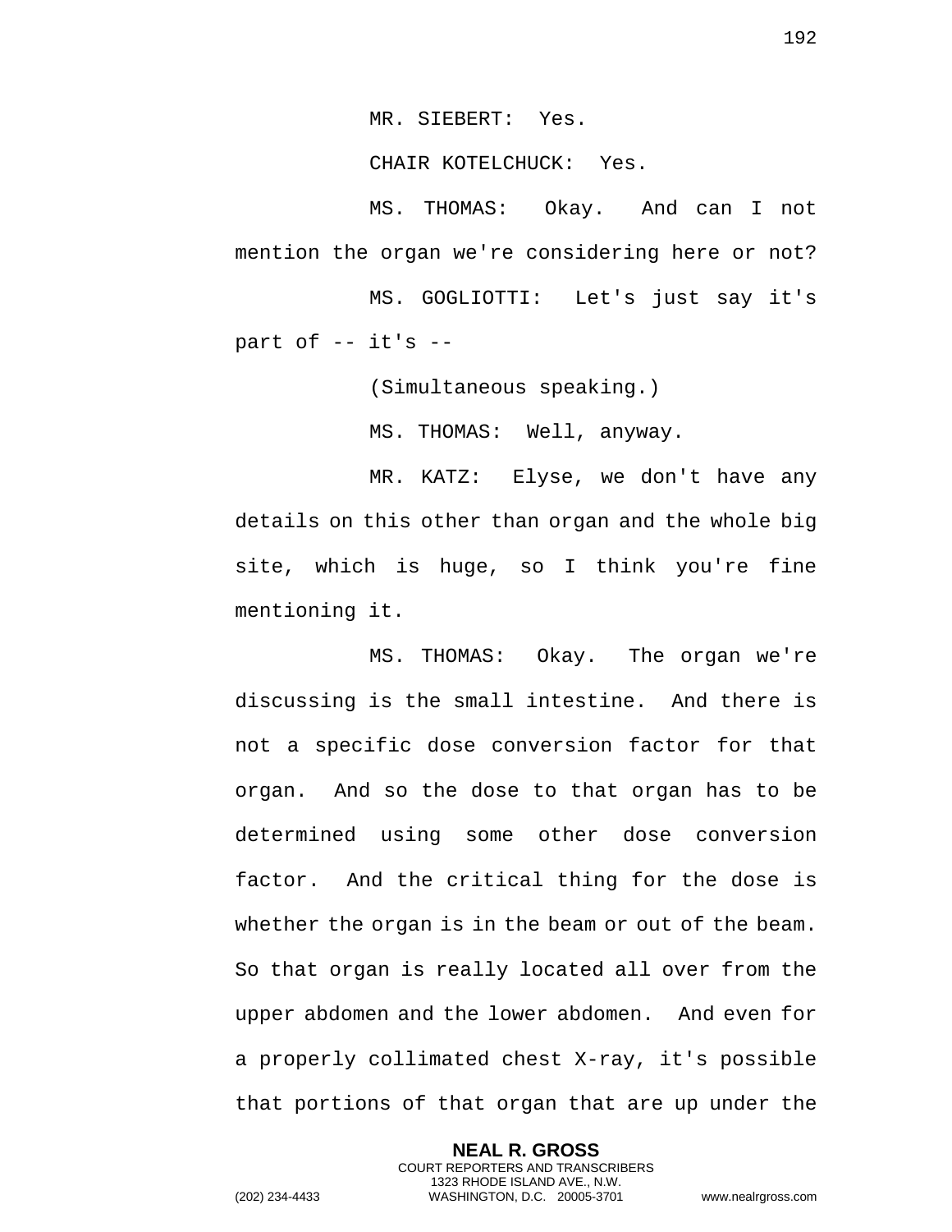MR. SIEBERT: Yes.

CHAIR KOTELCHUCK: Yes.

MS. THOMAS: Okay. And can I not mention the organ we're considering here or not?

MS. GOGLIOTTI: Let's just say it's part of -- it's --

(Simultaneous speaking.)

MS. THOMAS: Well, anyway.

MR. KATZ: Elyse, we don't have any details on this other than organ and the whole big site, which is huge, so I think you're fine mentioning it.

MS. THOMAS: Okay. The organ we're discussing is the small intestine. And there is not a specific dose conversion factor for that organ. And so the dose to that organ has to be determined using some other dose conversion factor. And the critical thing for the dose is whether the organ is in the beam or out of the beam. So that organ is really located all over from the upper abdomen and the lower abdomen. And even for a properly collimated chest X-ray, it's possible that portions of that organ that are up under the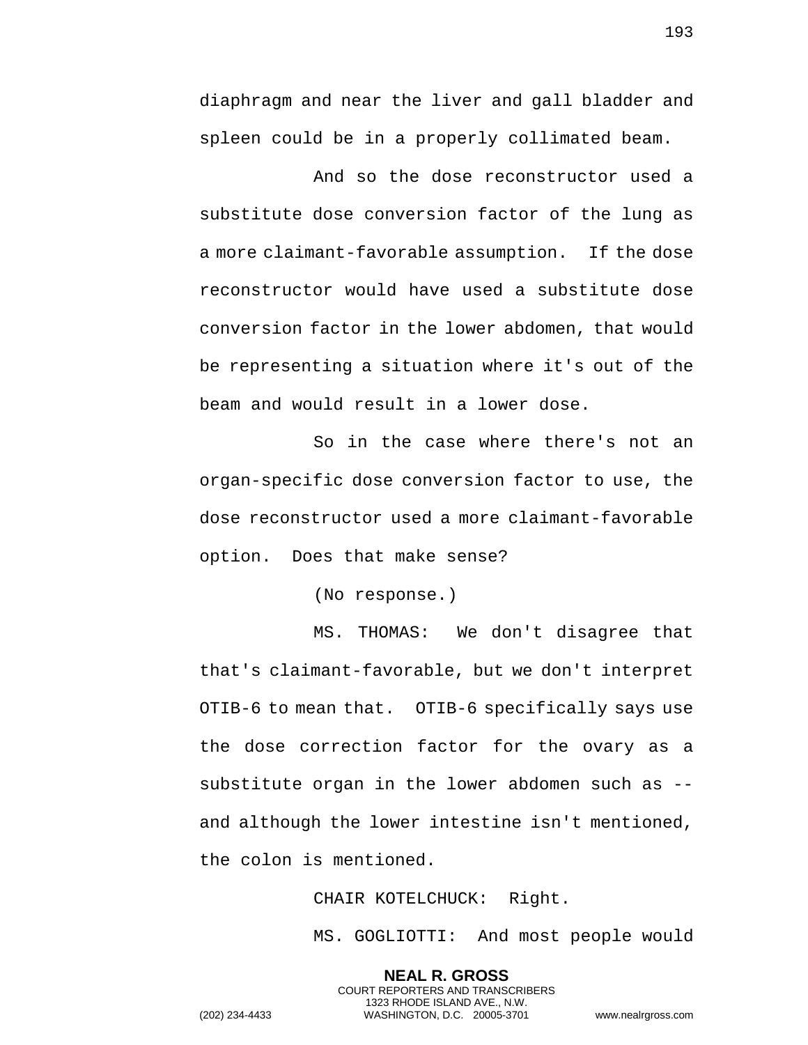diaphragm and near the liver and gall bladder and spleen could be in a properly collimated beam.

And so the dose reconstructor used a substitute dose conversion factor of the lung as a more claimant-favorable assumption. If the dose reconstructor would have used a substitute dose conversion factor in the lower abdomen, that would be representing a situation where it's out of the beam and would result in a lower dose.

So in the case where there's not an organ-specific dose conversion factor to use, the dose reconstructor used a more claimant-favorable option. Does that make sense?

(No response.)

MS. THOMAS: We don't disagree that that's claimant-favorable, but we don't interpret OTIB-6 to mean that. OTIB-6 specifically says use the dose correction factor for the ovary as a substitute organ in the lower abdomen such as -- and although the lower intestine isn't mentioned, the colon is mentioned.

CHAIR KOTELCHUCK: Right.

MS. GOGLIOTTI: And most people would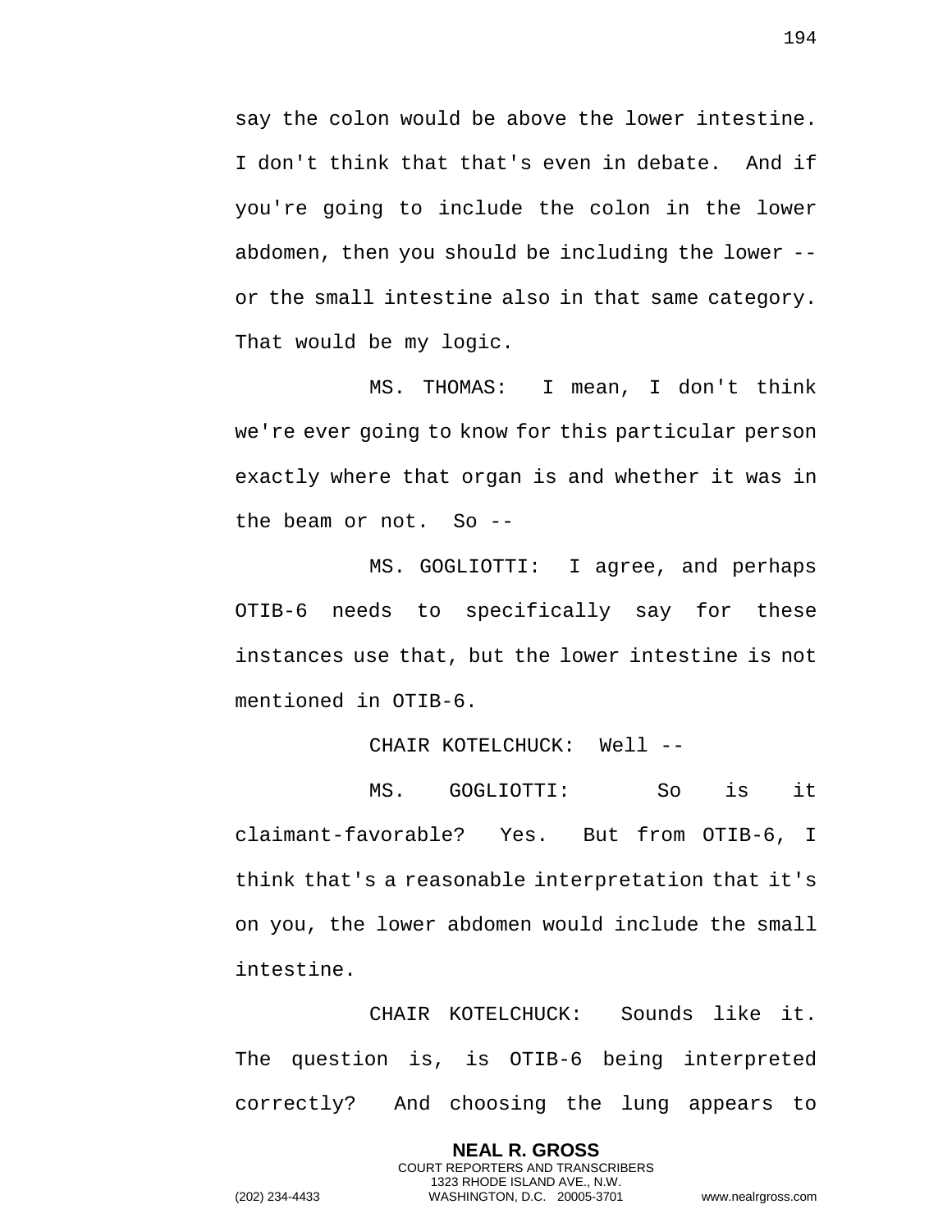say the colon would be above the lower intestine. I don't think that that's even in debate. And if you're going to include the colon in the lower abdomen, then you should be including the lower -- or the small intestine also in that same category. That would be my logic.

MS. THOMAS: I mean, I don't think we're ever going to know for this particular person exactly where that organ is and whether it was in the beam or not. So --

MS. GOGLIOTTI: I agree, and perhaps OTIB-6 needs to specifically say for these instances use that, but the lower intestine is not mentioned in OTIB-6.

CHAIR KOTELCHUCK: Well --

MS. GOGLIOTTI: So is it claimant-favorable? Yes. But from OTIB-6, I think that's a reasonable interpretation that it's on you, the lower abdomen would include the small intestine.

CHAIR KOTELCHUCK: Sounds like it. The question is, is OTIB-6 being interpreted correctly? And choosing the lung appears to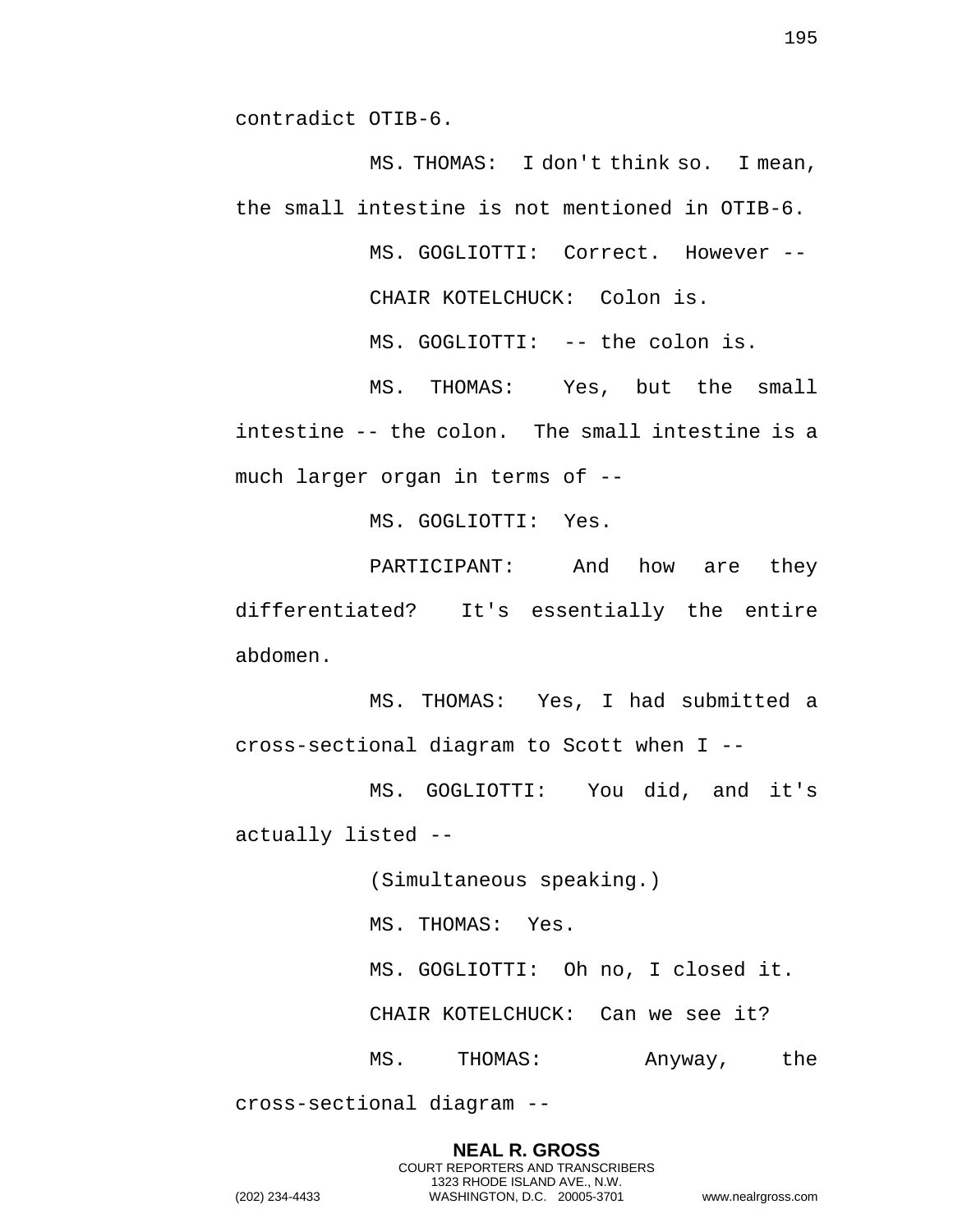contradict OTIB-6.

MS. THOMAS: I don't think so. I mean, the small intestine is not mentioned in OTIB-6.

MS. GOGLIOTTI: Correct. However --

CHAIR KOTELCHUCK: Colon is.

MS. GOGLIOTTI: -- the colon is.

MS. THOMAS: Yes, but the small intestine -- the colon. The small intestine is a much larger organ in terms of --

MS. GOGLIOTTI: Yes.

PARTICIPANT: And how are they differentiated? It's essentially the entire abdomen.

MS. THOMAS: Yes, I had submitted a cross-sectional diagram to Scott when I --

MS. GOGLIOTTI: You did, and it's actually listed --

(Simultaneous speaking.)

MS. THOMAS: Yes.

MS. GOGLIOTTI: Oh no, I closed it.

CHAIR KOTELCHUCK: Can we see it?

MS. THOMAS: Anyway, the cross-sectional diagram --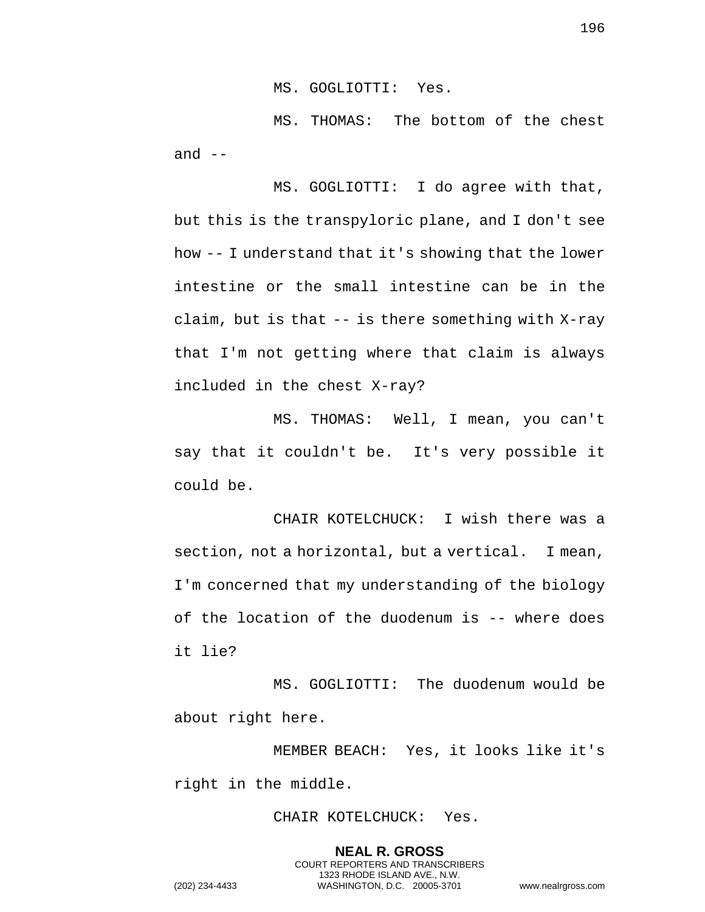MS. GOGLIOTTI: Yes.

MS. THOMAS: The bottom of the chest and --

MS. GOGLIOTTI: I do agree with that, but this is the transpyloric plane, and I don't see how -- I understand that it's showing that the lower intestine or the small intestine can be in the claim, but is that -- is there something with X-ray that I'm not getting where that claim is always included in the chest X-ray?

MS. THOMAS: Well, I mean, you can't say that it couldn't be. It's very possible it could be.

CHAIR KOTELCHUCK: I wish there was a section, not a horizontal, but a vertical. I mean, I'm concerned that my understanding of the biology of the location of the duodenum is -- where does it lie?

MS. GOGLIOTTI: The duodenum would be about right here.

MEMBER BEACH: Yes, it looks like it's right in the middle.

CHAIR KOTELCHUCK: Yes.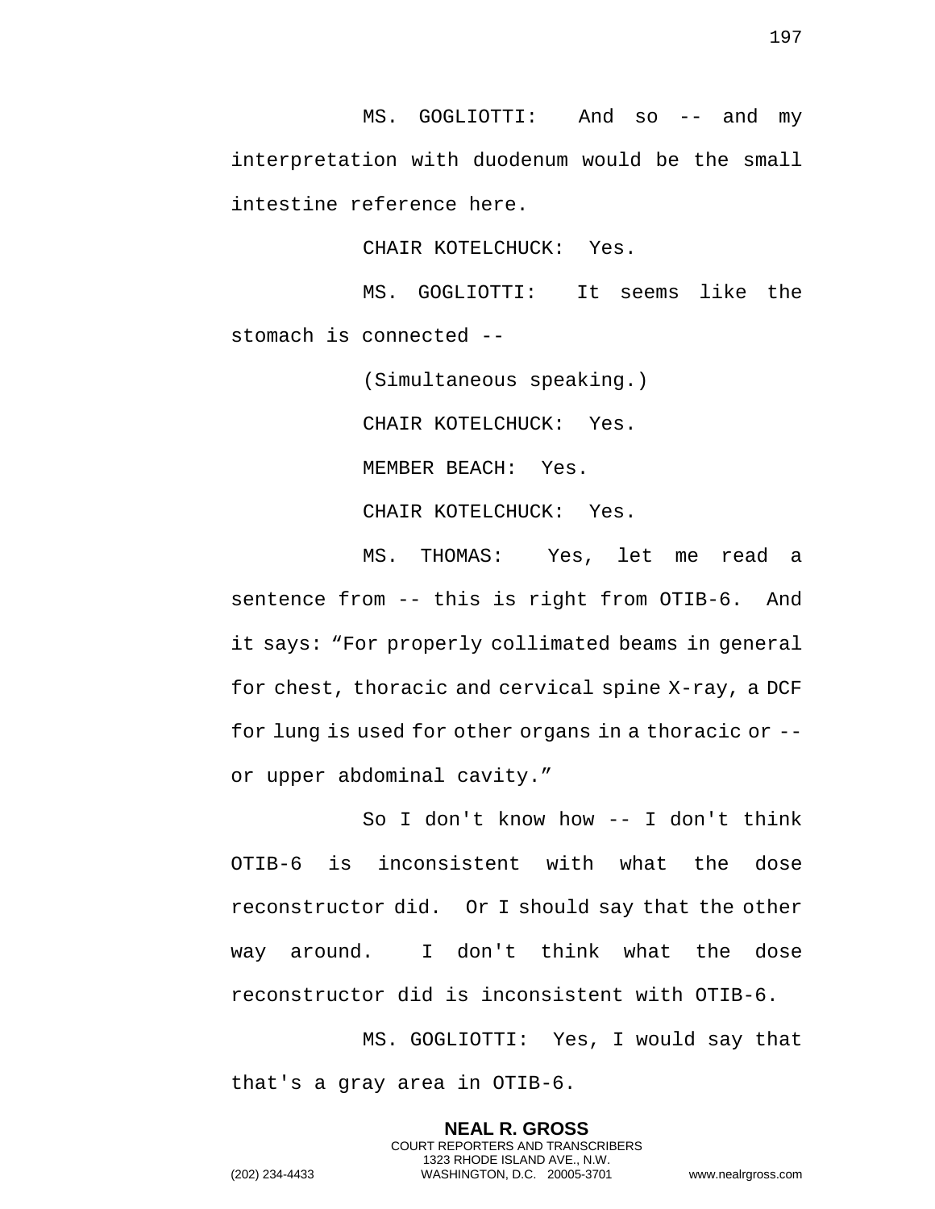MS. GOGLIOTTI: And so -- and my interpretation with duodenum would be the small intestine reference here.

CHAIR KOTELCHUCK: Yes.

MS. GOGLIOTTI: It seems like the stomach is connected --

(Simultaneous speaking.)

CHAIR KOTELCHUCK: Yes.

MEMBER BEACH: Yes.

CHAIR KOTELCHUCK: Yes.

MS. THOMAS: Yes, let me read a sentence from -- this is right from OTIB-6. And it says: "For properly collimated beams in general for chest, thoracic and cervical spine X-ray, a DCF for lung is used for other organs in a thoracic or -- or upper abdominal cavity."

So I don't know how -- I don't think OTIB-6 is inconsistent with what the dose reconstructor did. Or I should say that the other way around. I don't think what the dose reconstructor did is inconsistent with OTIB-6.

MS. GOGLIOTTI: Yes, I would say that that's a gray area in OTIB-6.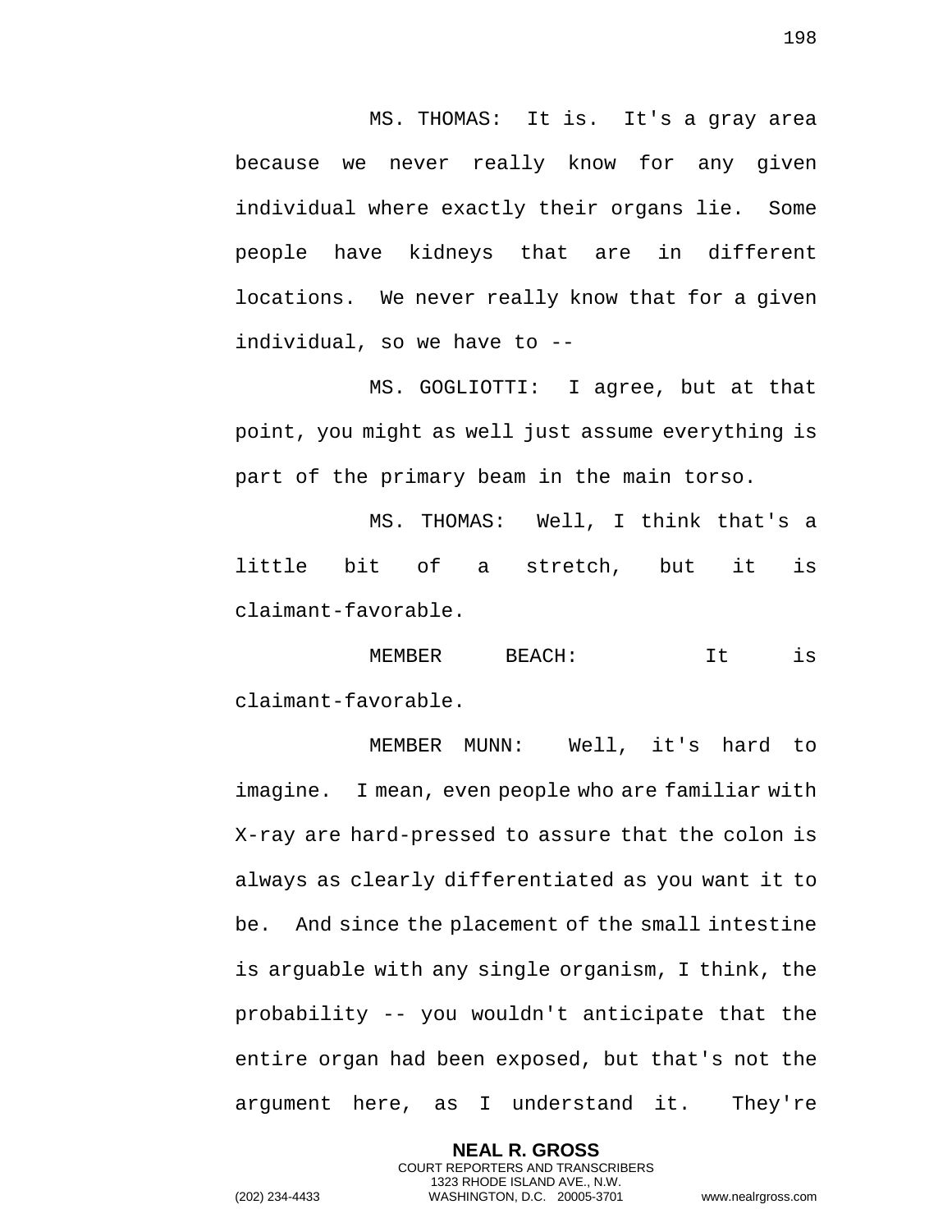MS. THOMAS: It is. It's a gray area because we never really know for any given individual where exactly their organs lie. Some people have kidneys that are in different locations. We never really know that for a given individual, so we have to --

MS. GOGLIOTTI: I agree, but at that point, you might as well just assume everything is part of the primary beam in the main torso.

MS. THOMAS: Well, I think that's a little bit of a stretch, but it is claimant-favorable.

MEMBER BEACH: It is claimant-favorable.

MEMBER MUNN: Well, it's hard to imagine. I mean, even people who are familiar with X-ray are hard-pressed to assure that the colon is always as clearly differentiated as you want it to be. And since the placement of the small intestine is arguable with any single organism, I think, the probability -- you wouldn't anticipate that the entire organ had been exposed, but that's not the argument here, as I understand it. They're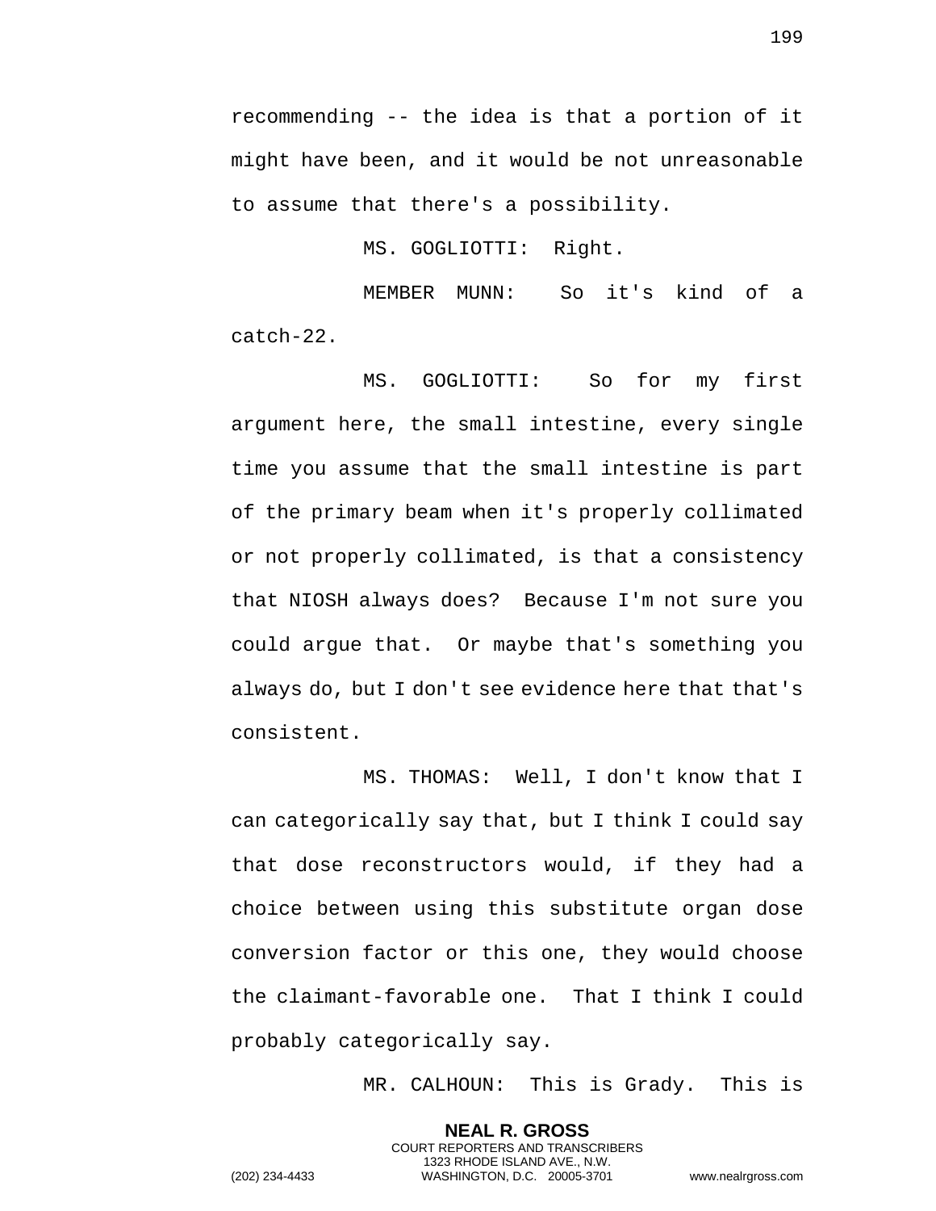recommending -- the idea is that a portion of it might have been, and it would be not unreasonable to assume that there's a possibility.

MS. GOGLIOTTI: Right.

MEMBER MUNN: So it's kind of a catch-22.

MS. GOGLIOTTI: So for my first argument here, the small intestine, every single time you assume that the small intestine is part of the primary beam when it's properly collimated or not properly collimated, is that a consistency that NIOSH always does? Because I'm not sure you could argue that. Or maybe that's something you always do, but I don't see evidence here that that's consistent.

MS. THOMAS: Well, I don't know that I can categorically say that, but I think I could say that dose reconstructors would, if they had a choice between using this substitute organ dose conversion factor or this one, they would choose the claimant-favorable one. That I think I could probably categorically say.

MR. CALHOUN: This is Grady. This is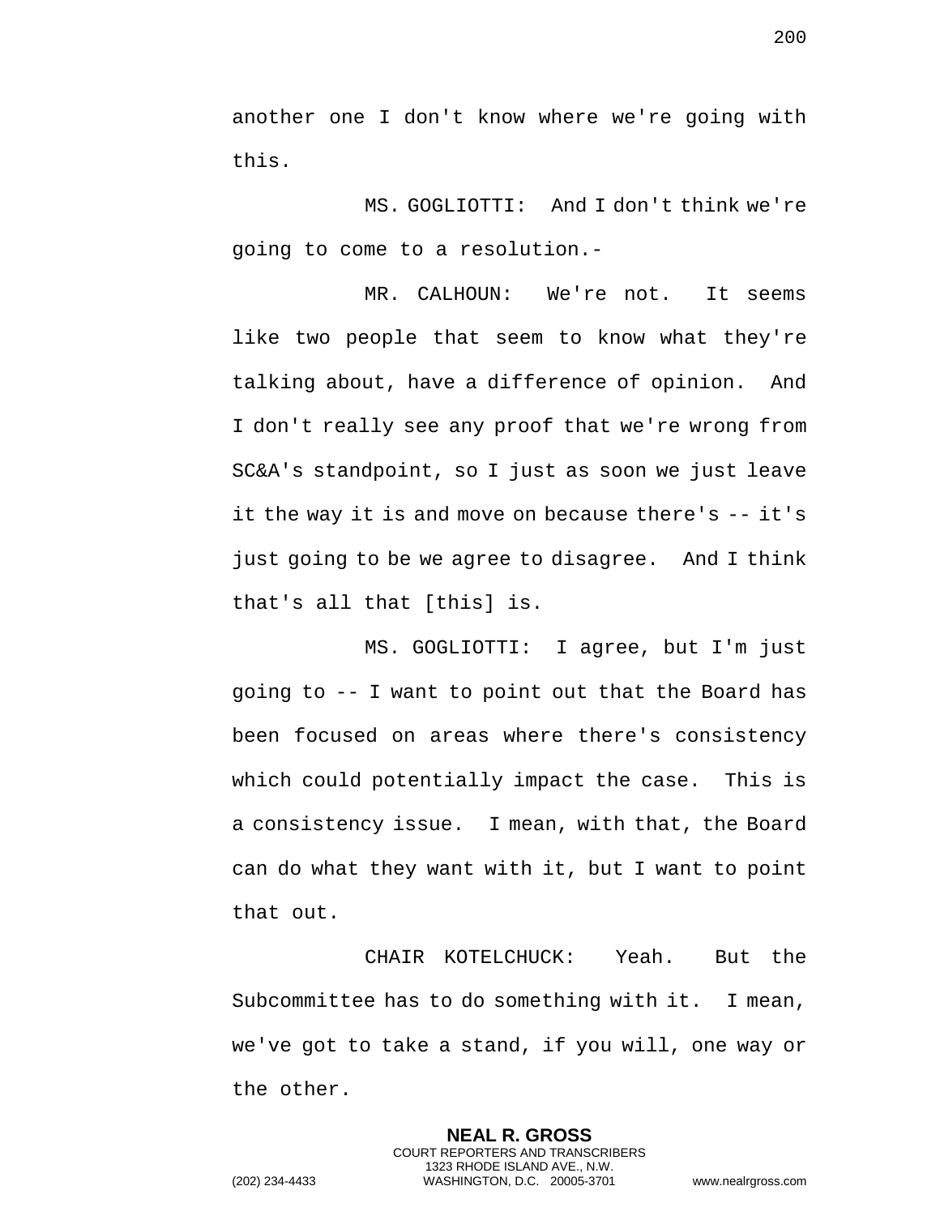another one I don't know where we're going with this.

MS. GOGLIOTTI: And I don't think we're going to come to a resolution.-

MR. CALHOUN: We're not. It seems like two people that seem to know what they're talking about, have a difference of opinion. And I don't really see any proof that we're wrong from SC&A's standpoint, so I just as soon we just leave it the way it is and move on because there's -- it's just going to be we agree to disagree. And I think that's all that [this] is.

MS. GOGLIOTTI: I agree, but I'm just going to -- I want to point out that the Board has been focused on areas where there's consistency which could potentially impact the case. This is a consistency issue. I mean, with that, the Board can do what they want with it, but I want to point that out.

CHAIR KOTELCHUCK: Yeah. But the Subcommittee has to do something with it. I mean, we've got to take a stand, if you will, one way or the other.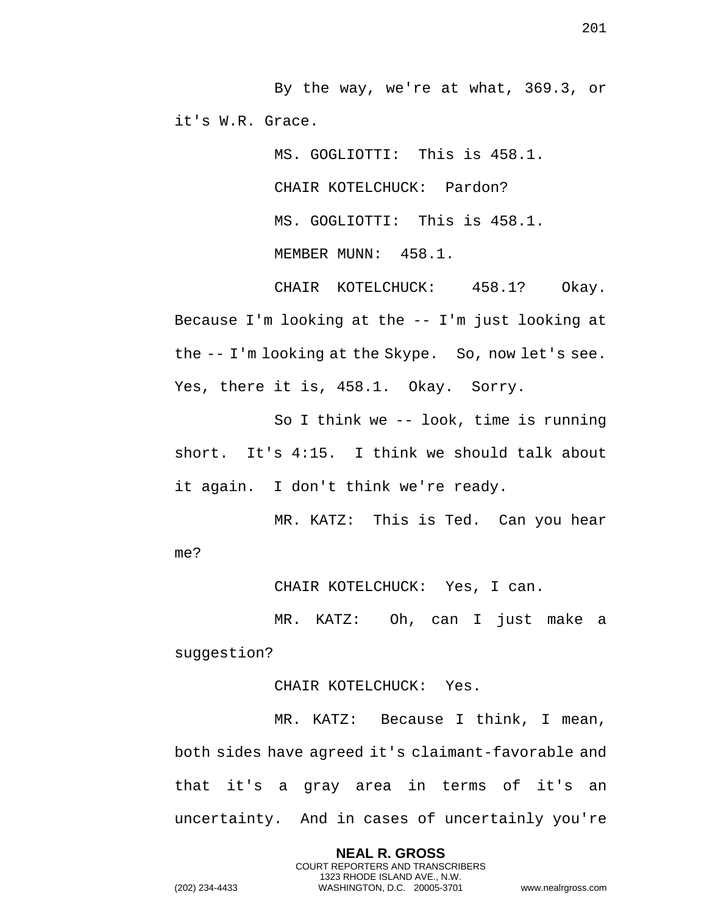By the way, we're at what, 369.3, or it's W.R. Grace.

MS. GOGLIOTTI: This is 458.1.

CHAIR KOTELCHUCK: Pardon?

MS. GOGLIOTTI: This is 458.1.

MEMBER MUNN: 458.1.

CHAIR KOTELCHUCK: 458.1? Okay. Because I'm looking at the -- I'm just looking at the -- I'm looking at the Skype. So, now let's see. Yes, there it is, 458.1. Okay. Sorry.

So I think we -- look, time is running short. It's 4:15. I think we should talk about it again. I don't think we're ready.

MR. KATZ: This is Ted. Can you hear me?

CHAIR KOTELCHUCK: Yes, I can.

MR. KATZ: Oh, can I just make a suggestion?

CHAIR KOTELCHUCK: Yes.

MR. KATZ: Because I think, I mean, both sides have agreed it's claimant-favorable and that it's a gray area in terms of it's an uncertainty. And in cases of uncertainly you're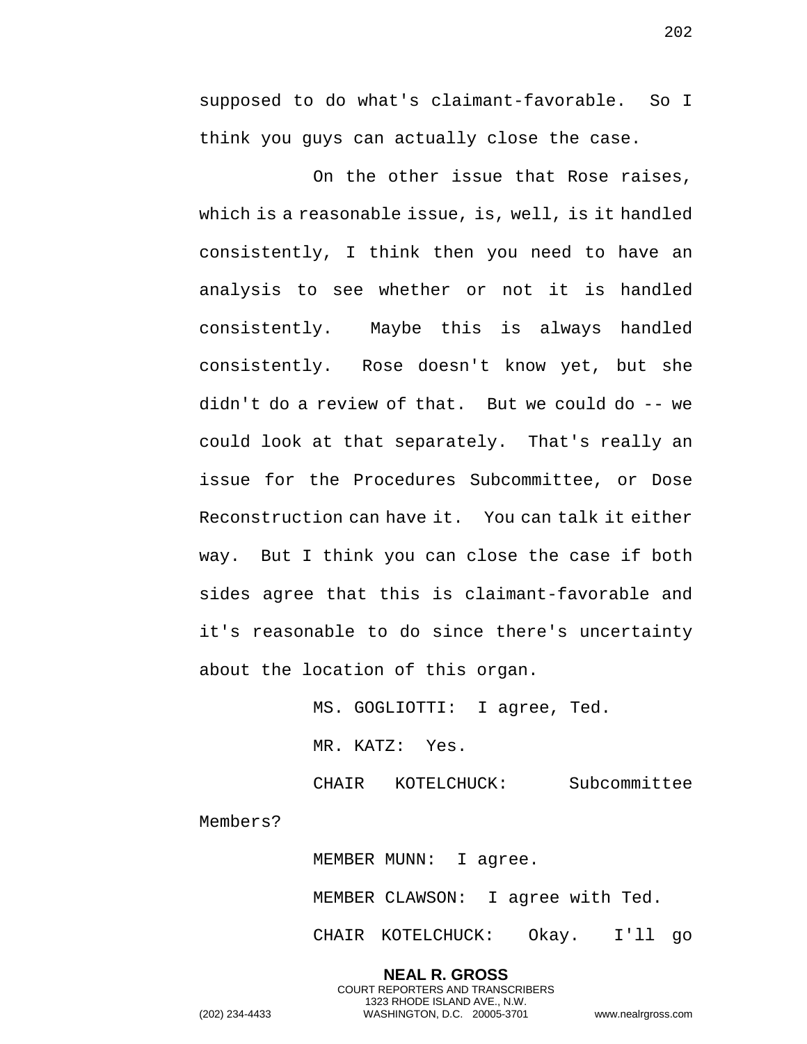supposed to do what's claimant-favorable. So I think you guys can actually close the case.

On the other issue that Rose raises, which is a reasonable issue, is, well, is it handled consistently, I think then you need to have an analysis to see whether or not it is handled consistently. Maybe this is always handled consistently. Rose doesn't know yet, but she didn't do a review of that. But we could do -- we could look at that separately. That's really an issue for the Procedures Subcommittee, or Dose Reconstruction can have it. You can talk it either way. But I think you can close the case if both sides agree that this is claimant-favorable and it's reasonable to do since there's uncertainty about the location of this organ.

MS. GOGLIOTTI: I agree, Ted.

MR. KATZ: Yes.

CHAIR KOTELCHUCK: Subcommittee Members?

MEMBER MUNN: I agree.

MEMBER CLAWSON: I agree with Ted.

CHAIR KOTELCHUCK: Okay. I'll go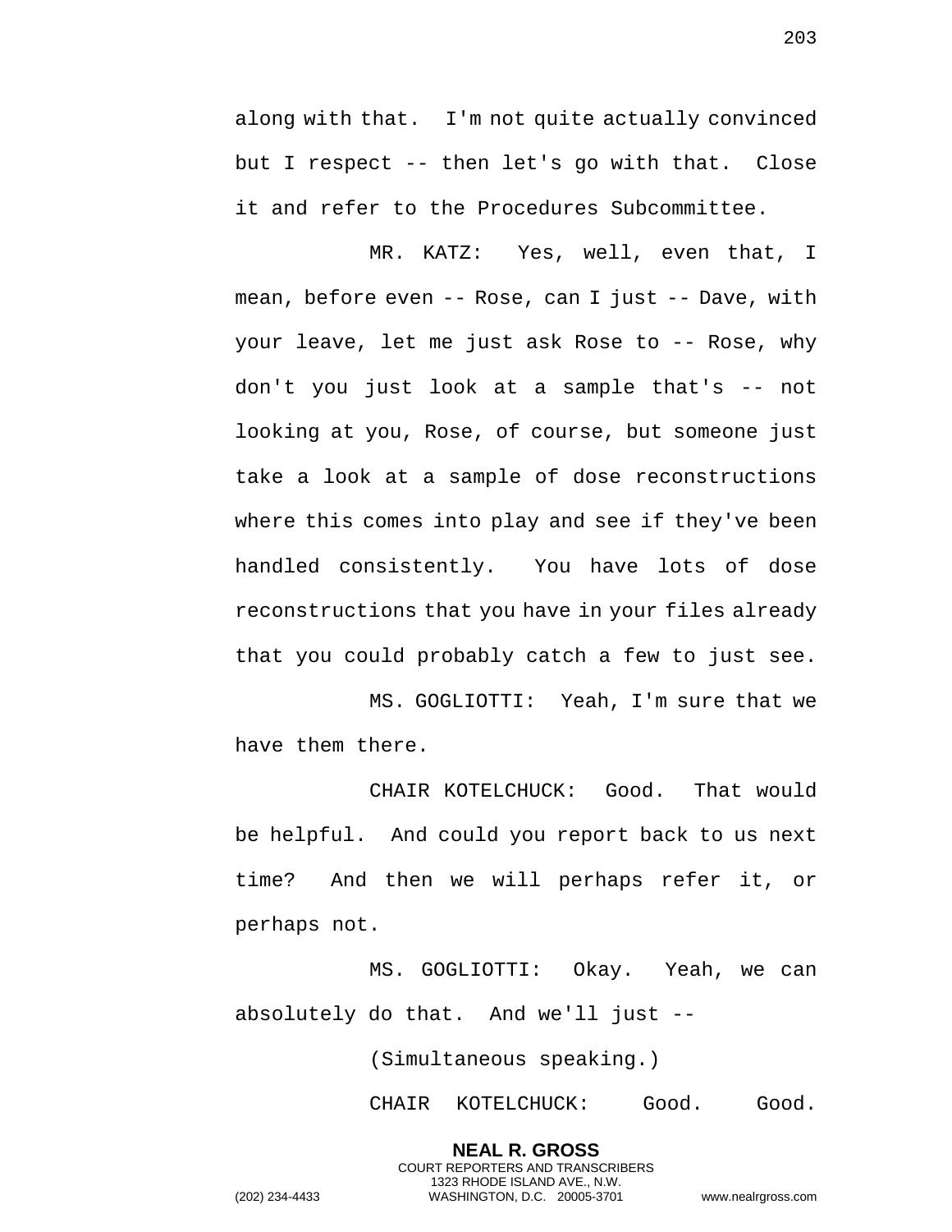along with that. I'm not quite actually convinced but I respect -- then let's go with that. Close it and refer to the Procedures Subcommittee.

MR. KATZ: Yes, well, even that, I mean, before even -- Rose, can I just -- Dave, with your leave, let me just ask Rose to -- Rose, why don't you just look at a sample that's -- not looking at you, Rose, of course, but someone just take a look at a sample of dose reconstructions where this comes into play and see if they've been handled consistently. You have lots of dose reconstructions that you have in your files already that you could probably catch a few to just see.

MS. GOGLIOTTI: Yeah, I'm sure that we have them there.

CHAIR KOTELCHUCK: Good. That would be helpful. And could you report back to us next time? And then we will perhaps refer it, or perhaps not.

MS. GOGLIOTTI: Okay. Yeah, we can absolutely do that. And we'll just --

(Simultaneous speaking.)

CHAIR KOTELCHUCK: Good. Good.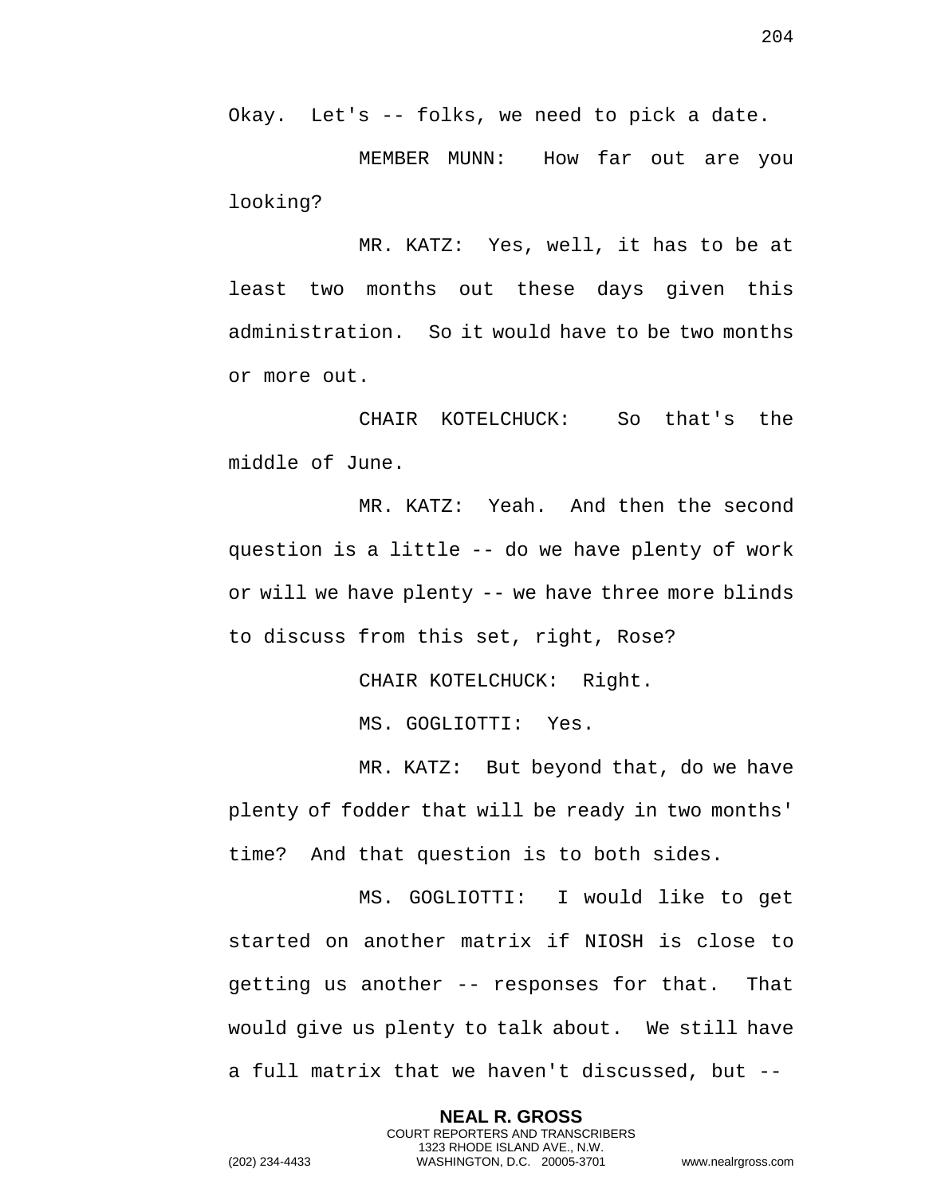Okay. Let's -- folks, we need to pick a date.

MEMBER MUNN: How far out are you looking?

MR. KATZ: Yes, well, it has to be at least two months out these days given this administration. So it would have to be two months or more out.

CHAIR KOTELCHUCK: So that's the middle of June.

MR. KATZ: Yeah. And then the second question is a little -- do we have plenty of work or will we have plenty -- we have three more blinds to discuss from this set, right, Rose?

CHAIR KOTELCHUCK: Right.

MS. GOGLIOTTI: Yes.

MR. KATZ: But beyond that, do we have plenty of fodder that will be ready in two months' time? And that question is to both sides.

MS. GOGLIOTTI: I would like to get started on another matrix if NIOSH is close to getting us another -- responses for that. That would give us plenty to talk about. We still have a full matrix that we haven't discussed, but --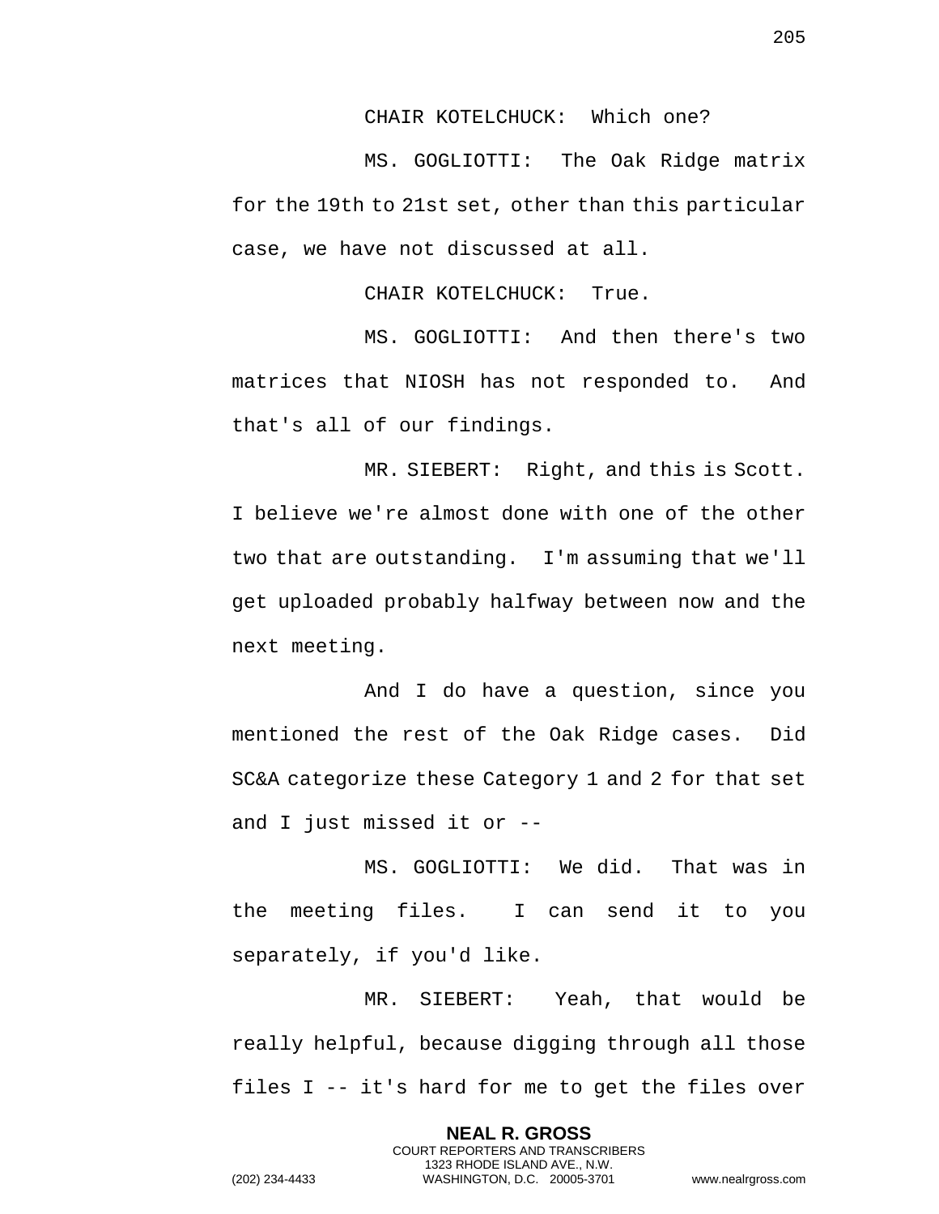CHAIR KOTELCHUCK: Which one?

MS. GOGLIOTTI: The Oak Ridge matrix for the 19th to 21st set, other than this particular case, we have not discussed at all.

CHAIR KOTELCHUCK: True.

MS. GOGLIOTTI: And then there's two matrices that NIOSH has not responded to. And that's all of our findings.

MR. SIEBERT: Right, and this is Scott. I believe we're almost done with one of the other two that are outstanding. I'm assuming that we'll get uploaded probably halfway between now and the next meeting.

And I do have a question, since you mentioned the rest of the Oak Ridge cases. Did SC&A categorize these Category 1 and 2 for that set and I just missed it or --

MS. GOGLIOTTI: We did. That was in the meeting files. I can send it to you separately, if you'd like.

MR. SIEBERT: Yeah, that would be really helpful, because digging through all those files I -- it's hard for me to get the files over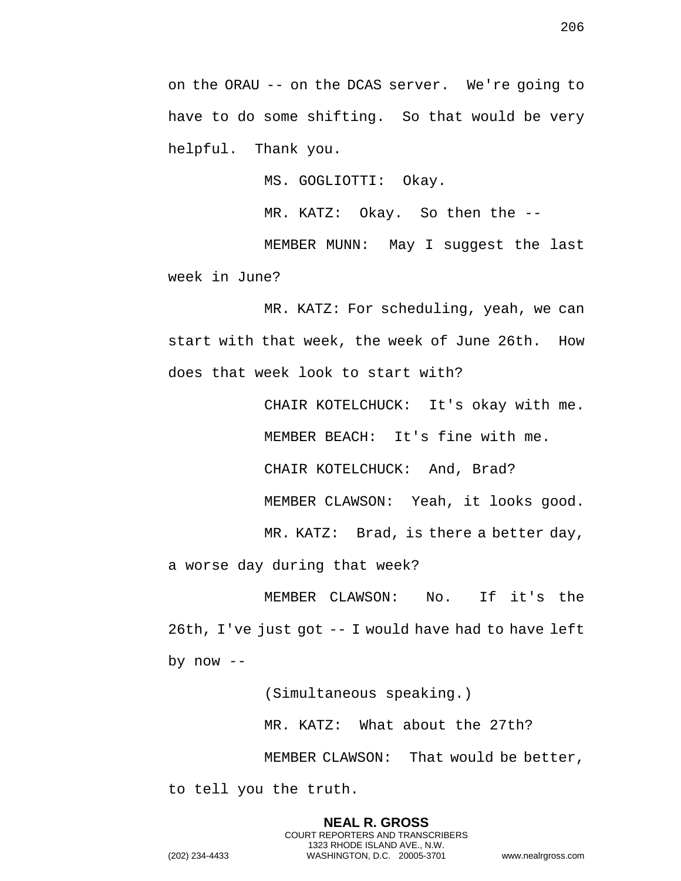on the ORAU -- on the DCAS server. We're going to have to do some shifting. So that would be very helpful. Thank you.

MS. GOGLIOTTI: Okay.

MR. KATZ: Okay. So then the --

MEMBER MUNN: May I suggest the last week in June?

MR. KATZ: For scheduling, yeah, we can start with that week, the week of June 26th. How does that week look to start with?

CHAIR KOTELCHUCK: It's okay with me.

MEMBER BEACH: It's fine with me.

CHAIR KOTELCHUCK: And, Brad?

MEMBER CLAWSON: Yeah, it looks good.

MR. KATZ: Brad, is there a better day, a worse day during that week?

MEMBER CLAWSON: No. If it's the 26th, I've just got -- I would have had to have left by now --

(Simultaneous speaking.)

MR. KATZ: What about the 27th?

MEMBER CLAWSON: That would be better, to tell you the truth.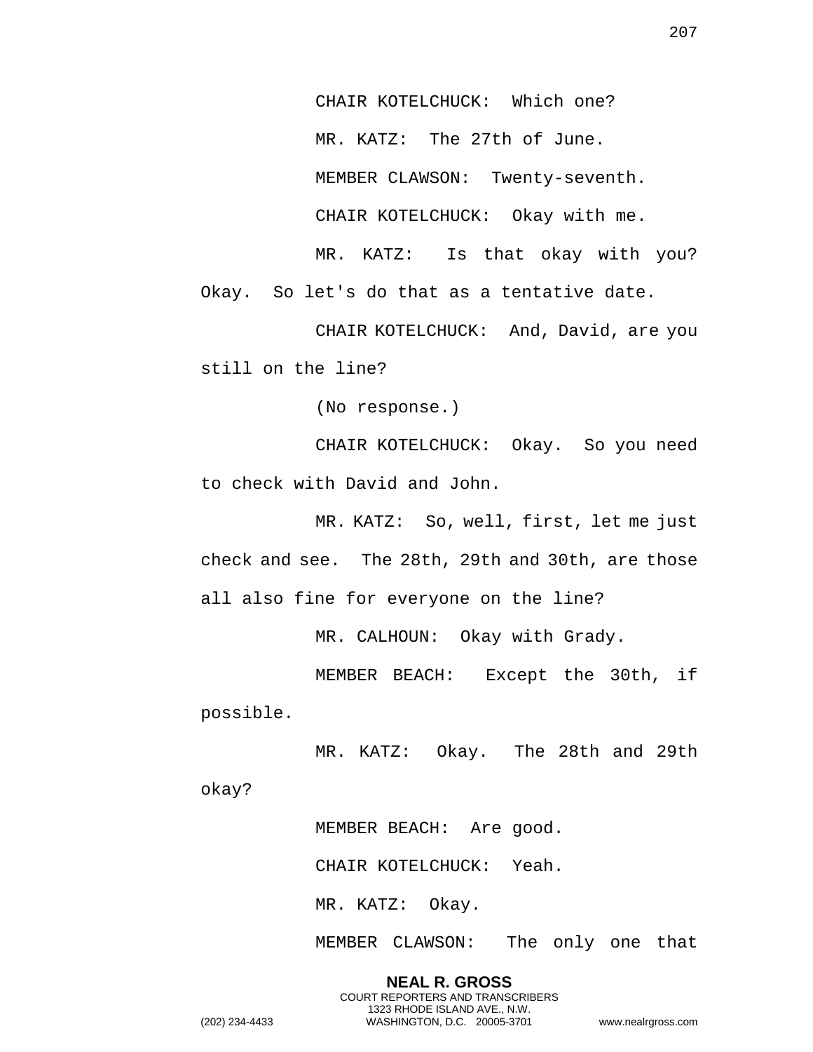CHAIR KOTELCHUCK: Which one?

MR. KATZ: The 27th of June.

MEMBER CLAWSON: Twenty-seventh.

CHAIR KOTELCHUCK: Okay with me.

MR. KATZ: Is that okay with you? Okay. So let's do that as a tentative date.

CHAIR KOTELCHUCK: And, David, are you still on the line?

(No response.)

CHAIR KOTELCHUCK: Okay. So you need to check with David and John.

MR. KATZ: So, well, first, let me just check and see. The 28th, 29th and 30th, are those all also fine for everyone on the line?

MR. CALHOUN: Okay with Grady.

MEMBER BEACH: Except the 30th, if possible.

MR. KATZ: Okay. The 28th and 29th okay?

MEMBER BEACH: Are good.

CHAIR KOTELCHUCK: Yeah.

MR. KATZ: Okay.

MEMBER CLAWSON: The only one that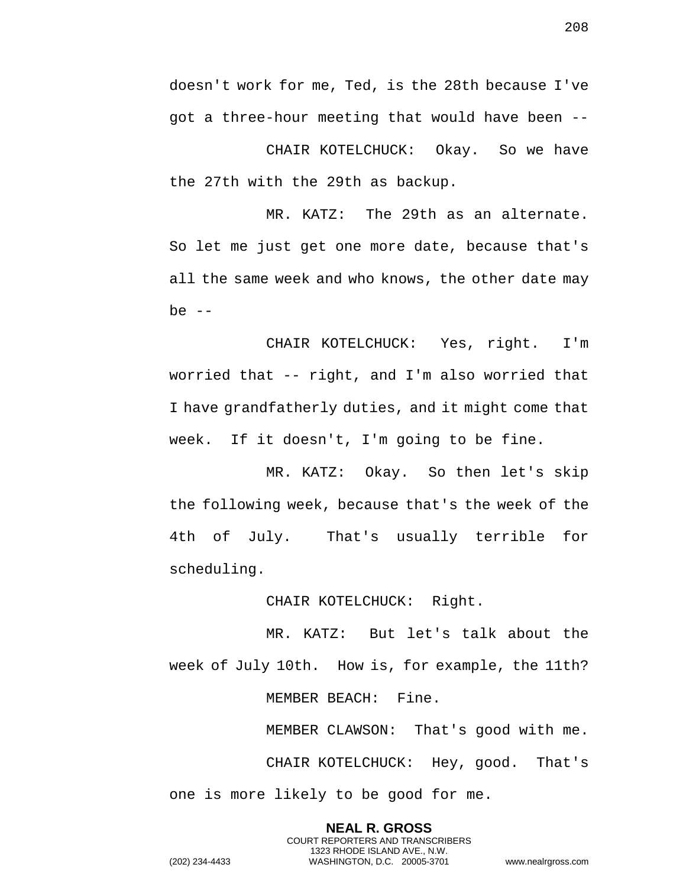doesn't work for me, Ted, is the 28th because I've got a three-hour meeting that would have been --

CHAIR KOTELCHUCK: Okay. So we have the 27th with the 29th as backup.

MR. KATZ: The 29th as an alternate. So let me just get one more date, because that's all the same week and who knows, the other date may be --

CHAIR KOTELCHUCK: Yes, right. I'm worried that -- right, and I'm also worried that I have grandfatherly duties, and it might come that week. If it doesn't, I'm going to be fine.

MR. KATZ: Okay. So then let's skip the following week, because that's the week of the 4th of July. That's usually terrible for scheduling.

CHAIR KOTELCHUCK: Right.

MR. KATZ: But let's talk about the week of July 10th. How is, for example, the 11th?

MEMBER BEACH: Fine.

MEMBER CLAWSON: That's good with me.

CHAIR KOTELCHUCK: Hey, good. That's one is more likely to be good for me.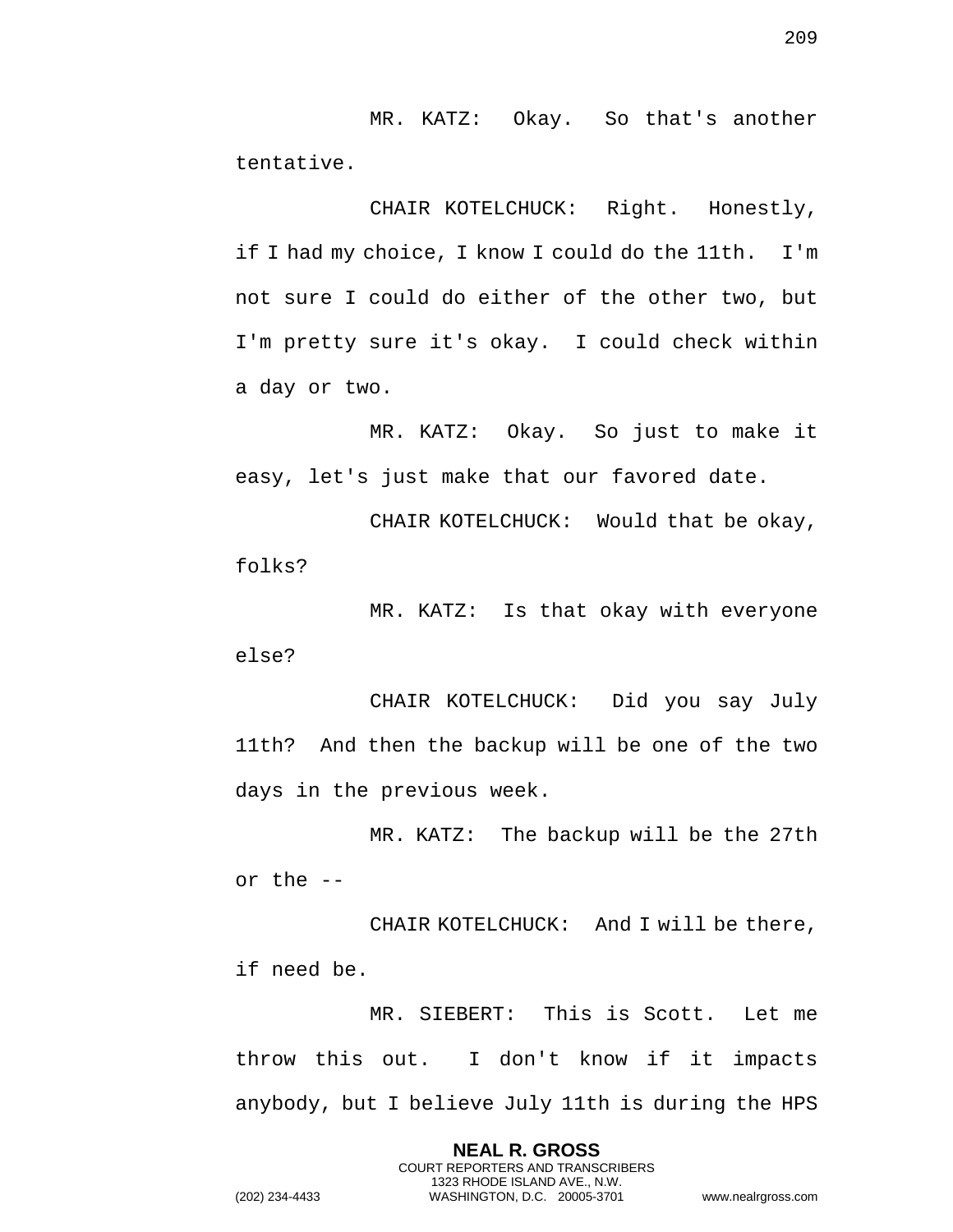MR. KATZ: Okay. So that's another tentative.

CHAIR KOTELCHUCK: Right. Honestly, if I had my choice, I know I could do the 11th. I'm not sure I could do either of the other two, but I'm pretty sure it's okay. I could check within a day or two.

MR. KATZ: Okay. So just to make it easy, let's just make that our favored date.

CHAIR KOTELCHUCK: Would that be okay, folks?

MR. KATZ: Is that okay with everyone else?

CHAIR KOTELCHUCK: Did you say July 11th? And then the backup will be one of the two days in the previous week.

MR. KATZ: The backup will be the 27th or the --

CHAIR KOTELCHUCK: And I will be there, if need be.

MR. SIEBERT: This is Scott. Let me throw this out. I don't know if it impacts anybody, but I believe July 11th is during the HPS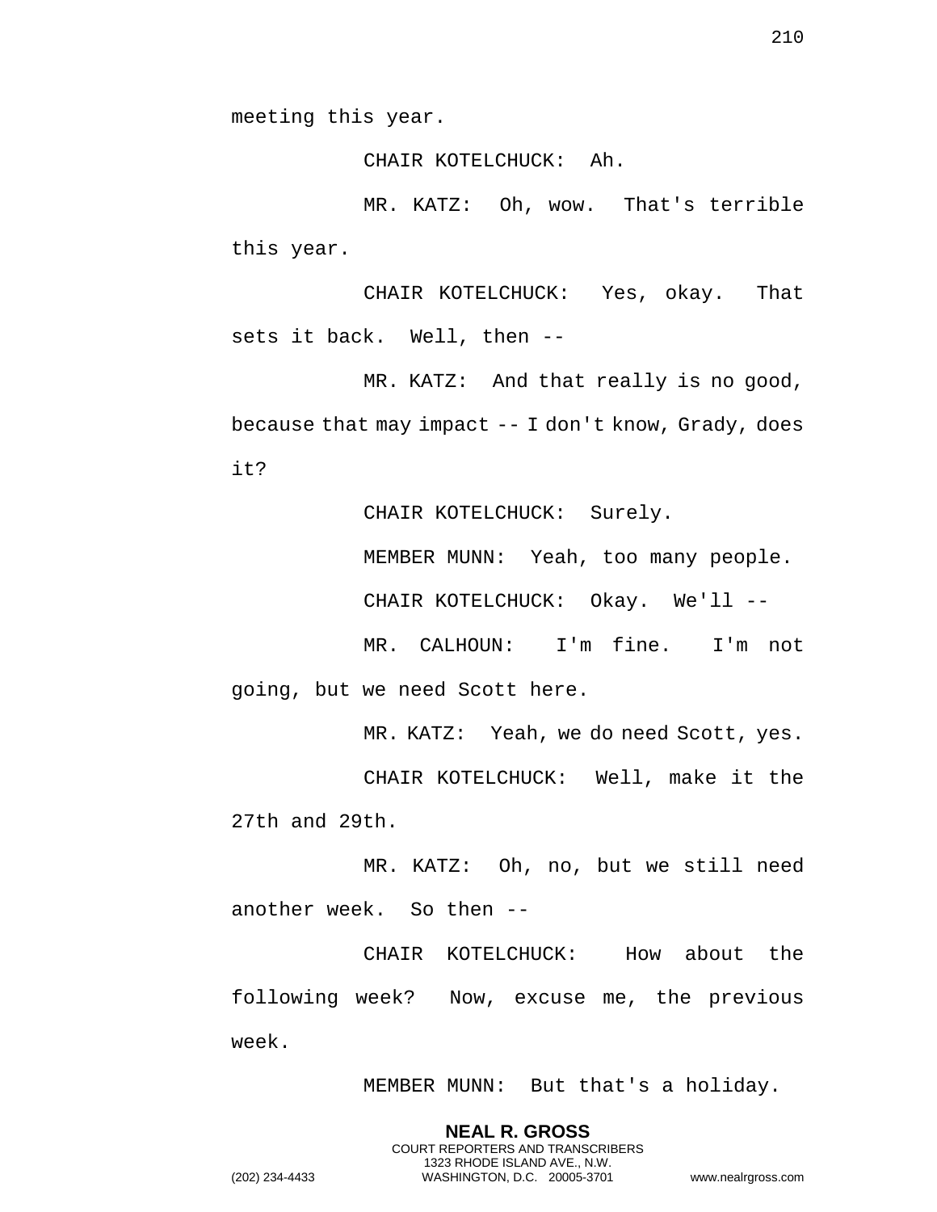meeting this year.

CHAIR KOTELCHUCK: Ah.

MR. KATZ: Oh, wow. That's terrible this year.

CHAIR KOTELCHUCK: Yes, okay. That sets it back. Well, then --

MR. KATZ: And that really is no good, because that may impact -- I don't know, Grady, does it?

CHAIR KOTELCHUCK: Surely.

MEMBER MUNN: Yeah, too many people.

CHAIR KOTELCHUCK: Okay. We'll --

MR. CALHOUN: I'm fine. I'm not going, but we need Scott here.

MR. KATZ: Yeah, we do need Scott, yes.

CHAIR KOTELCHUCK: Well, make it the 27th and 29th.

MR. KATZ: Oh, no, but we still need another week. So then --

CHAIR KOTELCHUCK: How about the following week? Now, excuse me, the previous week.

MEMBER MUNN: But that's a holiday.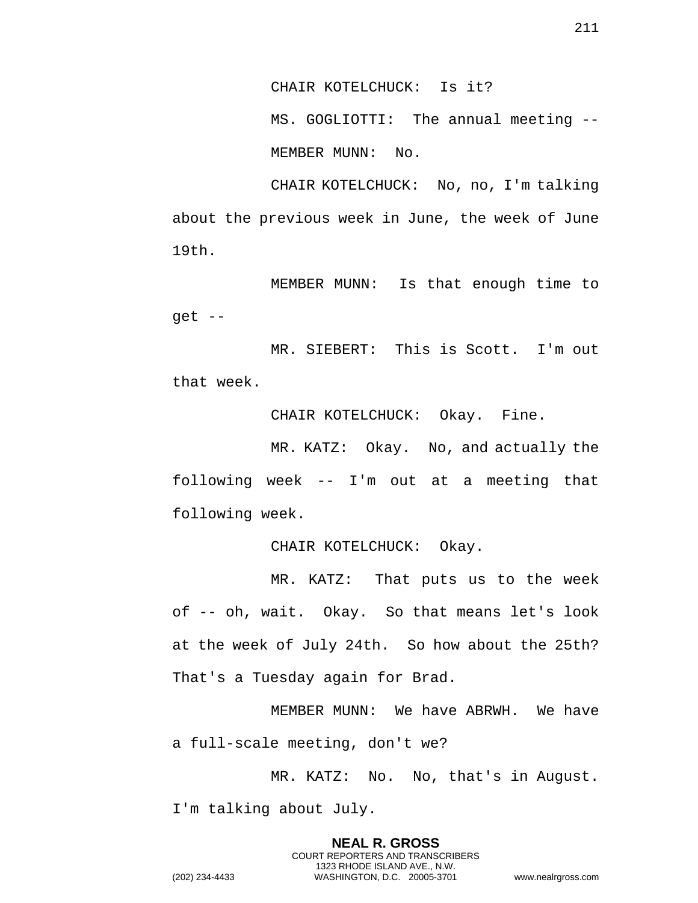CHAIR KOTELCHUCK: Is it?

MS. GOGLIOTTI: The annual meeting --

MEMBER MUNN: No.

CHAIR KOTELCHUCK: No, no, I'm talking about the previous week in June, the week of June 19th.

MEMBER MUNN: Is that enough time to get --

MR. SIEBERT: This is Scott. I'm out that week.

CHAIR KOTELCHUCK: Okay. Fine.

MR. KATZ: Okay. No, and actually the following week -- I'm out at a meeting that following week.

CHAIR KOTELCHUCK: Okay.

MR. KATZ: That puts us to the week of -- oh, wait. Okay. So that means let's look at the week of July 24th. So how about the 25th? That's a Tuesday again for Brad.

MEMBER MUNN: We have ABRWH. We have a full-scale meeting, don't we?

MR. KATZ: No. No, that's in August. I'm talking about July.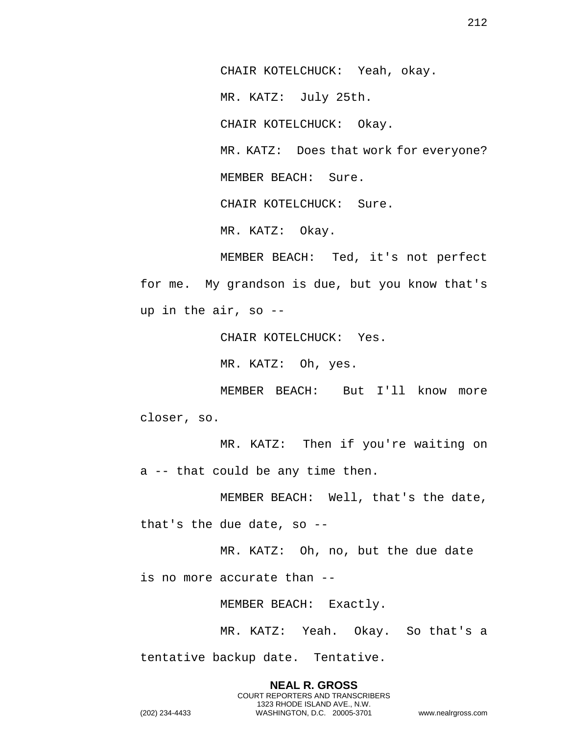CHAIR KOTELCHUCK: Yeah, okay.

MR. KATZ: July 25th.

CHAIR KOTELCHUCK: Okay.

MR. KATZ: Does that work for everyone?

MEMBER BEACH: Sure.

CHAIR KOTELCHUCK: Sure.

MR. KATZ: Okay.

MEMBER BEACH: Ted, it's not perfect for me. My grandson is due, but you know that's up in the air, so --

CHAIR KOTELCHUCK: Yes.

MR. KATZ: Oh, yes.

MEMBER BEACH: But I'll know more closer, so.

MR. KATZ: Then if you're waiting on a -- that could be any time then.

MEMBER BEACH: Well, that's the date, that's the due date, so --

MR. KATZ: Oh, no, but the due date is no more accurate than --

MEMBER BEACH: Exactly.

MR. KATZ: Yeah. Okay. So that's a tentative backup date. Tentative.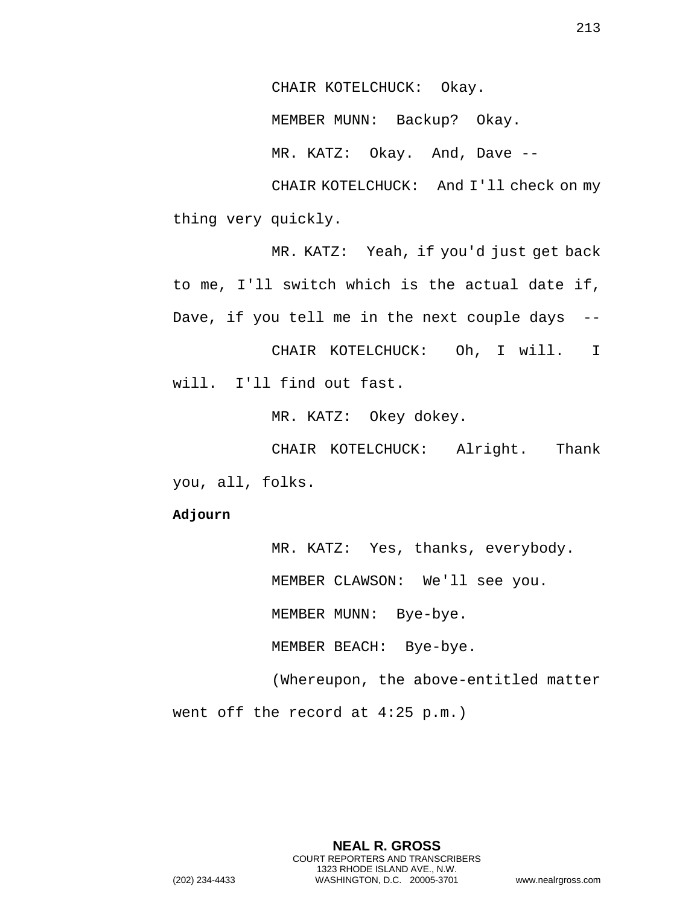CHAIR KOTELCHUCK: Okay.

MEMBER MUNN: Backup? Okay.

MR. KATZ: Okay. And, Dave --

CHAIR KOTELCHUCK: And I'll check on my thing very quickly.

MR. KATZ: Yeah, if you'd just get back to me, I'll switch which is the actual date if, Dave, if you tell me in the next couple days --

CHAIR KOTELCHUCK: Oh, I will. I will. I'll find out fast.

MR. KATZ: Okey dokey.

CHAIR KOTELCHUCK: Alright. Thank you, all, folks.

**Adjourn**

MR. KATZ: Yes, thanks, everybody.

MEMBER CLAWSON: We'll see you.

MEMBER MUNN: Bye-bye.

MEMBER BEACH: Bye-bye.

(Whereupon, the above-entitled matter went off the record at 4:25 p.m.)